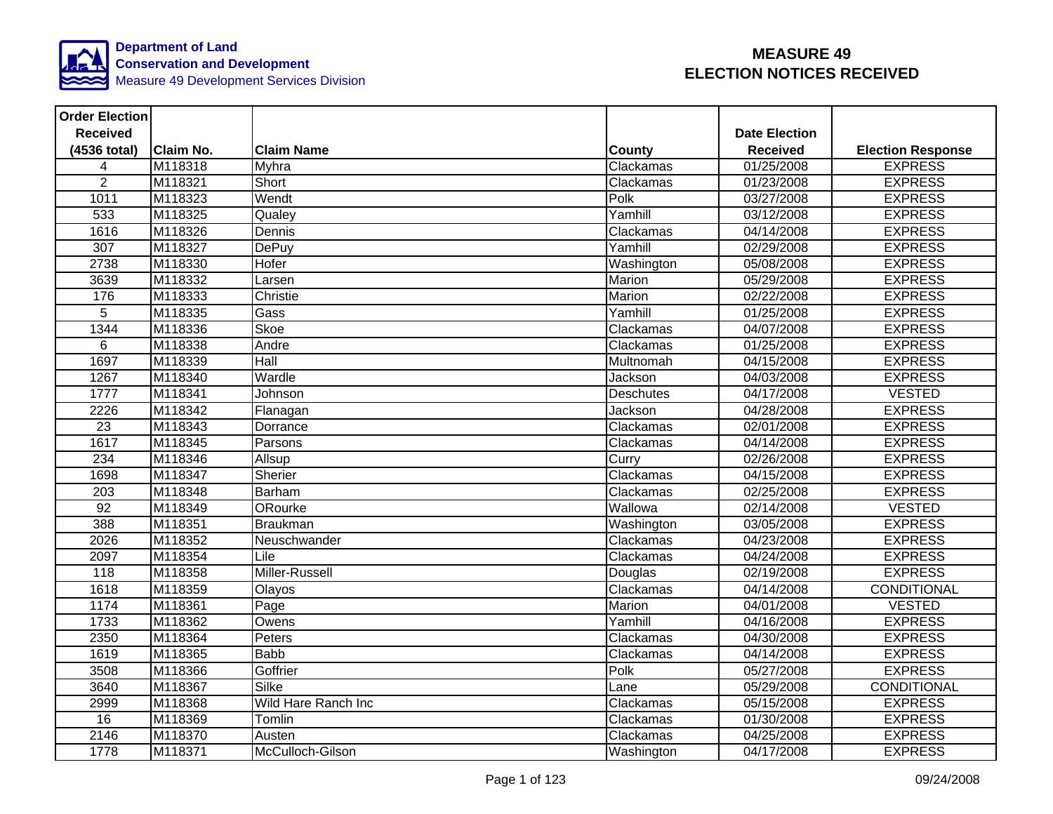Department of Land Conservation and Development
Measure 49 Development Services Division

# MEASURE 49
# ELECTION NOTICES RECEIVED

| Order Election Received (4536 total) | Claim No. | Claim Name | County | Date Election Received | Election Response |
|---|---|---|---|---|---|
| 4 | M118318 | Myhra | Clackamas | 01/25/2008 | EXPRESS |
| 2 | M118321 | Short | Clackamas | 01/23/2008 | EXPRESS |
| 1011 | M118323 | Wendt | Polk | 03/27/2008 | EXPRESS |
| 533 | M118325 | Qualey | Yamhill | 03/12/2008 | EXPRESS |
| 1616 | M118326 | Dennis | Clackamas | 04/14/2008 | EXPRESS |
| 307 | M118327 | DePuy | Yamhill | 02/29/2008 | EXPRESS |
| 2738 | M118330 | Hofer | Washington | 05/08/2008 | EXPRESS |
| 3639 | M118332 | Larsen | Marion | 05/29/2008 | EXPRESS |
| 176 | M118333 | Christie | Marion | 02/22/2008 | EXPRESS |
| 5 | M118335 | Gass | Yamhill | 01/25/2008 | EXPRESS |
| 1344 | M118336 | Skoe | Clackamas | 04/07/2008 | EXPRESS |
| 6 | M118338 | Andre | Clackamas | 01/25/2008 | EXPRESS |
| 1697 | M118339 | Hall | Multnomah | 04/15/2008 | EXPRESS |
| 1267 | M118340 | Wardle | Jackson | 04/03/2008 | EXPRESS |
| 1777 | M118341 | Johnson | Deschutes | 04/17/2008 | VESTED |
| 2226 | M118342 | Flanagan | Jackson | 04/28/2008 | EXPRESS |
| 23 | M118343 | Dorrance | Clackamas | 02/01/2008 | EXPRESS |
| 1617 | M118345 | Parsons | Clackamas | 04/14/2008 | EXPRESS |
| 234 | M118346 | Allsup | Curry | 02/26/2008 | EXPRESS |
| 1698 | M118347 | Sherier | Clackamas | 04/15/2008 | EXPRESS |
| 203 | M118348 | Barham | Clackamas | 02/25/2008 | EXPRESS |
| 92 | M118349 | ORourke | Wallowa | 02/14/2008 | VESTED |
| 388 | M118351 | Braukman | Washington | 03/05/2008 | EXPRESS |
| 2026 | M118352 | Neuschwander | Clackamas | 04/23/2008 | EXPRESS |
| 2097 | M118354 | Lile | Clackamas | 04/24/2008 | EXPRESS |
| 118 | M118358 | Miller-Russell | Douglas | 02/19/2008 | EXPRESS |
| 1618 | M118359 | Olayos | Clackamas | 04/14/2008 | CONDITIONAL |
| 1174 | M118361 | Page | Marion | 04/01/2008 | VESTED |
| 1733 | M118362 | Owens | Yamhill | 04/16/2008 | EXPRESS |
| 2350 | M118364 | Peters | Clackamas | 04/30/2008 | EXPRESS |
| 1619 | M118365 | Babb | Clackamas | 04/14/2008 | EXPRESS |
| 3508 | M118366 | Goffrier | Polk | 05/27/2008 | EXPRESS |
| 3640 | M118367 | Silke | Lane | 05/29/2008 | CONDITIONAL |
| 2999 | M118368 | Wild Hare Ranch Inc | Clackamas | 05/15/2008 | EXPRESS |
| 16 | M118369 | Tomlin | Clackamas | 01/30/2008 | EXPRESS |
| 2146 | M118370 | Austen | Clackamas | 04/25/2008 | EXPRESS |
| 1778 | M118371 | McCulloch-Gilson | Washington | 04/17/2008 | EXPRESS |

09/24/2008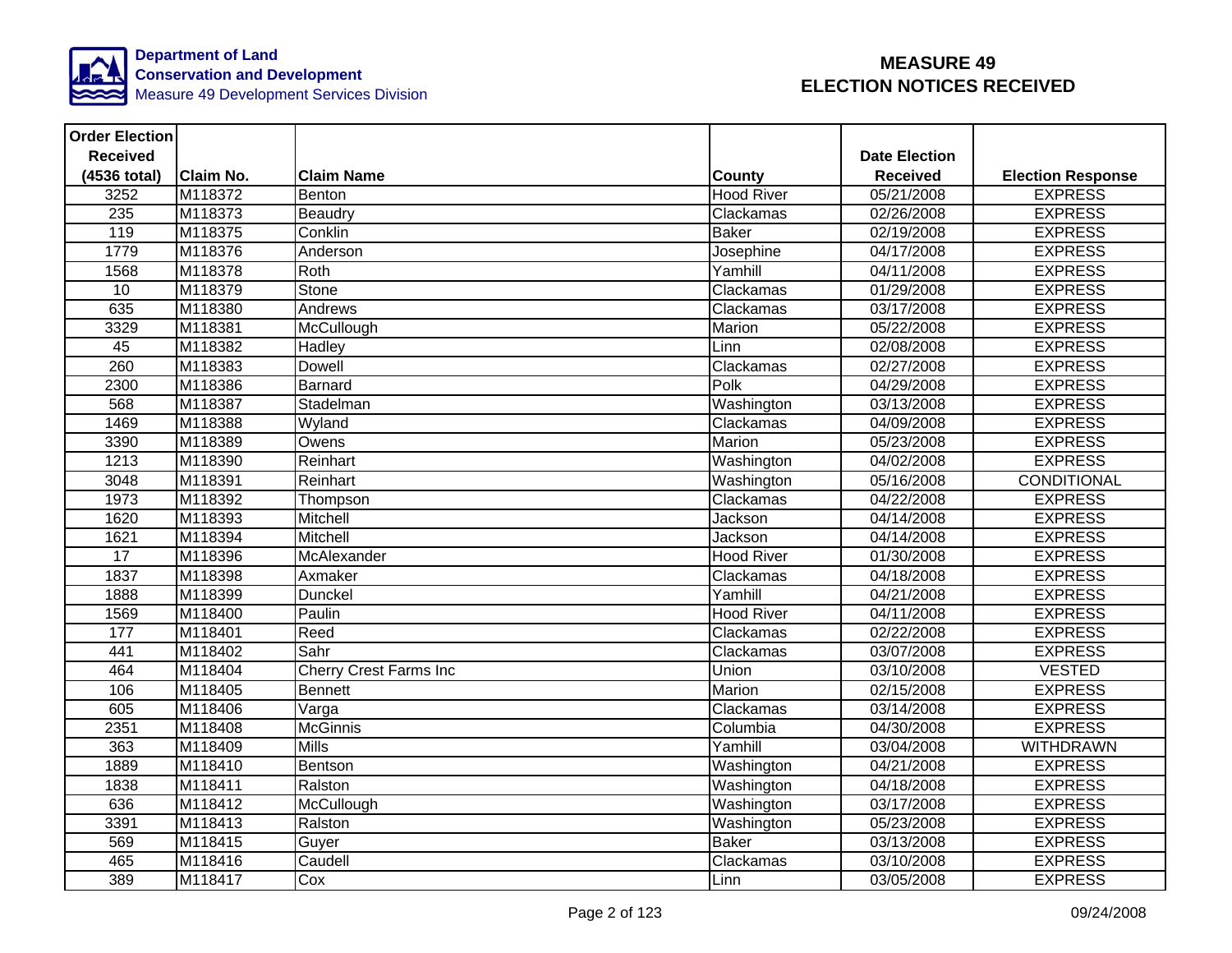Department of Land Conservation and Development
Measure 49 Development Services Division

# MEASURE 49 ELECTION NOTICES RECEIVED

| Order Election Received (4536 total) | Claim No. | Claim Name | County | Date Election Received | Election Response |
|---|---|---|---|---|---|
| 3252 | M118372 | Benton | Hood River | 05/21/2008 | EXPRESS |
| 235 | M118373 | Beaudry | Clackamas | 02/26/2008 | EXPRESS |
| 119 | M118375 | Conklin | Baker | 02/19/2008 | EXPRESS |
| 1779 | M118376 | Anderson | Josephine | 04/17/2008 | EXPRESS |
| 1568 | M118378 | Roth | Yamhill | 04/11/2008 | EXPRESS |
| 10 | M118379 | Stone | Clackamas | 01/29/2008 | EXPRESS |
| 635 | M118380 | Andrews | Clackamas | 03/17/2008 | EXPRESS |
| 3329 | M118381 | McCullough | Marion | 05/22/2008 | EXPRESS |
| 45 | M118382 | Hadley | Linn | 02/08/2008 | EXPRESS |
| 260 | M118383 | Dowell | Clackamas | 02/27/2008 | EXPRESS |
| 2300 | M118386 | Barnard | Polk | 04/29/2008 | EXPRESS |
| 568 | M118387 | Stadelman | Washington | 03/13/2008 | EXPRESS |
| 1469 | M118388 | Wyland | Clackamas | 04/09/2008 | EXPRESS |
| 3390 | M118389 | Owens | Marion | 05/23/2008 | EXPRESS |
| 1213 | M118390 | Reinhart | Washington | 04/02/2008 | EXPRESS |
| 3048 | M118391 | Reinhart | Washington | 05/16/2008 | CONDITIONAL |
| 1973 | M118392 | Thompson | Clackamas | 04/22/2008 | EXPRESS |
| 1620 | M118393 | Mitchell | Jackson | 04/14/2008 | EXPRESS |
| 1621 | M118394 | Mitchell | Jackson | 04/14/2008 | EXPRESS |
| 17 | M118396 | McAlexander | Hood River | 01/30/2008 | EXPRESS |
| 1837 | M118398 | Axmaker | Clackamas | 04/18/2008 | EXPRESS |
| 1888 | M118399 | Dunckel | Yamhill | 04/21/2008 | EXPRESS |
| 1569 | M118400 | Paulin | Hood River | 04/11/2008 | EXPRESS |
| 177 | M118401 | Reed | Clackamas | 02/22/2008 | EXPRESS |
| 441 | M118402 | Sahr | Clackamas | 03/07/2008 | EXPRESS |
| 464 | M118404 | Cherry Crest Farms Inc | Union | 03/10/2008 | VESTED |
| 106 | M118405 | Bennett | Marion | 02/15/2008 | EXPRESS |
| 605 | M118406 | Varga | Clackamas | 03/14/2008 | EXPRESS |
| 2351 | M118408 | McGinnis | Columbia | 04/30/2008 | EXPRESS |
| 363 | M118409 | Mills | Yamhill | 03/04/2008 | WITHDRAWN |
| 1889 | M118410 | Bentson | Washington | 04/21/2008 | EXPRESS |
| 1838 | M118411 | Ralston | Washington | 04/18/2008 | EXPRESS |
| 636 | M118412 | McCullough | Washington | 03/17/2008 | EXPRESS |
| 3391 | M118413 | Ralston | Washington | 05/23/2008 | EXPRESS |
| 569 | M118415 | Guyer | Baker | 03/13/2008 | EXPRESS |
| 465 | M118416 | Caudell | Clackamas | 03/10/2008 | EXPRESS |
| 389 | M118417 | Cox | Linn | 03/05/2008 | EXPRESS |

09/24/2008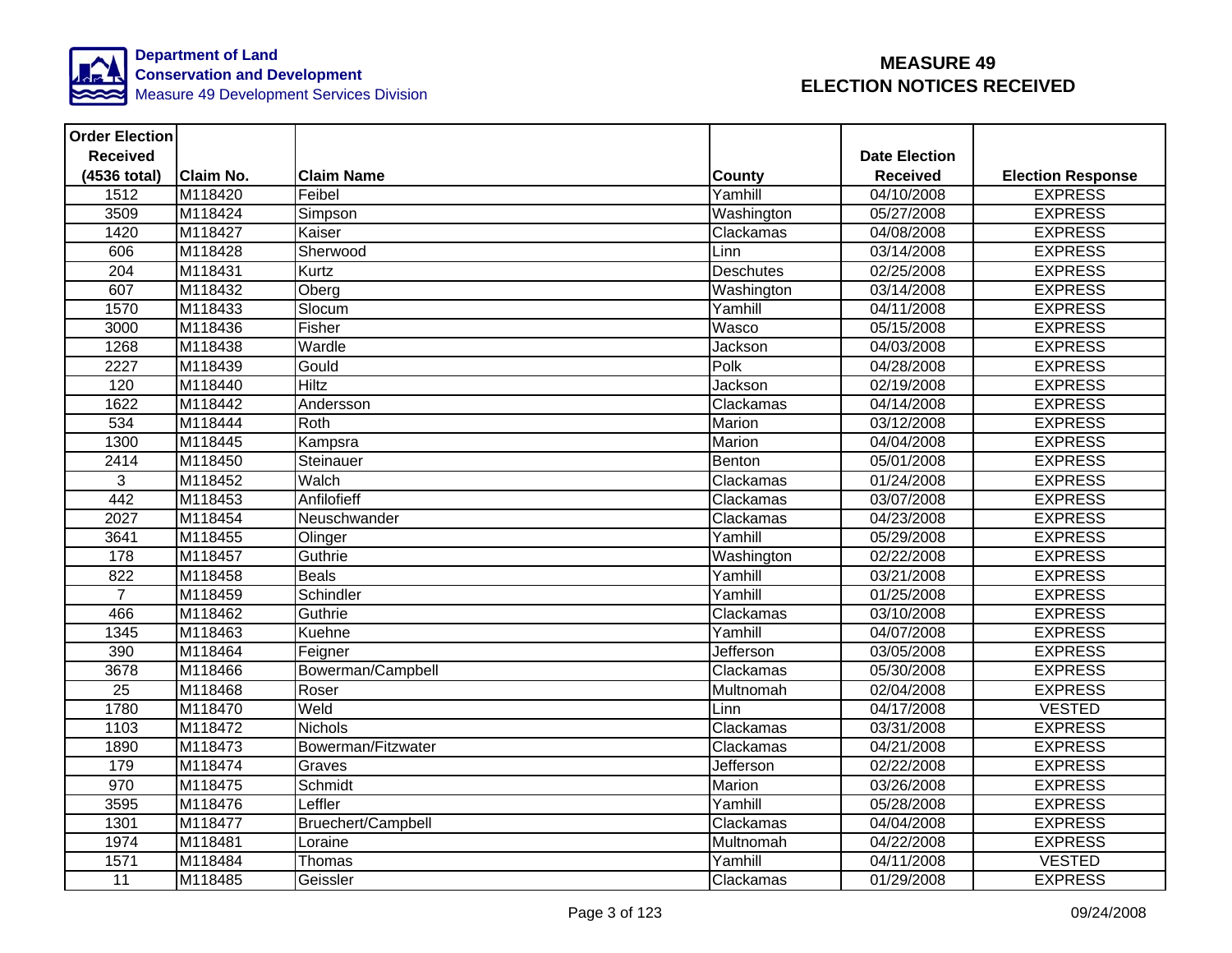Department of Land Conservation and Development
Measure 49 Development Services Division

# MEASURE 49 ELECTION NOTICES RECEIVED

| Order Election Received (4536 total) | Claim No. | Claim Name | County | Date Election Received | Election Response |
|---|---|---|---|---|---|
| 1512 | M118420 | Feibel | Yamhill | 04/10/2008 | EXPRESS |
| 3509 | M118424 | Simpson | Washington | 05/27/2008 | EXPRESS |
| 1420 | M118427 | Kaiser | Clackamas | 04/08/2008 | EXPRESS |
| 606 | M118428 | Sherwood | Linn | 03/14/2008 | EXPRESS |
| 204 | M118431 | Kurtz | Deschutes | 02/25/2008 | EXPRESS |
| 607 | M118432 | Oberg | Washington | 03/14/2008 | EXPRESS |
| 1570 | M118433 | Slocum | Yamhill | 04/11/2008 | EXPRESS |
| 3000 | M118436 | Fisher | Wasco | 05/15/2008 | EXPRESS |
| 1268 | M118438 | Wardle | Jackson | 04/03/2008 | EXPRESS |
| 2227 | M118439 | Gould | Polk | 04/28/2008 | EXPRESS |
| 120 | M118440 | Hiltz | Jackson | 02/19/2008 | EXPRESS |
| 1622 | M118442 | Andersson | Clackamas | 04/14/2008 | EXPRESS |
| 534 | M118444 | Roth | Marion | 03/12/2008 | EXPRESS |
| 1300 | M118445 | Kampsra | Marion | 04/04/2008 | EXPRESS |
| 2414 | M118450 | Steinauer | Benton | 05/01/2008 | EXPRESS |
| 3 | M118452 | Walch | Clackamas | 01/24/2008 | EXPRESS |
| 442 | M118453 | Anfilofieff | Clackamas | 03/07/2008 | EXPRESS |
| 2027 | M118454 | Neuschwander | Clackamas | 04/23/2008 | EXPRESS |
| 3641 | M118455 | Olinger | Yamhill | 05/29/2008 | EXPRESS |
| 178 | M118457 | Guthrie | Washington | 02/22/2008 | EXPRESS |
| 822 | M118458 | Beals | Yamhill | 03/21/2008 | EXPRESS |
| 7 | M118459 | Schindler | Yamhill | 01/25/2008 | EXPRESS |
| 466 | M118462 | Guthrie | Clackamas | 03/10/2008 | EXPRESS |
| 1345 | M118463 | Kuehne | Yamhill | 04/07/2008 | EXPRESS |
| 390 | M118464 | Feigner | Jefferson | 03/05/2008 | EXPRESS |
| 3678 | M118466 | Bowerman/Campbell | Clackamas | 05/30/2008 | EXPRESS |
| 25 | M118468 | Roser | Multnomah | 02/04/2008 | EXPRESS |
| 1780 | M118470 | Weld | Linn | 04/17/2008 | VESTED |
| 1103 | M118472 | Nichols | Clackamas | 03/31/2008 | EXPRESS |
| 1890 | M118473 | Bowerman/Fitzwater | Clackamas | 04/21/2008 | EXPRESS |
| 179 | M118474 | Graves | Jefferson | 02/22/2008 | EXPRESS |
| 970 | M118475 | Schmidt | Marion | 03/26/2008 | EXPRESS |
| 3595 | M118476 | Leffler | Yamhill | 05/28/2008 | EXPRESS |
| 1301 | M118477 | Bruechert/Campbell | Clackamas | 04/04/2008 | EXPRESS |
| 1974 | M118481 | Loraine | Multnomah | 04/22/2008 | EXPRESS |
| 1571 | M118484 | Thomas | Yamhill | 04/11/2008 | VESTED |
| 11 | M118485 | Geissler | Clackamas | 01/29/2008 | EXPRESS |

09/24/2008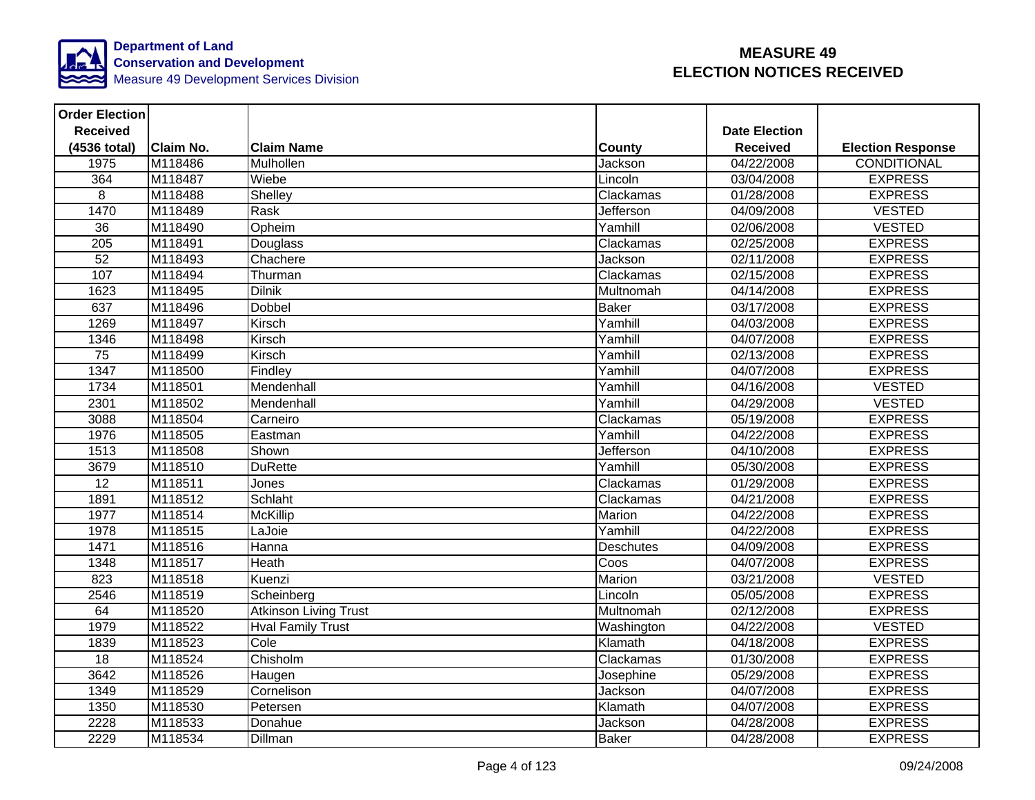Department of Land Conservation and Development
Measure 49 Development Services Division

# MEASURE 49 ELECTION NOTICES RECEIVED

| Order Election Received (4536 total) | Claim No. | Claim Name | County | Date Election Received | Election Response |
|---|---|---|---|---|---|
| 1975 | M118486 | Mulhollen | Jackson | 04/22/2008 | CONDITIONAL |
| 364 | M118487 | Wiebe | Lincoln | 03/04/2008 | EXPRESS |
| 8 | M118488 | Shelley | Clackamas | 01/28/2008 | EXPRESS |
| 1470 | M118489 | Rask | Jefferson | 04/09/2008 | VESTED |
| 36 | M118490 | Opheim | Yamhill | 02/06/2008 | VESTED |
| 205 | M118491 | Douglass | Clackamas | 02/25/2008 | EXPRESS |
| 52 | M118493 | Chachere | Jackson | 02/11/2008 | EXPRESS |
| 107 | M118494 | Thurman | Clackamas | 02/15/2008 | EXPRESS |
| 1623 | M118495 | Dilnik | Multnomah | 04/14/2008 | EXPRESS |
| 637 | M118496 | Dobbel | Baker | 03/17/2008 | EXPRESS |
| 1269 | M118497 | Kirsch | Yamhill | 04/03/2008 | EXPRESS |
| 1346 | M118498 | Kirsch | Yamhill | 04/07/2008 | EXPRESS |
| 75 | M118499 | Kirsch | Yamhill | 02/13/2008 | EXPRESS |
| 1347 | M118500 | Findley | Yamhill | 04/07/2008 | EXPRESS |
| 1734 | M118501 | Mendenhall | Yamhill | 04/16/2008 | VESTED |
| 2301 | M118502 | Mendenhall | Yamhill | 04/29/2008 | VESTED |
| 3088 | M118504 | Carneiro | Clackamas | 05/19/2008 | EXPRESS |
| 1976 | M118505 | Eastman | Yamhill | 04/22/2008 | EXPRESS |
| 1513 | M118508 | Shown | Jefferson | 04/10/2008 | EXPRESS |
| 3679 | M118510 | DuRette | Yamhill | 05/30/2008 | EXPRESS |
| 12 | M118511 | Jones | Clackamas | 01/29/2008 | EXPRESS |
| 1891 | M118512 | Schlaht | Clackamas | 04/21/2008 | EXPRESS |
| 1977 | M118514 | McKillip | Marion | 04/22/2008 | EXPRESS |
| 1978 | M118515 | LaJoie | Yamhill | 04/22/2008 | EXPRESS |
| 1471 | M118516 | Hanna | Deschutes | 04/09/2008 | EXPRESS |
| 1348 | M118517 | Heath | Coos | 04/07/2008 | EXPRESS |
| 823 | M118518 | Kuenzi | Marion | 03/21/2008 | VESTED |
| 2546 | M118519 | Scheinberg | Lincoln | 05/05/2008 | EXPRESS |
| 64 | M118520 | Atkinson Living Trust | Multnomah | 02/12/2008 | EXPRESS |
| 1979 | M118522 | Hval Family Trust | Washington | 04/22/2008 | VESTED |
| 1839 | M118523 | Cole | Klamath | 04/18/2008 | EXPRESS |
| 18 | M118524 | Chisholm | Clackamas | 01/30/2008 | EXPRESS |
| 3642 | M118526 | Haugen | Josephine | 05/29/2008 | EXPRESS |
| 1349 | M118529 | Cornelison | Jackson | 04/07/2008 | EXPRESS |
| 1350 | M118530 | Petersen | Klamath | 04/07/2008 | EXPRESS |
| 2228 | M118533 | Donahue | Jackson | 04/28/2008 | EXPRESS |
| 2229 | M118534 | Dillman | Baker | 04/28/2008 | EXPRESS |

09/24/2008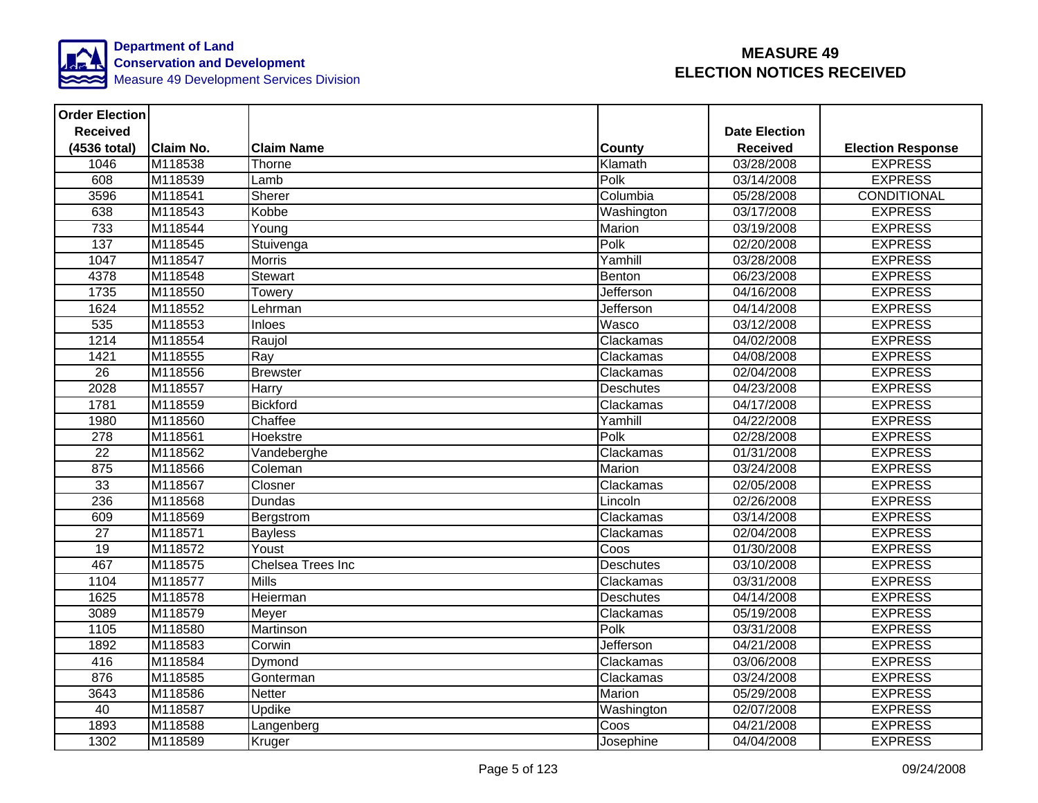Department of Land Conservation and Development
Measure 49 Development Services Division

# MEASURE 49 ELECTION NOTICES RECEIVED

| Order Election Received (4536 total) | Claim No. | Claim Name | County | Date Election Received | Election Response |
|---|---|---|---|---|---|
| 1046 | M118538 | Thorne | Klamath | 03/28/2008 | EXPRESS |
| 608 | M118539 | Lamb | Polk | 03/14/2008 | EXPRESS |
| 3596 | M118541 | Sherer | Columbia | 05/28/2008 | CONDITIONAL |
| 638 | M118543 | Kobbe | Washington | 03/17/2008 | EXPRESS |
| 733 | M118544 | Young | Marion | 03/19/2008 | EXPRESS |
| 137 | M118545 | Stuivenga | Polk | 02/20/2008 | EXPRESS |
| 1047 | M118547 | Morris | Yamhill | 03/28/2008 | EXPRESS |
| 4378 | M118548 | Stewart | Benton | 06/23/2008 | EXPRESS |
| 1735 | M118550 | Towery | Jefferson | 04/16/2008 | EXPRESS |
| 1624 | M118552 | Lehrman | Jefferson | 04/14/2008 | EXPRESS |
| 535 | M118553 | Inloes | Wasco | 03/12/2008 | EXPRESS |
| 1214 | M118554 | Raujol | Clackamas | 04/02/2008 | EXPRESS |
| 1421 | M118555 | Ray | Clackamas | 04/08/2008 | EXPRESS |
| 26 | M118556 | Brewster | Clackamas | 02/04/2008 | EXPRESS |
| 2028 | M118557 | Harry | Deschutes | 04/23/2008 | EXPRESS |
| 1781 | M118559 | Bickford | Clackamas | 04/17/2008 | EXPRESS |
| 1980 | M118560 | Chaffee | Yamhill | 04/22/2008 | EXPRESS |
| 278 | M118561 | Hoekstre | Polk | 02/28/2008 | EXPRESS |
| 22 | M118562 | Vandeberghe | Clackamas | 01/31/2008 | EXPRESS |
| 875 | M118566 | Coleman | Marion | 03/24/2008 | EXPRESS |
| 33 | M118567 | Closner | Clackamas | 02/05/2008 | EXPRESS |
| 236 | M118568 | Dundas | Lincoln | 02/26/2008 | EXPRESS |
| 609 | M118569 | Bergstrom | Clackamas | 03/14/2008 | EXPRESS |
| 27 | M118571 | Bayless | Clackamas | 02/04/2008 | EXPRESS |
| 19 | M118572 | Youst | Coos | 01/30/2008 | EXPRESS |
| 467 | M118575 | Chelsea Trees Inc | Deschutes | 03/10/2008 | EXPRESS |
| 1104 | M118577 | Mills | Clackamas | 03/31/2008 | EXPRESS |
| 1625 | M118578 | Heierman | Deschutes | 04/14/2008 | EXPRESS |
| 3089 | M118579 | Meyer | Clackamas | 05/19/2008 | EXPRESS |
| 1105 | M118580 | Martinson | Polk | 03/31/2008 | EXPRESS |
| 1892 | M118583 | Corwin | Jefferson | 04/21/2008 | EXPRESS |
| 416 | M118584 | Dymond | Clackamas | 03/06/2008 | EXPRESS |
| 876 | M118585 | Gonterman | Clackamas | 03/24/2008 | EXPRESS |
| 3643 | M118586 | Netter | Marion | 05/29/2008 | EXPRESS |
| 40 | M118587 | Updike | Washington | 02/07/2008 | EXPRESS |
| 1893 | M118588 | Langenberg | Coos | 04/21/2008 | EXPRESS |
| 1302 | M118589 | Kruger | Josephine | 04/04/2008 | EXPRESS |

09/24/2008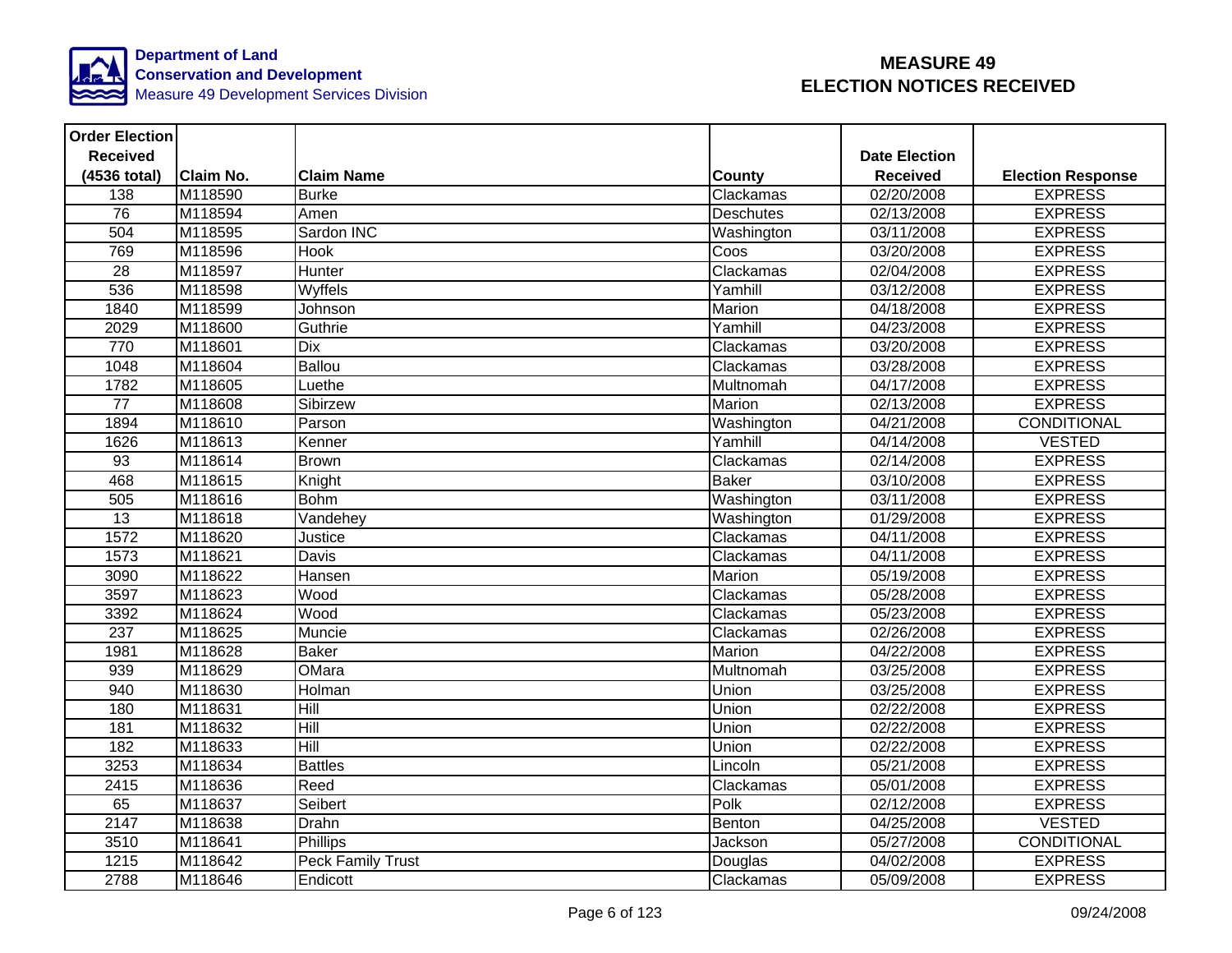Department of Land Conservation and Development
Measure 49 Development Services Division

# MEASURE 49 ELECTION NOTICES RECEIVED

| Order Election Received (4536 total) | Claim No. | Claim Name | County | Date Election Received | Election Response |
|---|---|---|---|---|---|
| 138 | M118590 | Burke | Clackamas | 02/20/2008 | EXPRESS |
| 76 | M118594 | Amen | Deschutes | 02/13/2008 | EXPRESS |
| 504 | M118595 | Sardon INC | Washington | 03/11/2008 | EXPRESS |
| 769 | M118596 | Hook | Coos | 03/20/2008 | EXPRESS |
| 28 | M118597 | Hunter | Clackamas | 02/04/2008 | EXPRESS |
| 536 | M118598 | Wyffels | Yamhill | 03/12/2008 | EXPRESS |
| 1840 | M118599 | Johnson | Marion | 04/18/2008 | EXPRESS |
| 2029 | M118600 | Guthrie | Yamhill | 04/23/2008 | EXPRESS |
| 770 | M118601 | Dix | Clackamas | 03/20/2008 | EXPRESS |
| 1048 | M118604 | Ballou | Clackamas | 03/28/2008 | EXPRESS |
| 1782 | M118605 | Luethe | Multnomah | 04/17/2008 | EXPRESS |
| 77 | M118608 | Sibirzew | Marion | 02/13/2008 | EXPRESS |
| 1894 | M118610 | Parson | Washington | 04/21/2008 | CONDITIONAL |
| 1626 | M118613 | Kenner | Yamhill | 04/14/2008 | VESTED |
| 93 | M118614 | Brown | Clackamas | 02/14/2008 | EXPRESS |
| 468 | M118615 | Knight | Baker | 03/10/2008 | EXPRESS |
| 505 | M118616 | Bohm | Washington | 03/11/2008 | EXPRESS |
| 13 | M118618 | Vandehey | Washington | 01/29/2008 | EXPRESS |
| 1572 | M118620 | Justice | Clackamas | 04/11/2008 | EXPRESS |
| 1573 | M118621 | Davis | Clackamas | 04/11/2008 | EXPRESS |
| 3090 | M118622 | Hansen | Marion | 05/19/2008 | EXPRESS |
| 3597 | M118623 | Wood | Clackamas | 05/28/2008 | EXPRESS |
| 3392 | M118624 | Wood | Clackamas | 05/23/2008 | EXPRESS |
| 237 | M118625 | Muncie | Clackamas | 02/26/2008 | EXPRESS |
| 1981 | M118628 | Baker | Marion | 04/22/2008 | EXPRESS |
| 939 | M118629 | OMara | Multnomah | 03/25/2008 | EXPRESS |
| 940 | M118630 | Holman | Union | 03/25/2008 | EXPRESS |
| 180 | M118631 | Hill | Union | 02/22/2008 | EXPRESS |
| 181 | M118632 | Hill | Union | 02/22/2008 | EXPRESS |
| 182 | M118633 | Hill | Union | 02/22/2008 | EXPRESS |
| 3253 | M118634 | Battles | Lincoln | 05/21/2008 | EXPRESS |
| 2415 | M118636 | Reed | Clackamas | 05/01/2008 | EXPRESS |
| 65 | M118637 | Seibert | Polk | 02/12/2008 | EXPRESS |
| 2147 | M118638 | Drahn | Benton | 04/25/2008 | VESTED |
| 3510 | M118641 | Phillips | Jackson | 05/27/2008 | CONDITIONAL |
| 1215 | M118642 | Peck Family Trust | Douglas | 04/02/2008 | EXPRESS |
| 2788 | M118646 | Endicott | Clackamas | 05/09/2008 | EXPRESS |

09/24/2008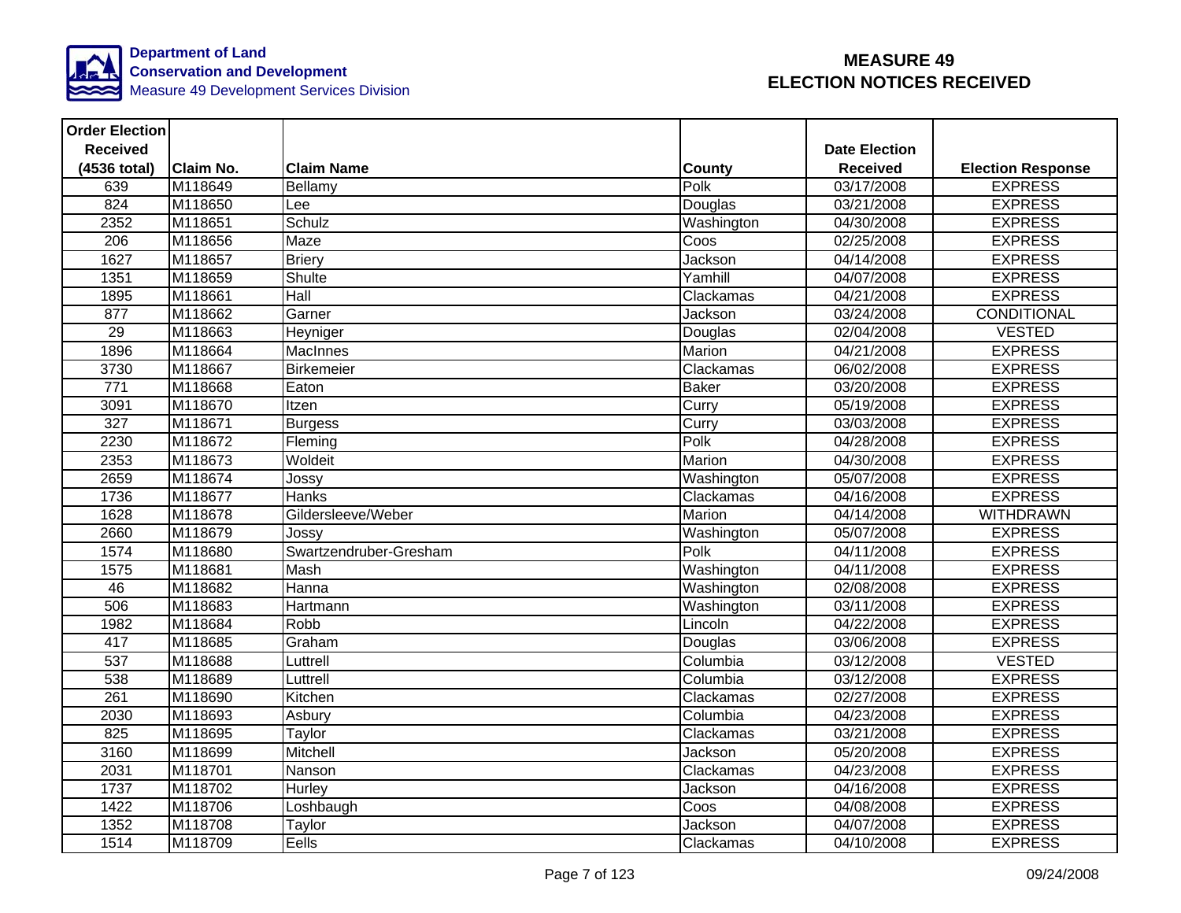Department of Land
Conservation and Development
Measure 49 Development Services Division

# MEASURE 49
# ELECTION NOTICES RECEIVED

| Order Election Received (4536 total) | Claim No. | Claim Name | County | Date Election Received | Election Response |
|---|---|---|---|---|---|
| 639 | M118649 | Bellamy | Polk | 03/17/2008 | EXPRESS |
| 824 | M118650 | Lee | Douglas | 03/21/2008 | EXPRESS |
| 2352 | M118651 | Schulz | Washington | 04/30/2008 | EXPRESS |
| 206 | M118656 | Maze | Coos | 02/25/2008 | EXPRESS |
| 1627 | M118657 | Briery | Jackson | 04/14/2008 | EXPRESS |
| 1351 | M118659 | Shulte | Yamhill | 04/07/2008 | EXPRESS |
| 1895 | M118661 | Hall | Clackamas | 04/21/2008 | EXPRESS |
| 877 | M118662 | Garner | Jackson | 03/24/2008 | CONDITIONAL |
| 29 | M118663 | Heyniger | Douglas | 02/04/2008 | VESTED |
| 1896 | M118664 | MacInnes | Marion | 04/21/2008 | EXPRESS |
| 3730 | M118667 | Birkemeier | Clackamas | 06/02/2008 | EXPRESS |
| 771 | M118668 | Eaton | Baker | 03/20/2008 | EXPRESS |
| 3091 | M118670 | Itzen | Curry | 05/19/2008 | EXPRESS |
| 327 | M118671 | Burgess | Curry | 03/03/2008 | EXPRESS |
| 2230 | M118672 | Fleming | Polk | 04/28/2008 | EXPRESS |
| 2353 | M118673 | Woldeit | Marion | 04/30/2008 | EXPRESS |
| 2659 | M118674 | Jossy | Washington | 05/07/2008 | EXPRESS |
| 1736 | M118677 | Hanks | Clackamas | 04/16/2008 | EXPRESS |
| 1628 | M118678 | Gildersleeve/Weber | Marion | 04/14/2008 | WITHDRAWN |
| 2660 | M118679 | Jossy | Washington | 05/07/2008 | EXPRESS |
| 1574 | M118680 | Swartzendruber-Gresham | Polk | 04/11/2008 | EXPRESS |
| 1575 | M118681 | Mash | Washington | 04/11/2008 | EXPRESS |
| 46 | M118682 | Hanna | Washington | 02/08/2008 | EXPRESS |
| 506 | M118683 | Hartmann | Washington | 03/11/2008 | EXPRESS |
| 1982 | M118684 | Robb | Lincoln | 04/22/2008 | EXPRESS |
| 417 | M118685 | Graham | Douglas | 03/06/2008 | EXPRESS |
| 537 | M118688 | Luttrell | Columbia | 03/12/2008 | VESTED |
| 538 | M118689 | Luttrell | Columbia | 03/12/2008 | EXPRESS |
| 261 | M118690 | Kitchen | Clackamas | 02/27/2008 | EXPRESS |
| 2030 | M118693 | Asbury | Columbia | 04/23/2008 | EXPRESS |
| 825 | M118695 | Taylor | Clackamas | 03/21/2008 | EXPRESS |
| 3160 | M118699 | Mitchell | Jackson | 05/20/2008 | EXPRESS |
| 2031 | M118701 | Nanson | Clackamas | 04/23/2008 | EXPRESS |
| 1737 | M118702 | Hurley | Jackson | 04/16/2008 | EXPRESS |
| 1422 | M118706 | Loshbaugh | Coos | 04/08/2008 | EXPRESS |
| 1352 | M118708 | Taylor | Jackson | 04/07/2008 | EXPRESS |
| 1514 | M118709 | Eells | Clackamas | 04/10/2008 | EXPRESS |

09/24/2008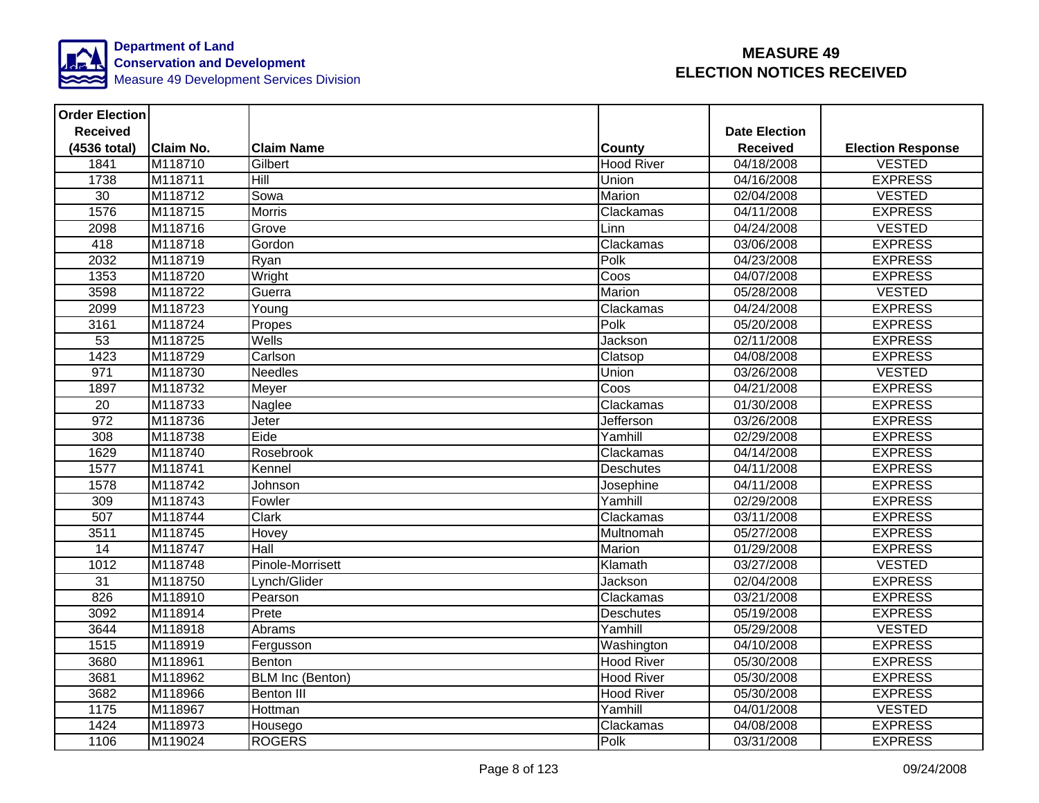Department of Land Conservation and Development
Measure 49 Development Services Division

# MEASURE 49
# ELECTION NOTICES RECEIVED

| Order Election Received (4536 total) | Claim No. | Claim Name | County | Date Election Received | Election Response |
|---|---|---|---|---|---|
| 1841 | M118710 | Gilbert | Hood River | 04/18/2008 | VESTED |
| 1738 | M118711 | Hill | Union | 04/16/2008 | EXPRESS |
| 30 | M118712 | Sowa | Marion | 02/04/2008 | VESTED |
| 1576 | M118715 | Morris | Clackamas | 04/11/2008 | EXPRESS |
| 2098 | M118716 | Grove | Linn | 04/24/2008 | VESTED |
| 418 | M118718 | Gordon | Clackamas | 03/06/2008 | EXPRESS |
| 2032 | M118719 | Ryan | Polk | 04/23/2008 | EXPRESS |
| 1353 | M118720 | Wright | Coos | 04/07/2008 | EXPRESS |
| 3598 | M118722 | Guerra | Marion | 05/28/2008 | VESTED |
| 2099 | M118723 | Young | Clackamas | 04/24/2008 | EXPRESS |
| 3161 | M118724 | Propes | Polk | 05/20/2008 | EXPRESS |
| 53 | M118725 | Wells | Jackson | 02/11/2008 | EXPRESS |
| 1423 | M118729 | Carlson | Clatsop | 04/08/2008 | EXPRESS |
| 971 | M118730 | Needles | Union | 03/26/2008 | VESTED |
| 1897 | M118732 | Meyer | Coos | 04/21/2008 | EXPRESS |
| 20 | M118733 | Naglee | Clackamas | 01/30/2008 | EXPRESS |
| 972 | M118736 | Jeter | Jefferson | 03/26/2008 | EXPRESS |
| 308 | M118738 | Eide | Yamhill | 02/29/2008 | EXPRESS |
| 1629 | M118740 | Rosebrook | Clackamas | 04/14/2008 | EXPRESS |
| 1577 | M118741 | Kennel | Deschutes | 04/11/2008 | EXPRESS |
| 1578 | M118742 | Johnson | Josephine | 04/11/2008 | EXPRESS |
| 309 | M118743 | Fowler | Yamhill | 02/29/2008 | EXPRESS |
| 507 | M118744 | Clark | Clackamas | 03/11/2008 | EXPRESS |
| 3511 | M118745 | Hovey | Multnomah | 05/27/2008 | EXPRESS |
| 14 | M118747 | Hall | Marion | 01/29/2008 | EXPRESS |
| 1012 | M118748 | Pinole-Morrisett | Klamath | 03/27/2008 | VESTED |
| 31 | M118750 | Lynch/Glider | Jackson | 02/04/2008 | EXPRESS |
| 826 | M118910 | Pearson | Clackamas | 03/21/2008 | EXPRESS |
| 3092 | M118914 | Prete | Deschutes | 05/19/2008 | EXPRESS |
| 3644 | M118918 | Abrams | Yamhill | 05/29/2008 | VESTED |
| 1515 | M118919 | Fergusson | Washington | 04/10/2008 | EXPRESS |
| 3680 | M118961 | Benton | Hood River | 05/30/2008 | EXPRESS |
| 3681 | M118962 | BLM Inc (Benton) | Hood River | 05/30/2008 | EXPRESS |
| 3682 | M118966 | Benton III | Hood River | 05/30/2008 | EXPRESS |
| 1175 | M118967 | Hottman | Yamhill | 04/01/2008 | VESTED |
| 1424 | M118973 | Housego | Clackamas | 04/08/2008 | EXPRESS |
| 1106 | M119024 | ROGERS | Polk | 03/31/2008 | EXPRESS |

09/24/2008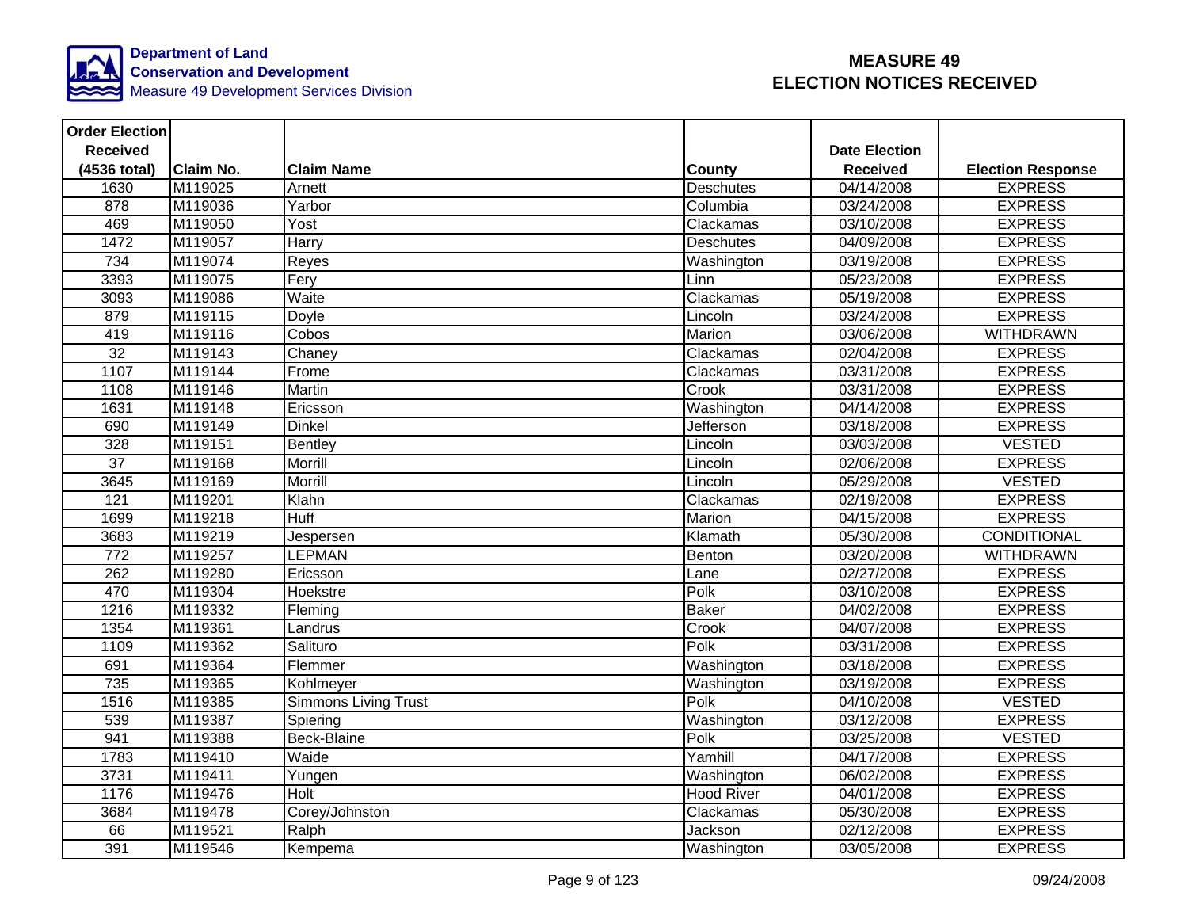**Department of Land Conservation and Development**
Measure 49 Development Services Division

# MEASURE 49
# ELECTION NOTICES RECEIVED

| Order Election Received (4536 total) | Claim No. | Claim Name | County | Date Election Received | Election Response |
|---|---|---|---|---|---|
| 1630 | M119025 | Arnett | Deschutes | 04/14/2008 | EXPRESS |
| 878 | M119036 | Yarbor | Columbia | 03/24/2008 | EXPRESS |
| 469 | M119050 | Yost | Clackamas | 03/10/2008 | EXPRESS |
| 1472 | M119057 | Harry | Deschutes | 04/09/2008 | EXPRESS |
| 734 | M119074 | Reyes | Washington | 03/19/2008 | EXPRESS |
| 3393 | M119075 | Fery | Linn | 05/23/2008 | EXPRESS |
| 3093 | M119086 | Waite | Clackamas | 05/19/2008 | EXPRESS |
| 879 | M119115 | Doyle | Lincoln | 03/24/2008 | EXPRESS |
| 419 | M119116 | Cobos | Marion | 03/06/2008 | WITHDRAWN |
| 32 | M119143 | Chaney | Clackamas | 02/04/2008 | EXPRESS |
| 1107 | M119144 | Frome | Clackamas | 03/31/2008 | EXPRESS |
| 1108 | M119146 | Martin | Crook | 03/31/2008 | EXPRESS |
| 1631 | M119148 | Ericsson | Washington | 04/14/2008 | EXPRESS |
| 690 | M119149 | Dinkel | Jefferson | 03/18/2008 | EXPRESS |
| 328 | M119151 | Bentley | Lincoln | 03/03/2008 | VESTED |
| 37 | M119168 | Morrill | Lincoln | 02/06/2008 | EXPRESS |
| 3645 | M119169 | Morrill | Lincoln | 05/29/2008 | VESTED |
| 121 | M119201 | Klahn | Clackamas | 02/19/2008 | EXPRESS |
| 1699 | M119218 | Huff | Marion | 04/15/2008 | EXPRESS |
| 3683 | M119219 | Jespersen | Klamath | 05/30/2008 | CONDITIONAL |
| 772 | M119257 | LEPMAN | Benton | 03/20/2008 | WITHDRAWN |
| 262 | M119280 | Ericsson | Lane | 02/27/2008 | EXPRESS |
| 470 | M119304 | Hoekstre | Polk | 03/10/2008 | EXPRESS |
| 1216 | M119332 | Fleming | Baker | 04/02/2008 | EXPRESS |
| 1354 | M119361 | Landrus | Crook | 04/07/2008 | EXPRESS |
| 1109 | M119362 | Salituro | Polk | 03/31/2008 | EXPRESS |
| 691 | M119364 | Flemmer | Washington | 03/18/2008 | EXPRESS |
| 735 | M119365 | Kohlmeyer | Washington | 03/19/2008 | EXPRESS |
| 1516 | M119385 | Simmons Living Trust | Polk | 04/10/2008 | VESTED |
| 539 | M119387 | Spiering | Washington | 03/12/2008 | EXPRESS |
| 941 | M119388 | Beck-Blaine | Polk | 03/25/2008 | VESTED |
| 1783 | M119410 | Waide | Yamhill | 04/17/2008 | EXPRESS |
| 3731 | M119411 | Yungen | Washington | 06/02/2008 | EXPRESS |
| 1176 | M119476 | Holt | Hood River | 04/01/2008 | EXPRESS |
| 3684 | M119478 | Corey/Johnston | Clackamas | 05/30/2008 | EXPRESS |
| 66 | M119521 | Ralph | Jackson | 02/12/2008 | EXPRESS |
| 391 | M119546 | Kempema | Washington | 03/05/2008 | EXPRESS |

09/24/2008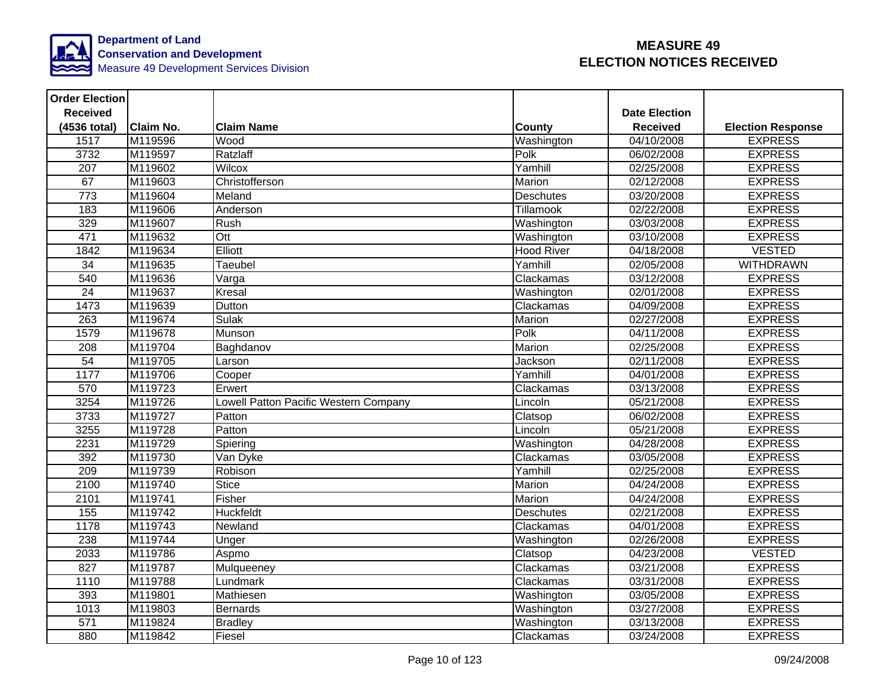**Department of Land Conservation and Development**
Measure 49 Development Services Division

# MEASURE 49
# ELECTION NOTICES RECEIVED

| Order Election Received (4536 total) | Claim No. | Claim Name | County | Date Election Received | Election Response |
|---|---|---|---|---|---|
| 1517 | M119596 | Wood | Washington | 04/10/2008 | EXPRESS |
| 3732 | M119597 | Ratzlaff | Polk | 06/02/2008 | EXPRESS |
| 207 | M119602 | Wilcox | Yamhill | 02/25/2008 | EXPRESS |
| 67 | M119603 | Christofferson | Marion | 02/12/2008 | EXPRESS |
| 773 | M119604 | Meland | Deschutes | 03/20/2008 | EXPRESS |
| 183 | M119606 | Anderson | Tillamook | 02/22/2008 | EXPRESS |
| 329 | M119607 | Rush | Washington | 03/03/2008 | EXPRESS |
| 471 | M119632 | Ott | Washington | 03/10/2008 | EXPRESS |
| 1842 | M119634 | Elliott | Hood River | 04/18/2008 | VESTED |
| 34 | M119635 | Taeubel | Yamhill | 02/05/2008 | WITHDRAWN |
| 540 | M119636 | Varga | Clackamas | 03/12/2008 | EXPRESS |
| 24 | M119637 | Kresal | Washington | 02/01/2008 | EXPRESS |
| 1473 | M119639 | Dutton | Clackamas | 04/09/2008 | EXPRESS |
| 263 | M119674 | Sulak | Marion | 02/27/2008 | EXPRESS |
| 1579 | M119678 | Munson | Polk | 04/11/2008 | EXPRESS |
| 208 | M119704 | Baghdanov | Marion | 02/25/2008 | EXPRESS |
| 54 | M119705 | Larson | Jackson | 02/11/2008 | EXPRESS |
| 1177 | M119706 | Cooper | Yamhill | 04/01/2008 | EXPRESS |
| 570 | M119723 | Erwert | Clackamas | 03/13/2008 | EXPRESS |
| 3254 | M119726 | Lowell Patton Pacific Western Company | Lincoln | 05/21/2008 | EXPRESS |
| 3733 | M119727 | Patton | Clatsop | 06/02/2008 | EXPRESS |
| 3255 | M119728 | Patton | Lincoln | 05/21/2008 | EXPRESS |
| 2231 | M119729 | Spiering | Washington | 04/28/2008 | EXPRESS |
| 392 | M119730 | Van Dyke | Clackamas | 03/05/2008 | EXPRESS |
| 209 | M119739 | Robison | Yamhill | 02/25/2008 | EXPRESS |
| 2100 | M119740 | Stice | Marion | 04/24/2008 | EXPRESS |
| 2101 | M119741 | Fisher | Marion | 04/24/2008 | EXPRESS |
| 155 | M119742 | Huckfeldt | Deschutes | 02/21/2008 | EXPRESS |
| 1178 | M119743 | Newland | Clackamas | 04/01/2008 | EXPRESS |
| 238 | M119744 | Unger | Washington | 02/26/2008 | EXPRESS |
| 2033 | M119786 | Aspmo | Clatsop | 04/23/2008 | VESTED |
| 827 | M119787 | Mulqueeney | Clackamas | 03/21/2008 | EXPRESS |
| 1110 | M119788 | Lundmark | Clackamas | 03/31/2008 | EXPRESS |
| 393 | M119801 | Mathiesen | Washington | 03/05/2008 | EXPRESS |
| 1013 | M119803 | Bernards | Washington | 03/27/2008 | EXPRESS |
| 571 | M119824 | Bradley | Washington | 03/13/2008 | EXPRESS |
| 880 | M119842 | Fiesel | Clackamas | 03/24/2008 | EXPRESS |

09/24/2008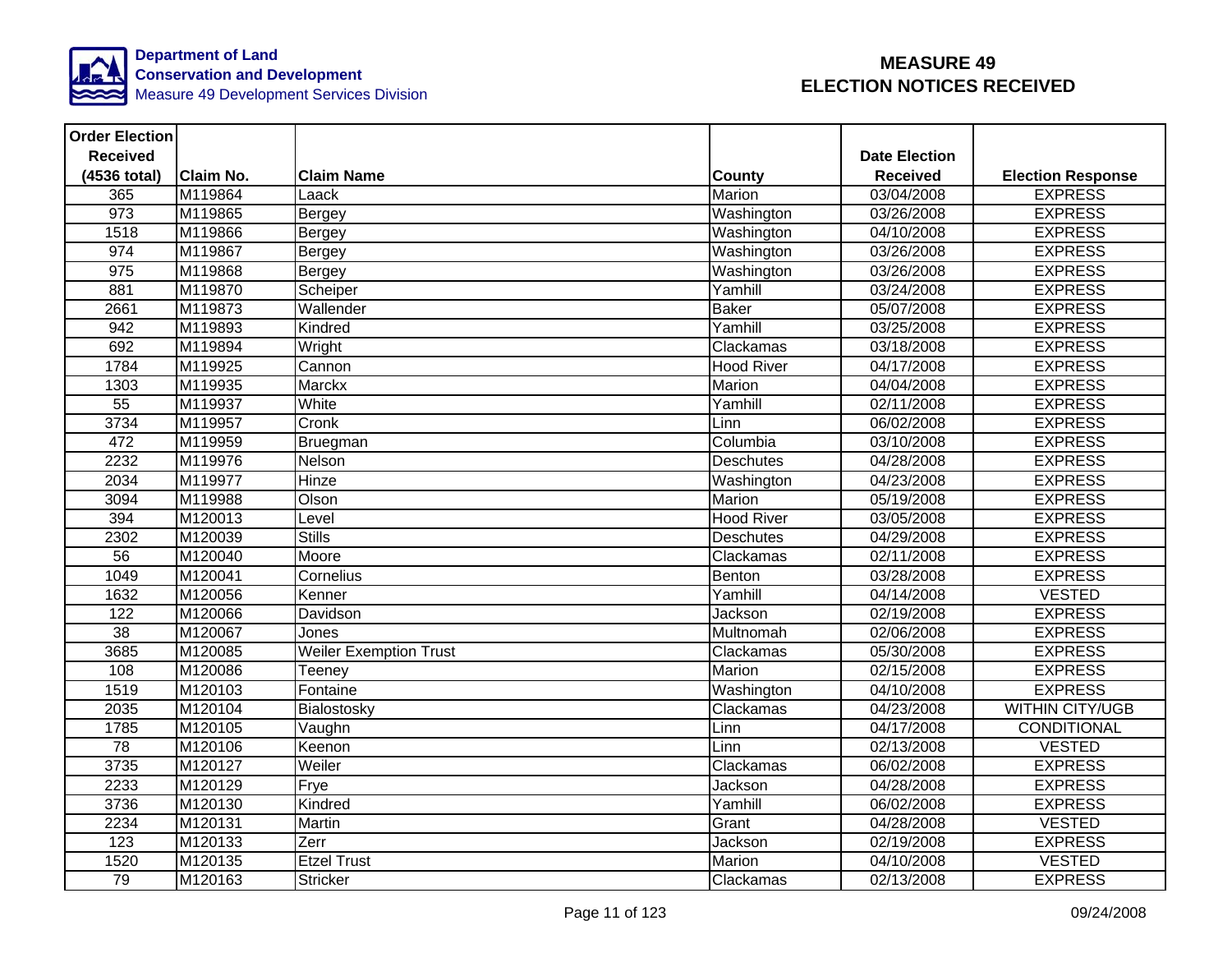**Department of Land Conservation and Development**
Measure 49 Development Services Division

# MEASURE 49 ELECTION NOTICES RECEIVED

| Order Election Received (4536 total) | Claim No. | Claim Name | County | Date Election Received | Election Response |
|---|---|---|---|---|---|
| 365 | M119864 | Laack | Marion | 03/04/2008 | EXPRESS |
| 973 | M119865 | Bergey | Washington | 03/26/2008 | EXPRESS |
| 1518 | M119866 | Bergey | Washington | 04/10/2008 | EXPRESS |
| 974 | M119867 | Bergey | Washington | 03/26/2008 | EXPRESS |
| 975 | M119868 | Bergey | Washington | 03/26/2008 | EXPRESS |
| 881 | M119870 | Scheiper | Yamhill | 03/24/2008 | EXPRESS |
| 2661 | M119873 | Wallender | Baker | 05/07/2008 | EXPRESS |
| 942 | M119893 | Kindred | Yamhill | 03/25/2008 | EXPRESS |
| 692 | M119894 | Wright | Clackamas | 03/18/2008 | EXPRESS |
| 1784 | M119925 | Cannon | Hood River | 04/17/2008 | EXPRESS |
| 1303 | M119935 | Marckx | Marion | 04/04/2008 | EXPRESS |
| 55 | M119937 | White | Yamhill | 02/11/2008 | EXPRESS |
| 3734 | M119957 | Cronk | Linn | 06/02/2008 | EXPRESS |
| 472 | M119959 | Bruegman | Columbia | 03/10/2008 | EXPRESS |
| 2232 | M119976 | Nelson | Deschutes | 04/28/2008 | EXPRESS |
| 2034 | M119977 | Hinze | Washington | 04/23/2008 | EXPRESS |
| 3094 | M119988 | Olson | Marion | 05/19/2008 | EXPRESS |
| 394 | M120013 | Level | Hood River | 03/05/2008 | EXPRESS |
| 2302 | M120039 | Stills | Deschutes | 04/29/2008 | EXPRESS |
| 56 | M120040 | Moore | Clackamas | 02/11/2008 | EXPRESS |
| 1049 | M120041 | Cornelius | Benton | 03/28/2008 | EXPRESS |
| 1632 | M120056 | Kenner | Yamhill | 04/14/2008 | VESTED |
| 122 | M120066 | Davidson | Jackson | 02/19/2008 | EXPRESS |
| 38 | M120067 | Jones | Multnomah | 02/06/2008 | EXPRESS |
| 3685 | M120085 | Weiler Exemption Trust | Clackamas | 05/30/2008 | EXPRESS |
| 108 | M120086 | Teeney | Marion | 02/15/2008 | EXPRESS |
| 1519 | M120103 | Fontaine | Washington | 04/10/2008 | EXPRESS |
| 2035 | M120104 | Bialostosky | Clackamas | 04/23/2008 | WITHIN CITY/UGB |
| 1785 | M120105 | Vaughn | Linn | 04/17/2008 | CONDITIONAL |
| 78 | M120106 | Keenon | Linn | 02/13/2008 | VESTED |
| 3735 | M120127 | Weiler | Clackamas | 06/02/2008 | EXPRESS |
| 2233 | M120129 | Frye | Jackson | 04/28/2008 | EXPRESS |
| 3736 | M120130 | Kindred | Yamhill | 06/02/2008 | EXPRESS |
| 2234 | M120131 | Martin | Grant | 04/28/2008 | VESTED |
| 123 | M120133 | Zerr | Jackson | 02/19/2008 | EXPRESS |
| 1520 | M120135 | Etzel Trust | Marion | 04/10/2008 | VESTED |
| 79 | M120163 | Stricker | Clackamas | 02/13/2008 | EXPRESS |

09/24/2008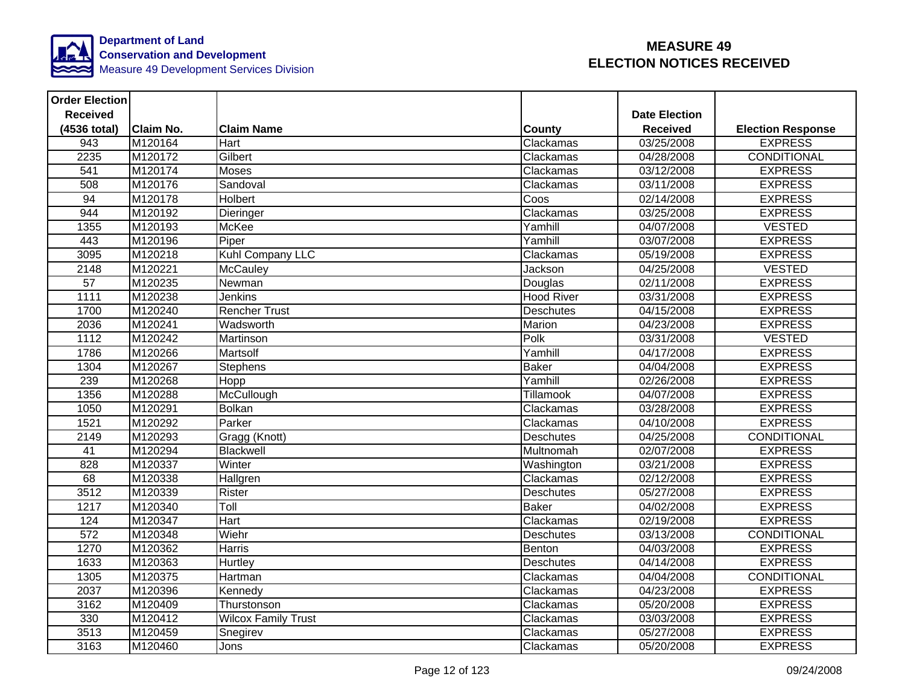Department of Land Conservation and Development
Measure 49 Development Services Division

# MEASURE 49
# ELECTION NOTICES RECEIVED

| Order Election Received (4536 total) | Claim No. | Claim Name | County | Date Election Received | Election Response |
|---|---|---|---|---|---|
| 943 | M120164 | Hart | Clackamas | 03/25/2008 | EXPRESS |
| 2235 | M120172 | Gilbert | Clackamas | 04/28/2008 | CONDITIONAL |
| 541 | M120174 | Moses | Clackamas | 03/12/2008 | EXPRESS |
| 508 | M120176 | Sandoval | Clackamas | 03/11/2008 | EXPRESS |
| 94 | M120178 | Holbert | Coos | 02/14/2008 | EXPRESS |
| 944 | M120192 | Dieringer | Clackamas | 03/25/2008 | EXPRESS |
| 1355 | M120193 | McKee | Yamhill | 04/07/2008 | VESTED |
| 443 | M120196 | Piper | Yamhill | 03/07/2008 | EXPRESS |
| 3095 | M120218 | Kuhl Company LLC | Clackamas | 05/19/2008 | EXPRESS |
| 2148 | M120221 | McCauley | Jackson | 04/25/2008 | VESTED |
| 57 | M120235 | Newman | Douglas | 02/11/2008 | EXPRESS |
| 1111 | M120238 | Jenkins | Hood River | 03/31/2008 | EXPRESS |
| 1700 | M120240 | Rencher Trust | Deschutes | 04/15/2008 | EXPRESS |
| 2036 | M120241 | Wadsworth | Marion | 04/23/2008 | EXPRESS |
| 1112 | M120242 | Martinson | Polk | 03/31/2008 | VESTED |
| 1786 | M120266 | Martsolf | Yamhill | 04/17/2008 | EXPRESS |
| 1304 | M120267 | Stephens | Baker | 04/04/2008 | EXPRESS |
| 239 | M120268 | Hopp | Yamhill | 02/26/2008 | EXPRESS |
| 1356 | M120288 | McCullough | Tillamook | 04/07/2008 | EXPRESS |
| 1050 | M120291 | Bolkan | Clackamas | 03/28/2008 | EXPRESS |
| 1521 | M120292 | Parker | Clackamas | 04/10/2008 | EXPRESS |
| 2149 | M120293 | Gragg (Knott) | Deschutes | 04/25/2008 | CONDITIONAL |
| 41 | M120294 | Blackwell | Multnomah | 02/07/2008 | EXPRESS |
| 828 | M120337 | Winter | Washington | 03/21/2008 | EXPRESS |
| 68 | M120338 | Hallgren | Clackamas | 02/12/2008 | EXPRESS |
| 3512 | M120339 | Rister | Deschutes | 05/27/2008 | EXPRESS |
| 1217 | M120340 | Toll | Baker | 04/02/2008 | EXPRESS |
| 124 | M120347 | Hart | Clackamas | 02/19/2008 | EXPRESS |
| 572 | M120348 | Wiehr | Deschutes | 03/13/2008 | CONDITIONAL |
| 1270 | M120362 | Harris | Benton | 04/03/2008 | EXPRESS |
| 1633 | M120363 | Hurtley | Deschutes | 04/14/2008 | EXPRESS |
| 1305 | M120375 | Hartman | Clackamas | 04/04/2008 | CONDITIONAL |
| 2037 | M120396 | Kennedy | Clackamas | 04/23/2008 | EXPRESS |
| 3162 | M120409 | Thurstonson | Clackamas | 05/20/2008 | EXPRESS |
| 330 | M120412 | Wilcox Family Trust | Clackamas | 03/03/2008 | EXPRESS |
| 3513 | M120459 | Snegirev | Clackamas | 05/27/2008 | EXPRESS |
| 3163 | M120460 | Jons | Clackamas | 05/20/2008 | EXPRESS |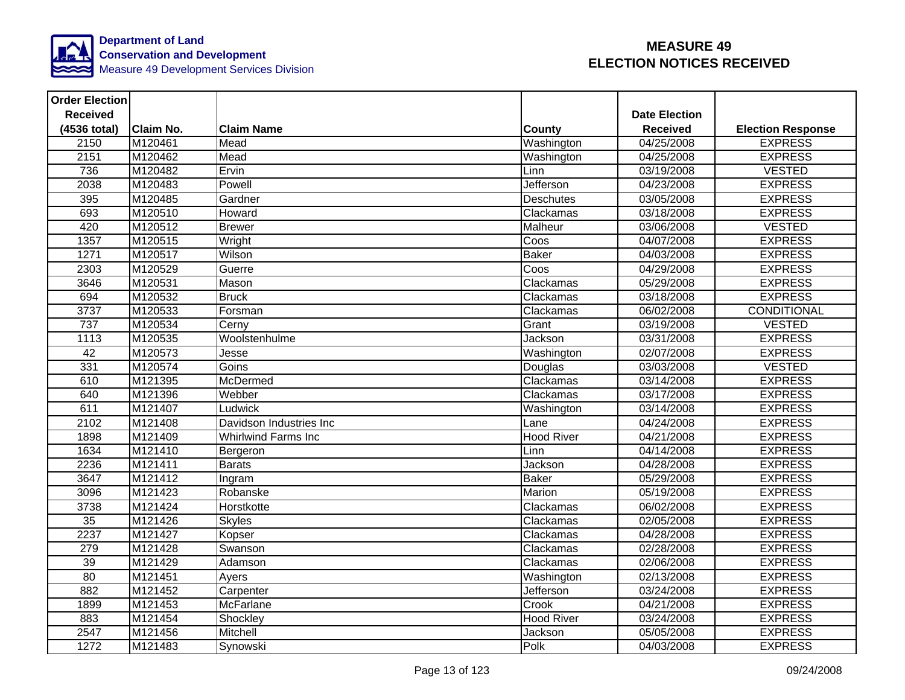Department of Land Conservation and Development
Measure 49 Development Services Division

# MEASURE 49
# ELECTION NOTICES RECEIVED

| Order Election Received (4536 total) | Claim No. | Claim Name | County | Date Election Received | Election Response |
|---|---|---|---|---|---|
| 2150 | M120461 | Mead | Washington | 04/25/2008 | EXPRESS |
| 2151 | M120462 | Mead | Washington | 04/25/2008 | EXPRESS |
| 736 | M120482 | Ervin | Linn | 03/19/2008 | VESTED |
| 2038 | M120483 | Powell | Jefferson | 04/23/2008 | EXPRESS |
| 395 | M120485 | Gardner | Deschutes | 03/05/2008 | EXPRESS |
| 693 | M120510 | Howard | Clackamas | 03/18/2008 | EXPRESS |
| 420 | M120512 | Brewer | Malheur | 03/06/2008 | VESTED |
| 1357 | M120515 | Wright | Coos | 04/07/2008 | EXPRESS |
| 1271 | M120517 | Wilson | Baker | 04/03/2008 | EXPRESS |
| 2303 | M120529 | Guerre | Coos | 04/29/2008 | EXPRESS |
| 3646 | M120531 | Mason | Clackamas | 05/29/2008 | EXPRESS |
| 694 | M120532 | Bruck | Clackamas | 03/18/2008 | EXPRESS |
| 3737 | M120533 | Forsman | Clackamas | 06/02/2008 | CONDITIONAL |
| 737 | M120534 | Cerny | Grant | 03/19/2008 | VESTED |
| 1113 | M120535 | Woolstenhulme | Jackson | 03/31/2008 | EXPRESS |
| 42 | M120573 | Jesse | Washington | 02/07/2008 | EXPRESS |
| 331 | M120574 | Goins | Douglas | 03/03/2008 | VESTED |
| 610 | M121395 | McDermed | Clackamas | 03/14/2008 | EXPRESS |
| 640 | M121396 | Webber | Clackamas | 03/17/2008 | EXPRESS |
| 611 | M121407 | Ludwick | Washington | 03/14/2008 | EXPRESS |
| 2102 | M121408 | Davidson Industries Inc | Lane | 04/24/2008 | EXPRESS |
| 1898 | M121409 | Whirlwind Farms Inc | Hood River | 04/21/2008 | EXPRESS |
| 1634 | M121410 | Bergeron | Linn | 04/14/2008 | EXPRESS |
| 2236 | M121411 | Barats | Jackson | 04/28/2008 | EXPRESS |
| 3647 | M121412 | Ingram | Baker | 05/29/2008 | EXPRESS |
| 3096 | M121423 | Robanske | Marion | 05/19/2008 | EXPRESS |
| 3738 | M121424 | Horstkotte | Clackamas | 06/02/2008 | EXPRESS |
| 35 | M121426 | Skyles | Clackamas | 02/05/2008 | EXPRESS |
| 2237 | M121427 | Kopser | Clackamas | 04/28/2008 | EXPRESS |
| 279 | M121428 | Swanson | Clackamas | 02/28/2008 | EXPRESS |
| 39 | M121429 | Adamson | Clackamas | 02/06/2008 | EXPRESS |
| 80 | M121451 | Ayers | Washington | 02/13/2008 | EXPRESS |
| 882 | M121452 | Carpenter | Jefferson | 03/24/2008 | EXPRESS |
| 1899 | M121453 | McFarlane | Crook | 04/21/2008 | EXPRESS |
| 883 | M121454 | Shockley | Hood River | 03/24/2008 | EXPRESS |
| 2547 | M121456 | Mitchell | Jackson | 05/05/2008 | EXPRESS |
| 1272 | M121483 | Synowski | Polk | 04/03/2008 | EXPRESS |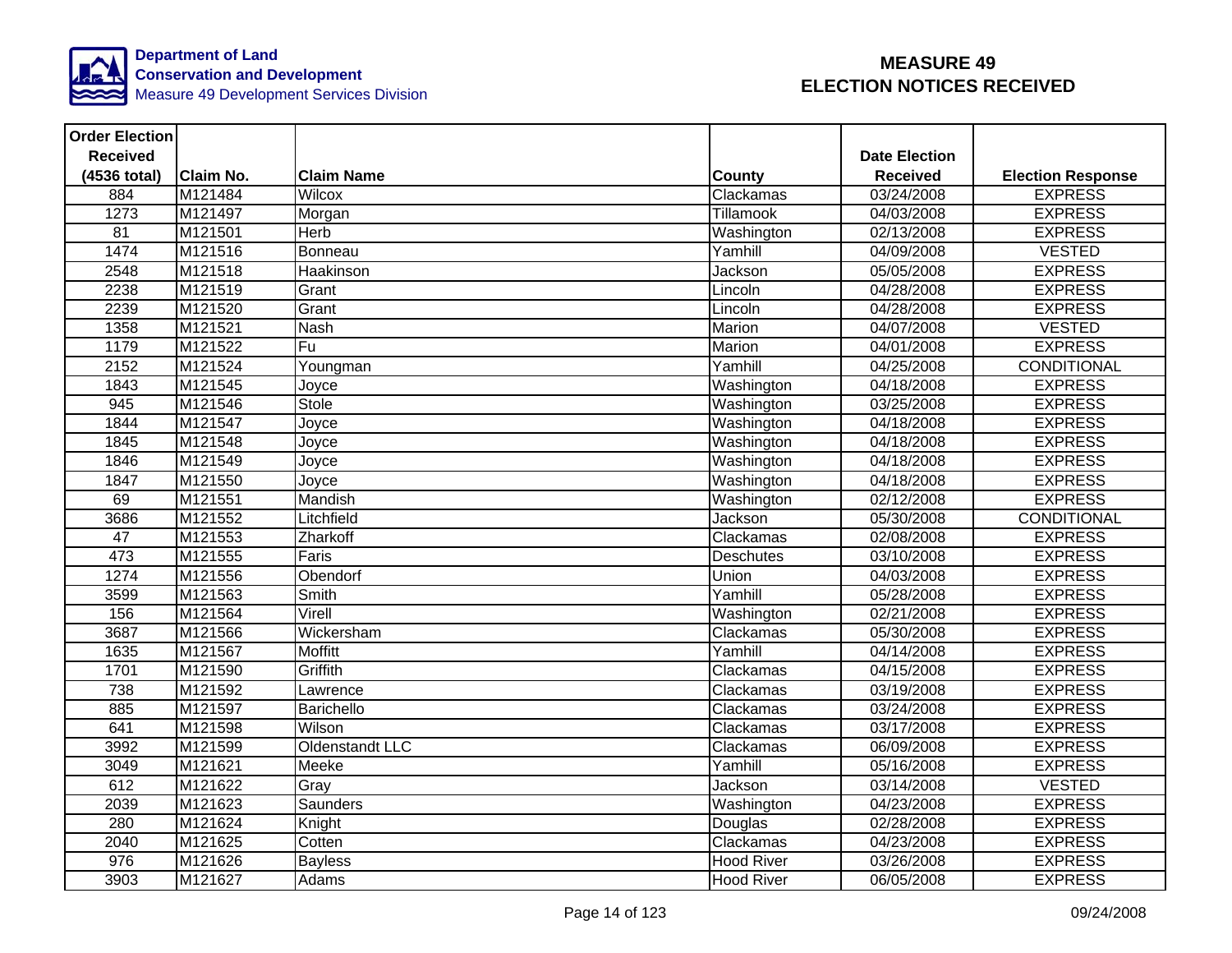Department of Land Conservation and Development
Measure 49 Development Services Division

# MEASURE 49 ELECTION NOTICES RECEIVED

| Order Election Received (4536 total) | Claim No. | Claim Name | County | Date Election Received | Election Response |
|---|---|---|---|---|---|
| 884 | M121484 | Wilcox | Clackamas | 03/24/2008 | EXPRESS |
| 1273 | M121497 | Morgan | Tillamook | 04/03/2008 | EXPRESS |
| 81 | M121501 | Herb | Washington | 02/13/2008 | EXPRESS |
| 1474 | M121516 | Bonneau | Yamhill | 04/09/2008 | VESTED |
| 2548 | M121518 | Haakinson | Jackson | 05/05/2008 | EXPRESS |
| 2238 | M121519 | Grant | Lincoln | 04/28/2008 | EXPRESS |
| 2239 | M121520 | Grant | Lincoln | 04/28/2008 | EXPRESS |
| 1358 | M121521 | Nash | Marion | 04/07/2008 | VESTED |
| 1179 | M121522 | Fu | Marion | 04/01/2008 | EXPRESS |
| 2152 | M121524 | Youngman | Yamhill | 04/25/2008 | CONDITIONAL |
| 1843 | M121545 | Joyce | Washington | 04/18/2008 | EXPRESS |
| 945 | M121546 | Stole | Washington | 03/25/2008 | EXPRESS |
| 1844 | M121547 | Joyce | Washington | 04/18/2008 | EXPRESS |
| 1845 | M121548 | Joyce | Washington | 04/18/2008 | EXPRESS |
| 1846 | M121549 | Joyce | Washington | 04/18/2008 | EXPRESS |
| 1847 | M121550 | Joyce | Washington | 04/18/2008 | EXPRESS |
| 69 | M121551 | Mandish | Washington | 02/12/2008 | EXPRESS |
| 3686 | M121552 | Litchfield | Jackson | 05/30/2008 | CONDITIONAL |
| 47 | M121553 | Zharkoff | Clackamas | 02/08/2008 | EXPRESS |
| 473 | M121555 | Faris | Deschutes | 03/10/2008 | EXPRESS |
| 1274 | M121556 | Obendorf | Union | 04/03/2008 | EXPRESS |
| 3599 | M121563 | Smith | Yamhill | 05/28/2008 | EXPRESS |
| 156 | M121564 | Virell | Washington | 02/21/2008 | EXPRESS |
| 3687 | M121566 | Wickersham | Clackamas | 05/30/2008 | EXPRESS |
| 1635 | M121567 | Moffitt | Yamhill | 04/14/2008 | EXPRESS |
| 1701 | M121590 | Griffith | Clackamas | 04/15/2008 | EXPRESS |
| 738 | M121592 | Lawrence | Clackamas | 03/19/2008 | EXPRESS |
| 885 | M121597 | Barichello | Clackamas | 03/24/2008 | EXPRESS |
| 641 | M121598 | Wilson | Clackamas | 03/17/2008 | EXPRESS |
| 3992 | M121599 | Oldenstandt LLC | Clackamas | 06/09/2008 | EXPRESS |
| 3049 | M121621 | Meeke | Yamhill | 05/16/2008 | EXPRESS |
| 612 | M121622 | Gray | Jackson | 03/14/2008 | VESTED |
| 2039 | M121623 | Saunders | Washington | 04/23/2008 | EXPRESS |
| 280 | M121624 | Knight | Douglas | 02/28/2008 | EXPRESS |
| 2040 | M121625 | Cotten | Clackamas | 04/23/2008 | EXPRESS |
| 976 | M121626 | Bayless | Hood River | 03/26/2008 | EXPRESS |
| 3903 | M121627 | Adams | Hood River | 06/05/2008 | EXPRESS |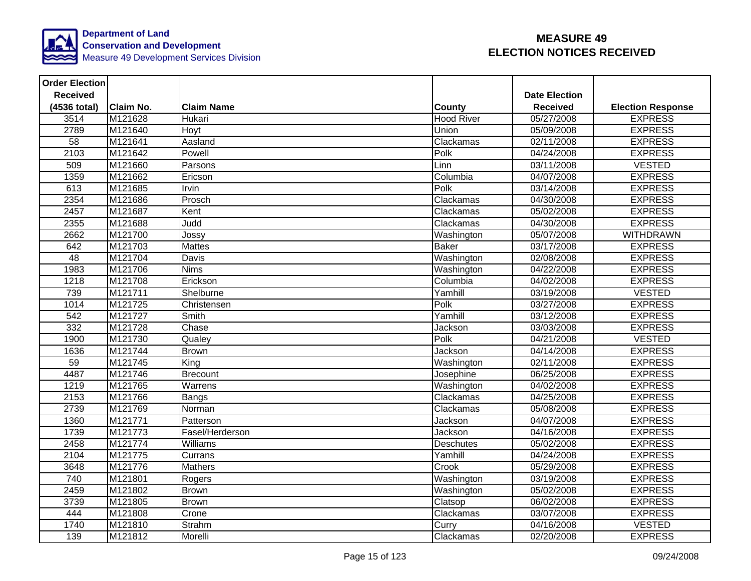Department of Land Conservation and Development
Measure 49 Development Services Division

# MEASURE 49 ELECTION NOTICES RECEIVED

| Order Election Received (4536 total) | Claim No. | Claim Name | County | Date Election Received | Election Response |
|---|---|---|---|---|---|
| 3514 | M121628 | Hukari | Hood River | 05/27/2008 | EXPRESS |
| 2789 | M121640 | Hoyt | Union | 05/09/2008 | EXPRESS |
| 58 | M121641 | Aasland | Clackamas | 02/11/2008 | EXPRESS |
| 2103 | M121642 | Powell | Polk | 04/24/2008 | EXPRESS |
| 509 | M121660 | Parsons | Linn | 03/11/2008 | VESTED |
| 1359 | M121662 | Ericson | Columbia | 04/07/2008 | EXPRESS |
| 613 | M121685 | Irvin | Polk | 03/14/2008 | EXPRESS |
| 2354 | M121686 | Prosch | Clackamas | 04/30/2008 | EXPRESS |
| 2457 | M121687 | Kent | Clackamas | 05/02/2008 | EXPRESS |
| 2355 | M121688 | Judd | Clackamas | 04/30/2008 | EXPRESS |
| 2662 | M121700 | Jossy | Washington | 05/07/2008 | WITHDRAWN |
| 642 | M121703 | Mattes | Baker | 03/17/2008 | EXPRESS |
| 48 | M121704 | Davis | Washington | 02/08/2008 | EXPRESS |
| 1983 | M121706 | Nims | Washington | 04/22/2008 | EXPRESS |
| 1218 | M121708 | Erickson | Columbia | 04/02/2008 | EXPRESS |
| 739 | M121711 | Shelburne | Yamhill | 03/19/2008 | VESTED |
| 1014 | M121725 | Christensen | Polk | 03/27/2008 | EXPRESS |
| 542 | M121727 | Smith | Yamhill | 03/12/2008 | EXPRESS |
| 332 | M121728 | Chase | Jackson | 03/03/2008 | EXPRESS |
| 1900 | M121730 | Qualey | Polk | 04/21/2008 | VESTED |
| 1636 | M121744 | Brown | Jackson | 04/14/2008 | EXPRESS |
| 59 | M121745 | King | Washington | 02/11/2008 | EXPRESS |
| 4487 | M121746 | Brecount | Josephine | 06/25/2008 | EXPRESS |
| 1219 | M121765 | Warrens | Washington | 04/02/2008 | EXPRESS |
| 2153 | M121766 | Bangs | Clackamas | 04/25/2008 | EXPRESS |
| 2739 | M121769 | Norman | Clackamas | 05/08/2008 | EXPRESS |
| 1360 | M121771 | Patterson | Jackson | 04/07/2008 | EXPRESS |
| 1739 | M121773 | Fasel/Herderson | Jackson | 04/16/2008 | EXPRESS |
| 2458 | M121774 | Williams | Deschutes | 05/02/2008 | EXPRESS |
| 2104 | M121775 | Currans | Yamhill | 04/24/2008 | EXPRESS |
| 3648 | M121776 | Mathers | Crook | 05/29/2008 | EXPRESS |
| 740 | M121801 | Rogers | Washington | 03/19/2008 | EXPRESS |
| 2459 | M121802 | Brown | Washington | 05/02/2008 | EXPRESS |
| 3739 | M121805 | Brown | Clatsop | 06/02/2008 | EXPRESS |
| 444 | M121808 | Crone | Clackamas | 03/07/2008 | EXPRESS |
| 1740 | M121810 | Strahm | Curry | 04/16/2008 | VESTED |
| 139 | M121812 | Morelli | Clackamas | 02/20/2008 | EXPRESS |

09/24/2008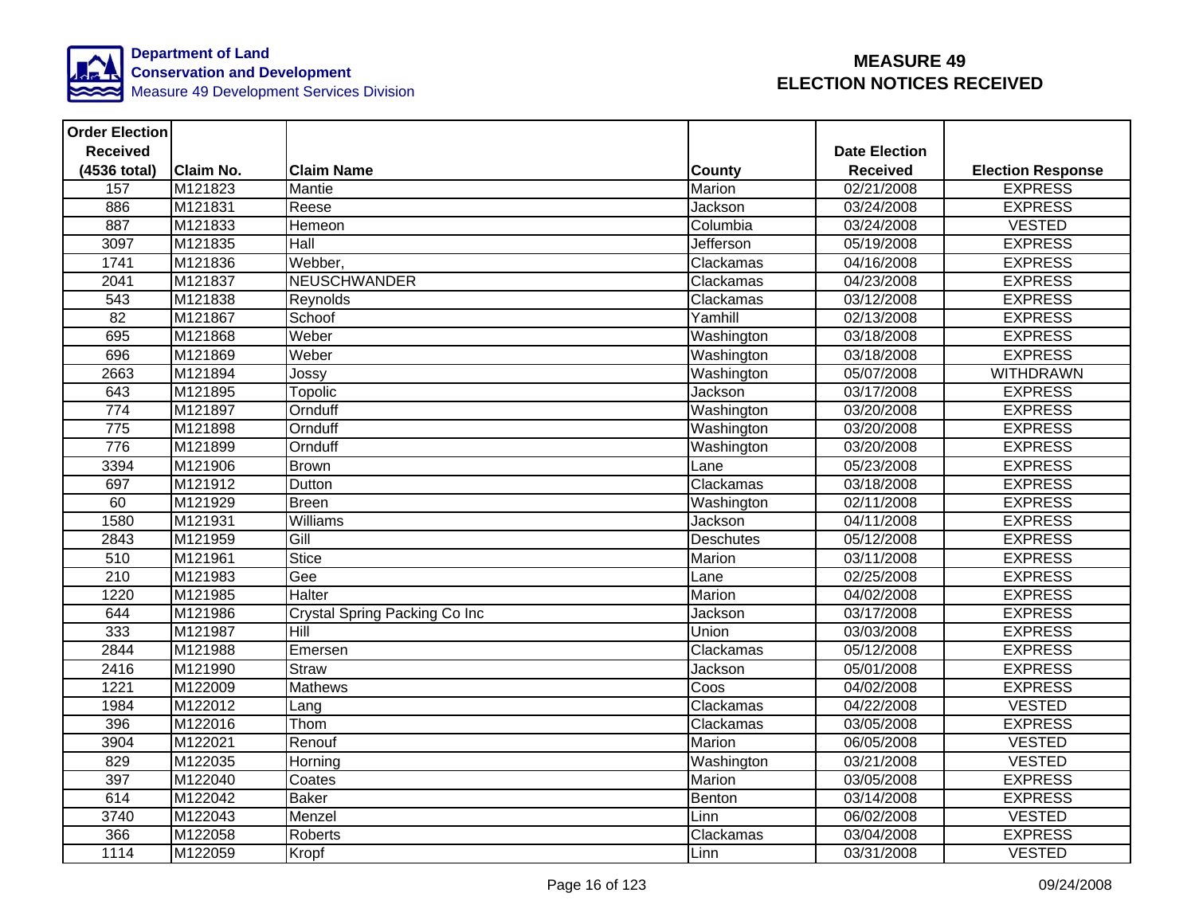**Department of Land Conservation and Development**
Measure 49 Development Services Division

# MEASURE 49 ELECTION NOTICES RECEIVED

| Order Election Received (4536 total) | Claim No. | Claim Name | County | Date Election Received | Election Response |
|---|---|---|---|---|---|
| 157 | M121823 | Mantie | Marion | 02/21/2008 | EXPRESS |
| 886 | M121831 | Reese | Jackson | 03/24/2008 | EXPRESS |
| 887 | M121833 | Hemeon | Columbia | 03/24/2008 | VESTED |
| 3097 | M121835 | Hall | Jefferson | 05/19/2008 | EXPRESS |
| 1741 | M121836 | Webber, | Clackamas | 04/16/2008 | EXPRESS |
| 2041 | M121837 | NEUSCHWANDER | Clackamas | 04/23/2008 | EXPRESS |
| 543 | M121838 | Reynolds | Clackamas | 03/12/2008 | EXPRESS |
| 82 | M121867 | Schoof | Yamhill | 02/13/2008 | EXPRESS |
| 695 | M121868 | Weber | Washington | 03/18/2008 | EXPRESS |
| 696 | M121869 | Weber | Washington | 03/18/2008 | EXPRESS |
| 2663 | M121894 | Jossy | Washington | 05/07/2008 | WITHDRAWN |
| 643 | M121895 | Topolic | Jackson | 03/17/2008 | EXPRESS |
| 774 | M121897 | Ornduff | Washington | 03/20/2008 | EXPRESS |
| 775 | M121898 | Ornduff | Washington | 03/20/2008 | EXPRESS |
| 776 | M121899 | Ornduff | Washington | 03/20/2008 | EXPRESS |
| 3394 | M121906 | Brown | Lane | 05/23/2008 | EXPRESS |
| 697 | M121912 | Dutton | Clackamas | 03/18/2008 | EXPRESS |
| 60 | M121929 | Breen | Washington | 02/11/2008 | EXPRESS |
| 1580 | M121931 | Williams | Jackson | 04/11/2008 | EXPRESS |
| 2843 | M121959 | Gill | Deschutes | 05/12/2008 | EXPRESS |
| 510 | M121961 | Stice | Marion | 03/11/2008 | EXPRESS |
| 210 | M121983 | Gee | Lane | 02/25/2008 | EXPRESS |
| 1220 | M121985 | Halter | Marion | 04/02/2008 | EXPRESS |
| 644 | M121986 | Crystal Spring Packing Co Inc | Jackson | 03/17/2008 | EXPRESS |
| 333 | M121987 | Hill | Union | 03/03/2008 | EXPRESS |
| 2844 | M121988 | Emersen | Clackamas | 05/12/2008 | EXPRESS |
| 2416 | M121990 | Straw | Jackson | 05/01/2008 | EXPRESS |
| 1221 | M122009 | Mathews | Coos | 04/02/2008 | EXPRESS |
| 1984 | M122012 | Lang | Clackamas | 04/22/2008 | VESTED |
| 396 | M122016 | Thom | Clackamas | 03/05/2008 | EXPRESS |
| 3904 | M122021 | Renouf | Marion | 06/05/2008 | VESTED |
| 829 | M122035 | Horning | Washington | 03/21/2008 | VESTED |
| 397 | M122040 | Coates | Marion | 03/05/2008 | EXPRESS |
| 614 | M122042 | Baker | Benton | 03/14/2008 | EXPRESS |
| 3740 | M122043 | Menzel | Linn | 06/02/2008 | VESTED |
| 366 | M122058 | Roberts | Clackamas | 03/04/2008 | EXPRESS |
| 1114 | M122059 | Kropf | Linn | 03/31/2008 | VESTED |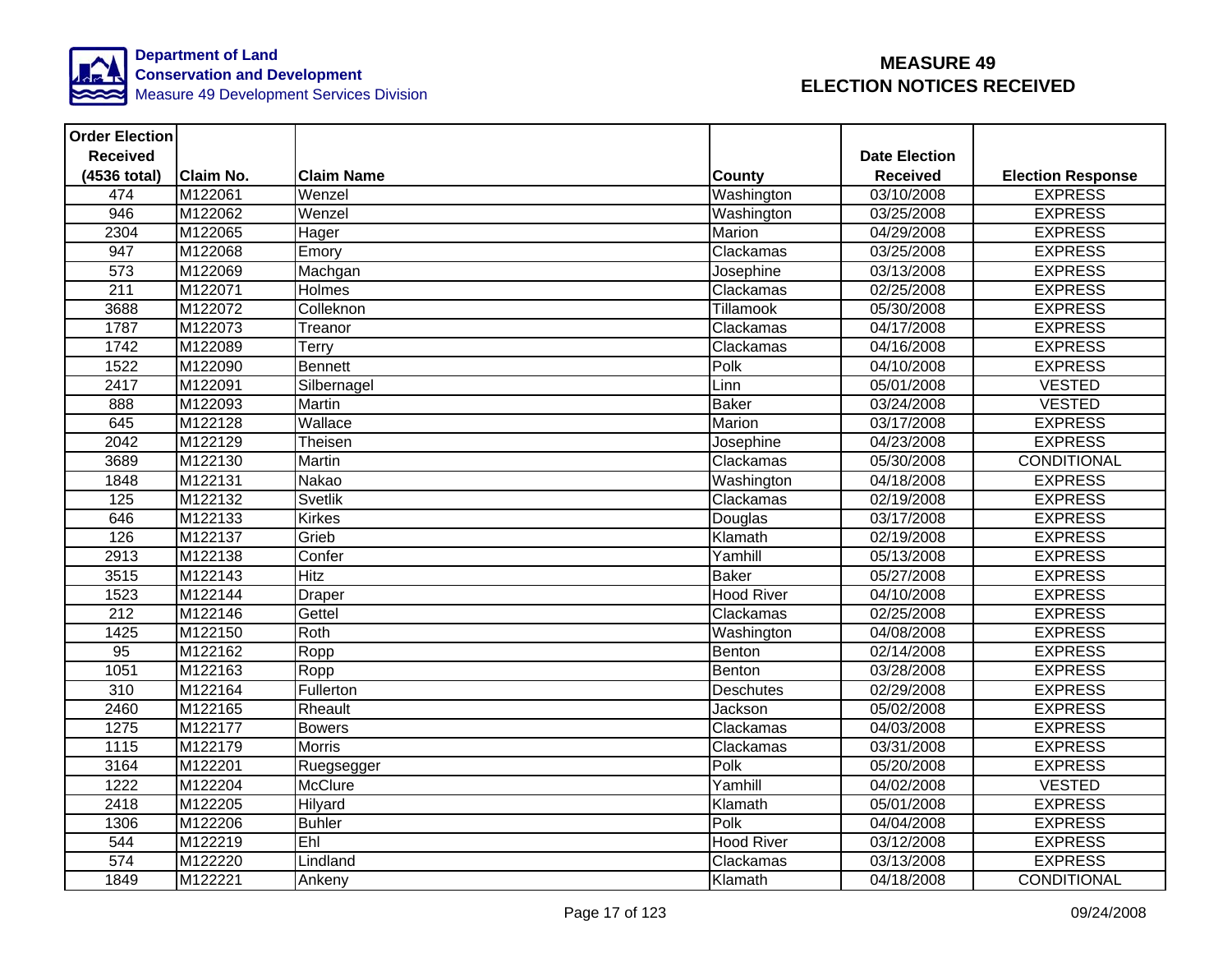Department of Land Conservation and Development
Measure 49 Development Services Division

# MEASURE 49 ELECTION NOTICES RECEIVED

| Order Election Received (4536 total) | Claim No. | Claim Name | County | Date Election Received | Election Response |
|---|---|---|---|---|---|
| 474 | M122061 | Wenzel | Washington | 03/10/2008 | EXPRESS |
| 946 | M122062 | Wenzel | Washington | 03/25/2008 | EXPRESS |
| 2304 | M122065 | Hager | Marion | 04/29/2008 | EXPRESS |
| 947 | M122068 | Emory | Clackamas | 03/25/2008 | EXPRESS |
| 573 | M122069 | Machgan | Josephine | 03/13/2008 | EXPRESS |
| 211 | M122071 | Holmes | Clackamas | 02/25/2008 | EXPRESS |
| 3688 | M122072 | Colleknon | Tillamook | 05/30/2008 | EXPRESS |
| 1787 | M122073 | Treanor | Clackamas | 04/17/2008 | EXPRESS |
| 1742 | M122089 | Terry | Clackamas | 04/16/2008 | EXPRESS |
| 1522 | M122090 | Bennett | Polk | 04/10/2008 | EXPRESS |
| 2417 | M122091 | Silbernagel | Linn | 05/01/2008 | VESTED |
| 888 | M122093 | Martin | Baker | 03/24/2008 | VESTED |
| 645 | M122128 | Wallace | Marion | 03/17/2008 | EXPRESS |
| 2042 | M122129 | Theisen | Josephine | 04/23/2008 | EXPRESS |
| 3689 | M122130 | Martin | Clackamas | 05/30/2008 | CONDITIONAL |
| 1848 | M122131 | Nakao | Washington | 04/18/2008 | EXPRESS |
| 125 | M122132 | Svetlik | Clackamas | 02/19/2008 | EXPRESS |
| 646 | M122133 | Kirkes | Douglas | 03/17/2008 | EXPRESS |
| 126 | M122137 | Grieb | Klamath | 02/19/2008 | EXPRESS |
| 2913 | M122138 | Confer | Yamhill | 05/13/2008 | EXPRESS |
| 3515 | M122143 | Hitz | Baker | 05/27/2008 | EXPRESS |
| 1523 | M122144 | Draper | Hood River | 04/10/2008 | EXPRESS |
| 212 | M122146 | Gettel | Clackamas | 02/25/2008 | EXPRESS |
| 1425 | M122150 | Roth | Washington | 04/08/2008 | EXPRESS |
| 95 | M122162 | Ropp | Benton | 02/14/2008 | EXPRESS |
| 1051 | M122163 | Ropp | Benton | 03/28/2008 | EXPRESS |
| 310 | M122164 | Fullerton | Deschutes | 02/29/2008 | EXPRESS |
| 2460 | M122165 | Rheault | Jackson | 05/02/2008 | EXPRESS |
| 1275 | M122177 | Bowers | Clackamas | 04/03/2008 | EXPRESS |
| 1115 | M122179 | Morris | Clackamas | 03/31/2008 | EXPRESS |
| 3164 | M122201 | Ruegsegger | Polk | 05/20/2008 | EXPRESS |
| 1222 | M122204 | McClure | Yamhill | 04/02/2008 | VESTED |
| 2418 | M122205 | Hilyard | Klamath | 05/01/2008 | EXPRESS |
| 1306 | M122206 | Buhler | Polk | 04/04/2008 | EXPRESS |
| 544 | M122219 | Ehl | Hood River | 03/12/2008 | EXPRESS |
| 574 | M122220 | Lindland | Clackamas | 03/13/2008 | EXPRESS |
| 1849 | M122221 | Ankeny | Klamath | 04/18/2008 | CONDITIONAL |

09/24/2008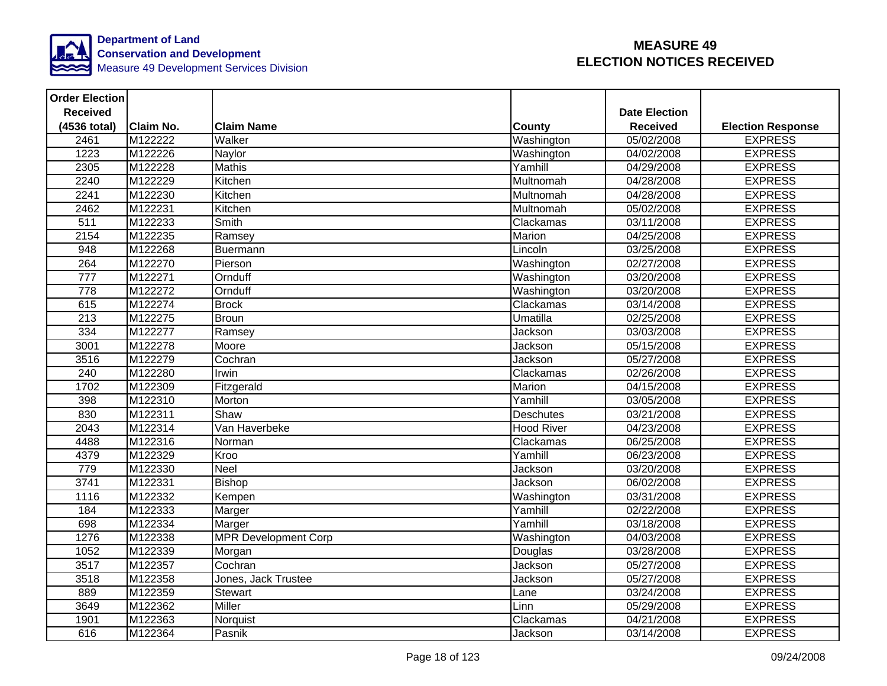# Department of Land Conservation and Development
Measure 49 Development Services Division

# MEASURE 49 ELECTION NOTICES RECEIVED

| Order Election Received (4536 total) | Claim No. | Claim Name | County | Date Election Received | Election Response |
|---|---|---|---|---|---|
| 2461 | M122222 | Walker | Washington | 05/02/2008 | EXPRESS |
| 1223 | M122226 | Naylor | Washington | 04/02/2008 | EXPRESS |
| 2305 | M122228 | Mathis | Yamhill | 04/29/2008 | EXPRESS |
| 2240 | M122229 | Kitchen | Multnomah | 04/28/2008 | EXPRESS |
| 2241 | M122230 | Kitchen | Multnomah | 04/28/2008 | EXPRESS |
| 2462 | M122231 | Kitchen | Multnomah | 05/02/2008 | EXPRESS |
| 511 | M122233 | Smith | Clackamas | 03/11/2008 | EXPRESS |
| 2154 | M122235 | Ramsey | Marion | 04/25/2008 | EXPRESS |
| 948 | M122268 | Buermann | Lincoln | 03/25/2008 | EXPRESS |
| 264 | M122270 | Pierson | Washington | 02/27/2008 | EXPRESS |
| 777 | M122271 | Ornduff | Washington | 03/20/2008 | EXPRESS |
| 778 | M122272 | Ornduff | Washington | 03/20/2008 | EXPRESS |
| 615 | M122274 | Brock | Clackamas | 03/14/2008 | EXPRESS |
| 213 | M122275 | Broun | Umatilla | 02/25/2008 | EXPRESS |
| 334 | M122277 | Ramsey | Jackson | 03/03/2008 | EXPRESS |
| 3001 | M122278 | Moore | Jackson | 05/15/2008 | EXPRESS |
| 3516 | M122279 | Cochran | Jackson | 05/27/2008 | EXPRESS |
| 240 | M122280 | Irwin | Clackamas | 02/26/2008 | EXPRESS |
| 1702 | M122309 | Fitzgerald | Marion | 04/15/2008 | EXPRESS |
| 398 | M122310 | Morton | Yamhill | 03/05/2008 | EXPRESS |
| 830 | M122311 | Shaw | Deschutes | 03/21/2008 | EXPRESS |
| 2043 | M122314 | Van Haverbeke | Hood River | 04/23/2008 | EXPRESS |
| 4488 | M122316 | Norman | Clackamas | 06/25/2008 | EXPRESS |
| 4379 | M122329 | Kroo | Yamhill | 06/23/2008 | EXPRESS |
| 779 | M122330 | Neel | Jackson | 03/20/2008 | EXPRESS |
| 3741 | M122331 | Bishop | Jackson | 06/02/2008 | EXPRESS |
| 1116 | M122332 | Kempen | Washington | 03/31/2008 | EXPRESS |
| 184 | M122333 | Marger | Yamhill | 02/22/2008 | EXPRESS |
| 698 | M122334 | Marger | Yamhill | 03/18/2008 | EXPRESS |
| 1276 | M122338 | MPR Development Corp | Washington | 04/03/2008 | EXPRESS |
| 1052 | M122339 | Morgan | Douglas | 03/28/2008 | EXPRESS |
| 3517 | M122357 | Cochran | Jackson | 05/27/2008 | EXPRESS |
| 3518 | M122358 | Jones, Jack Trustee | Jackson | 05/27/2008 | EXPRESS |
| 889 | M122359 | Stewart | Lane | 03/24/2008 | EXPRESS |
| 3649 | M122362 | Miller | Linn | 05/29/2008 | EXPRESS |
| 1901 | M122363 | Norquist | Clackamas | 04/21/2008 | EXPRESS |
| 616 | M122364 | Pasnik | Jackson | 03/14/2008 | EXPRESS |

09/24/2008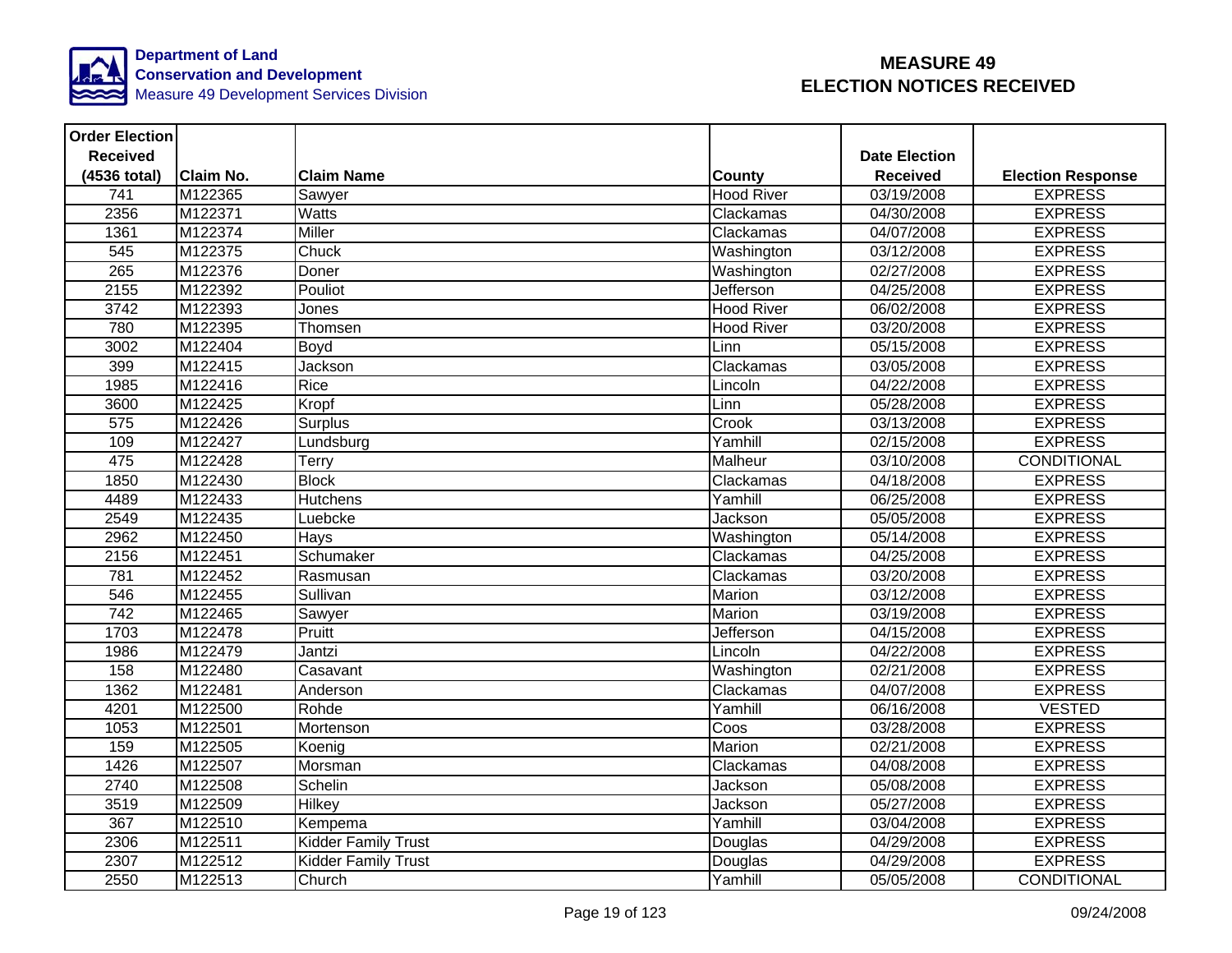Department of Land Conservation and Development
Measure 49 Development Services Division

# MEASURE 49 ELECTION NOTICES RECEIVED

| Order Election Received (4536 total) | Claim No. | Claim Name | County | Date Election Received | Election Response |
|---|---|---|---|---|---|
| 741 | M122365 | Sawyer | Hood River | 03/19/2008 | EXPRESS |
| 2356 | M122371 | Watts | Clackamas | 04/30/2008 | EXPRESS |
| 1361 | M122374 | Miller | Clackamas | 04/07/2008 | EXPRESS |
| 545 | M122375 | Chuck | Washington | 03/12/2008 | EXPRESS |
| 265 | M122376 | Doner | Washington | 02/27/2008 | EXPRESS |
| 2155 | M122392 | Pouliot | Jefferson | 04/25/2008 | EXPRESS |
| 3742 | M122393 | Jones | Hood River | 06/02/2008 | EXPRESS |
| 780 | M122395 | Thomsen | Hood River | 03/20/2008 | EXPRESS |
| 3002 | M122404 | Boyd | Linn | 05/15/2008 | EXPRESS |
| 399 | M122415 | Jackson | Clackamas | 03/05/2008 | EXPRESS |
| 1985 | M122416 | Rice | Lincoln | 04/22/2008 | EXPRESS |
| 3600 | M122425 | Kropf | Linn | 05/28/2008 | EXPRESS |
| 575 | M122426 | Surplus | Crook | 03/13/2008 | EXPRESS |
| 109 | M122427 | Lundsburg | Yamhill | 02/15/2008 | EXPRESS |
| 475 | M122428 | Terry | Malheur | 03/10/2008 | CONDITIONAL |
| 1850 | M122430 | Block | Clackamas | 04/18/2008 | EXPRESS |
| 4489 | M122433 | Hutchens | Yamhill | 06/25/2008 | EXPRESS |
| 2549 | M122435 | Luebcke | Jackson | 05/05/2008 | EXPRESS |
| 2962 | M122450 | Hays | Washington | 05/14/2008 | EXPRESS |
| 2156 | M122451 | Schumaker | Clackamas | 04/25/2008 | EXPRESS |
| 781 | M122452 | Rasmusan | Clackamas | 03/20/2008 | EXPRESS |
| 546 | M122455 | Sullivan | Marion | 03/12/2008 | EXPRESS |
| 742 | M122465 | Sawyer | Marion | 03/19/2008 | EXPRESS |
| 1703 | M122478 | Pruitt | Jefferson | 04/15/2008 | EXPRESS |
| 1986 | M122479 | Jantzi | Lincoln | 04/22/2008 | EXPRESS |
| 158 | M122480 | Casavant | Washington | 02/21/2008 | EXPRESS |
| 1362 | M122481 | Anderson | Clackamas | 04/07/2008 | EXPRESS |
| 4201 | M122500 | Rohde | Yamhill | 06/16/2008 | VESTED |
| 1053 | M122501 | Mortenson | Coos | 03/28/2008 | EXPRESS |
| 159 | M122505 | Koenig | Marion | 02/21/2008 | EXPRESS |
| 1426 | M122507 | Morsman | Clackamas | 04/08/2008 | EXPRESS |
| 2740 | M122508 | Schelin | Jackson | 05/08/2008 | EXPRESS |
| 3519 | M122509 | Hilkey | Jackson | 05/27/2008 | EXPRESS |
| 367 | M122510 | Kempema | Yamhill | 03/04/2008 | EXPRESS |
| 2306 | M122511 | Kidder Family Trust | Douglas | 04/29/2008 | EXPRESS |
| 2307 | M122512 | Kidder Family Trust | Douglas | 04/29/2008 | EXPRESS |
| 2550 | M122513 | Church | Yamhill | 05/05/2008 | CONDITIONAL |

09/24/2008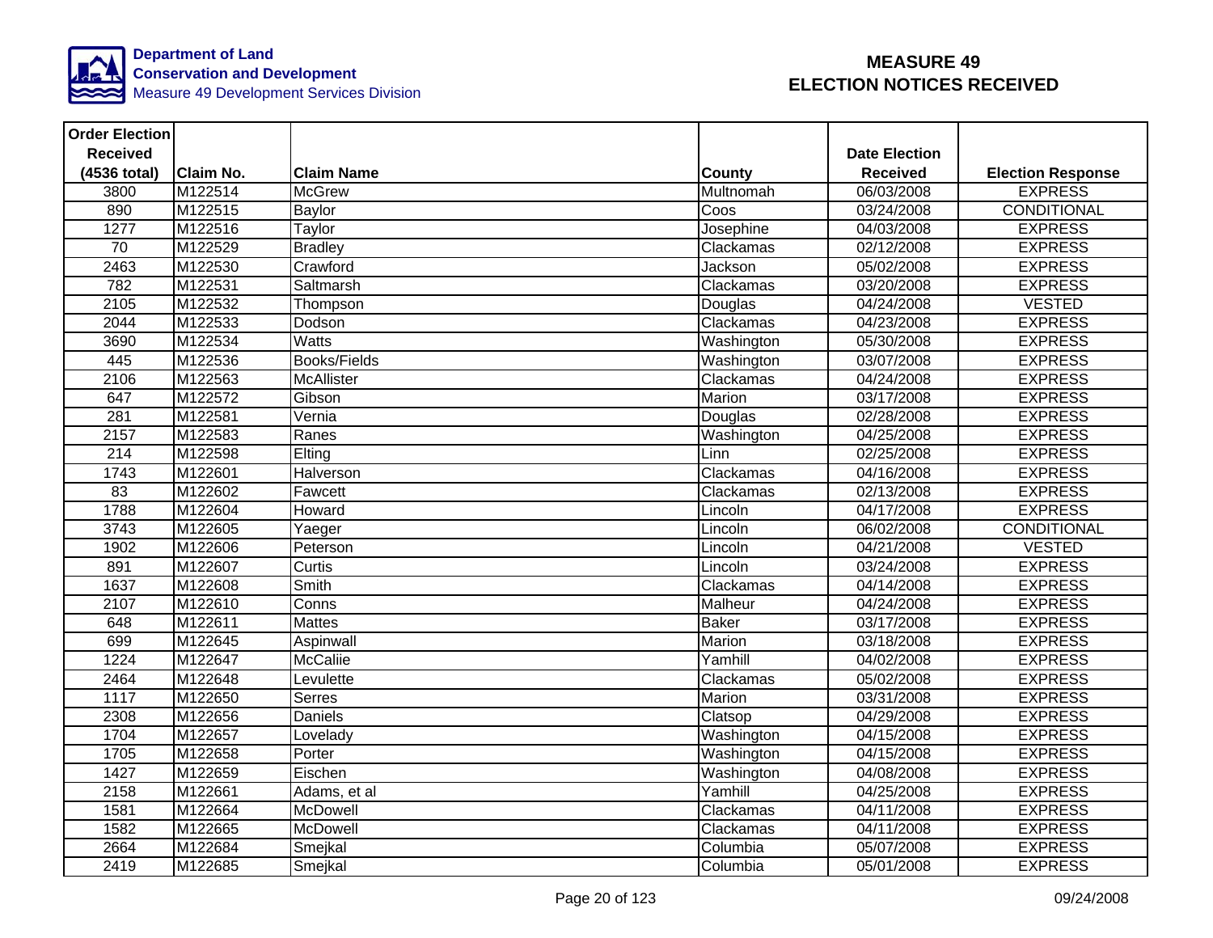Department of Land Conservation and Development
Measure 49 Development Services Division

# MEASURE 49
# ELECTION NOTICES RECEIVED

| Order Election Received (4536 total) | Claim No. | Claim Name | County | Date Election Received | Election Response |
|---|---|---|---|---|---|
| 3800 | M122514 | McGrew | Multnomah | 06/03/2008 | EXPRESS |
| 890 | M122515 | Baylor | Coos | 03/24/2008 | CONDITIONAL |
| 1277 | M122516 | Taylor | Josephine | 04/03/2008 | EXPRESS |
| 70 | M122529 | Bradley | Clackamas | 02/12/2008 | EXPRESS |
| 2463 | M122530 | Crawford | Jackson | 05/02/2008 | EXPRESS |
| 782 | M122531 | Saltmarsh | Clackamas | 03/20/2008 | EXPRESS |
| 2105 | M122532 | Thompson | Douglas | 04/24/2008 | VESTED |
| 2044 | M122533 | Dodson | Clackamas | 04/23/2008 | EXPRESS |
| 3690 | M122534 | Watts | Washington | 05/30/2008 | EXPRESS |
| 445 | M122536 | Books/Fields | Washington | 03/07/2008 | EXPRESS |
| 2106 | M122563 | McAllister | Clackamas | 04/24/2008 | EXPRESS |
| 647 | M122572 | Gibson | Marion | 03/17/2008 | EXPRESS |
| 281 | M122581 | Vernia | Douglas | 02/28/2008 | EXPRESS |
| 2157 | M122583 | Ranes | Washington | 04/25/2008 | EXPRESS |
| 214 | M122598 | Elting | Linn | 02/25/2008 | EXPRESS |
| 1743 | M122601 | Halverson | Clackamas | 04/16/2008 | EXPRESS |
| 83 | M122602 | Fawcett | Clackamas | 02/13/2008 | EXPRESS |
| 1788 | M122604 | Howard | Lincoln | 04/17/2008 | EXPRESS |
| 3743 | M122605 | Yaeger | Lincoln | 06/02/2008 | CONDITIONAL |
| 1902 | M122606 | Peterson | Lincoln | 04/21/2008 | VESTED |
| 891 | M122607 | Curtis | Lincoln | 03/24/2008 | EXPRESS |
| 1637 | M122608 | Smith | Clackamas | 04/14/2008 | EXPRESS |
| 2107 | M122610 | Conns | Malheur | 04/24/2008 | EXPRESS |
| 648 | M122611 | Mattes | Baker | 03/17/2008 | EXPRESS |
| 699 | M122645 | Aspinwall | Marion | 03/18/2008 | EXPRESS |
| 1224 | M122647 | McCaliie | Yamhill | 04/02/2008 | EXPRESS |
| 2464 | M122648 | Levulette | Clackamas | 05/02/2008 | EXPRESS |
| 1117 | M122650 | Serres | Marion | 03/31/2008 | EXPRESS |
| 2308 | M122656 | Daniels | Clatsop | 04/29/2008 | EXPRESS |
| 1704 | M122657 | Lovelady | Washington | 04/15/2008 | EXPRESS |
| 1705 | M122658 | Porter | Washington | 04/15/2008 | EXPRESS |
| 1427 | M122659 | Eischen | Washington | 04/08/2008 | EXPRESS |
| 2158 | M122661 | Adams, et al | Yamhill | 04/25/2008 | EXPRESS |
| 1581 | M122664 | McDowell | Clackamas | 04/11/2008 | EXPRESS |
| 1582 | M122665 | McDowell | Clackamas | 04/11/2008 | EXPRESS |
| 2664 | M122684 | Smejkal | Columbia | 05/07/2008 | EXPRESS |
| 2419 | M122685 | Smejkal | Columbia | 05/01/2008 | EXPRESS |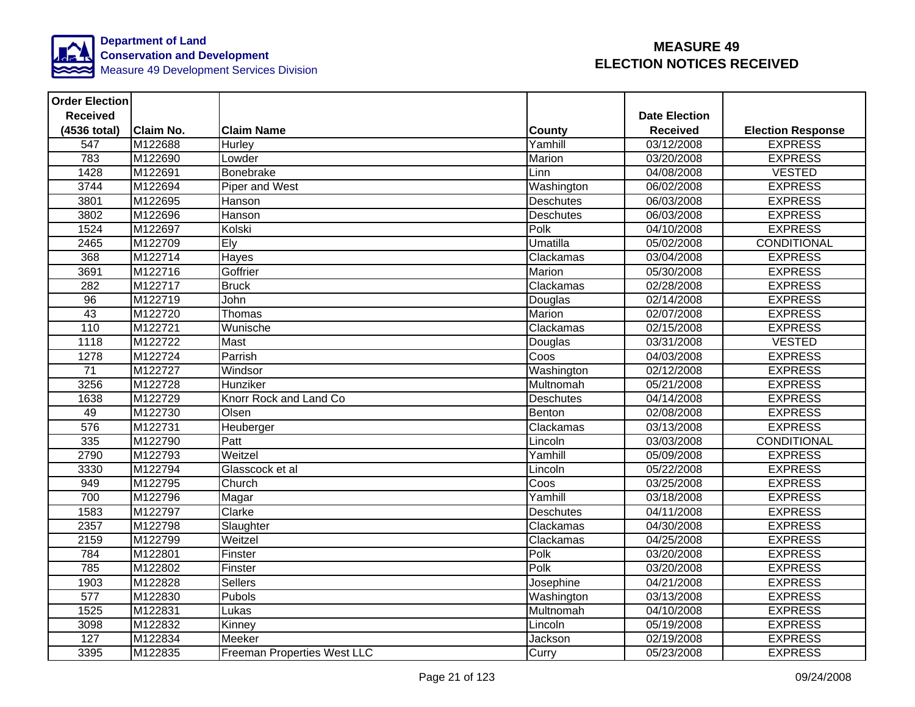Department of Land Conservation and Development
Measure 49 Development Services Division

# MEASURE 49 ELECTION NOTICES RECEIVED

| Order Election Received (4536 total) | Claim No. | Claim Name | County | Date Election Received | Election Response |
|---|---|---|---|---|---|
| 547 | M122688 | Hurley | Yamhill | 03/12/2008 | EXPRESS |
| 783 | M122690 | Lowder | Marion | 03/20/2008 | EXPRESS |
| 1428 | M122691 | Bonebrake | Linn | 04/08/2008 | VESTED |
| 3744 | M122694 | Piper and West | Washington | 06/02/2008 | EXPRESS |
| 3801 | M122695 | Hanson | Deschutes | 06/03/2008 | EXPRESS |
| 3802 | M122696 | Hanson | Deschutes | 06/03/2008 | EXPRESS |
| 1524 | M122697 | Kolski | Polk | 04/10/2008 | EXPRESS |
| 2465 | M122709 | Ely | Umatilla | 05/02/2008 | CONDITIONAL |
| 368 | M122714 | Hayes | Clackamas | 03/04/2008 | EXPRESS |
| 3691 | M122716 | Goffrier | Marion | 05/30/2008 | EXPRESS |
| 282 | M122717 | Bruck | Clackamas | 02/28/2008 | EXPRESS |
| 96 | M122719 | John | Douglas | 02/14/2008 | EXPRESS |
| 43 | M122720 | Thomas | Marion | 02/07/2008 | EXPRESS |
| 110 | M122721 | Wunische | Clackamas | 02/15/2008 | EXPRESS |
| 1118 | M122722 | Mast | Douglas | 03/31/2008 | VESTED |
| 1278 | M122724 | Parrish | Coos | 04/03/2008 | EXPRESS |
| 71 | M122727 | Windsor | Washington | 02/12/2008 | EXPRESS |
| 3256 | M122728 | Hunziker | Multnomah | 05/21/2008 | EXPRESS |
| 1638 | M122729 | Knorr Rock and Land Co | Deschutes | 04/14/2008 | EXPRESS |
| 49 | M122730 | Olsen | Benton | 02/08/2008 | EXPRESS |
| 576 | M122731 | Heuberger | Clackamas | 03/13/2008 | EXPRESS |
| 335 | M122790 | Patt | Lincoln | 03/03/2008 | CONDITIONAL |
| 2790 | M122793 | Weitzel | Yamhill | 05/09/2008 | EXPRESS |
| 3330 | M122794 | Glasscock et al | Lincoln | 05/22/2008 | EXPRESS |
| 949 | M122795 | Church | Coos | 03/25/2008 | EXPRESS |
| 700 | M122796 | Magar | Yamhill | 03/18/2008 | EXPRESS |
| 1583 | M122797 | Clarke | Deschutes | 04/11/2008 | EXPRESS |
| 2357 | M122798 | Slaughter | Clackamas | 04/30/2008 | EXPRESS |
| 2159 | M122799 | Weitzel | Clackamas | 04/25/2008 | EXPRESS |
| 784 | M122801 | Finster | Polk | 03/20/2008 | EXPRESS |
| 785 | M122802 | Finster | Polk | 03/20/2008 | EXPRESS |
| 1903 | M122828 | Sellers | Josephine | 04/21/2008 | EXPRESS |
| 577 | M122830 | Pubols | Washington | 03/13/2008 | EXPRESS |
| 1525 | M122831 | Lukas | Multnomah | 04/10/2008 | EXPRESS |
| 3098 | M122832 | Kinney | Lincoln | 05/19/2008 | EXPRESS |
| 127 | M122834 | Meeker | Jackson | 02/19/2008 | EXPRESS |
| 3395 | M122835 | Freeman Properties West LLC | Curry | 05/23/2008 | EXPRESS |

09/24/2008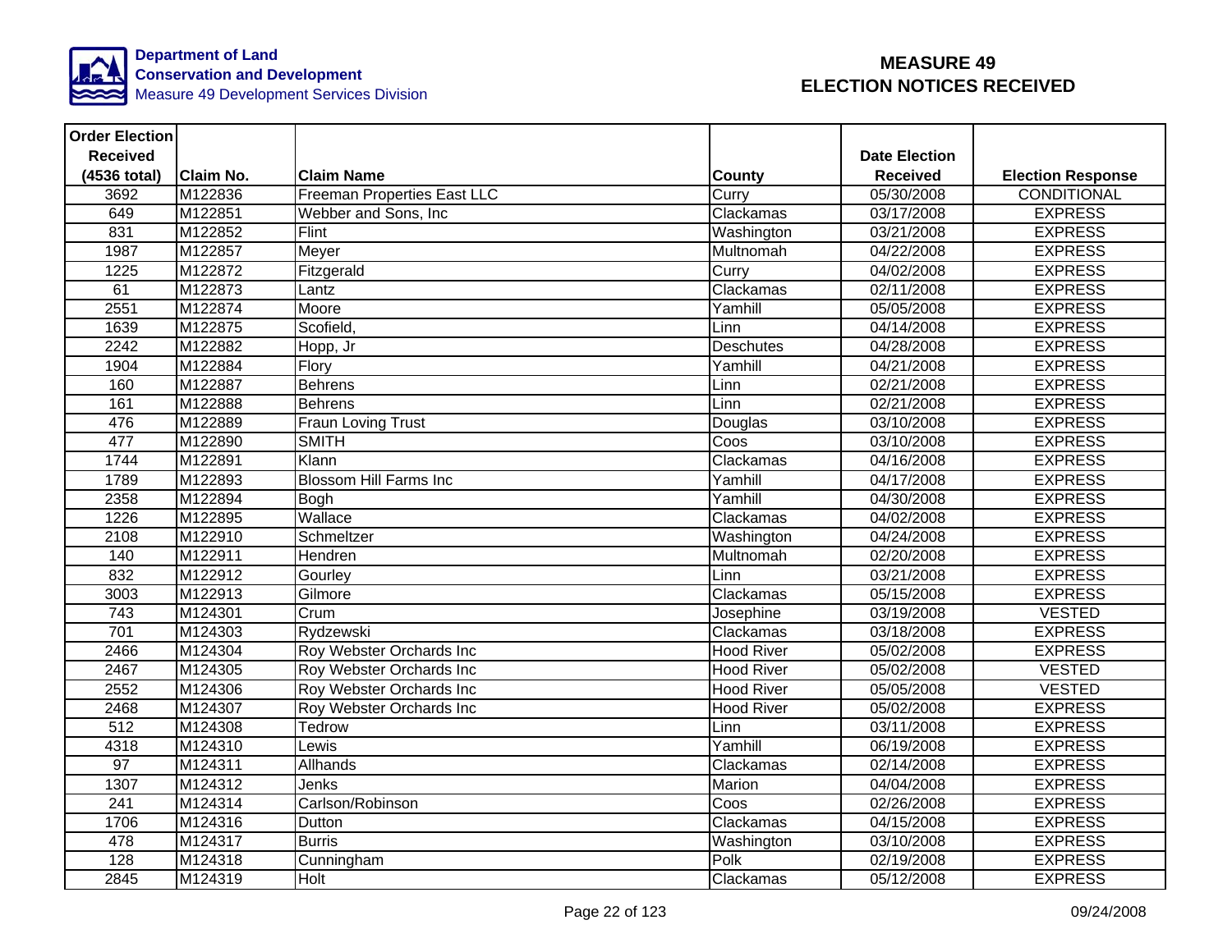**Department of Land Conservation and Development**
Measure 49 Development Services Division

# MEASURE 49
# ELECTION NOTICES RECEIVED

| Order Election Received (4536 total) | Claim No. | Claim Name | County | Date Election Received | Election Response |
|---|---|---|---|---|---|
| 3692 | M122836 | Freeman Properties East LLC | Curry | 05/30/2008 | CONDITIONAL |
| 649 | M122851 | Webber and Sons, Inc | Clackamas | 03/17/2008 | EXPRESS |
| 831 | M122852 | Flint | Washington | 03/21/2008 | EXPRESS |
| 1987 | M122857 | Meyer | Multnomah | 04/22/2008 | EXPRESS |
| 1225 | M122872 | Fitzgerald | Curry | 04/02/2008 | EXPRESS |
| 61 | M122873 | Lantz | Clackamas | 02/11/2008 | EXPRESS |
| 2551 | M122874 | Moore | Yamhill | 05/05/2008 | EXPRESS |
| 1639 | M122875 | Scofield, | Linn | 04/14/2008 | EXPRESS |
| 2242 | M122882 | Hopp, Jr | Deschutes | 04/28/2008 | EXPRESS |
| 1904 | M122884 | Flory | Yamhill | 04/21/2008 | EXPRESS |
| 160 | M122887 | Behrens | Linn | 02/21/2008 | EXPRESS |
| 161 | M122888 | Behrens | Linn | 02/21/2008 | EXPRESS |
| 476 | M122889 | Fraun Loving Trust | Douglas | 03/10/2008 | EXPRESS |
| 477 | M122890 | SMITH | Coos | 03/10/2008 | EXPRESS |
| 1744 | M122891 | Klann | Clackamas | 04/16/2008 | EXPRESS |
| 1789 | M122893 | Blossom Hill Farms Inc | Yamhill | 04/17/2008 | EXPRESS |
| 2358 | M122894 | Bogh | Yamhill | 04/30/2008 | EXPRESS |
| 1226 | M122895 | Wallace | Clackamas | 04/02/2008 | EXPRESS |
| 2108 | M122910 | Schmeltzer | Washington | 04/24/2008 | EXPRESS |
| 140 | M122911 | Hendren | Multnomah | 02/20/2008 | EXPRESS |
| 832 | M122912 | Gourley | Linn | 03/21/2008 | EXPRESS |
| 3003 | M122913 | Gilmore | Clackamas | 05/15/2008 | EXPRESS |
| 743 | M124301 | Crum | Josephine | 03/19/2008 | VESTED |
| 701 | M124303 | Rydzewski | Clackamas | 03/18/2008 | EXPRESS |
| 2466 | M124304 | Roy Webster Orchards Inc | Hood River | 05/02/2008 | EXPRESS |
| 2467 | M124305 | Roy Webster Orchards Inc | Hood River | 05/02/2008 | VESTED |
| 2552 | M124306 | Roy Webster Orchards Inc | Hood River | 05/05/2008 | VESTED |
| 2468 | M124307 | Roy Webster Orchards Inc | Hood River | 05/02/2008 | EXPRESS |
| 512 | M124308 | Tedrow | Linn | 03/11/2008 | EXPRESS |
| 4318 | M124310 | Lewis | Yamhill | 06/19/2008 | EXPRESS |
| 97 | M124311 | Allhands | Clackamas | 02/14/2008 | EXPRESS |
| 1307 | M124312 | Jenks | Marion | 04/04/2008 | EXPRESS |
| 241 | M124314 | Carlson/Robinson | Coos | 02/26/2008 | EXPRESS |
| 1706 | M124316 | Dutton | Clackamas | 04/15/2008 | EXPRESS |
| 478 | M124317 | Burris | Washington | 03/10/2008 | EXPRESS |
| 128 | M124318 | Cunningham | Polk | 02/19/2008 | EXPRESS |
| 2845 | M124319 | Holt | Clackamas | 05/12/2008 | EXPRESS |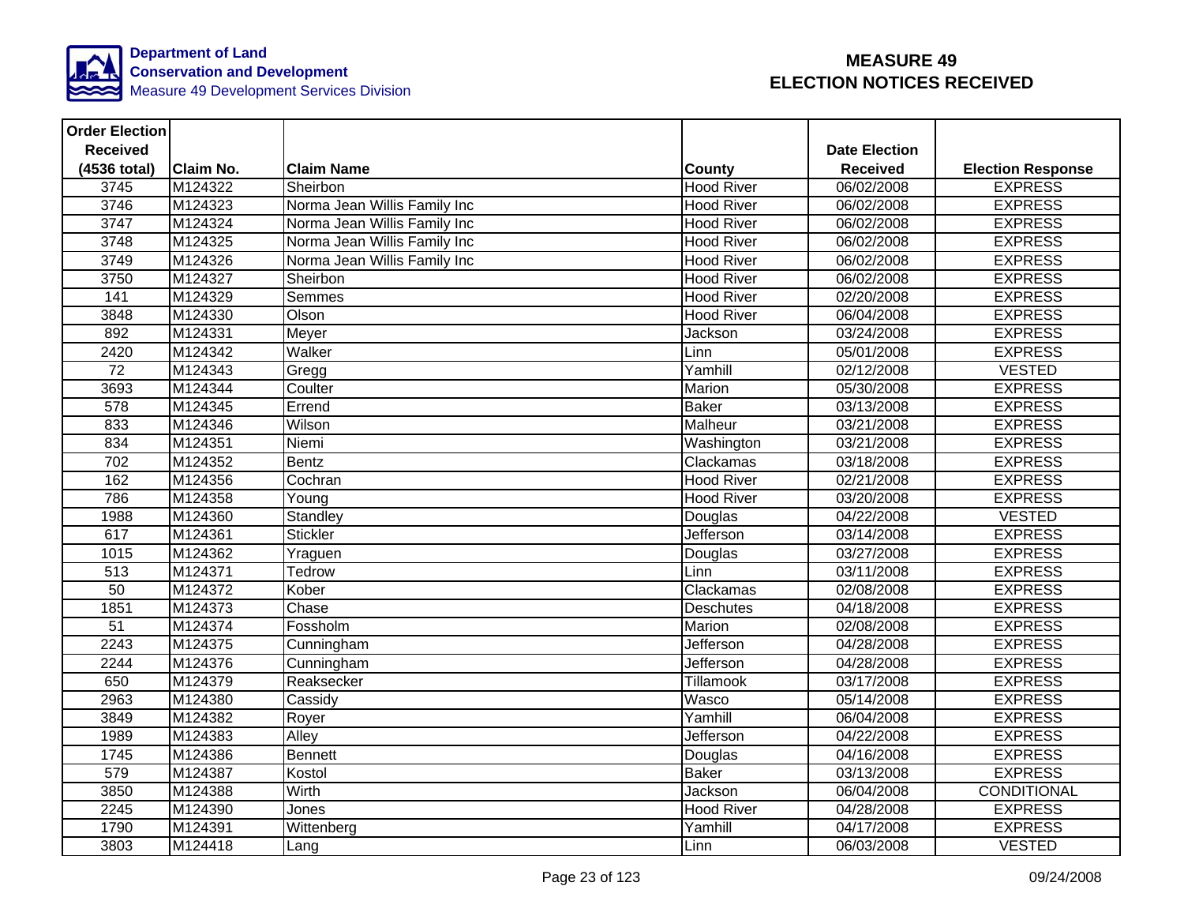# MEASURE 49
# ELECTION NOTICES RECEIVED

**Department of Land Conservation and Development**
Measure 49 Development Services Division

| Order Election Received (4536 total) | Claim No. | Claim Name | County | Date Election Received | Election Response |
|---|---|---|---|---|---|
| 3745 | M124322 | Sheirbon | Hood River | 06/02/2008 | EXPRESS |
| 3746 | M124323 | Norma Jean Willis Family Inc | Hood River | 06/02/2008 | EXPRESS |
| 3747 | M124324 | Norma Jean Willis Family Inc | Hood River | 06/02/2008 | EXPRESS |
| 3748 | M124325 | Norma Jean Willis Family Inc | Hood River | 06/02/2008 | EXPRESS |
| 3749 | M124326 | Norma Jean Willis Family Inc | Hood River | 06/02/2008 | EXPRESS |
| 3750 | M124327 | Sheirbon | Hood River | 06/02/2008 | EXPRESS |
| 141 | M124329 | Semmes | Hood River | 02/20/2008 | EXPRESS |
| 3848 | M124330 | Olson | Hood River | 06/04/2008 | EXPRESS |
| 892 | M124331 | Meyer | Jackson | 03/24/2008 | EXPRESS |
| 2420 | M124342 | Walker | Linn | 05/01/2008 | EXPRESS |
| 72 | M124343 | Gregg | Yamhill | 02/12/2008 | VESTED |
| 3693 | M124344 | Coulter | Marion | 05/30/2008 | EXPRESS |
| 578 | M124345 | Errend | Baker | 03/13/2008 | EXPRESS |
| 833 | M124346 | Wilson | Malheur | 03/21/2008 | EXPRESS |
| 834 | M124351 | Niemi | Washington | 03/21/2008 | EXPRESS |
| 702 | M124352 | Bentz | Clackamas | 03/18/2008 | EXPRESS |
| 162 | M124356 | Cochran | Hood River | 02/21/2008 | EXPRESS |
| 786 | M124358 | Young | Hood River | 03/20/2008 | EXPRESS |
| 1988 | M124360 | Standley | Douglas | 04/22/2008 | VESTED |
| 617 | M124361 | Stickler | Jefferson | 03/14/2008 | EXPRESS |
| 1015 | M124362 | Yraguen | Douglas | 03/27/2008 | EXPRESS |
| 513 | M124371 | Tedrow | Linn | 03/11/2008 | EXPRESS |
| 50 | M124372 | Kober | Clackamas | 02/08/2008 | EXPRESS |
| 1851 | M124373 | Chase | Deschutes | 04/18/2008 | EXPRESS |
| 51 | M124374 | Fossholm | Marion | 02/08/2008 | EXPRESS |
| 2243 | M124375 | Cunningham | Jefferson | 04/28/2008 | EXPRESS |
| 2244 | M124376 | Cunningham | Jefferson | 04/28/2008 | EXPRESS |
| 650 | M124379 | Reaksecker | Tillamook | 03/17/2008 | EXPRESS |
| 2963 | M124380 | Cassidy | Wasco | 05/14/2008 | EXPRESS |
| 3849 | M124382 | Royer | Yamhill | 06/04/2008 | EXPRESS |
| 1989 | M124383 | Alley | Jefferson | 04/22/2008 | EXPRESS |
| 1745 | M124386 | Bennett | Douglas | 04/16/2008 | EXPRESS |
| 579 | M124387 | Kostol | Baker | 03/13/2008 | EXPRESS |
| 3850 | M124388 | Wirth | Jackson | 06/04/2008 | CONDITIONAL |
| 2245 | M124390 | Jones | Hood River | 04/28/2008 | EXPRESS |
| 1790 | M124391 | Wittenberg | Yamhill | 04/17/2008 | EXPRESS |
| 3803 | M124418 | Lang | Linn | 06/03/2008 | VESTED |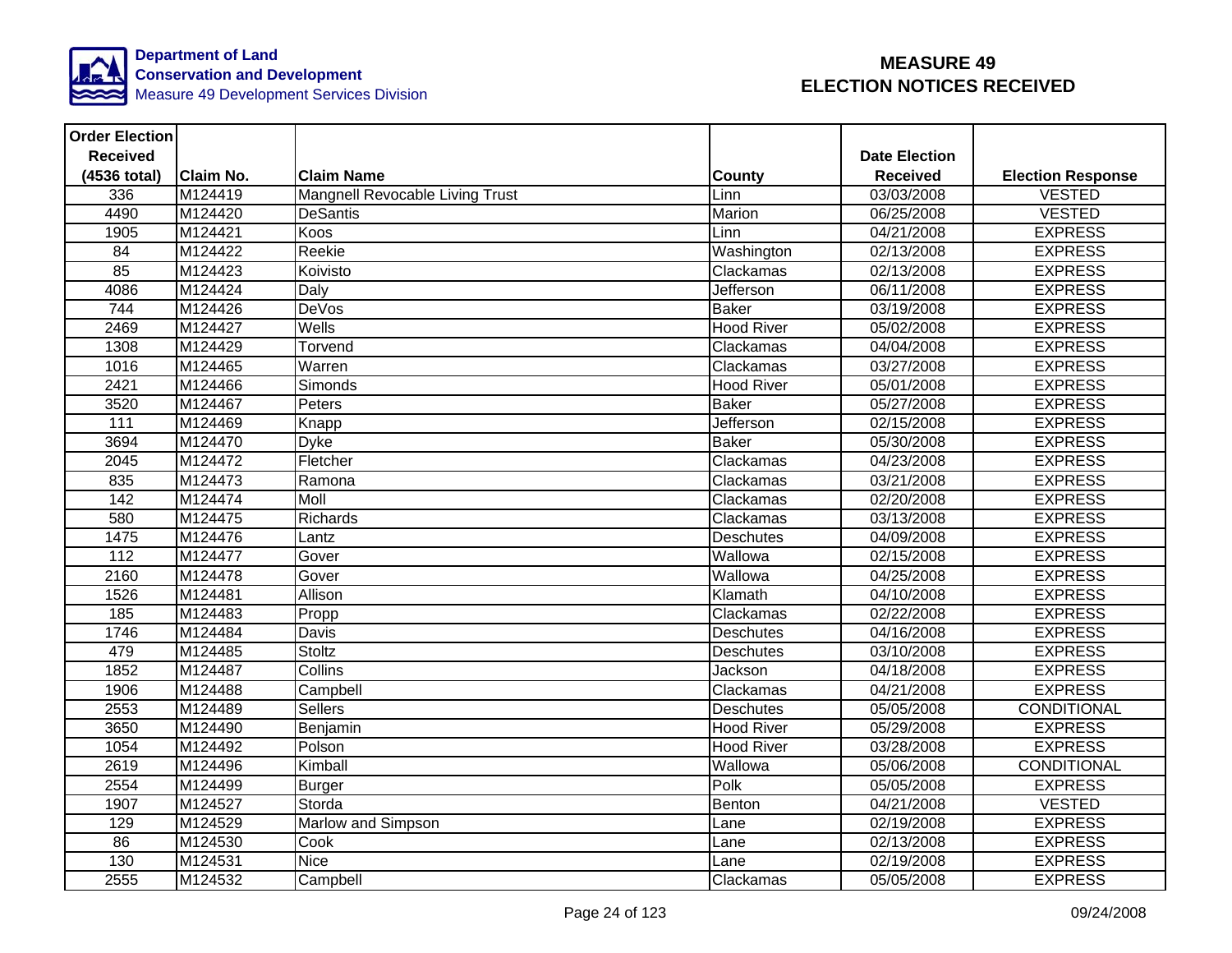**Department of Land Conservation and Development**
Measure 49 Development Services Division

# MEASURE 49 ELECTION NOTICES RECEIVED

| Order Election Received (4536 total) | Claim No. | Claim Name | County | Date Election Received | Election Response |
|---|---|---|---|---|---|
| 336 | M124419 | Mangnell Revocable Living Trust | Linn | 03/03/2008 | VESTED |
| 4490 | M124420 | DeSantis | Marion | 06/25/2008 | VESTED |
| 1905 | M124421 | Koos | Linn | 04/21/2008 | EXPRESS |
| 84 | M124422 | Reekie | Washington | 02/13/2008 | EXPRESS |
| 85 | M124423 | Koivisto | Clackamas | 02/13/2008 | EXPRESS |
| 4086 | M124424 | Daly | Jefferson | 06/11/2008 | EXPRESS |
| 744 | M124426 | DeVos | Baker | 03/19/2008 | EXPRESS |
| 2469 | M124427 | Wells | Hood River | 05/02/2008 | EXPRESS |
| 1308 | M124429 | Torvend | Clackamas | 04/04/2008 | EXPRESS |
| 1016 | M124465 | Warren | Clackamas | 03/27/2008 | EXPRESS |
| 2421 | M124466 | Simonds | Hood River | 05/01/2008 | EXPRESS |
| 3520 | M124467 | Peters | Baker | 05/27/2008 | EXPRESS |
| 111 | M124469 | Knapp | Jefferson | 02/15/2008 | EXPRESS |
| 3694 | M124470 | Dyke | Baker | 05/30/2008 | EXPRESS |
| 2045 | M124472 | Fletcher | Clackamas | 04/23/2008 | EXPRESS |
| 835 | M124473 | Ramona | Clackamas | 03/21/2008 | EXPRESS |
| 142 | M124474 | Moll | Clackamas | 02/20/2008 | EXPRESS |
| 580 | M124475 | Richards | Clackamas | 03/13/2008 | EXPRESS |
| 1475 | M124476 | Lantz | Deschutes | 04/09/2008 | EXPRESS |
| 112 | M124477 | Gover | Wallowa | 02/15/2008 | EXPRESS |
| 2160 | M124478 | Gover | Wallowa | 04/25/2008 | EXPRESS |
| 1526 | M124481 | Allison | Klamath | 04/10/2008 | EXPRESS |
| 185 | M124483 | Propp | Clackamas | 02/22/2008 | EXPRESS |
| 1746 | M124484 | Davis | Deschutes | 04/16/2008 | EXPRESS |
| 479 | M124485 | Stoltz | Deschutes | 03/10/2008 | EXPRESS |
| 1852 | M124487 | Collins | Jackson | 04/18/2008 | EXPRESS |
| 1906 | M124488 | Campbell | Clackamas | 04/21/2008 | EXPRESS |
| 2553 | M124489 | Sellers | Deschutes | 05/05/2008 | CONDITIONAL |
| 3650 | M124490 | Benjamin | Hood River | 05/29/2008 | EXPRESS |
| 1054 | M124492 | Polson | Hood River | 03/28/2008 | EXPRESS |
| 2619 | M124496 | Kimball | Wallowa | 05/06/2008 | CONDITIONAL |
| 2554 | M124499 | Burger | Polk | 05/05/2008 | EXPRESS |
| 1907 | M124527 | Storda | Benton | 04/21/2008 | VESTED |
| 129 | M124529 | Marlow and Simpson | Lane | 02/19/2008 | EXPRESS |
| 86 | M124530 | Cook | Lane | 02/13/2008 | EXPRESS |
| 130 | M124531 | Nice | Lane | 02/19/2008 | EXPRESS |
| 2555 | M124532 | Campbell | Clackamas | 05/05/2008 | EXPRESS |

09/24/2008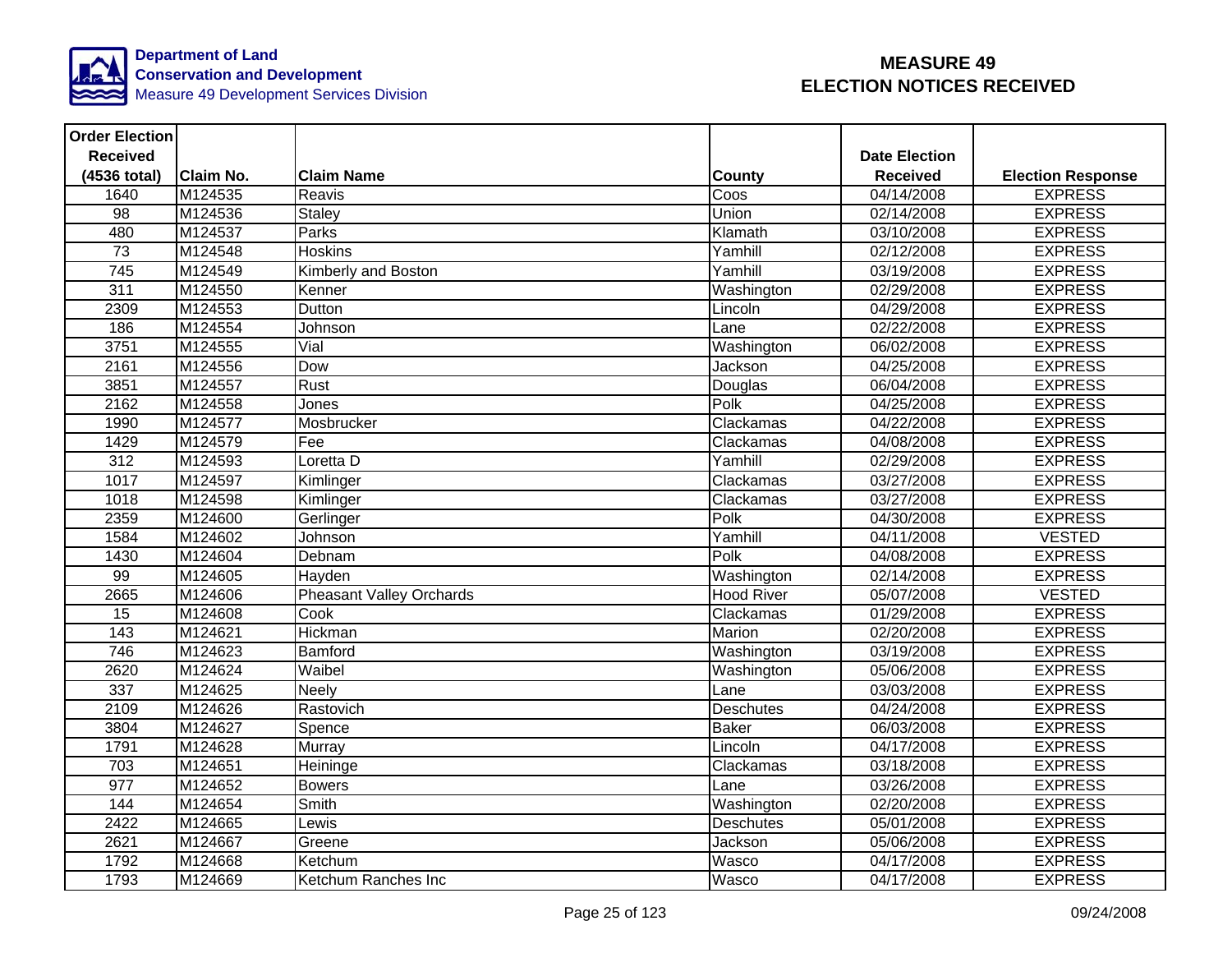Department of Land Conservation and Development
Measure 49 Development Services Division

# MEASURE 49 ELECTION NOTICES RECEIVED

| Order Election Received (4536 total) | Claim No. | Claim Name | County | Date Election Received | Election Response |
|---|---|---|---|---|---|
| 1640 | M124535 | Reavis | Coos | 04/14/2008 | EXPRESS |
| 98 | M124536 | Staley | Union | 02/14/2008 | EXPRESS |
| 480 | M124537 | Parks | Klamath | 03/10/2008 | EXPRESS |
| 73 | M124548 | Hoskins | Yamhill | 02/12/2008 | EXPRESS |
| 745 | M124549 | Kimberly and Boston | Yamhill | 03/19/2008 | EXPRESS |
| 311 | M124550 | Kenner | Washington | 02/29/2008 | EXPRESS |
| 2309 | M124553 | Dutton | Lincoln | 04/29/2008 | EXPRESS |
| 186 | M124554 | Johnson | Lane | 02/22/2008 | EXPRESS |
| 3751 | M124555 | Vial | Washington | 06/02/2008 | EXPRESS |
| 2161 | M124556 | Dow | Jackson | 04/25/2008 | EXPRESS |
| 3851 | M124557 | Rust | Douglas | 06/04/2008 | EXPRESS |
| 2162 | M124558 | Jones | Polk | 04/25/2008 | EXPRESS |
| 1990 | M124577 | Mosbrucker | Clackamas | 04/22/2008 | EXPRESS |
| 1429 | M124579 | Fee | Clackamas | 04/08/2008 | EXPRESS |
| 312 | M124593 | Loretta D | Yamhill | 02/29/2008 | EXPRESS |
| 1017 | M124597 | Kimlinger | Clackamas | 03/27/2008 | EXPRESS |
| 1018 | M124598 | Kimlinger | Clackamas | 03/27/2008 | EXPRESS |
| 2359 | M124600 | Gerlinger | Polk | 04/30/2008 | EXPRESS |
| 1584 | M124602 | Johnson | Yamhill | 04/11/2008 | VESTED |
| 1430 | M124604 | Debnam | Polk | 04/08/2008 | EXPRESS |
| 99 | M124605 | Hayden | Washington | 02/14/2008 | EXPRESS |
| 2665 | M124606 | Pheasant Valley Orchards | Hood River | 05/07/2008 | VESTED |
| 15 | M124608 | Cook | Clackamas | 01/29/2008 | EXPRESS |
| 143 | M124621 | Hickman | Marion | 02/20/2008 | EXPRESS |
| 746 | M124623 | Bamford | Washington | 03/19/2008 | EXPRESS |
| 2620 | M124624 | Waibel | Washington | 05/06/2008 | EXPRESS |
| 337 | M124625 | Neely | Lane | 03/03/2008 | EXPRESS |
| 2109 | M124626 | Rastovich | Deschutes | 04/24/2008 | EXPRESS |
| 3804 | M124627 | Spence | Baker | 06/03/2008 | EXPRESS |
| 1791 | M124628 | Murray | Lincoln | 04/17/2008 | EXPRESS |
| 703 | M124651 | Heininge | Clackamas | 03/18/2008 | EXPRESS |
| 977 | M124652 | Bowers | Lane | 03/26/2008 | EXPRESS |
| 144 | M124654 | Smith | Washington | 02/20/2008 | EXPRESS |
| 2422 | M124665 | Lewis | Deschutes | 05/01/2008 | EXPRESS |
| 2621 | M124667 | Greene | Jackson | 05/06/2008 | EXPRESS |
| 1792 | M124668 | Ketchum | Wasco | 04/17/2008 | EXPRESS |
| 1793 | M124669 | Ketchum Ranches Inc | Wasco | 04/17/2008 | EXPRESS |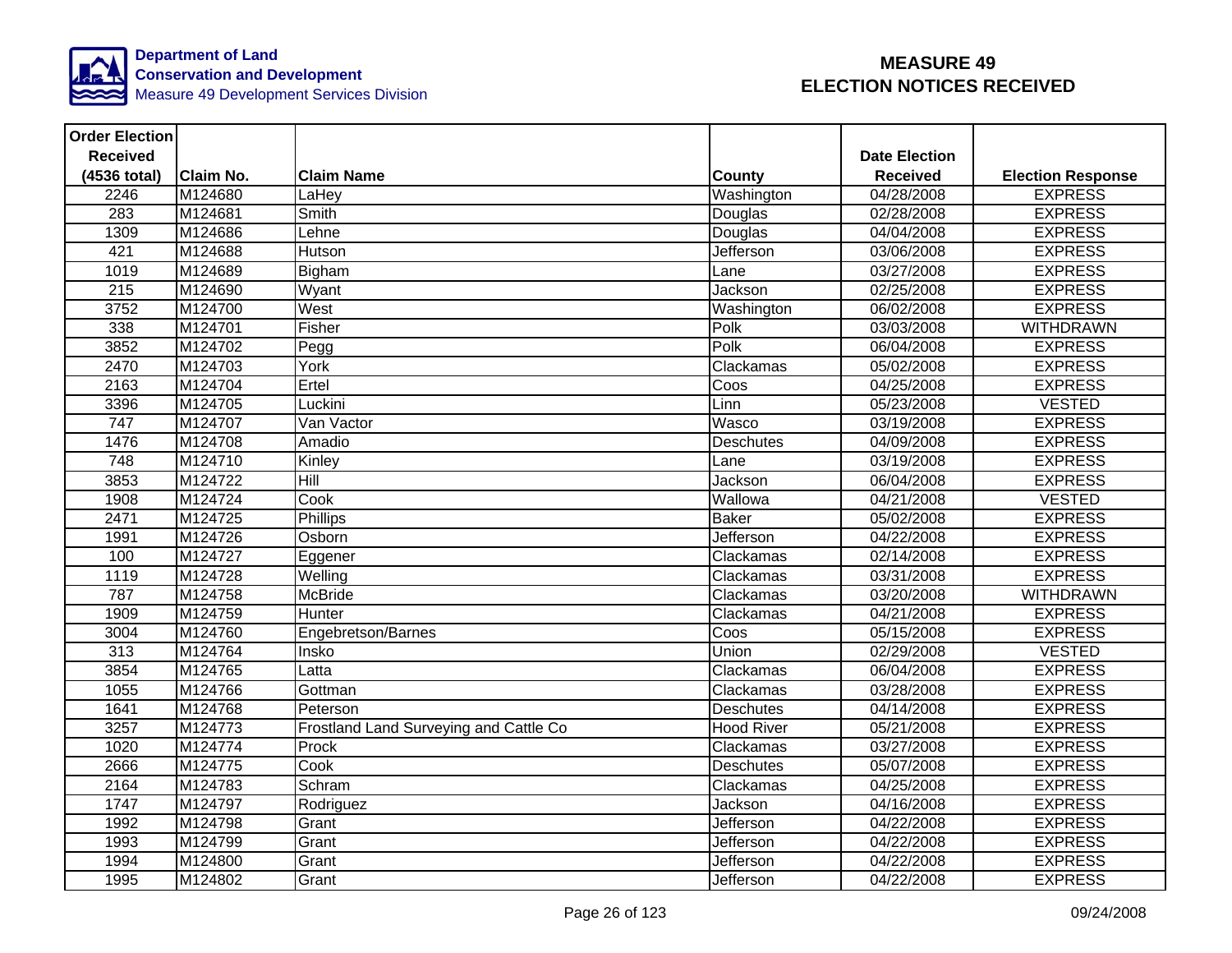**Department of Land Conservation and Development**
Measure 49 Development Services Division

# MEASURE 49
# ELECTION NOTICES RECEIVED

| Order Election Received (4536 total) | Claim No. | Claim Name | County | Date Election Received | Election Response |
|---|---|---|---|---|---|
| 2246 | M124680 | LaHey | Washington | 04/28/2008 | EXPRESS |
| 283 | M124681 | Smith | Douglas | 02/28/2008 | EXPRESS |
| 1309 | M124686 | Lehne | Douglas | 04/04/2008 | EXPRESS |
| 421 | M124688 | Hutson | Jefferson | 03/06/2008 | EXPRESS |
| 1019 | M124689 | Bigham | Lane | 03/27/2008 | EXPRESS |
| 215 | M124690 | Wyant | Jackson | 02/25/2008 | EXPRESS |
| 3752 | M124700 | West | Washington | 06/02/2008 | EXPRESS |
| 338 | M124701 | Fisher | Polk | 03/03/2008 | WITHDRAWN |
| 3852 | M124702 | Pegg | Polk | 06/04/2008 | EXPRESS |
| 2470 | M124703 | York | Clackamas | 05/02/2008 | EXPRESS |
| 2163 | M124704 | Ertel | Coos | 04/25/2008 | EXPRESS |
| 3396 | M124705 | Luckini | Linn | 05/23/2008 | VESTED |
| 747 | M124707 | Van Vactor | Wasco | 03/19/2008 | EXPRESS |
| 1476 | M124708 | Amadio | Deschutes | 04/09/2008 | EXPRESS |
| 748 | M124710 | Kinley | Lane | 03/19/2008 | EXPRESS |
| 3853 | M124722 | Hill | Jackson | 06/04/2008 | EXPRESS |
| 1908 | M124724 | Cook | Wallowa | 04/21/2008 | VESTED |
| 2471 | M124725 | Phillips | Baker | 05/02/2008 | EXPRESS |
| 1991 | M124726 | Osborn | Jefferson | 04/22/2008 | EXPRESS |
| 100 | M124727 | Eggener | Clackamas | 02/14/2008 | EXPRESS |
| 1119 | M124728 | Welling | Clackamas | 03/31/2008 | EXPRESS |
| 787 | M124758 | McBride | Clackamas | 03/20/2008 | WITHDRAWN |
| 1909 | M124759 | Hunter | Clackamas | 04/21/2008 | EXPRESS |
| 3004 | M124760 | Engebretson/Barnes | Coos | 05/15/2008 | EXPRESS |
| 313 | M124764 | Insko | Union | 02/29/2008 | VESTED |
| 3854 | M124765 | Latta | Clackamas | 06/04/2008 | EXPRESS |
| 1055 | M124766 | Gottman | Clackamas | 03/28/2008 | EXPRESS |
| 1641 | M124768 | Peterson | Deschutes | 04/14/2008 | EXPRESS |
| 3257 | M124773 | Frostland Land Surveying and Cattle Co | Hood River | 05/21/2008 | EXPRESS |
| 1020 | M124774 | Prock | Clackamas | 03/27/2008 | EXPRESS |
| 2666 | M124775 | Cook | Deschutes | 05/07/2008 | EXPRESS |
| 2164 | M124783 | Schram | Clackamas | 04/25/2008 | EXPRESS |
| 1747 | M124797 | Rodriguez | Jackson | 04/16/2008 | EXPRESS |
| 1992 | M124798 | Grant | Jefferson | 04/22/2008 | EXPRESS |
| 1993 | M124799 | Grant | Jefferson | 04/22/2008 | EXPRESS |
| 1994 | M124800 | Grant | Jefferson | 04/22/2008 | EXPRESS |
| 1995 | M124802 | Grant | Jefferson | 04/22/2008 | EXPRESS |

09/24/2008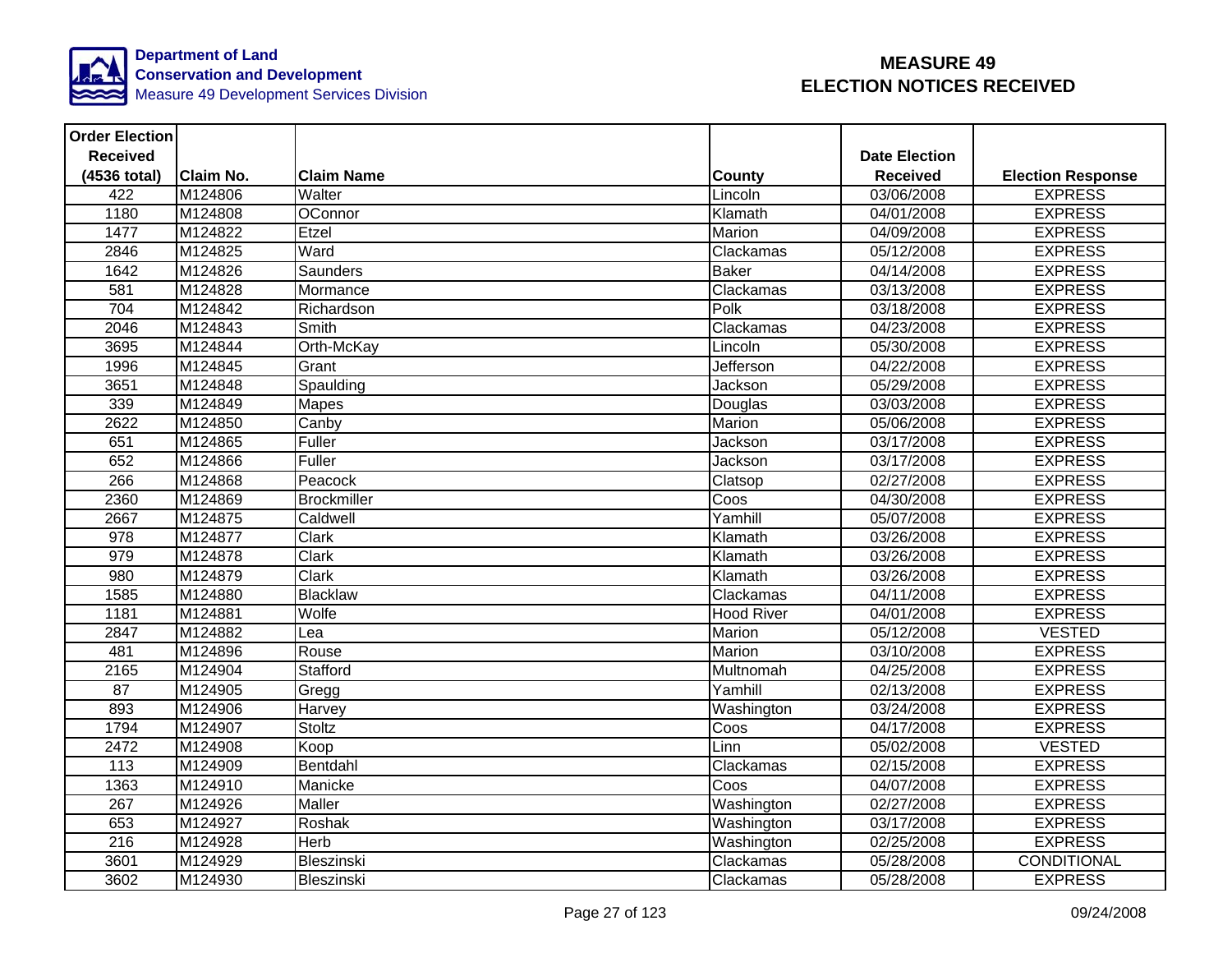**Department of Land Conservation and Development**
Measure 49 Development Services Division

# MEASURE 49 ELECTION NOTICES RECEIVED

| Order Election Received (4536 total) | Claim No. | Claim Name | County | Date Election Received | Election Response |
|---|---|---|---|---|---|
| 422 | M124806 | Walter | Lincoln | 03/06/2008 | EXPRESS |
| 1180 | M124808 | OConnor | Klamath | 04/01/2008 | EXPRESS |
| 1477 | M124822 | Etzel | Marion | 04/09/2008 | EXPRESS |
| 2846 | M124825 | Ward | Clackamas | 05/12/2008 | EXPRESS |
| 1642 | M124826 | Saunders | Baker | 04/14/2008 | EXPRESS |
| 581 | M124828 | Mormance | Clackamas | 03/13/2008 | EXPRESS |
| 704 | M124842 | Richardson | Polk | 03/18/2008 | EXPRESS |
| 2046 | M124843 | Smith | Clackamas | 04/23/2008 | EXPRESS |
| 3695 | M124844 | Orth-McKay | Lincoln | 05/30/2008 | EXPRESS |
| 1996 | M124845 | Grant | Jefferson | 04/22/2008 | EXPRESS |
| 3651 | M124848 | Spaulding | Jackson | 05/29/2008 | EXPRESS |
| 339 | M124849 | Mapes | Douglas | 03/03/2008 | EXPRESS |
| 2622 | M124850 | Canby | Marion | 05/06/2008 | EXPRESS |
| 651 | M124865 | Fuller | Jackson | 03/17/2008 | EXPRESS |
| 652 | M124866 | Fuller | Jackson | 03/17/2008 | EXPRESS |
| 266 | M124868 | Peacock | Clatsop | 02/27/2008 | EXPRESS |
| 2360 | M124869 | Brockmiller | Coos | 04/30/2008 | EXPRESS |
| 2667 | M124875 | Caldwell | Yamhill | 05/07/2008 | EXPRESS |
| 978 | M124877 | Clark | Klamath | 03/26/2008 | EXPRESS |
| 979 | M124878 | Clark | Klamath | 03/26/2008 | EXPRESS |
| 980 | M124879 | Clark | Klamath | 03/26/2008 | EXPRESS |
| 1585 | M124880 | Blacklaw | Clackamas | 04/11/2008 | EXPRESS |
| 1181 | M124881 | Wolfe | Hood River | 04/01/2008 | EXPRESS |
| 2847 | M124882 | Lea | Marion | 05/12/2008 | VESTED |
| 481 | M124896 | Rouse | Marion | 03/10/2008 | EXPRESS |
| 2165 | M124904 | Stafford | Multnomah | 04/25/2008 | EXPRESS |
| 87 | M124905 | Gregg | Yamhill | 02/13/2008 | EXPRESS |
| 893 | M124906 | Harvey | Washington | 03/24/2008 | EXPRESS |
| 1794 | M124907 | Stoltz | Coos | 04/17/2008 | EXPRESS |
| 2472 | M124908 | Koop | Linn | 05/02/2008 | VESTED |
| 113 | M124909 | Bentdahl | Clackamas | 02/15/2008 | EXPRESS |
| 1363 | M124910 | Manicke | Coos | 04/07/2008 | EXPRESS |
| 267 | M124926 | Maller | Washington | 02/27/2008 | EXPRESS |
| 653 | M124927 | Roshak | Washington | 03/17/2008 | EXPRESS |
| 216 | M124928 | Herb | Washington | 02/25/2008 | EXPRESS |
| 3601 | M124929 | Bleszinski | Clackamas | 05/28/2008 | CONDITIONAL |
| 3602 | M124930 | Bleszinski | Clackamas | 05/28/2008 | EXPRESS |

09/24/2008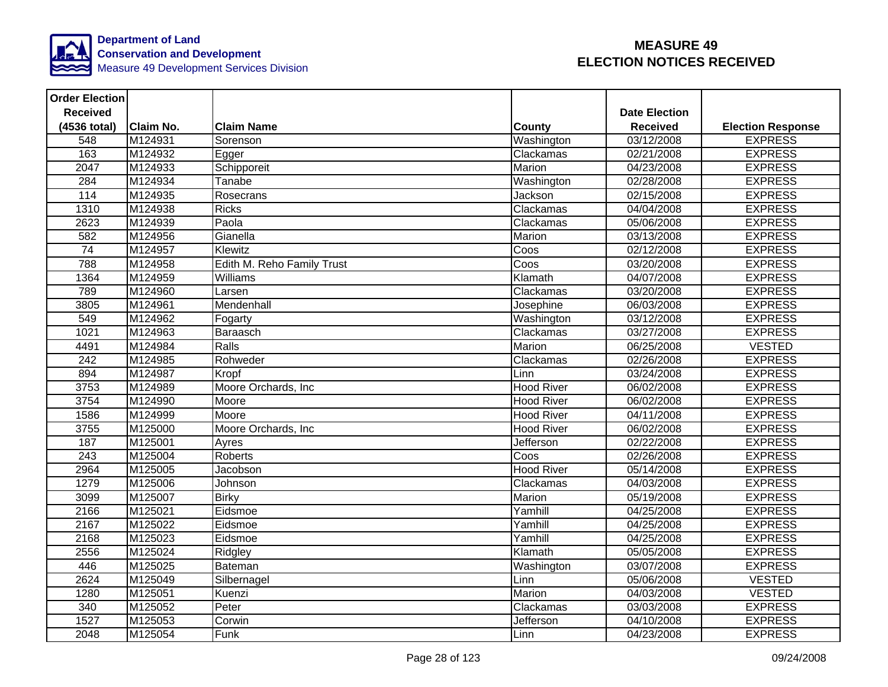Department of Land Conservation and Development
Measure 49 Development Services Division

# MEASURE 49
# ELECTION NOTICES RECEIVED

| Order Election Received (4536 total) | Claim No. | Claim Name | County | Date Election Received | Election Response |
|---|---|---|---|---|---|
| 548 | M124931 | Sorenson | Washington | 03/12/2008 | EXPRESS |
| 163 | M124932 | Egger | Clackamas | 02/21/2008 | EXPRESS |
| 2047 | M124933 | Schipporeit | Marion | 04/23/2008 | EXPRESS |
| 284 | M124934 | Tanabe | Washington | 02/28/2008 | EXPRESS |
| 114 | M124935 | Rosecrans | Jackson | 02/15/2008 | EXPRESS |
| 1310 | M124938 | Ricks | Clackamas | 04/04/2008 | EXPRESS |
| 2623 | M124939 | Paola | Clackamas | 05/06/2008 | EXPRESS |
| 582 | M124956 | Gianella | Marion | 03/13/2008 | EXPRESS |
| 74 | M124957 | Klewitz | Coos | 02/12/2008 | EXPRESS |
| 788 | M124958 | Edith M. Reho Family Trust | Coos | 03/20/2008 | EXPRESS |
| 1364 | M124959 | Williams | Klamath | 04/07/2008 | EXPRESS |
| 789 | M124960 | Larsen | Clackamas | 03/20/2008 | EXPRESS |
| 3805 | M124961 | Mendenhall | Josephine | 06/03/2008 | EXPRESS |
| 549 | M124962 | Fogarty | Washington | 03/12/2008 | EXPRESS |
| 1021 | M124963 | Baraasch | Clackamas | 03/27/2008 | EXPRESS |
| 4491 | M124984 | Ralls | Marion | 06/25/2008 | VESTED |
| 242 | M124985 | Rohweder | Clackamas | 02/26/2008 | EXPRESS |
| 894 | M124987 | Kropf | Linn | 03/24/2008 | EXPRESS |
| 3753 | M124989 | Moore Orchards, Inc | Hood River | 06/02/2008 | EXPRESS |
| 3754 | M124990 | Moore | Hood River | 06/02/2008 | EXPRESS |
| 1586 | M124999 | Moore | Hood River | 04/11/2008 | EXPRESS |
| 3755 | M125000 | Moore Orchards, Inc | Hood River | 06/02/2008 | EXPRESS |
| 187 | M125001 | Ayres | Jefferson | 02/22/2008 | EXPRESS |
| 243 | M125004 | Roberts | Coos | 02/26/2008 | EXPRESS |
| 2964 | M125005 | Jacobson | Hood River | 05/14/2008 | EXPRESS |
| 1279 | M125006 | Johnson | Clackamas | 04/03/2008 | EXPRESS |
| 3099 | M125007 | Birky | Marion | 05/19/2008 | EXPRESS |
| 2166 | M125021 | Eidsmoe | Yamhill | 04/25/2008 | EXPRESS |
| 2167 | M125022 | Eidsmoe | Yamhill | 04/25/2008 | EXPRESS |
| 2168 | M125023 | Eidsmoe | Yamhill | 04/25/2008 | EXPRESS |
| 2556 | M125024 | Ridgley | Klamath | 05/05/2008 | EXPRESS |
| 446 | M125025 | Bateman | Washington | 03/07/2008 | EXPRESS |
| 2624 | M125049 | Silbernagel | Linn | 05/06/2008 | VESTED |
| 1280 | M125051 | Kuenzi | Marion | 04/03/2008 | VESTED |
| 340 | M125052 | Peter | Clackamas | 03/03/2008 | EXPRESS |
| 1527 | M125053 | Corwin | Jefferson | 04/10/2008 | EXPRESS |
| 2048 | M125054 | Funk | Linn | 04/23/2008 | EXPRESS |

09/24/2008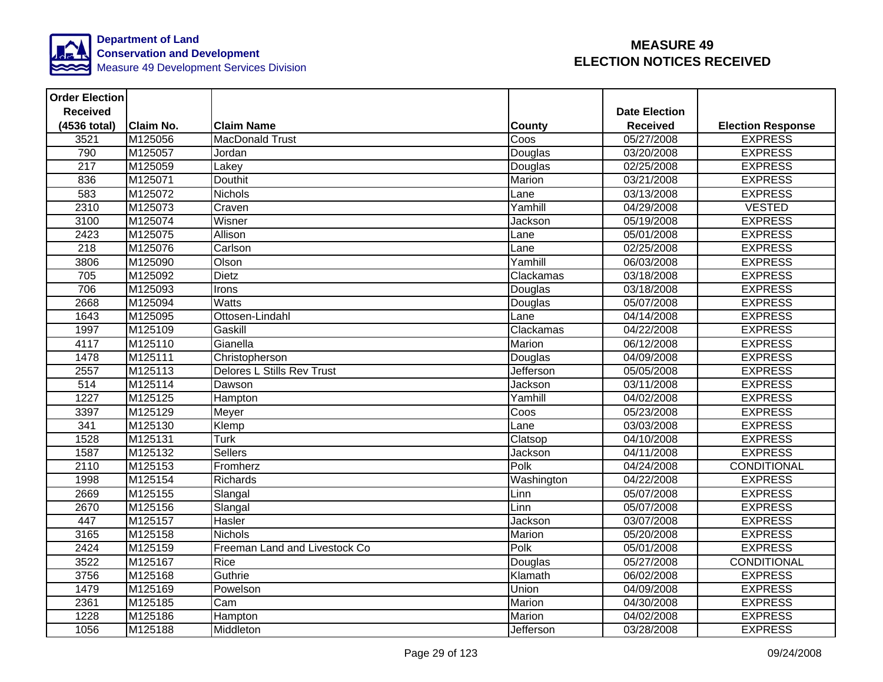Department of Land Conservation and Development
Measure 49 Development Services Division

# MEASURE 49 ELECTION NOTICES RECEIVED

| Order Election Received (4536 total) | Claim No. | Claim Name | County | Date Election Received | Election Response |
|---|---|---|---|---|---|
| 3521 | M125056 | MacDonald Trust | Coos | 05/27/2008 | EXPRESS |
| 790 | M125057 | Jordan | Douglas | 03/20/2008 | EXPRESS |
| 217 | M125059 | Lakey | Douglas | 02/25/2008 | EXPRESS |
| 836 | M125071 | Douthit | Marion | 03/21/2008 | EXPRESS |
| 583 | M125072 | Nichols | Lane | 03/13/2008 | EXPRESS |
| 2310 | M125073 | Craven | Yamhill | 04/29/2008 | VESTED |
| 3100 | M125074 | Wisner | Jackson | 05/19/2008 | EXPRESS |
| 2423 | M125075 | Allison | Lane | 05/01/2008 | EXPRESS |
| 218 | M125076 | Carlson | Lane | 02/25/2008 | EXPRESS |
| 3806 | M125090 | Olson | Yamhill | 06/03/2008 | EXPRESS |
| 705 | M125092 | Dietz | Clackamas | 03/18/2008 | EXPRESS |
| 706 | M125093 | Irons | Douglas | 03/18/2008 | EXPRESS |
| 2668 | M125094 | Watts | Douglas | 05/07/2008 | EXPRESS |
| 1643 | M125095 | Ottosen-Lindahl | Lane | 04/14/2008 | EXPRESS |
| 1997 | M125109 | Gaskill | Clackamas | 04/22/2008 | EXPRESS |
| 4117 | M125110 | Gianella | Marion | 06/12/2008 | EXPRESS |
| 1478 | M125111 | Christopherson | Douglas | 04/09/2008 | EXPRESS |
| 2557 | M125113 | Delores L Stills Rev Trust | Jefferson | 05/05/2008 | EXPRESS |
| 514 | M125114 | Dawson | Jackson | 03/11/2008 | EXPRESS |
| 1227 | M125125 | Hampton | Yamhill | 04/02/2008 | EXPRESS |
| 3397 | M125129 | Meyer | Coos | 05/23/2008 | EXPRESS |
| 341 | M125130 | Klemp | Lane | 03/03/2008 | EXPRESS |
| 1528 | M125131 | Turk | Clatsop | 04/10/2008 | EXPRESS |
| 1587 | M125132 | Sellers | Jackson | 04/11/2008 | EXPRESS |
| 2110 | M125153 | Fromherz | Polk | 04/24/2008 | CONDITIONAL |
| 1998 | M125154 | Richards | Washington | 04/22/2008 | EXPRESS |
| 2669 | M125155 | Slangal | Linn | 05/07/2008 | EXPRESS |
| 2670 | M125156 | Slangal | Linn | 05/07/2008 | EXPRESS |
| 447 | M125157 | Hasler | Jackson | 03/07/2008 | EXPRESS |
| 3165 | M125158 | Nichols | Marion | 05/20/2008 | EXPRESS |
| 2424 | M125159 | Freeman Land and Livestock Co | Polk | 05/01/2008 | EXPRESS |
| 3522 | M125167 | Rice | Douglas | 05/27/2008 | CONDITIONAL |
| 3756 | M125168 | Guthrie | Klamath | 06/02/2008 | EXPRESS |
| 1479 | M125169 | Powelson | Union | 04/09/2008 | EXPRESS |
| 2361 | M125185 | Cam | Marion | 04/30/2008 | EXPRESS |
| 1228 | M125186 | Hampton | Marion | 04/02/2008 | EXPRESS |
| 1056 | M125188 | Middleton | Jefferson | 03/28/2008 | EXPRESS |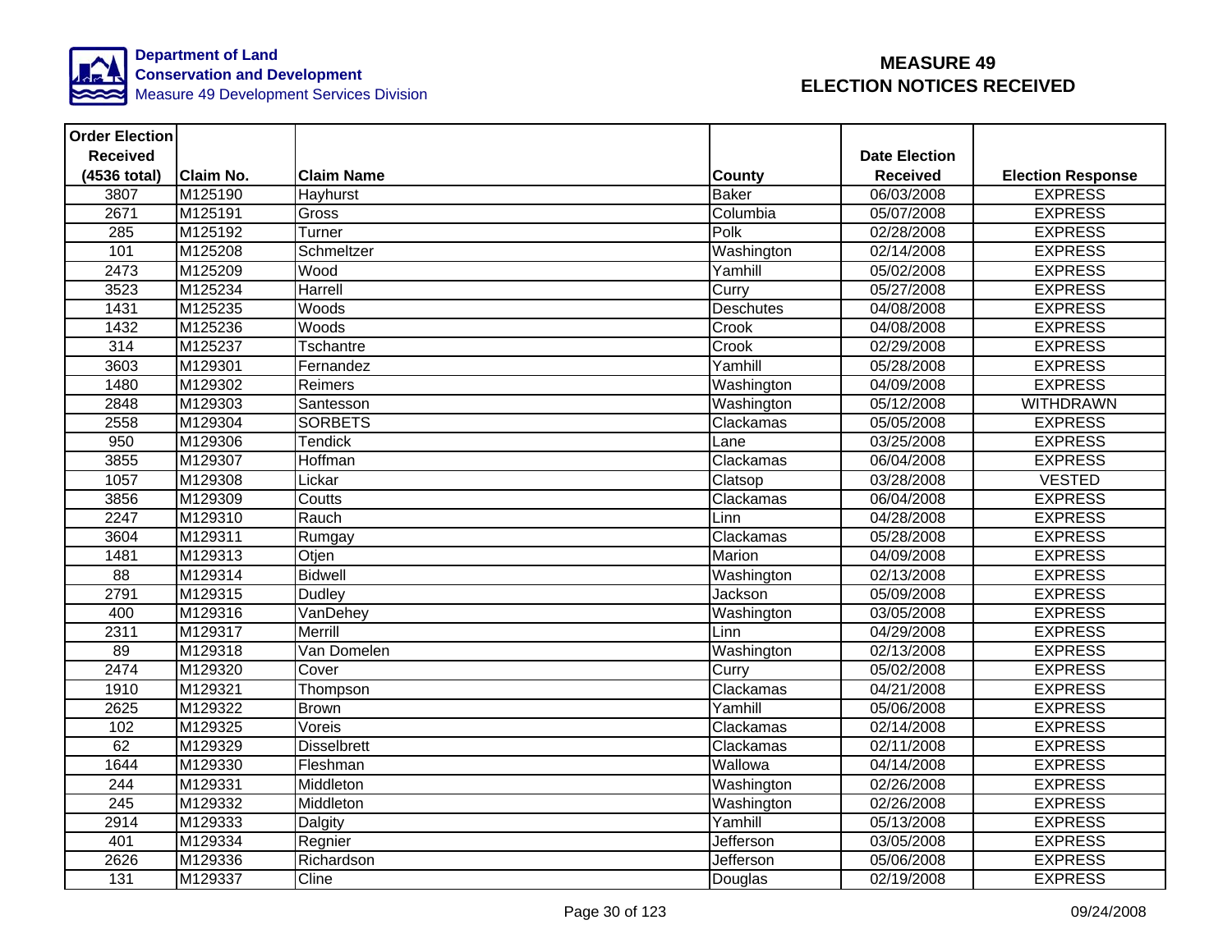Department of Land Conservation and Development
Measure 49 Development Services Division

# MEASURE 49
# ELECTION NOTICES RECEIVED

| Order Election Received (4536 total) | Claim No. | Claim Name | County | Date Election Received | Election Response |
|---|---|---|---|---|---|
| 3807 | M125190 | Hayhurst | Baker | 06/03/2008 | EXPRESS |
| 2671 | M125191 | Gross | Columbia | 05/07/2008 | EXPRESS |
| 285 | M125192 | Turner | Polk | 02/28/2008 | EXPRESS |
| 101 | M125208 | Schmeltzer | Washington | 02/14/2008 | EXPRESS |
| 2473 | M125209 | Wood | Yamhill | 05/02/2008 | EXPRESS |
| 3523 | M125234 | Harrell | Curry | 05/27/2008 | EXPRESS |
| 1431 | M125235 | Woods | Deschutes | 04/08/2008 | EXPRESS |
| 1432 | M125236 | Woods | Crook | 04/08/2008 | EXPRESS |
| 314 | M125237 | Tschantre | Crook | 02/29/2008 | EXPRESS |
| 3603 | M129301 | Fernandez | Yamhill | 05/28/2008 | EXPRESS |
| 1480 | M129302 | Reimers | Washington | 04/09/2008 | EXPRESS |
| 2848 | M129303 | Santesson | Washington | 05/12/2008 | WITHDRAWN |
| 2558 | M129304 | SORBETS | Clackamas | 05/05/2008 | EXPRESS |
| 950 | M129306 | Tendick | Lane | 03/25/2008 | EXPRESS |
| 3855 | M129307 | Hoffman | Clackamas | 06/04/2008 | EXPRESS |
| 1057 | M129308 | Lickar | Clatsop | 03/28/2008 | VESTED |
| 3856 | M129309 | Coutts | Clackamas | 06/04/2008 | EXPRESS |
| 2247 | M129310 | Rauch | Linn | 04/28/2008 | EXPRESS |
| 3604 | M129311 | Rumgay | Clackamas | 05/28/2008 | EXPRESS |
| 1481 | M129313 | Otjen | Marion | 04/09/2008 | EXPRESS |
| 88 | M129314 | Bidwell | Washington | 02/13/2008 | EXPRESS |
| 2791 | M129315 | Dudley | Jackson | 05/09/2008 | EXPRESS |
| 400 | M129316 | VanDehey | Washington | 03/05/2008 | EXPRESS |
| 2311 | M129317 | Merrill | Linn | 04/29/2008 | EXPRESS |
| 89 | M129318 | Van Domelen | Washington | 02/13/2008 | EXPRESS |
| 2474 | M129320 | Cover | Curry | 05/02/2008 | EXPRESS |
| 1910 | M129321 | Thompson | Clackamas | 04/21/2008 | EXPRESS |
| 2625 | M129322 | Brown | Yamhill | 05/06/2008 | EXPRESS |
| 102 | M129325 | Voreis | Clackamas | 02/14/2008 | EXPRESS |
| 62 | M129329 | Disselbrett | Clackamas | 02/11/2008 | EXPRESS |
| 1644 | M129330 | Fleshman | Wallowa | 04/14/2008 | EXPRESS |
| 244 | M129331 | Middleton | Washington | 02/26/2008 | EXPRESS |
| 245 | M129332 | Middleton | Washington | 02/26/2008 | EXPRESS |
| 2914 | M129333 | Dalgity | Yamhill | 05/13/2008 | EXPRESS |
| 401 | M129334 | Regnier | Jefferson | 03/05/2008 | EXPRESS |
| 2626 | M129336 | Richardson | Jefferson | 05/06/2008 | EXPRESS |
| 131 | M129337 | Cline | Douglas | 02/19/2008 | EXPRESS |

09/24/2008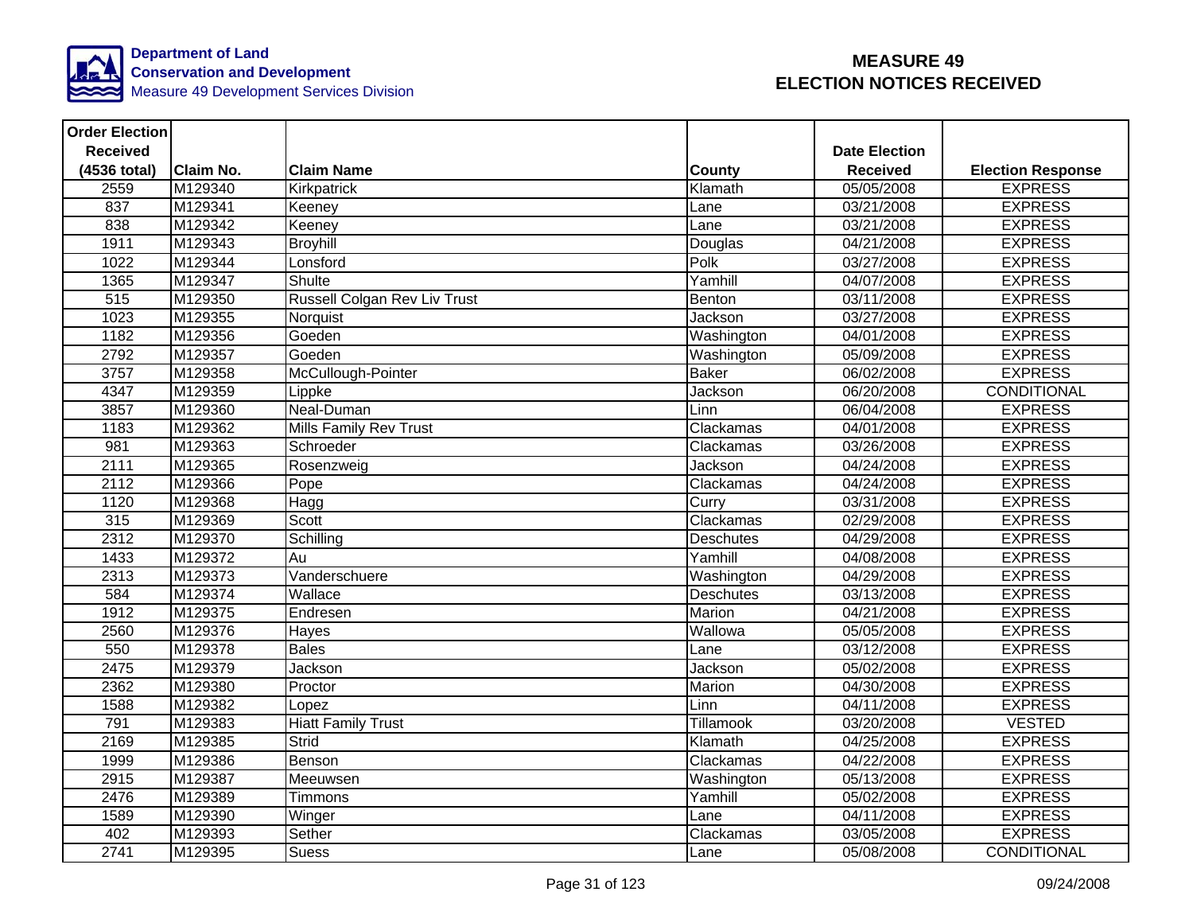Department of Land Conservation and Development
Measure 49 Development Services Division

# MEASURE 49 ELECTION NOTICES RECEIVED

| Order Election Received (4536 total) | Claim No. | Claim Name | County | Date Election Received | Election Response |
|---|---|---|---|---|---|
| 2559 | M129340 | Kirkpatrick | Klamath | 05/05/2008 | EXPRESS |
| 837 | M129341 | Keeney | Lane | 03/21/2008 | EXPRESS |
| 838 | M129342 | Keeney | Lane | 03/21/2008 | EXPRESS |
| 1911 | M129343 | Broyhill | Douglas | 04/21/2008 | EXPRESS |
| 1022 | M129344 | Lonsford | Polk | 03/27/2008 | EXPRESS |
| 1365 | M129347 | Shulte | Yamhill | 04/07/2008 | EXPRESS |
| 515 | M129350 | Russell Colgan Rev Liv Trust | Benton | 03/11/2008 | EXPRESS |
| 1023 | M129355 | Norquist | Jackson | 03/27/2008 | EXPRESS |
| 1182 | M129356 | Goeden | Washington | 04/01/2008 | EXPRESS |
| 2792 | M129357 | Goeden | Washington | 05/09/2008 | EXPRESS |
| 3757 | M129358 | McCullough-Pointer | Baker | 06/02/2008 | EXPRESS |
| 4347 | M129359 | Lippke | Jackson | 06/20/2008 | CONDITIONAL |
| 3857 | M129360 | Neal-Duman | Linn | 06/04/2008 | EXPRESS |
| 1183 | M129362 | Mills Family Rev Trust | Clackamas | 04/01/2008 | EXPRESS |
| 981 | M129363 | Schroeder | Clackamas | 03/26/2008 | EXPRESS |
| 2111 | M129365 | Rosenzweig | Jackson | 04/24/2008 | EXPRESS |
| 2112 | M129366 | Pope | Clackamas | 04/24/2008 | EXPRESS |
| 1120 | M129368 | Hagg | Curry | 03/31/2008 | EXPRESS |
| 315 | M129369 | Scott | Clackamas | 02/29/2008 | EXPRESS |
| 2312 | M129370 | Schilling | Deschutes | 04/29/2008 | EXPRESS |
| 1433 | M129372 | Au | Yamhill | 04/08/2008 | EXPRESS |
| 2313 | M129373 | Vanderschuere | Washington | 04/29/2008 | EXPRESS |
| 584 | M129374 | Wallace | Deschutes | 03/13/2008 | EXPRESS |
| 1912 | M129375 | Endresen | Marion | 04/21/2008 | EXPRESS |
| 2560 | M129376 | Hayes | Wallowa | 05/05/2008 | EXPRESS |
| 550 | M129378 | Bales | Lane | 03/12/2008 | EXPRESS |
| 2475 | M129379 | Jackson | Jackson | 05/02/2008 | EXPRESS |
| 2362 | M129380 | Proctor | Marion | 04/30/2008 | EXPRESS |
| 1588 | M129382 | Lopez | Linn | 04/11/2008 | EXPRESS |
| 791 | M129383 | Hiatt Family Trust | Tillamook | 03/20/2008 | VESTED |
| 2169 | M129385 | Strid | Klamath | 04/25/2008 | EXPRESS |
| 1999 | M129386 | Benson | Clackamas | 04/22/2008 | EXPRESS |
| 2915 | M129387 | Meeuwsen | Washington | 05/13/2008 | EXPRESS |
| 2476 | M129389 | Timmons | Yamhill | 05/02/2008 | EXPRESS |
| 1589 | M129390 | Winger | Lane | 04/11/2008 | EXPRESS |
| 402 | M129393 | Sether | Clackamas | 03/05/2008 | EXPRESS |
| 2741 | M129395 | Suess | Lane | 05/08/2008 | CONDITIONAL |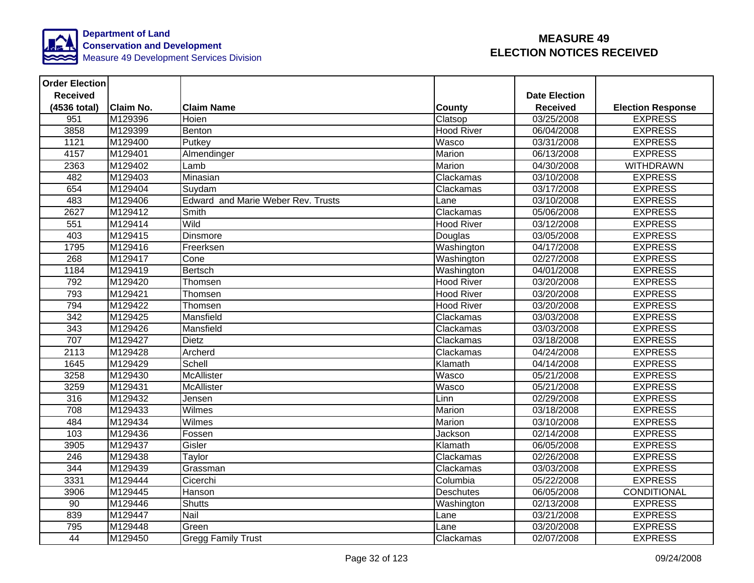Department of Land Conservation and Development
Measure 49 Development Services Division

# MEASURE 49
# ELECTION NOTICES RECEIVED

| Order Election Received (4536 total) | Claim No. | Claim Name | County | Date Election Received | Election Response |
|---|---|---|---|---|---|
| 951 | M129396 | Hoien | Clatsop | 03/25/2008 | EXPRESS |
| 3858 | M129399 | Benton | Hood River | 06/04/2008 | EXPRESS |
| 1121 | M129400 | Putkey | Wasco | 03/31/2008 | EXPRESS |
| 4157 | M129401 | Almendinger | Marion | 06/13/2008 | EXPRESS |
| 2363 | M129402 | Lamb | Marion | 04/30/2008 | WITHDRAWN |
| 482 | M129403 | Minasian | Clackamas | 03/10/2008 | EXPRESS |
| 654 | M129404 | Suydam | Clackamas | 03/17/2008 | EXPRESS |
| 483 | M129406 | Edward and Marie Weber Rev. Trusts | Lane | 03/10/2008 | EXPRESS |
| 2627 | M129412 | Smith | Clackamas | 05/06/2008 | EXPRESS |
| 551 | M129414 | Wild | Hood River | 03/12/2008 | EXPRESS |
| 403 | M129415 | Dinsmore | Douglas | 03/05/2008 | EXPRESS |
| 1795 | M129416 | Freerksen | Washington | 04/17/2008 | EXPRESS |
| 268 | M129417 | Cone | Washington | 02/27/2008 | EXPRESS |
| 1184 | M129419 | Bertsch | Washington | 04/01/2008 | EXPRESS |
| 792 | M129420 | Thomsen | Hood River | 03/20/2008 | EXPRESS |
| 793 | M129421 | Thomsen | Hood River | 03/20/2008 | EXPRESS |
| 794 | M129422 | Thomsen | Hood River | 03/20/2008 | EXPRESS |
| 342 | M129425 | Mansfield | Clackamas | 03/03/2008 | EXPRESS |
| 343 | M129426 | Mansfield | Clackamas | 03/03/2008 | EXPRESS |
| 707 | M129427 | Dietz | Clackamas | 03/18/2008 | EXPRESS |
| 2113 | M129428 | Archerd | Clackamas | 04/24/2008 | EXPRESS |
| 1645 | M129429 | Schell | Klamath | 04/14/2008 | EXPRESS |
| 3258 | M129430 | McAllister | Wasco | 05/21/2008 | EXPRESS |
| 3259 | M129431 | McAllister | Wasco | 05/21/2008 | EXPRESS |
| 316 | M129432 | Jensen | Linn | 02/29/2008 | EXPRESS |
| 708 | M129433 | Wilmes | Marion | 03/18/2008 | EXPRESS |
| 484 | M129434 | Wilmes | Marion | 03/10/2008 | EXPRESS |
| 103 | M129436 | Fossen | Jackson | 02/14/2008 | EXPRESS |
| 3905 | M129437 | Gisler | Klamath | 06/05/2008 | EXPRESS |
| 246 | M129438 | Taylor | Clackamas | 02/26/2008 | EXPRESS |
| 344 | M129439 | Grassman | Clackamas | 03/03/2008 | EXPRESS |
| 3331 | M129444 | Cicerchi | Columbia | 05/22/2008 | EXPRESS |
| 3906 | M129445 | Hanson | Deschutes | 06/05/2008 | CONDITIONAL |
| 90 | M129446 | Shutts | Washington | 02/13/2008 | EXPRESS |
| 839 | M129447 | Nail | Lane | 03/21/2008 | EXPRESS |
| 795 | M129448 | Green | Lane | 03/20/2008 | EXPRESS |
| 44 | M129450 | Gregg Family Trust | Clackamas | 02/07/2008 | EXPRESS |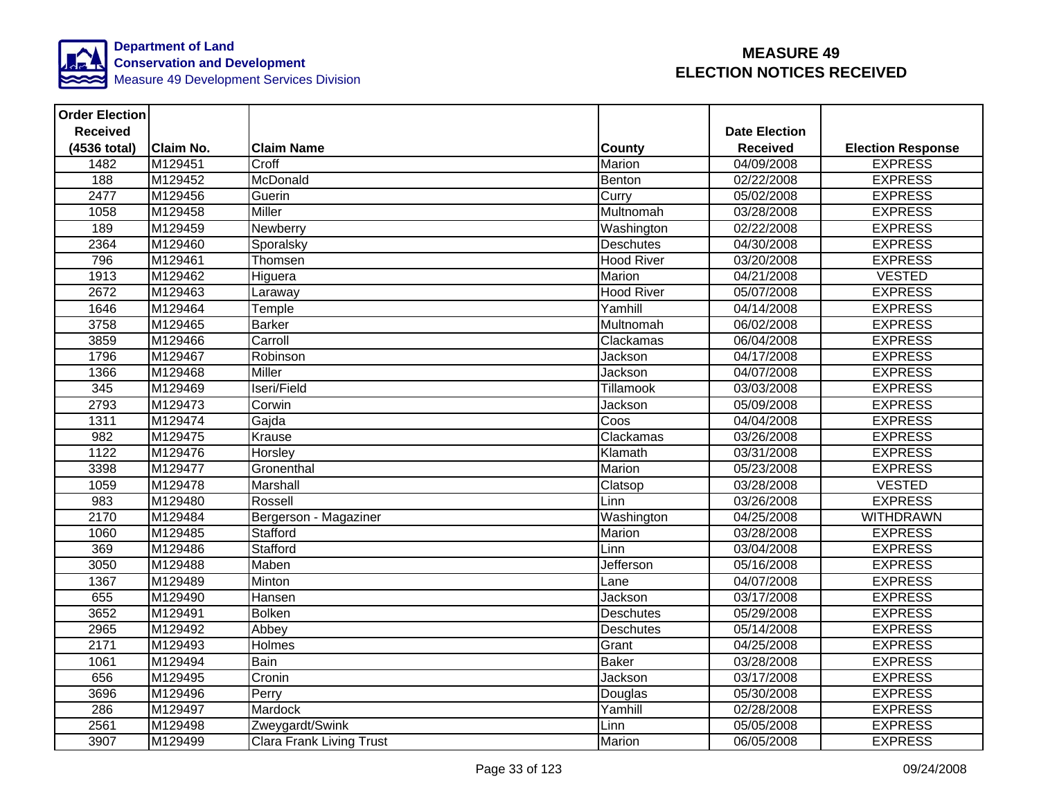# MEASURE 49 ELECTION NOTICES RECEIVED

Department of Land Conservation and Development
Measure 49 Development Services Division

| Order Election Received (4536 total) | Claim No. | Claim Name | County | Date Election Received | Election Response |
|---|---|---|---|---|---|
| 1482 | M129451 | Croff | Marion | 04/09/2008 | EXPRESS |
| 188 | M129452 | McDonald | Benton | 02/22/2008 | EXPRESS |
| 2477 | M129456 | Guerin | Curry | 05/02/2008 | EXPRESS |
| 1058 | M129458 | Miller | Multnomah | 03/28/2008 | EXPRESS |
| 189 | M129459 | Newberry | Washington | 02/22/2008 | EXPRESS |
| 2364 | M129460 | Sporalsky | Deschutes | 04/30/2008 | EXPRESS |
| 796 | M129461 | Thomsen | Hood River | 03/20/2008 | EXPRESS |
| 1913 | M129462 | Higuera | Marion | 04/21/2008 | VESTED |
| 2672 | M129463 | Laraway | Hood River | 05/07/2008 | EXPRESS |
| 1646 | M129464 | Temple | Yamhill | 04/14/2008 | EXPRESS |
| 3758 | M129465 | Barker | Multnomah | 06/02/2008 | EXPRESS |
| 3859 | M129466 | Carroll | Clackamas | 06/04/2008 | EXPRESS |
| 1796 | M129467 | Robinson | Jackson | 04/17/2008 | EXPRESS |
| 1366 | M129468 | Miller | Jackson | 04/07/2008 | EXPRESS |
| 345 | M129469 | Iseri/Field | Tillamook | 03/03/2008 | EXPRESS |
| 2793 | M129473 | Corwin | Jackson | 05/09/2008 | EXPRESS |
| 1311 | M129474 | Gajda | Coos | 04/04/2008 | EXPRESS |
| 982 | M129475 | Krause | Clackamas | 03/26/2008 | EXPRESS |
| 1122 | M129476 | Horsley | Klamath | 03/31/2008 | EXPRESS |
| 3398 | M129477 | Gronenthal | Marion | 05/23/2008 | EXPRESS |
| 1059 | M129478 | Marshall | Clatsop | 03/28/2008 | VESTED |
| 983 | M129480 | Rossell | Linn | 03/26/2008 | EXPRESS |
| 2170 | M129484 | Bergerson - Magaziner | Washington | 04/25/2008 | WITHDRAWN |
| 1060 | M129485 | Stafford | Marion | 03/28/2008 | EXPRESS |
| 369 | M129486 | Stafford | Linn | 03/04/2008 | EXPRESS |
| 3050 | M129488 | Maben | Jefferson | 05/16/2008 | EXPRESS |
| 1367 | M129489 | Minton | Lane | 04/07/2008 | EXPRESS |
| 655 | M129490 | Hansen | Jackson | 03/17/2008 | EXPRESS |
| 3652 | M129491 | Bolken | Deschutes | 05/29/2008 | EXPRESS |
| 2965 | M129492 | Abbey | Deschutes | 05/14/2008 | EXPRESS |
| 2171 | M129493 | Holmes | Grant | 04/25/2008 | EXPRESS |
| 1061 | M129494 | Bain | Baker | 03/28/2008 | EXPRESS |
| 656 | M129495 | Cronin | Jackson | 03/17/2008 | EXPRESS |
| 3696 | M129496 | Perry | Douglas | 05/30/2008 | EXPRESS |
| 286 | M129497 | Mardock | Yamhill | 02/28/2008 | EXPRESS |
| 2561 | M129498 | Zweygardt/Swink | Linn | 05/05/2008 | EXPRESS |
| 3907 | M129499 | Clara Frank Living Trust | Marion | 06/05/2008 | EXPRESS |

09/24/2008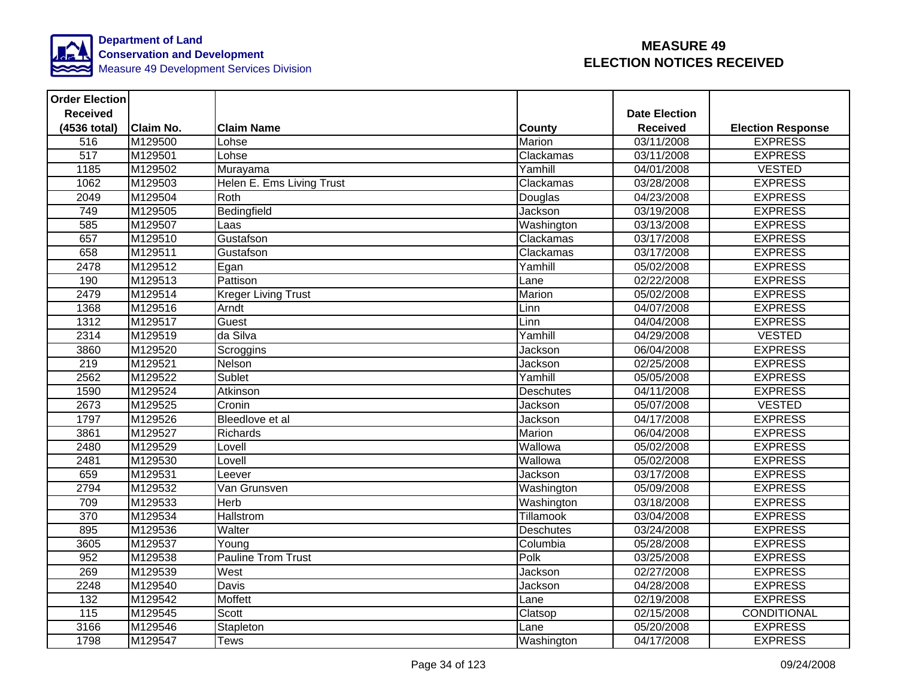**Department of Land Conservation and Development**
Measure 49 Development Services Division

# MEASURE 49 ELECTION NOTICES RECEIVED

| Order Election Received (4536 total) | Claim No. | Claim Name | County | Date Election Received | Election Response |
|---|---|---|---|---|---|
| 516 | M129500 | Lohse | Marion | 03/11/2008 | EXPRESS |
| 517 | M129501 | Lohse | Clackamas | 03/11/2008 | EXPRESS |
| 1185 | M129502 | Murayama | Yamhill | 04/01/2008 | VESTED |
| 1062 | M129503 | Helen E. Ems Living Trust | Clackamas | 03/28/2008 | EXPRESS |
| 2049 | M129504 | Roth | Douglas | 04/23/2008 | EXPRESS |
| 749 | M129505 | Bedingfield | Jackson | 03/19/2008 | EXPRESS |
| 585 | M129507 | Laas | Washington | 03/13/2008 | EXPRESS |
| 657 | M129510 | Gustafson | Clackamas | 03/17/2008 | EXPRESS |
| 658 | M129511 | Gustafson | Clackamas | 03/17/2008 | EXPRESS |
| 2478 | M129512 | Egan | Yamhill | 05/02/2008 | EXPRESS |
| 190 | M129513 | Pattison | Lane | 02/22/2008 | EXPRESS |
| 2479 | M129514 | Kreger Living Trust | Marion | 05/02/2008 | EXPRESS |
| 1368 | M129516 | Arndt | Linn | 04/07/2008 | EXPRESS |
| 1312 | M129517 | Guest | Linn | 04/04/2008 | EXPRESS |
| 2314 | M129519 | da Silva | Yamhill | 04/29/2008 | VESTED |
| 3860 | M129520 | Scroggins | Jackson | 06/04/2008 | EXPRESS |
| 219 | M129521 | Nelson | Jackson | 02/25/2008 | EXPRESS |
| 2562 | M129522 | Sublet | Yamhill | 05/05/2008 | EXPRESS |
| 1590 | M129524 | Atkinson | Deschutes | 04/11/2008 | EXPRESS |
| 2673 | M129525 | Cronin | Jackson | 05/07/2008 | VESTED |
| 1797 | M129526 | Bleedlove et al | Jackson | 04/17/2008 | EXPRESS |
| 3861 | M129527 | Richards | Marion | 06/04/2008 | EXPRESS |
| 2480 | M129529 | Lovell | Wallowa | 05/02/2008 | EXPRESS |
| 2481 | M129530 | Lovell | Wallowa | 05/02/2008 | EXPRESS |
| 659 | M129531 | Leever | Jackson | 03/17/2008 | EXPRESS |
| 2794 | M129532 | Van Grunsven | Washington | 05/09/2008 | EXPRESS |
| 709 | M129533 | Herb | Washington | 03/18/2008 | EXPRESS |
| 370 | M129534 | Hallstrom | Tillamook | 03/04/2008 | EXPRESS |
| 895 | M129536 | Walter | Deschutes | 03/24/2008 | EXPRESS |
| 3605 | M129537 | Young | Columbia | 05/28/2008 | EXPRESS |
| 952 | M129538 | Pauline Trom Trust | Polk | 03/25/2008 | EXPRESS |
| 269 | M129539 | West | Jackson | 02/27/2008 | EXPRESS |
| 2248 | M129540 | Davis | Jackson | 04/28/2008 | EXPRESS |
| 132 | M129542 | Moffett | Lane | 02/19/2008 | EXPRESS |
| 115 | M129545 | Scott | Clatsop | 02/15/2008 | CONDITIONAL |
| 3166 | M129546 | Stapleton | Lane | 05/20/2008 | EXPRESS |
| 1798 | M129547 | Tews | Washington | 04/17/2008 | EXPRESS |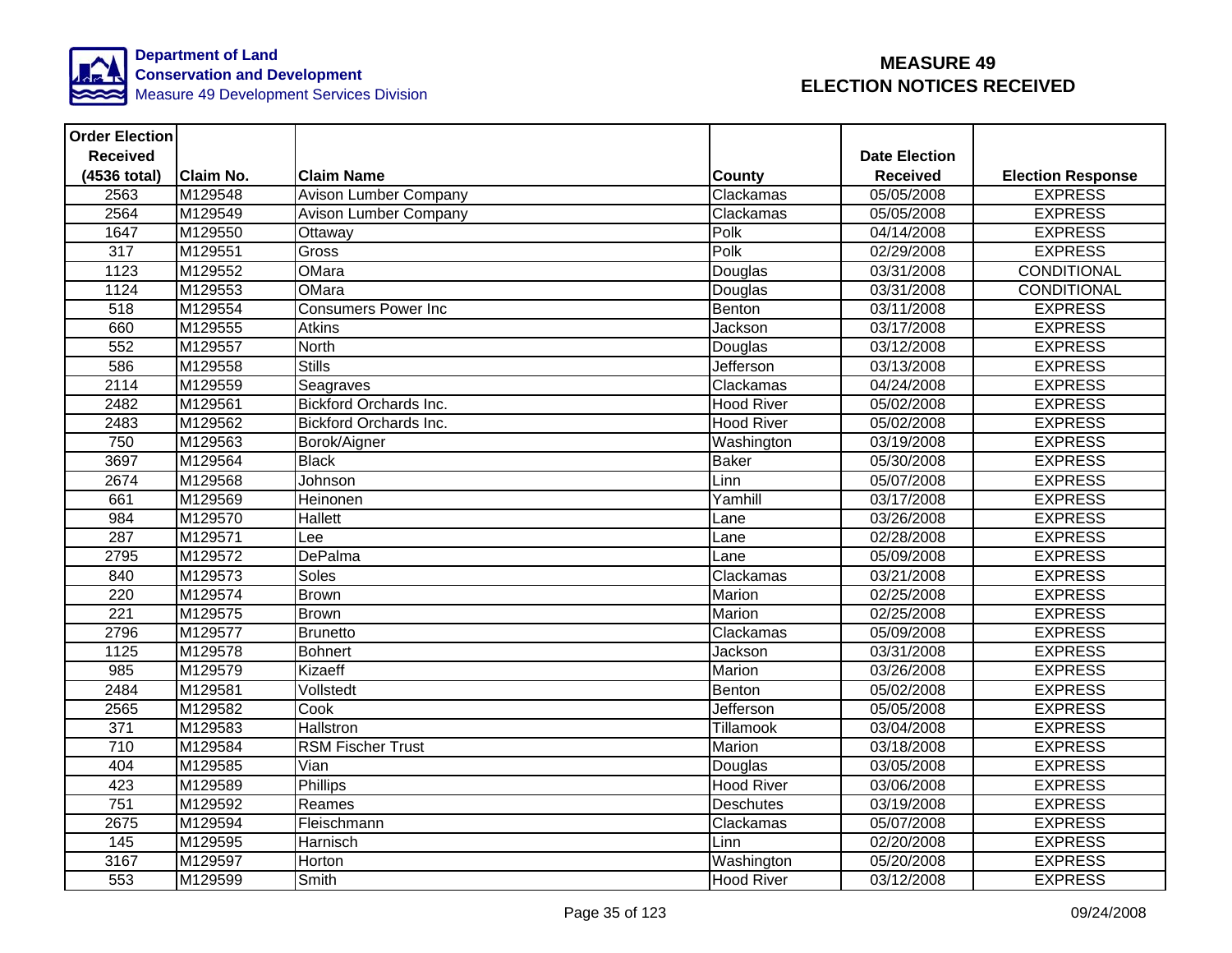**Department of Land Conservation and Development**
Measure 49 Development Services Division

# MEASURE 49 ELECTION NOTICES RECEIVED

| Order Election Received (4536 total) | Claim No. | Claim Name | County | Date Election Received | Election Response |
|---|---|---|---|---|---|
| 2563 | M129548 | Avison Lumber Company | Clackamas | 05/05/2008 | EXPRESS |
| 2564 | M129549 | Avison Lumber Company | Clackamas | 05/05/2008 | EXPRESS |
| 1647 | M129550 | Ottaway | Polk | 04/14/2008 | EXPRESS |
| 317 | M129551 | Gross | Polk | 02/29/2008 | EXPRESS |
| 1123 | M129552 | OMara | Douglas | 03/31/2008 | CONDITIONAL |
| 1124 | M129553 | OMara | Douglas | 03/31/2008 | CONDITIONAL |
| 518 | M129554 | Consumers Power Inc | Benton | 03/11/2008 | EXPRESS |
| 660 | M129555 | Atkins | Jackson | 03/17/2008 | EXPRESS |
| 552 | M129557 | North | Douglas | 03/12/2008 | EXPRESS |
| 586 | M129558 | Stills | Jefferson | 03/13/2008 | EXPRESS |
| 2114 | M129559 | Seagraves | Clackamas | 04/24/2008 | EXPRESS |
| 2482 | M129561 | Bickford Orchards Inc. | Hood River | 05/02/2008 | EXPRESS |
| 2483 | M129562 | Bickford Orchards Inc. | Hood River | 05/02/2008 | EXPRESS |
| 750 | M129563 | Borok/Aigner | Washington | 03/19/2008 | EXPRESS |
| 3697 | M129564 | Black | Baker | 05/30/2008 | EXPRESS |
| 2674 | M129568 | Johnson | Linn | 05/07/2008 | EXPRESS |
| 661 | M129569 | Heinonen | Yamhill | 03/17/2008 | EXPRESS |
| 984 | M129570 | Hallett | Lane | 03/26/2008 | EXPRESS |
| 287 | M129571 | Lee | Lane | 02/28/2008 | EXPRESS |
| 2795 | M129572 | DePalma | Lane | 05/09/2008 | EXPRESS |
| 840 | M129573 | Soles | Clackamas | 03/21/2008 | EXPRESS |
| 220 | M129574 | Brown | Marion | 02/25/2008 | EXPRESS |
| 221 | M129575 | Brown | Marion | 02/25/2008 | EXPRESS |
| 2796 | M129577 | Brunetto | Clackamas | 05/09/2008 | EXPRESS |
| 1125 | M129578 | Bohnert | Jackson | 03/31/2008 | EXPRESS |
| 985 | M129579 | Kizaeff | Marion | 03/26/2008 | EXPRESS |
| 2484 | M129581 | Vollstedt | Benton | 05/02/2008 | EXPRESS |
| 2565 | M129582 | Cook | Jefferson | 05/05/2008 | EXPRESS |
| 371 | M129583 | Hallstron | Tillamook | 03/04/2008 | EXPRESS |
| 710 | M129584 | RSM Fischer Trust | Marion | 03/18/2008 | EXPRESS |
| 404 | M129585 | Vian | Douglas | 03/05/2008 | EXPRESS |
| 423 | M129589 | Phillips | Hood River | 03/06/2008 | EXPRESS |
| 751 | M129592 | Reames | Deschutes | 03/19/2008 | EXPRESS |
| 2675 | M129594 | Fleischmann | Clackamas | 05/07/2008 | EXPRESS |
| 145 | M129595 | Harnisch | Linn | 02/20/2008 | EXPRESS |
| 3167 | M129597 | Horton | Washington | 05/20/2008 | EXPRESS |
| 553 | M129599 | Smith | Hood River | 03/12/2008 | EXPRESS |

09/24/2008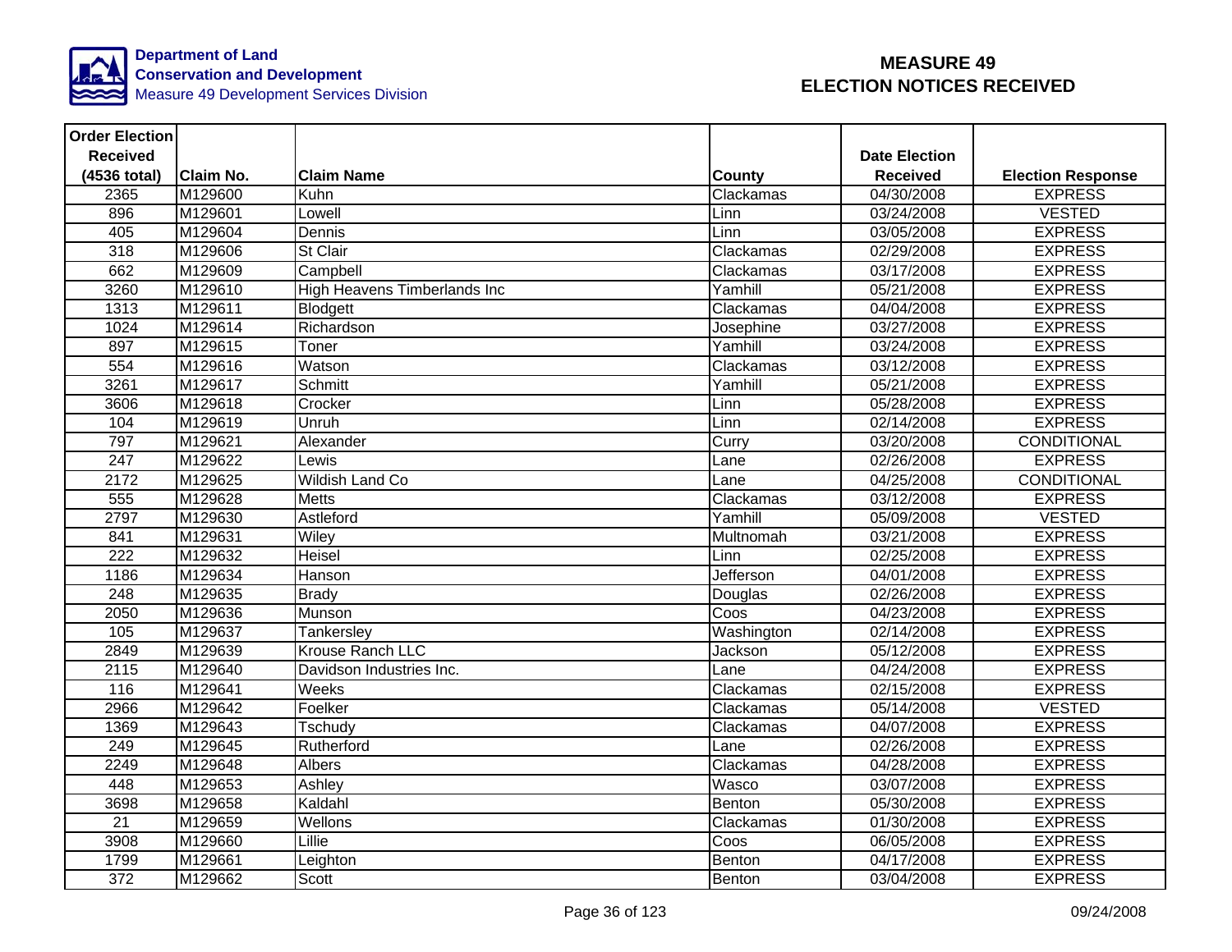Department of Land Conservation and Development
Measure 49 Development Services Division

# MEASURE 49 ELECTION NOTICES RECEIVED

| Order Election Received (4536 total) | Claim No. | Claim Name | County | Date Election Received | Election Response |
|---|---|---|---|---|---|
| 2365 | M129600 | Kuhn | Clackamas | 04/30/2008 | EXPRESS |
| 896 | M129601 | Lowell | Linn | 03/24/2008 | VESTED |
| 405 | M129604 | Dennis | Linn | 03/05/2008 | EXPRESS |
| 318 | M129606 | St Clair | Clackamas | 02/29/2008 | EXPRESS |
| 662 | M129609 | Campbell | Clackamas | 03/17/2008 | EXPRESS |
| 3260 | M129610 | High Heavens Timberlands Inc | Yamhill | 05/21/2008 | EXPRESS |
| 1313 | M129611 | Blodgett | Clackamas | 04/04/2008 | EXPRESS |
| 1024 | M129614 | Richardson | Josephine | 03/27/2008 | EXPRESS |
| 897 | M129615 | Toner | Yamhill | 03/24/2008 | EXPRESS |
| 554 | M129616 | Watson | Clackamas | 03/12/2008 | EXPRESS |
| 3261 | M129617 | Schmitt | Yamhill | 05/21/2008 | EXPRESS |
| 3606 | M129618 | Crocker | Linn | 05/28/2008 | EXPRESS |
| 104 | M129619 | Unruh | Linn | 02/14/2008 | EXPRESS |
| 797 | M129621 | Alexander | Curry | 03/20/2008 | CONDITIONAL |
| 247 | M129622 | Lewis | Lane | 02/26/2008 | EXPRESS |
| 2172 | M129625 | Wildish Land Co | Lane | 04/25/2008 | CONDITIONAL |
| 555 | M129628 | Metts | Clackamas | 03/12/2008 | EXPRESS |
| 2797 | M129630 | Astleford | Yamhill | 05/09/2008 | VESTED |
| 841 | M129631 | Wiley | Multnomah | 03/21/2008 | EXPRESS |
| 222 | M129632 | Heisel | Linn | 02/25/2008 | EXPRESS |
| 1186 | M129634 | Hanson | Jefferson | 04/01/2008 | EXPRESS |
| 248 | M129635 | Brady | Douglas | 02/26/2008 | EXPRESS |
| 2050 | M129636 | Munson | Coos | 04/23/2008 | EXPRESS |
| 105 | M129637 | Tankersley | Washington | 02/14/2008 | EXPRESS |
| 2849 | M129639 | Krouse Ranch LLC | Jackson | 05/12/2008 | EXPRESS |
| 2115 | M129640 | Davidson Industries Inc. | Lane | 04/24/2008 | EXPRESS |
| 116 | M129641 | Weeks | Clackamas | 02/15/2008 | EXPRESS |
| 2966 | M129642 | Foelker | Clackamas | 05/14/2008 | VESTED |
| 1369 | M129643 | Tschudy | Clackamas | 04/07/2008 | EXPRESS |
| 249 | M129645 | Rutherford | Lane | 02/26/2008 | EXPRESS |
| 2249 | M129648 | Albers | Clackamas | 04/28/2008 | EXPRESS |
| 448 | M129653 | Ashley | Wasco | 03/07/2008 | EXPRESS |
| 3698 | M129658 | Kaldahl | Benton | 05/30/2008 | EXPRESS |
| 21 | M129659 | Wellons | Clackamas | 01/30/2008 | EXPRESS |
| 3908 | M129660 | Lillie | Coos | 06/05/2008 | EXPRESS |
| 1799 | M129661 | Leighton | Benton | 04/17/2008 | EXPRESS |
| 372 | M129662 | Scott | Benton | 03/04/2008 | EXPRESS |

09/24/2008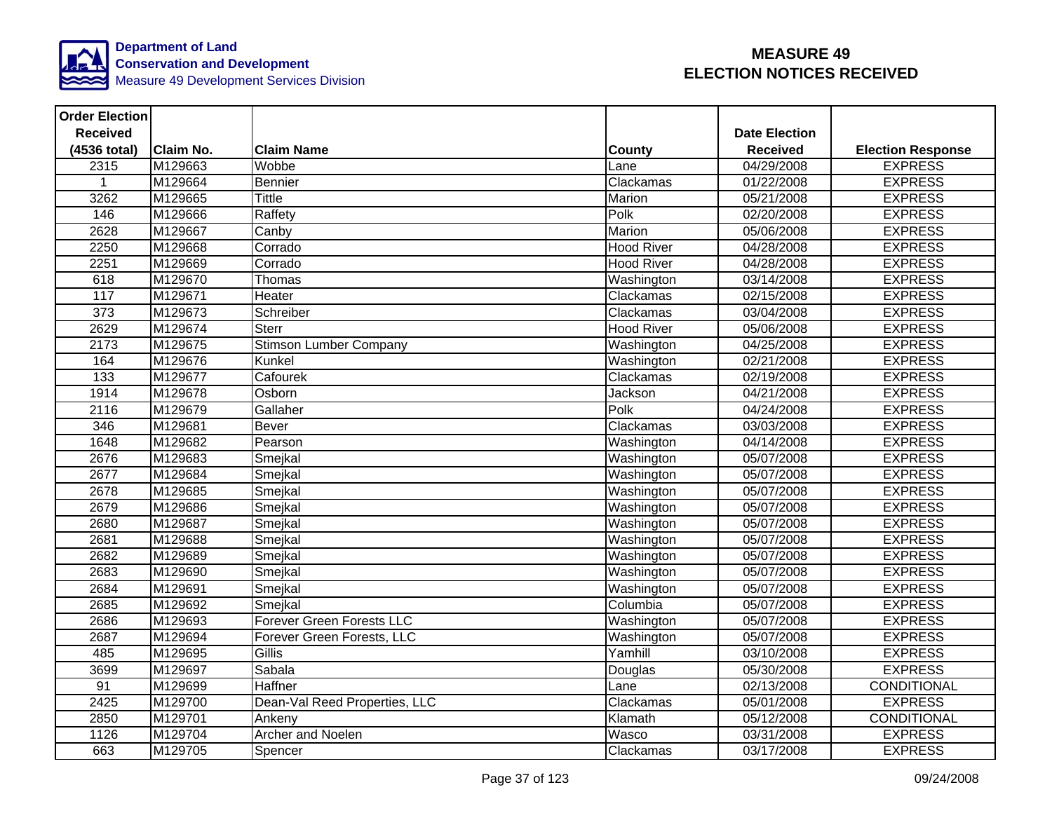Department of Land Conservation and Development
Measure 49 Development Services Division

# MEASURE 49 ELECTION NOTICES RECEIVED

| Order Election Received (4536 total) | Claim No. | Claim Name | County | Date Election Received | Election Response |
|---|---|---|---|---|---|
| 2315 | M129663 | Wobbe | Lane | 04/29/2008 | EXPRESS |
| 1 | M129664 | Bennier | Clackamas | 01/22/2008 | EXPRESS |
| 3262 | M129665 | Tittle | Marion | 05/21/2008 | EXPRESS |
| 146 | M129666 | Raffety | Polk | 02/20/2008 | EXPRESS |
| 2628 | M129667 | Canby | Marion | 05/06/2008 | EXPRESS |
| 2250 | M129668 | Corrado | Hood River | 04/28/2008 | EXPRESS |
| 2251 | M129669 | Corrado | Hood River | 04/28/2008 | EXPRESS |
| 618 | M129670 | Thomas | Washington | 03/14/2008 | EXPRESS |
| 117 | M129671 | Heater | Clackamas | 02/15/2008 | EXPRESS |
| 373 | M129673 | Schreiber | Clackamas | 03/04/2008 | EXPRESS |
| 2629 | M129674 | Sterr | Hood River | 05/06/2008 | EXPRESS |
| 2173 | M129675 | Stimson Lumber Company | Washington | 04/25/2008 | EXPRESS |
| 164 | M129676 | Kunkel | Washington | 02/21/2008 | EXPRESS |
| 133 | M129677 | Cafourek | Clackamas | 02/19/2008 | EXPRESS |
| 1914 | M129678 | Osborn | Jackson | 04/21/2008 | EXPRESS |
| 2116 | M129679 | Gallaher | Polk | 04/24/2008 | EXPRESS |
| 346 | M129681 | Bever | Clackamas | 03/03/2008 | EXPRESS |
| 1648 | M129682 | Pearson | Washington | 04/14/2008 | EXPRESS |
| 2676 | M129683 | Smejkal | Washington | 05/07/2008 | EXPRESS |
| 2677 | M129684 | Smejkal | Washington | 05/07/2008 | EXPRESS |
| 2678 | M129685 | Smejkal | Washington | 05/07/2008 | EXPRESS |
| 2679 | M129686 | Smejkal | Washington | 05/07/2008 | EXPRESS |
| 2680 | M129687 | Smejkal | Washington | 05/07/2008 | EXPRESS |
| 2681 | M129688 | Smejkal | Washington | 05/07/2008 | EXPRESS |
| 2682 | M129689 | Smejkal | Washington | 05/07/2008 | EXPRESS |
| 2683 | M129690 | Smejkal | Washington | 05/07/2008 | EXPRESS |
| 2684 | M129691 | Smejkal | Washington | 05/07/2008 | EXPRESS |
| 2685 | M129692 | Smejkal | Columbia | 05/07/2008 | EXPRESS |
| 2686 | M129693 | Forever Green Forests LLC | Washington | 05/07/2008 | EXPRESS |
| 2687 | M129694 | Forever Green Forests, LLC | Washington | 05/07/2008 | EXPRESS |
| 485 | M129695 | Gillis | Yamhill | 03/10/2008 | EXPRESS |
| 3699 | M129697 | Sabala | Douglas | 05/30/2008 | EXPRESS |
| 91 | M129699 | Haffner | Lane | 02/13/2008 | CONDITIONAL |
| 2425 | M129700 | Dean-Val Reed Properties, LLC | Clackamas | 05/01/2008 | EXPRESS |
| 2850 | M129701 | Ankeny | Klamath | 05/12/2008 | CONDITIONAL |
| 1126 | M129704 | Archer and Noelen | Wasco | 03/31/2008 | EXPRESS |
| 663 | M129705 | Spencer | Clackamas | 03/17/2008 | EXPRESS |

09/24/2008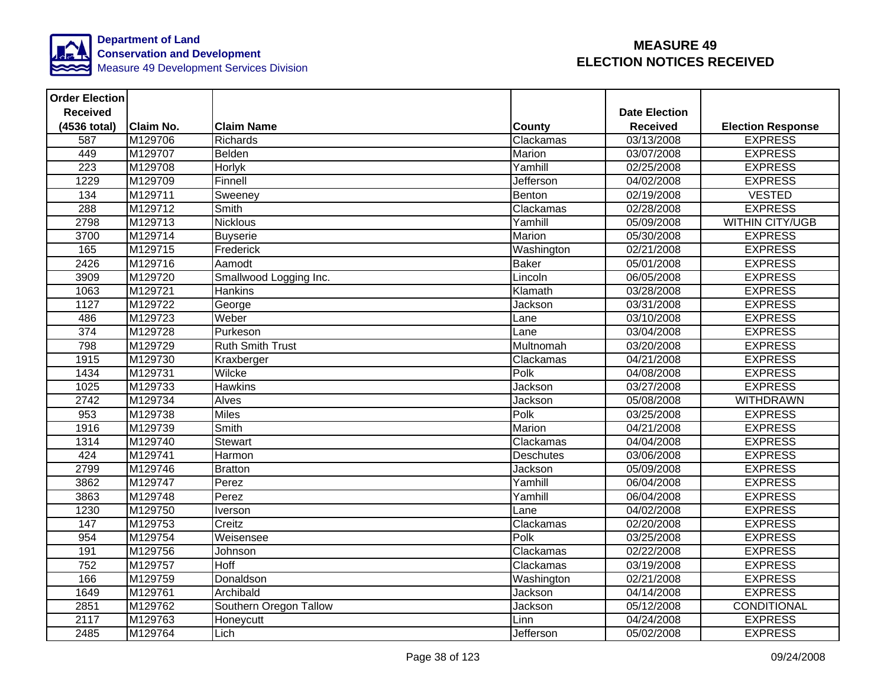**Department of Land Conservation and Development**
Measure 49 Development Services Division

# MEASURE 49
# ELECTION NOTICES RECEIVED

| Order Election Received (4536 total) | Claim No. | Claim Name | County | Date Election Received | Election Response |
|---|---|---|---|---|---|
| 587 | M129706 | Richards | Clackamas | 03/13/2008 | EXPRESS |
| 449 | M129707 | Belden | Marion | 03/07/2008 | EXPRESS |
| 223 | M129708 | Horlyk | Yamhill | 02/25/2008 | EXPRESS |
| 1229 | M129709 | Finnell | Jefferson | 04/02/2008 | EXPRESS |
| 134 | M129711 | Sweeney | Benton | 02/19/2008 | VESTED |
| 288 | M129712 | Smith | Clackamas | 02/28/2008 | EXPRESS |
| 2798 | M129713 | Nicklous | Yamhill | 05/09/2008 | WITHIN CITY/UGB |
| 3700 | M129714 | Buyserie | Marion | 05/30/2008 | EXPRESS |
| 165 | M129715 | Frederick | Washington | 02/21/2008 | EXPRESS |
| 2426 | M129716 | Aamodt | Baker | 05/01/2008 | EXPRESS |
| 3909 | M129720 | Smallwood Logging Inc. | Lincoln | 06/05/2008 | EXPRESS |
| 1063 | M129721 | Hankins | Klamath | 03/28/2008 | EXPRESS |
| 1127 | M129722 | George | Jackson | 03/31/2008 | EXPRESS |
| 486 | M129723 | Weber | Lane | 03/10/2008 | EXPRESS |
| 374 | M129728 | Purkeson | Lane | 03/04/2008 | EXPRESS |
| 798 | M129729 | Ruth Smith Trust | Multnomah | 03/20/2008 | EXPRESS |
| 1915 | M129730 | Kraxberger | Clackamas | 04/21/2008 | EXPRESS |
| 1434 | M129731 | Wilcke | Polk | 04/08/2008 | EXPRESS |
| 1025 | M129733 | Hawkins | Jackson | 03/27/2008 | EXPRESS |
| 2742 | M129734 | Alves | Jackson | 05/08/2008 | WITHDRAWN |
| 953 | M129738 | Miles | Polk | 03/25/2008 | EXPRESS |
| 1916 | M129739 | Smith | Marion | 04/21/2008 | EXPRESS |
| 1314 | M129740 | Stewart | Clackamas | 04/04/2008 | EXPRESS |
| 424 | M129741 | Harmon | Deschutes | 03/06/2008 | EXPRESS |
| 2799 | M129746 | Bratton | Jackson | 05/09/2008 | EXPRESS |
| 3862 | M129747 | Perez | Yamhill | 06/04/2008 | EXPRESS |
| 3863 | M129748 | Perez | Yamhill | 06/04/2008 | EXPRESS |
| 1230 | M129750 | Iverson | Lane | 04/02/2008 | EXPRESS |
| 147 | M129753 | Creitz | Clackamas | 02/20/2008 | EXPRESS |
| 954 | M129754 | Weisensee | Polk | 03/25/2008 | EXPRESS |
| 191 | M129756 | Johnson | Clackamas | 02/22/2008 | EXPRESS |
| 752 | M129757 | Hoff | Clackamas | 03/19/2008 | EXPRESS |
| 166 | M129759 | Donaldson | Washington | 02/21/2008 | EXPRESS |
| 1649 | M129761 | Archibald | Jackson | 04/14/2008 | EXPRESS |
| 2851 | M129762 | Southern Oregon Tallow | Jackson | 05/12/2008 | CONDITIONAL |
| 2117 | M129763 | Honeycutt | Linn | 04/24/2008 | EXPRESS |
| 2485 | M129764 | Lich | Jefferson | 05/02/2008 | EXPRESS |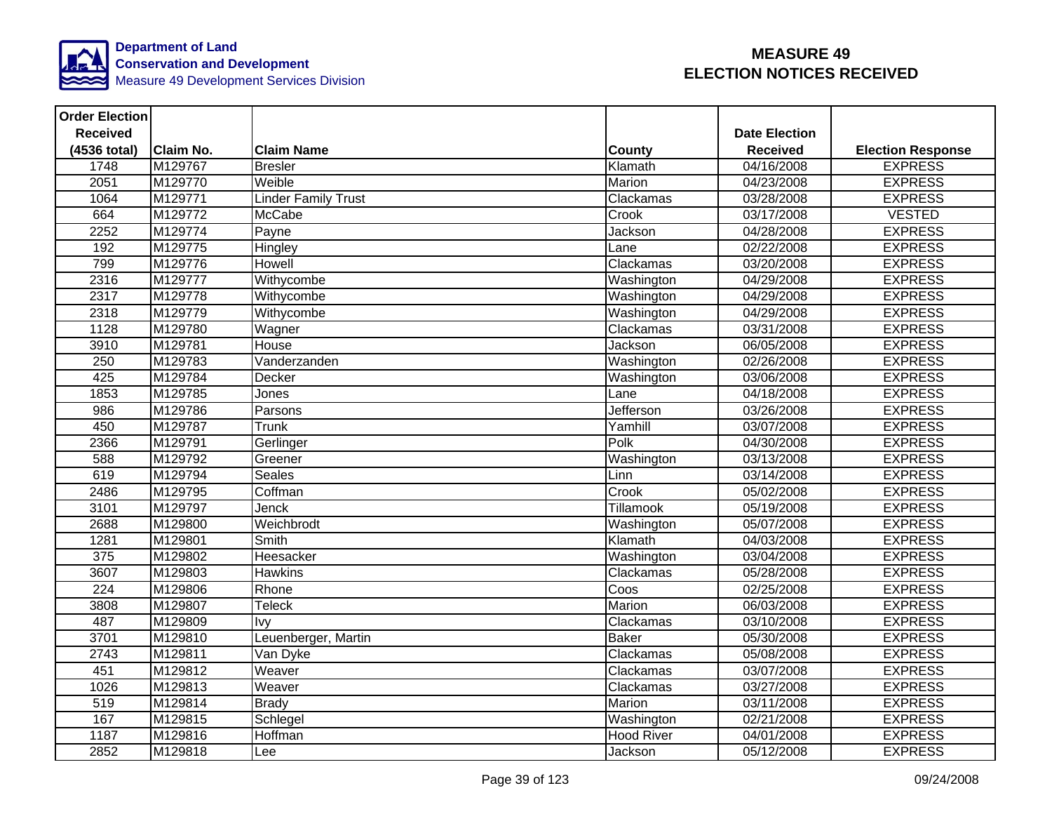Department of Land Conservation and Development
Measure 49 Development Services Division

# MEASURE 49 ELECTION NOTICES RECEIVED

| Order Election Received (4536 total) | Claim No. | Claim Name | County | Date Election Received | Election Response |
|---|---|---|---|---|---|
| 1748 | M129767 | Bresler | Klamath | 04/16/2008 | EXPRESS |
| 2051 | M129770 | Weible | Marion | 04/23/2008 | EXPRESS |
| 1064 | M129771 | Linder Family Trust | Clackamas | 03/28/2008 | EXPRESS |
| 664 | M129772 | McCabe | Crook | 03/17/2008 | VESTED |
| 2252 | M129774 | Payne | Jackson | 04/28/2008 | EXPRESS |
| 192 | M129775 | Hingley | Lane | 02/22/2008 | EXPRESS |
| 799 | M129776 | Howell | Clackamas | 03/20/2008 | EXPRESS |
| 2316 | M129777 | Withycombe | Washington | 04/29/2008 | EXPRESS |
| 2317 | M129778 | Withycombe | Washington | 04/29/2008 | EXPRESS |
| 2318 | M129779 | Withycombe | Washington | 04/29/2008 | EXPRESS |
| 1128 | M129780 | Wagner | Clackamas | 03/31/2008 | EXPRESS |
| 3910 | M129781 | House | Jackson | 06/05/2008 | EXPRESS |
| 250 | M129783 | Vanderzanden | Washington | 02/26/2008 | EXPRESS |
| 425 | M129784 | Decker | Washington | 03/06/2008 | EXPRESS |
| 1853 | M129785 | Jones | Lane | 04/18/2008 | EXPRESS |
| 986 | M129786 | Parsons | Jefferson | 03/26/2008 | EXPRESS |
| 450 | M129787 | Trunk | Yamhill | 03/07/2008 | EXPRESS |
| 2366 | M129791 | Gerlinger | Polk | 04/30/2008 | EXPRESS |
| 588 | M129792 | Greener | Washington | 03/13/2008 | EXPRESS |
| 619 | M129794 | Seales | Linn | 03/14/2008 | EXPRESS |
| 2486 | M129795 | Coffman | Crook | 05/02/2008 | EXPRESS |
| 3101 | M129797 | Jenck | Tillamook | 05/19/2008 | EXPRESS |
| 2688 | M129800 | Weichbrodt | Washington | 05/07/2008 | EXPRESS |
| 1281 | M129801 | Smith | Klamath | 04/03/2008 | EXPRESS |
| 375 | M129802 | Heesacker | Washington | 03/04/2008 | EXPRESS |
| 3607 | M129803 | Hawkins | Clackamas | 05/28/2008 | EXPRESS |
| 224 | M129806 | Rhone | Coos | 02/25/2008 | EXPRESS |
| 3808 | M129807 | Teleck | Marion | 06/03/2008 | EXPRESS |
| 487 | M129809 | Ivy | Clackamas | 03/10/2008 | EXPRESS |
| 3701 | M129810 | Leuenberger, Martin | Baker | 05/30/2008 | EXPRESS |
| 2743 | M129811 | Van Dyke | Clackamas | 05/08/2008 | EXPRESS |
| 451 | M129812 | Weaver | Clackamas | 03/07/2008 | EXPRESS |
| 1026 | M129813 | Weaver | Clackamas | 03/27/2008 | EXPRESS |
| 519 | M129814 | Brady | Marion | 03/11/2008 | EXPRESS |
| 167 | M129815 | Schlegel | Washington | 02/21/2008 | EXPRESS |
| 1187 | M129816 | Hoffman | Hood River | 04/01/2008 | EXPRESS |
| 2852 | M129818 | Lee | Jackson | 05/12/2008 | EXPRESS |

09/24/2008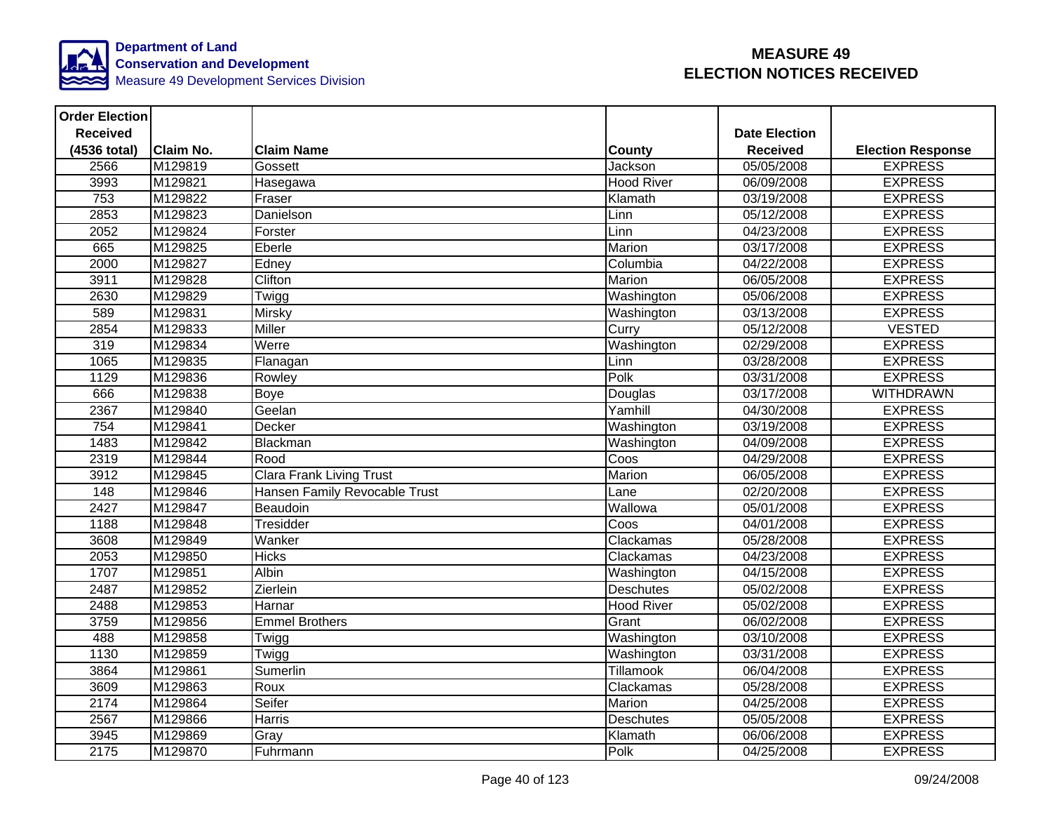**Department of Land Conservation and Development**
Measure 49 Development Services Division

# MEASURE 49 ELECTION NOTICES RECEIVED

| Order Election Received (4536 total) | Claim No. | Claim Name | County | Date Election Received | Election Response |
|---|---|---|---|---|---|
| 2566 | M129819 | Gossett | Jackson | 05/05/2008 | EXPRESS |
| 3993 | M129821 | Hasegawa | Hood River | 06/09/2008 | EXPRESS |
| 753 | M129822 | Fraser | Klamath | 03/19/2008 | EXPRESS |
| 2853 | M129823 | Danielson | Linn | 05/12/2008 | EXPRESS |
| 2052 | M129824 | Forster | Linn | 04/23/2008 | EXPRESS |
| 665 | M129825 | Eberle | Marion | 03/17/2008 | EXPRESS |
| 2000 | M129827 | Edney | Columbia | 04/22/2008 | EXPRESS |
| 3911 | M129828 | Clifton | Marion | 06/05/2008 | EXPRESS |
| 2630 | M129829 | Twigg | Washington | 05/06/2008 | EXPRESS |
| 589 | M129831 | Mirsky | Washington | 03/13/2008 | EXPRESS |
| 2854 | M129833 | Miller | Curry | 05/12/2008 | VESTED |
| 319 | M129834 | Werre | Washington | 02/29/2008 | EXPRESS |
| 1065 | M129835 | Flanagan | Linn | 03/28/2008 | EXPRESS |
| 1129 | M129836 | Rowley | Polk | 03/31/2008 | EXPRESS |
| 666 | M129838 | Boye | Douglas | 03/17/2008 | WITHDRAWN |
| 2367 | M129840 | Geelan | Yamhill | 04/30/2008 | EXPRESS |
| 754 | M129841 | Decker | Washington | 03/19/2008 | EXPRESS |
| 1483 | M129842 | Blackman | Washington | 04/09/2008 | EXPRESS |
| 2319 | M129844 | Rood | Coos | 04/29/2008 | EXPRESS |
| 3912 | M129845 | Clara Frank Living Trust | Marion | 06/05/2008 | EXPRESS |
| 148 | M129846 | Hansen Family Revocable Trust | Lane | 02/20/2008 | EXPRESS |
| 2427 | M129847 | Beaudoin | Wallowa | 05/01/2008 | EXPRESS |
| 1188 | M129848 | Tresidder | Coos | 04/01/2008 | EXPRESS |
| 3608 | M129849 | Wanker | Clackamas | 05/28/2008 | EXPRESS |
| 2053 | M129850 | Hicks | Clackamas | 04/23/2008 | EXPRESS |
| 1707 | M129851 | Albin | Washington | 04/15/2008 | EXPRESS |
| 2487 | M129852 | Zierlein | Deschutes | 05/02/2008 | EXPRESS |
| 2488 | M129853 | Harnar | Hood River | 05/02/2008 | EXPRESS |
| 3759 | M129856 | Emmel Brothers | Grant | 06/02/2008 | EXPRESS |
| 488 | M129858 | Twigg | Washington | 03/10/2008 | EXPRESS |
| 1130 | M129859 | Twigg | Washington | 03/31/2008 | EXPRESS |
| 3864 | M129861 | Sumerlin | Tillamook | 06/04/2008 | EXPRESS |
| 3609 | M129863 | Roux | Clackamas | 05/28/2008 | EXPRESS |
| 2174 | M129864 | Seifer | Marion | 04/25/2008 | EXPRESS |
| 2567 | M129866 | Harris | Deschutes | 05/05/2008 | EXPRESS |
| 3945 | M129869 | Gray | Klamath | 06/06/2008 | EXPRESS |
| 2175 | M129870 | Fuhrmann | Polk | 04/25/2008 | EXPRESS |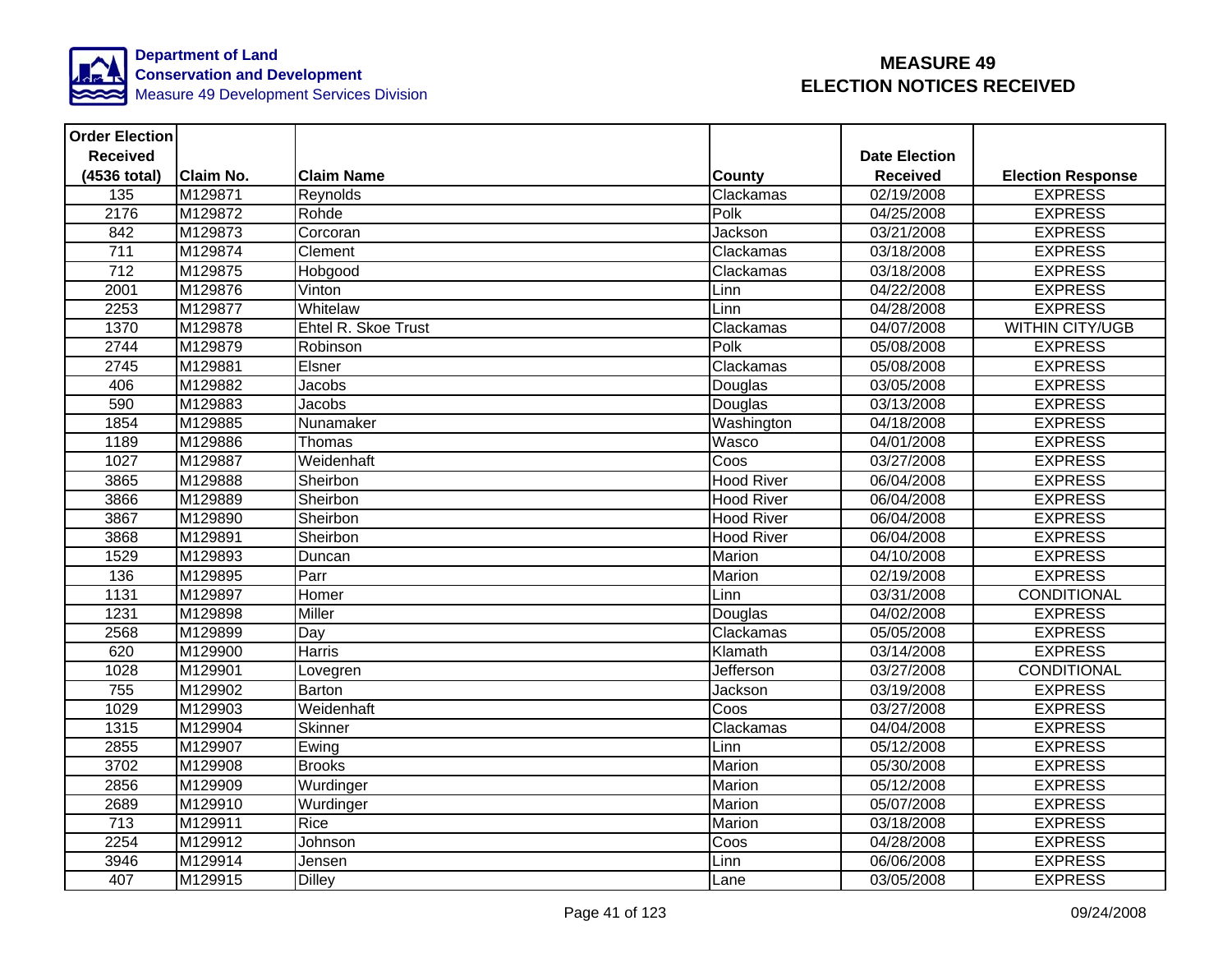**Department of Land Conservation and Development**
Measure 49 Development Services Division

# MEASURE 49
# ELECTION NOTICES RECEIVED

| Order Election Received (4536 total) | Claim No. | Claim Name | County | Date Election Received | Election Response |
|---|---|---|---|---|---|
| 135 | M129871 | Reynolds | Clackamas | 02/19/2008 | EXPRESS |
| 2176 | M129872 | Rohde | Polk | 04/25/2008 | EXPRESS |
| 842 | M129873 | Corcoran | Jackson | 03/21/2008 | EXPRESS |
| 711 | M129874 | Clement | Clackamas | 03/18/2008 | EXPRESS |
| 712 | M129875 | Hobgood | Clackamas | 03/18/2008 | EXPRESS |
| 2001 | M129876 | Vinton | Linn | 04/22/2008 | EXPRESS |
| 2253 | M129877 | Whitelaw | Linn | 04/28/2008 | EXPRESS |
| 1370 | M129878 | Ehtel R. Skoe Trust | Clackamas | 04/07/2008 | WITHIN CITY/UGB |
| 2744 | M129879 | Robinson | Polk | 05/08/2008 | EXPRESS |
| 2745 | M129881 | Elsner | Clackamas | 05/08/2008 | EXPRESS |
| 406 | M129882 | Jacobs | Douglas | 03/05/2008 | EXPRESS |
| 590 | M129883 | Jacobs | Douglas | 03/13/2008 | EXPRESS |
| 1854 | M129885 | Nunamaker | Washington | 04/18/2008 | EXPRESS |
| 1189 | M129886 | Thomas | Wasco | 04/01/2008 | EXPRESS |
| 1027 | M129887 | Weidenhaft | Coos | 03/27/2008 | EXPRESS |
| 3865 | M129888 | Sheirbon | Hood River | 06/04/2008 | EXPRESS |
| 3866 | M129889 | Sheirbon | Hood River | 06/04/2008 | EXPRESS |
| 3867 | M129890 | Sheirbon | Hood River | 06/04/2008 | EXPRESS |
| 3868 | M129891 | Sheirbon | Hood River | 06/04/2008 | EXPRESS |
| 1529 | M129893 | Duncan | Marion | 04/10/2008 | EXPRESS |
| 136 | M129895 | Parr | Marion | 02/19/2008 | EXPRESS |
| 1131 | M129897 | Homer | Linn | 03/31/2008 | CONDITIONAL |
| 1231 | M129898 | Miller | Douglas | 04/02/2008 | EXPRESS |
| 2568 | M129899 | Day | Clackamas | 05/05/2008 | EXPRESS |
| 620 | M129900 | Harris | Klamath | 03/14/2008 | EXPRESS |
| 1028 | M129901 | Lovegren | Jefferson | 03/27/2008 | CONDITIONAL |
| 755 | M129902 | Barton | Jackson | 03/19/2008 | EXPRESS |
| 1029 | M129903 | Weidenhaft | Coos | 03/27/2008 | EXPRESS |
| 1315 | M129904 | Skinner | Clackamas | 04/04/2008 | EXPRESS |
| 2855 | M129907 | Ewing | Linn | 05/12/2008 | EXPRESS |
| 3702 | M129908 | Brooks | Marion | 05/30/2008 | EXPRESS |
| 2856 | M129909 | Wurdinger | Marion | 05/12/2008 | EXPRESS |
| 2689 | M129910 | Wurdinger | Marion | 05/07/2008 | EXPRESS |
| 713 | M129911 | Rice | Marion | 03/18/2008 | EXPRESS |
| 2254 | M129912 | Johnson | Coos | 04/28/2008 | EXPRESS |
| 3946 | M129914 | Jensen | Linn | 06/06/2008 | EXPRESS |
| 407 | M129915 | Dilley | Lane | 03/05/2008 | EXPRESS |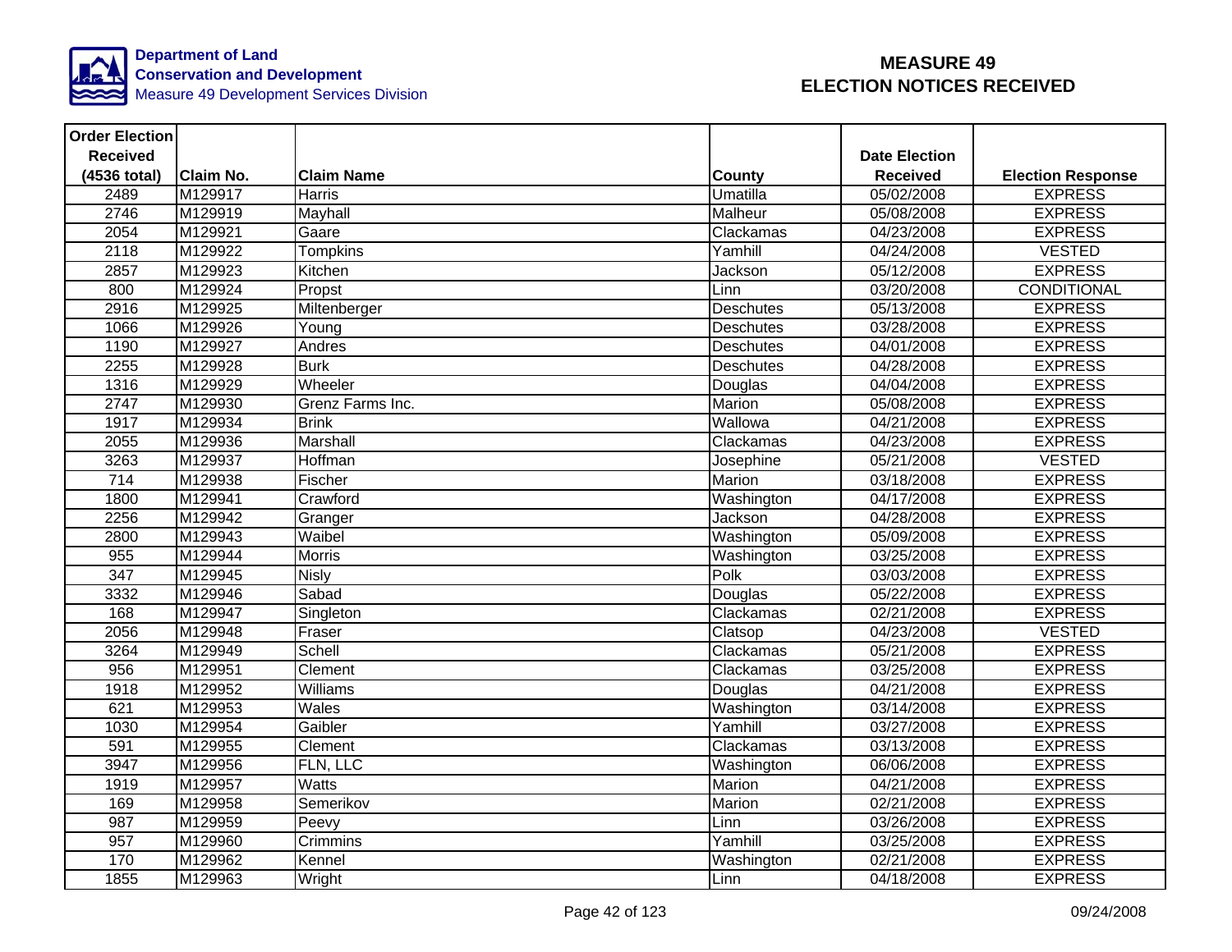Department of Land Conservation and Development
Measure 49 Development Services Division

# MEASURE 49
# ELECTION NOTICES RECEIVED

| Order Election Received (4536 total) | Claim No. | Claim Name | County | Date Election Received | Election Response |
|---|---|---|---|---|---|
| 2489 | M129917 | Harris | Umatilla | 05/02/2008 | EXPRESS |
| 2746 | M129919 | Mayhall | Malheur | 05/08/2008 | EXPRESS |
| 2054 | M129921 | Gaare | Clackamas | 04/23/2008 | EXPRESS |
| 2118 | M129922 | Tompkins | Yamhill | 04/24/2008 | VESTED |
| 2857 | M129923 | Kitchen | Jackson | 05/12/2008 | EXPRESS |
| 800 | M129924 | Propst | Linn | 03/20/2008 | CONDITIONAL |
| 2916 | M129925 | Miltenberger | Deschutes | 05/13/2008 | EXPRESS |
| 1066 | M129926 | Young | Deschutes | 03/28/2008 | EXPRESS |
| 1190 | M129927 | Andres | Deschutes | 04/01/2008 | EXPRESS |
| 2255 | M129928 | Burk | Deschutes | 04/28/2008 | EXPRESS |
| 1316 | M129929 | Wheeler | Douglas | 04/04/2008 | EXPRESS |
| 2747 | M129930 | Grenz Farms Inc. | Marion | 05/08/2008 | EXPRESS |
| 1917 | M129934 | Brink | Wallowa | 04/21/2008 | EXPRESS |
| 2055 | M129936 | Marshall | Clackamas | 04/23/2008 | EXPRESS |
| 3263 | M129937 | Hoffman | Josephine | 05/21/2008 | VESTED |
| 714 | M129938 | Fischer | Marion | 03/18/2008 | EXPRESS |
| 1800 | M129941 | Crawford | Washington | 04/17/2008 | EXPRESS |
| 2256 | M129942 | Granger | Jackson | 04/28/2008 | EXPRESS |
| 2800 | M129943 | Waibel | Washington | 05/09/2008 | EXPRESS |
| 955 | M129944 | Morris | Washington | 03/25/2008 | EXPRESS |
| 347 | M129945 | Nisly | Polk | 03/03/2008 | EXPRESS |
| 3332 | M129946 | Sabad | Douglas | 05/22/2008 | EXPRESS |
| 168 | M129947 | Singleton | Clackamas | 02/21/2008 | EXPRESS |
| 2056 | M129948 | Fraser | Clatsop | 04/23/2008 | VESTED |
| 3264 | M129949 | Schell | Clackamas | 05/21/2008 | EXPRESS |
| 956 | M129951 | Clement | Clackamas | 03/25/2008 | EXPRESS |
| 1918 | M129952 | Williams | Douglas | 04/21/2008 | EXPRESS |
| 621 | M129953 | Wales | Washington | 03/14/2008 | EXPRESS |
| 1030 | M129954 | Gaibler | Yamhill | 03/27/2008 | EXPRESS |
| 591 | M129955 | Clement | Clackamas | 03/13/2008 | EXPRESS |
| 3947 | M129956 | FLN, LLC | Washington | 06/06/2008 | EXPRESS |
| 1919 | M129957 | Watts | Marion | 04/21/2008 | EXPRESS |
| 169 | M129958 | Semerikov | Marion | 02/21/2008 | EXPRESS |
| 987 | M129959 | Peevy | Linn | 03/26/2008 | EXPRESS |
| 957 | M129960 | Crimmins | Yamhill | 03/25/2008 | EXPRESS |
| 170 | M129962 | Kennel | Washington | 02/21/2008 | EXPRESS |
| 1855 | M129963 | Wright | Linn | 04/18/2008 | EXPRESS |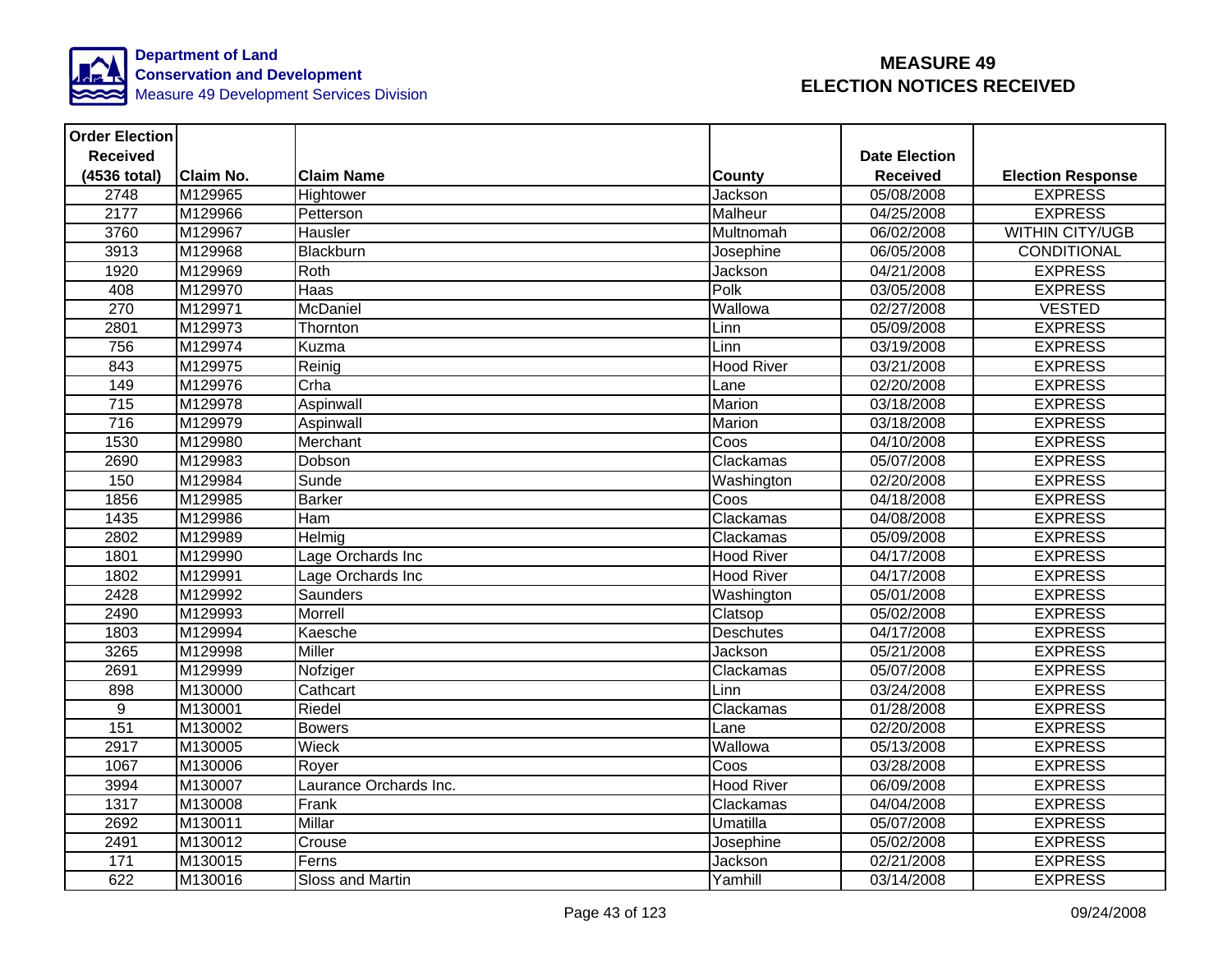**Department of Land Conservation and Development**
Measure 49 Development Services Division

# MEASURE 49 ELECTION NOTICES RECEIVED

| Order Election Received (4536 total) | Claim No. | Claim Name | County | Date Election Received | Election Response |
|---|---|---|---|---|---|
| 2748 | M129965 | Hightower | Jackson | 05/08/2008 | EXPRESS |
| 2177 | M129966 | Petterson | Malheur | 04/25/2008 | EXPRESS |
| 3760 | M129967 | Hausler | Multnomah | 06/02/2008 | WITHIN CITY/UGB |
| 3913 | M129968 | Blackburn | Josephine | 06/05/2008 | CONDITIONAL |
| 1920 | M129969 | Roth | Jackson | 04/21/2008 | EXPRESS |
| 408 | M129970 | Haas | Polk | 03/05/2008 | EXPRESS |
| 270 | M129971 | McDaniel | Wallowa | 02/27/2008 | VESTED |
| 2801 | M129973 | Thornton | Linn | 05/09/2008 | EXPRESS |
| 756 | M129974 | Kuzma | Linn | 03/19/2008 | EXPRESS |
| 843 | M129975 | Reinig | Hood River | 03/21/2008 | EXPRESS |
| 149 | M129976 | Crha | Lane | 02/20/2008 | EXPRESS |
| 715 | M129978 | Aspinwall | Marion | 03/18/2008 | EXPRESS |
| 716 | M129979 | Aspinwall | Marion | 03/18/2008 | EXPRESS |
| 1530 | M129980 | Merchant | Coos | 04/10/2008 | EXPRESS |
| 2690 | M129983 | Dobson | Clackamas | 05/07/2008 | EXPRESS |
| 150 | M129984 | Sunde | Washington | 02/20/2008 | EXPRESS |
| 1856 | M129985 | Barker | Coos | 04/18/2008 | EXPRESS |
| 1435 | M129986 | Ham | Clackamas | 04/08/2008 | EXPRESS |
| 2802 | M129989 | Helmig | Clackamas | 05/09/2008 | EXPRESS |
| 1801 | M129990 | Lage Orchards Inc | Hood River | 04/17/2008 | EXPRESS |
| 1802 | M129991 | Lage Orchards Inc | Hood River | 04/17/2008 | EXPRESS |
| 2428 | M129992 | Saunders | Washington | 05/01/2008 | EXPRESS |
| 2490 | M129993 | Morrell | Clatsop | 05/02/2008 | EXPRESS |
| 1803 | M129994 | Kaesche | Deschutes | 04/17/2008 | EXPRESS |
| 3265 | M129998 | Miller | Jackson | 05/21/2008 | EXPRESS |
| 2691 | M129999 | Nofziger | Clackamas | 05/07/2008 | EXPRESS |
| 898 | M130000 | Cathcart | Linn | 03/24/2008 | EXPRESS |
| 9 | M130001 | Riedel | Clackamas | 01/28/2008 | EXPRESS |
| 151 | M130002 | Bowers | Lane | 02/20/2008 | EXPRESS |
| 2917 | M130005 | Wieck | Wallowa | 05/13/2008 | EXPRESS |
| 1067 | M130006 | Royer | Coos | 03/28/2008 | EXPRESS |
| 3994 | M130007 | Laurance Orchards Inc. | Hood River | 06/09/2008 | EXPRESS |
| 1317 | M130008 | Frank | Clackamas | 04/04/2008 | EXPRESS |
| 2692 | M130011 | Millar | Umatilla | 05/07/2008 | EXPRESS |
| 2491 | M130012 | Crouse | Josephine | 05/02/2008 | EXPRESS |
| 171 | M130015 | Ferns | Jackson | 02/21/2008 | EXPRESS |
| 622 | M130016 | Sloss and Martin | Yamhill | 03/14/2008 | EXPRESS |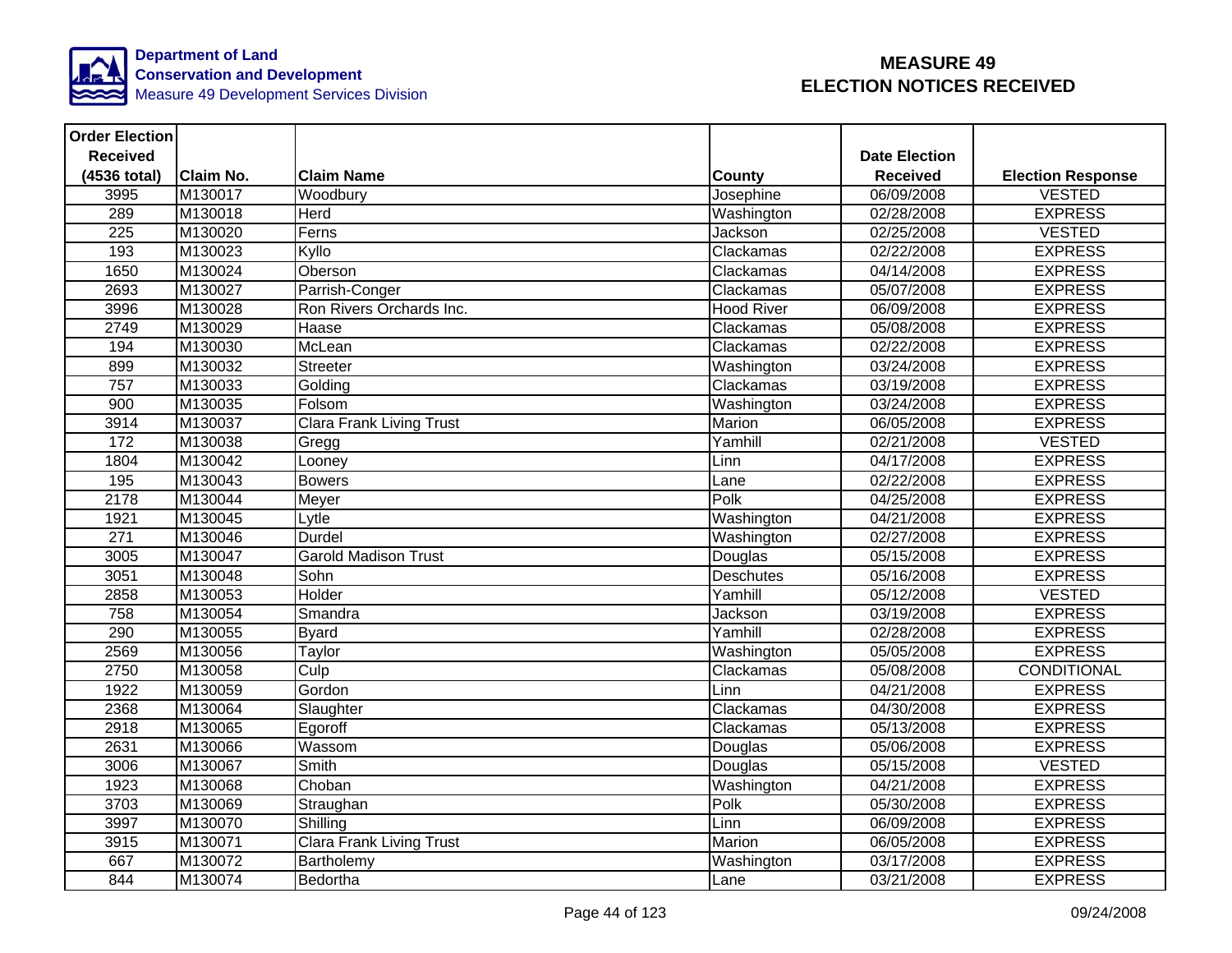**Department of Land Conservation and Development**
Measure 49 Development Services Division

# MEASURE 49
# ELECTION NOTICES RECEIVED

| Order Election Received (4536 total) | Claim No. | Claim Name | County | Date Election Received | Election Response |
|---|---|---|---|---|---|
| 3995 | M130017 | Woodbury | Josephine | 06/09/2008 | VESTED |
| 289 | M130018 | Herd | Washington | 02/28/2008 | EXPRESS |
| 225 | M130020 | Ferns | Jackson | 02/25/2008 | VESTED |
| 193 | M130023 | Kyllo | Clackamas | 02/22/2008 | EXPRESS |
| 1650 | M130024 | Oberson | Clackamas | 04/14/2008 | EXPRESS |
| 2693 | M130027 | Parrish-Conger | Clackamas | 05/07/2008 | EXPRESS |
| 3996 | M130028 | Ron Rivers Orchards Inc. | Hood River | 06/09/2008 | EXPRESS |
| 2749 | M130029 | Haase | Clackamas | 05/08/2008 | EXPRESS |
| 194 | M130030 | McLean | Clackamas | 02/22/2008 | EXPRESS |
| 899 | M130032 | Streeter | Washington | 03/24/2008 | EXPRESS |
| 757 | M130033 | Golding | Clackamas | 03/19/2008 | EXPRESS |
| 900 | M130035 | Folsom | Washington | 03/24/2008 | EXPRESS |
| 3914 | M130037 | Clara Frank Living Trust | Marion | 06/05/2008 | EXPRESS |
| 172 | M130038 | Gregg | Yamhill | 02/21/2008 | VESTED |
| 1804 | M130042 | Looney | Linn | 04/17/2008 | EXPRESS |
| 195 | M130043 | Bowers | Lane | 02/22/2008 | EXPRESS |
| 2178 | M130044 | Meyer | Polk | 04/25/2008 | EXPRESS |
| 1921 | M130045 | Lytle | Washington | 04/21/2008 | EXPRESS |
| 271 | M130046 | Durdel | Washington | 02/27/2008 | EXPRESS |
| 3005 | M130047 | Garold Madison Trust | Douglas | 05/15/2008 | EXPRESS |
| 3051 | M130048 | Sohn | Deschutes | 05/16/2008 | EXPRESS |
| 2858 | M130053 | Holder | Yamhill | 05/12/2008 | VESTED |
| 758 | M130054 | Smandra | Jackson | 03/19/2008 | EXPRESS |
| 290 | M130055 | Byard | Yamhill | 02/28/2008 | EXPRESS |
| 2569 | M130056 | Taylor | Washington | 05/05/2008 | EXPRESS |
| 2750 | M130058 | Culp | Clackamas | 05/08/2008 | CONDITIONAL |
| 1922 | M130059 | Gordon | Linn | 04/21/2008 | EXPRESS |
| 2368 | M130064 | Slaughter | Clackamas | 04/30/2008 | EXPRESS |
| 2918 | M130065 | Egoroff | Clackamas | 05/13/2008 | EXPRESS |
| 2631 | M130066 | Wassom | Douglas | 05/06/2008 | EXPRESS |
| 3006 | M130067 | Smith | Douglas | 05/15/2008 | VESTED |
| 1923 | M130068 | Choban | Washington | 04/21/2008 | EXPRESS |
| 3703 | M130069 | Straughan | Polk | 05/30/2008 | EXPRESS |
| 3997 | M130070 | Shilling | Linn | 06/09/2008 | EXPRESS |
| 3915 | M130071 | Clara Frank Living Trust | Marion | 06/05/2008 | EXPRESS |
| 667 | M130072 | Bartholemy | Washington | 03/17/2008 | EXPRESS |
| 844 | M130074 | Bedortha | Lane | 03/21/2008 | EXPRESS |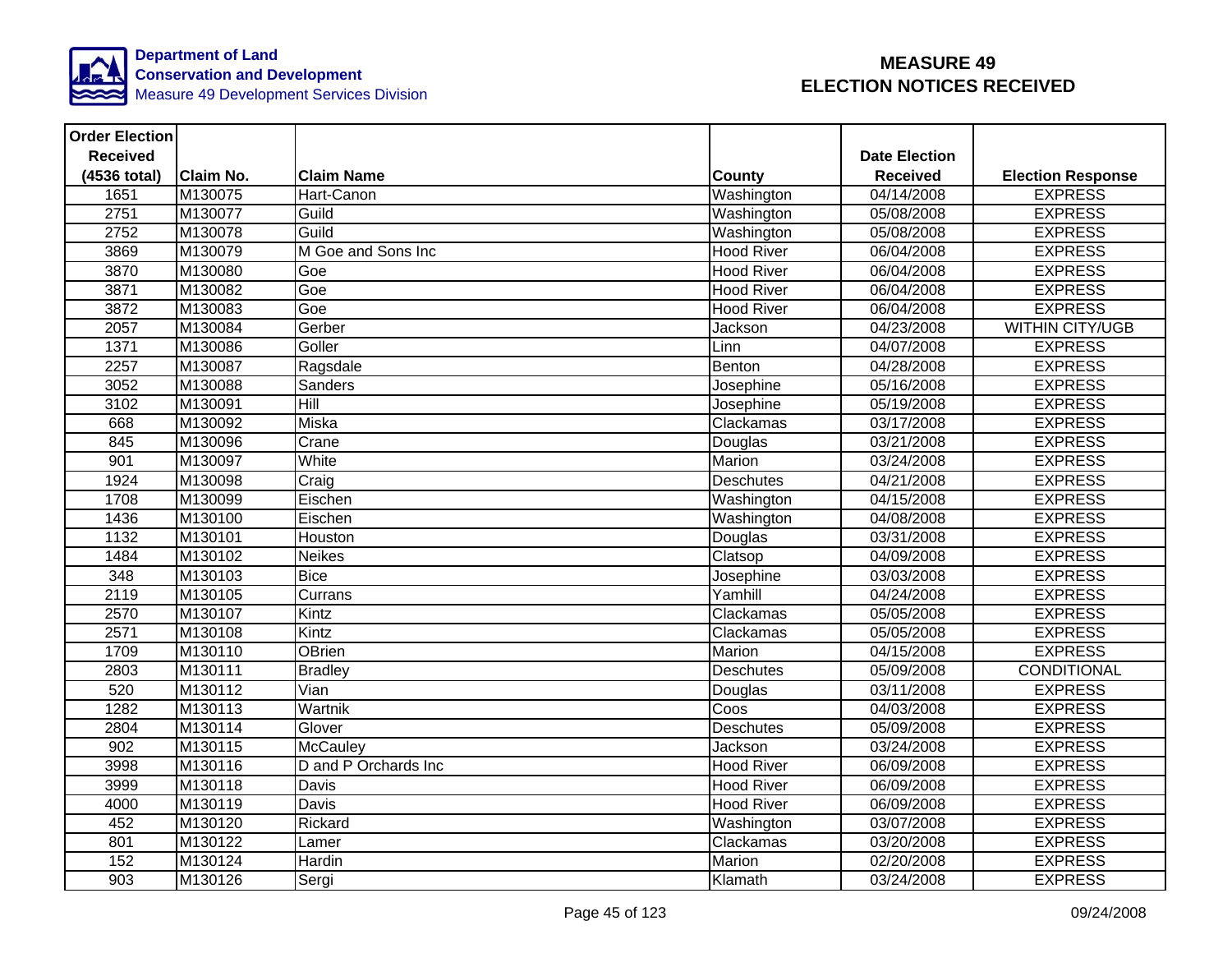Department of Land Conservation and Development
Measure 49 Development Services Division

# MEASURE 49 ELECTION NOTICES RECEIVED

| Order Election Received (4536 total) | Claim No. | Claim Name | County | Date Election Received | Election Response |
|---|---|---|---|---|---|
| 1651 | M130075 | Hart-Canon | Washington | 04/14/2008 | EXPRESS |
| 2751 | M130077 | Guild | Washington | 05/08/2008 | EXPRESS |
| 2752 | M130078 | Guild | Washington | 05/08/2008 | EXPRESS |
| 3869 | M130079 | M Goe and Sons Inc | Hood River | 06/04/2008 | EXPRESS |
| 3870 | M130080 | Goe | Hood River | 06/04/2008 | EXPRESS |
| 3871 | M130082 | Goe | Hood River | 06/04/2008 | EXPRESS |
| 3872 | M130083 | Goe | Hood River | 06/04/2008 | EXPRESS |
| 2057 | M130084 | Gerber | Jackson | 04/23/2008 | WITHIN CITY/UGB |
| 1371 | M130086 | Goller | Linn | 04/07/2008 | EXPRESS |
| 2257 | M130087 | Ragsdale | Benton | 04/28/2008 | EXPRESS |
| 3052 | M130088 | Sanders | Josephine | 05/16/2008 | EXPRESS |
| 3102 | M130091 | Hill | Josephine | 05/19/2008 | EXPRESS |
| 668 | M130092 | Miska | Clackamas | 03/17/2008 | EXPRESS |
| 845 | M130096 | Crane | Douglas | 03/21/2008 | EXPRESS |
| 901 | M130097 | White | Marion | 03/24/2008 | EXPRESS |
| 1924 | M130098 | Craig | Deschutes | 04/21/2008 | EXPRESS |
| 1708 | M130099 | Eischen | Washington | 04/15/2008 | EXPRESS |
| 1436 | M130100 | Eischen | Washington | 04/08/2008 | EXPRESS |
| 1132 | M130101 | Houston | Douglas | 03/31/2008 | EXPRESS |
| 1484 | M130102 | Neikes | Clatsop | 04/09/2008 | EXPRESS |
| 348 | M130103 | Bice | Josephine | 03/03/2008 | EXPRESS |
| 2119 | M130105 | Currans | Yamhill | 04/24/2008 | EXPRESS |
| 2570 | M130107 | Kintz | Clackamas | 05/05/2008 | EXPRESS |
| 2571 | M130108 | Kintz | Clackamas | 05/05/2008 | EXPRESS |
| 1709 | M130110 | OBrien | Marion | 04/15/2008 | EXPRESS |
| 2803 | M130111 | Bradley | Deschutes | 05/09/2008 | CONDITIONAL |
| 520 | M130112 | Vian | Douglas | 03/11/2008 | EXPRESS |
| 1282 | M130113 | Wartnik | Coos | 04/03/2008 | EXPRESS |
| 2804 | M130114 | Glover | Deschutes | 05/09/2008 | EXPRESS |
| 902 | M130115 | McCauley | Jackson | 03/24/2008 | EXPRESS |
| 3998 | M130116 | D and P Orchards Inc | Hood River | 06/09/2008 | EXPRESS |
| 3999 | M130118 | Davis | Hood River | 06/09/2008 | EXPRESS |
| 4000 | M130119 | Davis | Hood River | 06/09/2008 | EXPRESS |
| 452 | M130120 | Rickard | Washington | 03/07/2008 | EXPRESS |
| 801 | M130122 | Lamer | Clackamas | 03/20/2008 | EXPRESS |
| 152 | M130124 | Hardin | Marion | 02/20/2008 | EXPRESS |
| 903 | M130126 | Sergi | Klamath | 03/24/2008 | EXPRESS |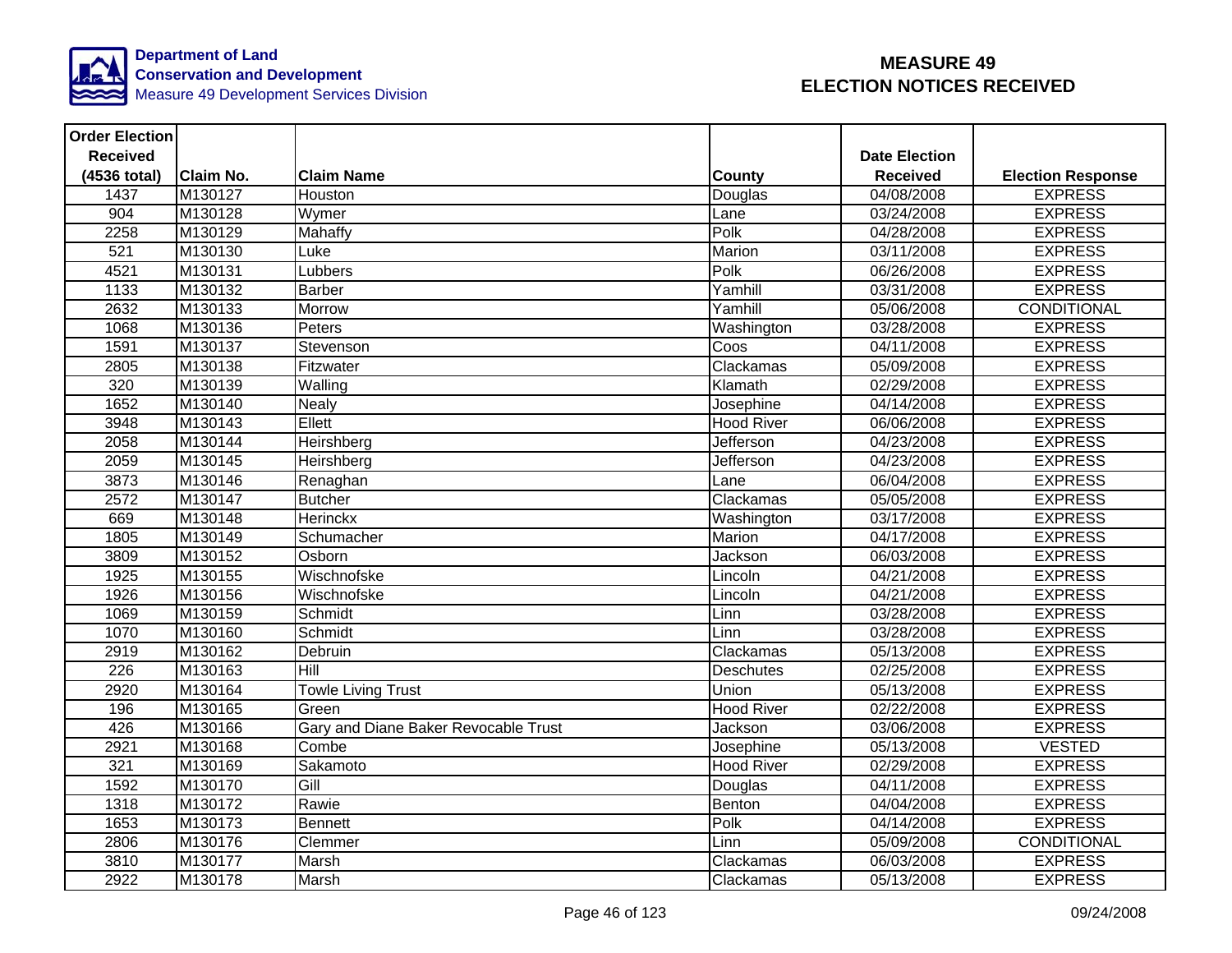Department of Land Conservation and Development
Measure 49 Development Services Division

# MEASURE 49 ELECTION NOTICES RECEIVED

| Order Election Received (4536 total) | Claim No. | Claim Name | County | Date Election Received | Election Response |
|---|---|---|---|---|---|
| 1437 | M130127 | Houston | Douglas | 04/08/2008 | EXPRESS |
| 904 | M130128 | Wymer | Lane | 03/24/2008 | EXPRESS |
| 2258 | M130129 | Mahaffy | Polk | 04/28/2008 | EXPRESS |
| 521 | M130130 | Luke | Marion | 03/11/2008 | EXPRESS |
| 4521 | M130131 | Lubbers | Polk | 06/26/2008 | EXPRESS |
| 1133 | M130132 | Barber | Yamhill | 03/31/2008 | EXPRESS |
| 2632 | M130133 | Morrow | Yamhill | 05/06/2008 | CONDITIONAL |
| 1068 | M130136 | Peters | Washington | 03/28/2008 | EXPRESS |
| 1591 | M130137 | Stevenson | Coos | 04/11/2008 | EXPRESS |
| 2805 | M130138 | Fitzwater | Clackamas | 05/09/2008 | EXPRESS |
| 320 | M130139 | Walling | Klamath | 02/29/2008 | EXPRESS |
| 1652 | M130140 | Nealy | Josephine | 04/14/2008 | EXPRESS |
| 3948 | M130143 | Ellett | Hood River | 06/06/2008 | EXPRESS |
| 2058 | M130144 | Heirshberg | Jefferson | 04/23/2008 | EXPRESS |
| 2059 | M130145 | Heirshberg | Jefferson | 04/23/2008 | EXPRESS |
| 3873 | M130146 | Renaghan | Lane | 06/04/2008 | EXPRESS |
| 2572 | M130147 | Butcher | Clackamas | 05/05/2008 | EXPRESS |
| 669 | M130148 | Herinckx | Washington | 03/17/2008 | EXPRESS |
| 1805 | M130149 | Schumacher | Marion | 04/17/2008 | EXPRESS |
| 3809 | M130152 | Osborn | Jackson | 06/03/2008 | EXPRESS |
| 1925 | M130155 | Wischnofske | Lincoln | 04/21/2008 | EXPRESS |
| 1926 | M130156 | Wischnofske | Lincoln | 04/21/2008 | EXPRESS |
| 1069 | M130159 | Schmidt | Linn | 03/28/2008 | EXPRESS |
| 1070 | M130160 | Schmidt | Linn | 03/28/2008 | EXPRESS |
| 2919 | M130162 | Debruin | Clackamas | 05/13/2008 | EXPRESS |
| 226 | M130163 | Hill | Deschutes | 02/25/2008 | EXPRESS |
| 2920 | M130164 | Towle Living Trust | Union | 05/13/2008 | EXPRESS |
| 196 | M130165 | Green | Hood River | 02/22/2008 | EXPRESS |
| 426 | M130166 | Gary and Diane Baker Revocable Trust | Jackson | 03/06/2008 | EXPRESS |
| 2921 | M130168 | Combe | Josephine | 05/13/2008 | VESTED |
| 321 | M130169 | Sakamoto | Hood River | 02/29/2008 | EXPRESS |
| 1592 | M130170 | Gill | Douglas | 04/11/2008 | EXPRESS |
| 1318 | M130172 | Rawie | Benton | 04/04/2008 | EXPRESS |
| 1653 | M130173 | Bennett | Polk | 04/14/2008 | EXPRESS |
| 2806 | M130176 | Clemmer | Linn | 05/09/2008 | CONDITIONAL |
| 3810 | M130177 | Marsh | Clackamas | 06/03/2008 | EXPRESS |
| 2922 | M130178 | Marsh | Clackamas | 05/13/2008 | EXPRESS |

09/24/2008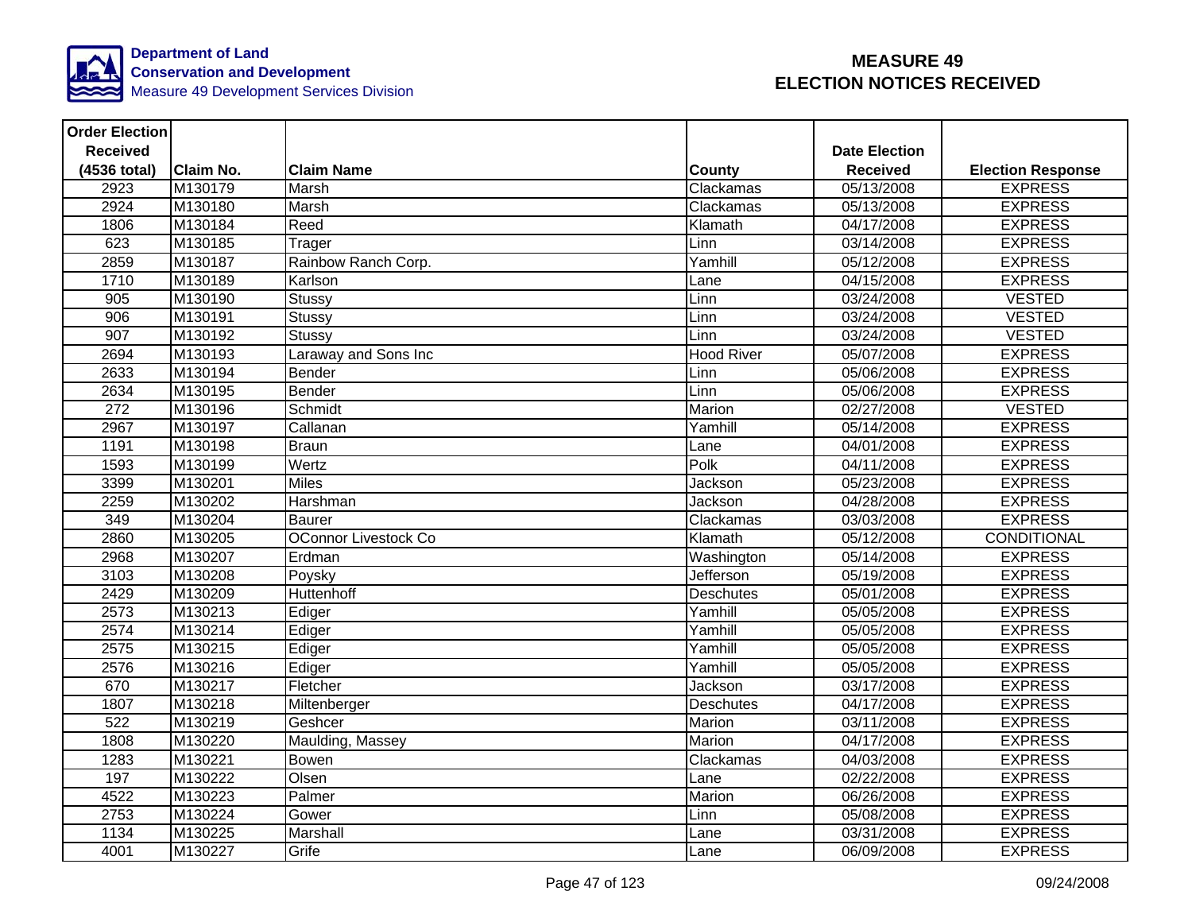Department of Land Conservation and Development
Measure 49 Development Services Division

# MEASURE 49 ELECTION NOTICES RECEIVED

| Order Election Received (4536 total) | Claim No. | Claim Name | County | Date Election Received | Election Response |
|---|---|---|---|---|---|
| 2923 | M130179 | Marsh | Clackamas | 05/13/2008 | EXPRESS |
| 2924 | M130180 | Marsh | Clackamas | 05/13/2008 | EXPRESS |
| 1806 | M130184 | Reed | Klamath | 04/17/2008 | EXPRESS |
| 623 | M130185 | Trager | Linn | 03/14/2008 | EXPRESS |
| 2859 | M130187 | Rainbow Ranch Corp. | Yamhill | 05/12/2008 | EXPRESS |
| 1710 | M130189 | Karlson | Lane | 04/15/2008 | EXPRESS |
| 905 | M130190 | Stussy | Linn | 03/24/2008 | VESTED |
| 906 | M130191 | Stussy | Linn | 03/24/2008 | VESTED |
| 907 | M130192 | Stussy | Linn | 03/24/2008 | VESTED |
| 2694 | M130193 | Laraway and Sons Inc | Hood River | 05/07/2008 | EXPRESS |
| 2633 | M130194 | Bender | Linn | 05/06/2008 | EXPRESS |
| 2634 | M130195 | Bender | Linn | 05/06/2008 | EXPRESS |
| 272 | M130196 | Schmidt | Marion | 02/27/2008 | VESTED |
| 2967 | M130197 | Callanan | Yamhill | 05/14/2008 | EXPRESS |
| 1191 | M130198 | Braun | Lane | 04/01/2008 | EXPRESS |
| 1593 | M130199 | Wertz | Polk | 04/11/2008 | EXPRESS |
| 3399 | M130201 | Miles | Jackson | 05/23/2008 | EXPRESS |
| 2259 | M130202 | Harshman | Jackson | 04/28/2008 | EXPRESS |
| 349 | M130204 | Baurer | Clackamas | 03/03/2008 | EXPRESS |
| 2860 | M130205 | OConnor Livestock Co | Klamath | 05/12/2008 | CONDITIONAL |
| 2968 | M130207 | Erdman | Washington | 05/14/2008 | EXPRESS |
| 3103 | M130208 | Poysky | Jefferson | 05/19/2008 | EXPRESS |
| 2429 | M130209 | Huttenhoff | Deschutes | 05/01/2008 | EXPRESS |
| 2573 | M130213 | Ediger | Yamhill | 05/05/2008 | EXPRESS |
| 2574 | M130214 | Ediger | Yamhill | 05/05/2008 | EXPRESS |
| 2575 | M130215 | Ediger | Yamhill | 05/05/2008 | EXPRESS |
| 2576 | M130216 | Ediger | Yamhill | 05/05/2008 | EXPRESS |
| 670 | M130217 | Fletcher | Jackson | 03/17/2008 | EXPRESS |
| 1807 | M130218 | Miltenberger | Deschutes | 04/17/2008 | EXPRESS |
| 522 | M130219 | Geshcer | Marion | 03/11/2008 | EXPRESS |
| 1808 | M130220 | Maulding, Massey | Marion | 04/17/2008 | EXPRESS |
| 1283 | M130221 | Bowen | Clackamas | 04/03/2008 | EXPRESS |
| 197 | M130222 | Olsen | Lane | 02/22/2008 | EXPRESS |
| 4522 | M130223 | Palmer | Marion | 06/26/2008 | EXPRESS |
| 2753 | M130224 | Gower | Linn | 05/08/2008 | EXPRESS |
| 1134 | M130225 | Marshall | Lane | 03/31/2008 | EXPRESS |
| 4001 | M130227 | Grife | Lane | 06/09/2008 | EXPRESS |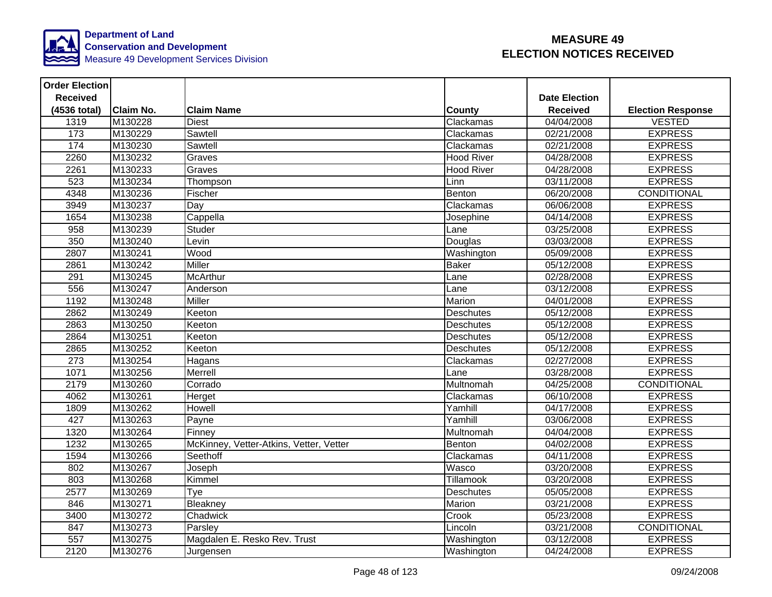Department of Land Conservation and Development
Measure 49 Development Services Division

# MEASURE 49
# ELECTION NOTICES RECEIVED

| Order Election Received (4536 total) | Claim No. | Claim Name | County | Date Election Received | Election Response |
|---|---|---|---|---|---|
| 1319 | M130228 | Diest | Clackamas | 04/04/2008 | VESTED |
| 173 | M130229 | Sawtell | Clackamas | 02/21/2008 | EXPRESS |
| 174 | M130230 | Sawtell | Clackamas | 02/21/2008 | EXPRESS |
| 2260 | M130232 | Graves | Hood River | 04/28/2008 | EXPRESS |
| 2261 | M130233 | Graves | Hood River | 04/28/2008 | EXPRESS |
| 523 | M130234 | Thompson | Linn | 03/11/2008 | EXPRESS |
| 4348 | M130236 | Fischer | Benton | 06/20/2008 | CONDITIONAL |
| 3949 | M130237 | Day | Clackamas | 06/06/2008 | EXPRESS |
| 1654 | M130238 | Cappella | Josephine | 04/14/2008 | EXPRESS |
| 958 | M130239 | Studer | Lane | 03/25/2008 | EXPRESS |
| 350 | M130240 | Levin | Douglas | 03/03/2008 | EXPRESS |
| 2807 | M130241 | Wood | Washington | 05/09/2008 | EXPRESS |
| 2861 | M130242 | Miller | Baker | 05/12/2008 | EXPRESS |
| 291 | M130245 | McArthur | Lane | 02/28/2008 | EXPRESS |
| 556 | M130247 | Anderson | Lane | 03/12/2008 | EXPRESS |
| 1192 | M130248 | Miller | Marion | 04/01/2008 | EXPRESS |
| 2862 | M130249 | Keeton | Deschutes | 05/12/2008 | EXPRESS |
| 2863 | M130250 | Keeton | Deschutes | 05/12/2008 | EXPRESS |
| 2864 | M130251 | Keeton | Deschutes | 05/12/2008 | EXPRESS |
| 2865 | M130252 | Keeton | Deschutes | 05/12/2008 | EXPRESS |
| 273 | M130254 | Hagans | Clackamas | 02/27/2008 | EXPRESS |
| 1071 | M130256 | Merrell | Lane | 03/28/2008 | EXPRESS |
| 2179 | M130260 | Corrado | Multnomah | 04/25/2008 | CONDITIONAL |
| 4062 | M130261 | Herget | Clackamas | 06/10/2008 | EXPRESS |
| 1809 | M130262 | Howell | Yamhill | 04/17/2008 | EXPRESS |
| 427 | M130263 | Payne | Yamhill | 03/06/2008 | EXPRESS |
| 1320 | M130264 | Finney | Multnomah | 04/04/2008 | EXPRESS |
| 1232 | M130265 | McKinney, Vetter-Atkins, Vetter, Vetter | Benton | 04/02/2008 | EXPRESS |
| 1594 | M130266 | Seethoff | Clackamas | 04/11/2008 | EXPRESS |
| 802 | M130267 | Joseph | Wasco | 03/20/2008 | EXPRESS |
| 803 | M130268 | Kimmel | Tillamook | 03/20/2008 | EXPRESS |
| 2577 | M130269 | Tye | Deschutes | 05/05/2008 | EXPRESS |
| 846 | M130271 | Bleakney | Marion | 03/21/2008 | EXPRESS |
| 3400 | M130272 | Chadwick | Crook | 05/23/2008 | EXPRESS |
| 847 | M130273 | Parsley | Lincoln | 03/21/2008 | CONDITIONAL |
| 557 | M130275 | Magdalen E. Resko Rev. Trust | Washington | 03/12/2008 | EXPRESS |
| 2120 | M130276 | Jurgensen | Washington | 04/24/2008 | EXPRESS |

09/24/2008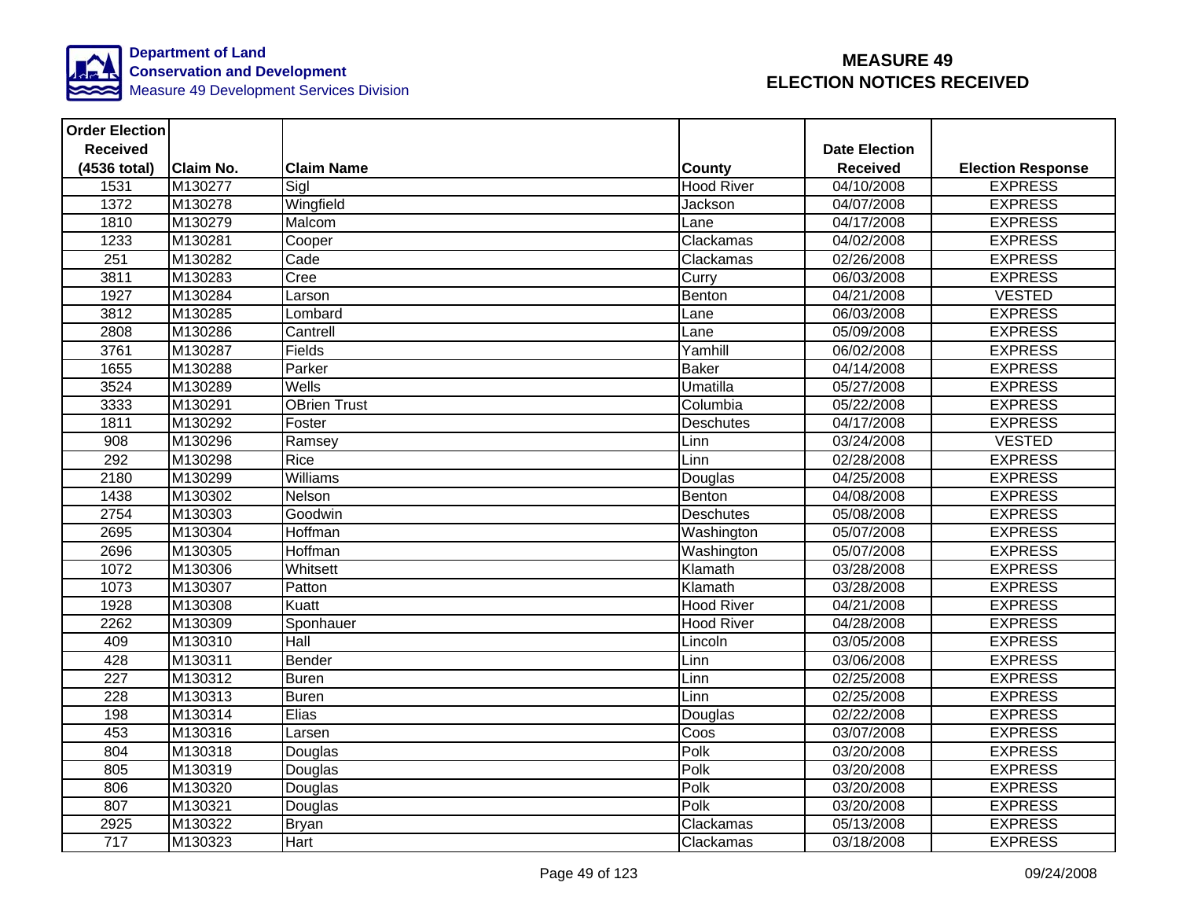Department of Land Conservation and Development
Measure 49 Development Services Division

# MEASURE 49
# ELECTION NOTICES RECEIVED

| Order Election Received (4536 total) | Claim No. | Claim Name | County | Date Election Received | Election Response |
|---|---|---|---|---|---|
| 1531 | M130277 | Sigl | Hood River | 04/10/2008 | EXPRESS |
| 1372 | M130278 | Wingfield | Jackson | 04/07/2008 | EXPRESS |
| 1810 | M130279 | Malcom | Lane | 04/17/2008 | EXPRESS |
| 1233 | M130281 | Cooper | Clackamas | 04/02/2008 | EXPRESS |
| 251 | M130282 | Cade | Clackamas | 02/26/2008 | EXPRESS |
| 3811 | M130283 | Cree | Curry | 06/03/2008 | EXPRESS |
| 1927 | M130284 | Larson | Benton | 04/21/2008 | VESTED |
| 3812 | M130285 | Lombard | Lane | 06/03/2008 | EXPRESS |
| 2808 | M130286 | Cantrell | Lane | 05/09/2008 | EXPRESS |
| 3761 | M130287 | Fields | Yamhill | 06/02/2008 | EXPRESS |
| 1655 | M130288 | Parker | Baker | 04/14/2008 | EXPRESS |
| 3524 | M130289 | Wells | Umatilla | 05/27/2008 | EXPRESS |
| 3333 | M130291 | OBrien Trust | Columbia | 05/22/2008 | EXPRESS |
| 1811 | M130292 | Foster | Deschutes | 04/17/2008 | EXPRESS |
| 908 | M130296 | Ramsey | Linn | 03/24/2008 | VESTED |
| 292 | M130298 | Rice | Linn | 02/28/2008 | EXPRESS |
| 2180 | M130299 | Williams | Douglas | 04/25/2008 | EXPRESS |
| 1438 | M130302 | Nelson | Benton | 04/08/2008 | EXPRESS |
| 2754 | M130303 | Goodwin | Deschutes | 05/08/2008 | EXPRESS |
| 2695 | M130304 | Hoffman | Washington | 05/07/2008 | EXPRESS |
| 2696 | M130305 | Hoffman | Washington | 05/07/2008 | EXPRESS |
| 1072 | M130306 | Whitsett | Klamath | 03/28/2008 | EXPRESS |
| 1073 | M130307 | Patton | Klamath | 03/28/2008 | EXPRESS |
| 1928 | M130308 | Kuatt | Hood River | 04/21/2008 | EXPRESS |
| 2262 | M130309 | Sponhauer | Hood River | 04/28/2008 | EXPRESS |
| 409 | M130310 | Hall | Lincoln | 03/05/2008 | EXPRESS |
| 428 | M130311 | Bender | Linn | 03/06/2008 | EXPRESS |
| 227 | M130312 | Buren | Linn | 02/25/2008 | EXPRESS |
| 228 | M130313 | Buren | Linn | 02/25/2008 | EXPRESS |
| 198 | M130314 | Elias | Douglas | 02/22/2008 | EXPRESS |
| 453 | M130316 | Larsen | Coos | 03/07/2008 | EXPRESS |
| 804 | M130318 | Douglas | Polk | 03/20/2008 | EXPRESS |
| 805 | M130319 | Douglas | Polk | 03/20/2008 | EXPRESS |
| 806 | M130320 | Douglas | Polk | 03/20/2008 | EXPRESS |
| 807 | M130321 | Douglas | Polk | 03/20/2008 | EXPRESS |
| 2925 | M130322 | Bryan | Clackamas | 05/13/2008 | EXPRESS |
| 717 | M130323 | Hart | Clackamas | 03/18/2008 | EXPRESS |

09/24/2008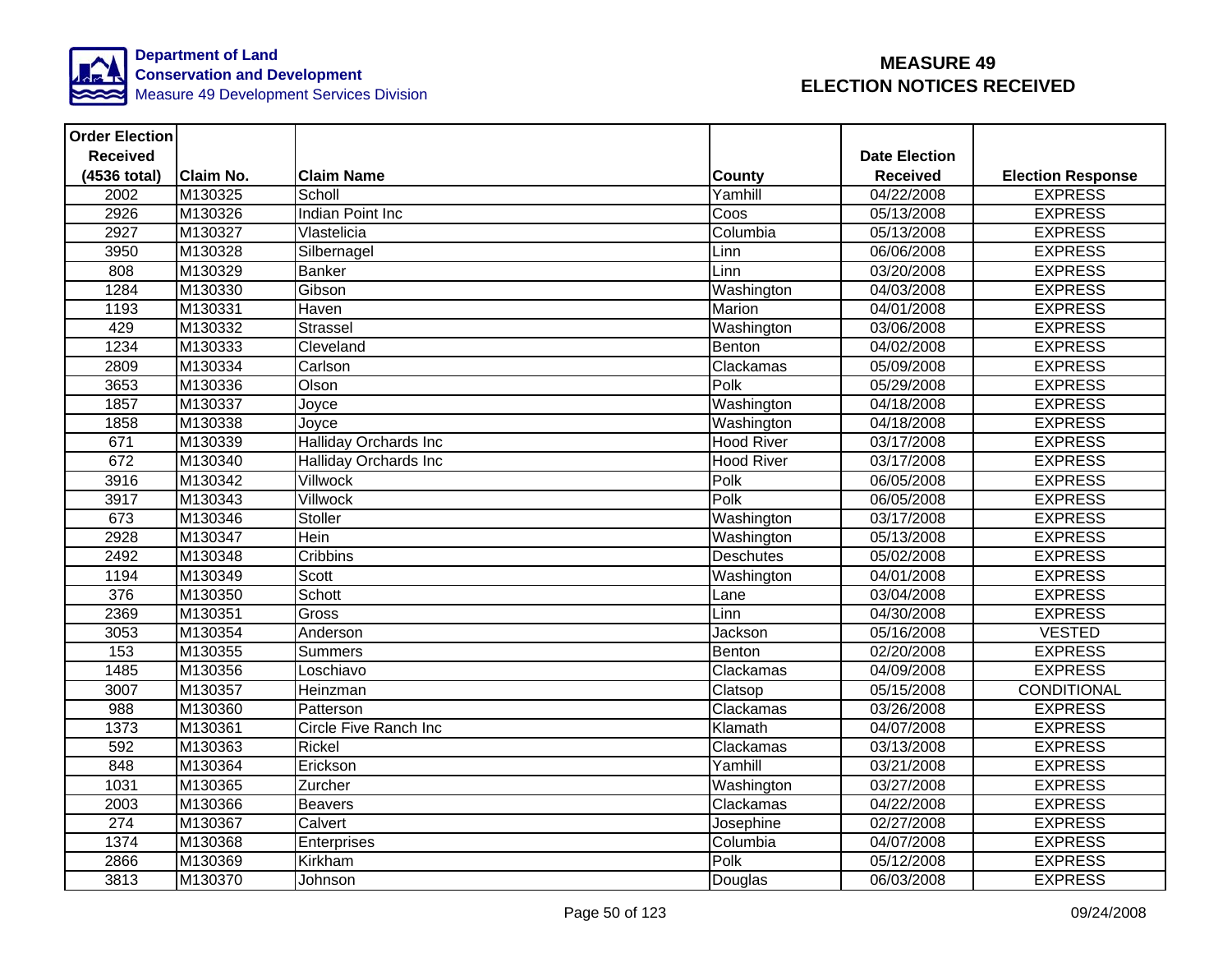**Department of Land Conservation and Development**
Measure 49 Development Services Division

# MEASURE 49
# ELECTION NOTICES RECEIVED

| Order Election Received (4536 total) | Claim No. | Claim Name | County | Date Election Received | Election Response |
|---|---|---|---|---|---|
| 2002 | M130325 | Scholl | Yamhill | 04/22/2008 | EXPRESS |
| 2926 | M130326 | Indian Point Inc | Coos | 05/13/2008 | EXPRESS |
| 2927 | M130327 | Vlastelicia | Columbia | 05/13/2008 | EXPRESS |
| 3950 | M130328 | Silbernagel | Linn | 06/06/2008 | EXPRESS |
| 808 | M130329 | Banker | Linn | 03/20/2008 | EXPRESS |
| 1284 | M130330 | Gibson | Washington | 04/03/2008 | EXPRESS |
| 1193 | M130331 | Haven | Marion | 04/01/2008 | EXPRESS |
| 429 | M130332 | Strassel | Washington | 03/06/2008 | EXPRESS |
| 1234 | M130333 | Cleveland | Benton | 04/02/2008 | EXPRESS |
| 2809 | M130334 | Carlson | Clackamas | 05/09/2008 | EXPRESS |
| 3653 | M130336 | Olson | Polk | 05/29/2008 | EXPRESS |
| 1857 | M130337 | Joyce | Washington | 04/18/2008 | EXPRESS |
| 1858 | M130338 | Joyce | Washington | 04/18/2008 | EXPRESS |
| 671 | M130339 | Halliday Orchards Inc | Hood River | 03/17/2008 | EXPRESS |
| 672 | M130340 | Halliday Orchards Inc | Hood River | 03/17/2008 | EXPRESS |
| 3916 | M130342 | Villwock | Polk | 06/05/2008 | EXPRESS |
| 3917 | M130343 | Villwock | Polk | 06/05/2008 | EXPRESS |
| 673 | M130346 | Stoller | Washington | 03/17/2008 | EXPRESS |
| 2928 | M130347 | Hein | Washington | 05/13/2008 | EXPRESS |
| 2492 | M130348 | Cribbins | Deschutes | 05/02/2008 | EXPRESS |
| 1194 | M130349 | Scott | Washington | 04/01/2008 | EXPRESS |
| 376 | M130350 | Schott | Lane | 03/04/2008 | EXPRESS |
| 2369 | M130351 | Gross | Linn | 04/30/2008 | EXPRESS |
| 3053 | M130354 | Anderson | Jackson | 05/16/2008 | VESTED |
| 153 | M130355 | Summers | Benton | 02/20/2008 | EXPRESS |
| 1485 | M130356 | Loschiavo | Clackamas | 04/09/2008 | EXPRESS |
| 3007 | M130357 | Heinzman | Clatsop | 05/15/2008 | CONDITIONAL |
| 988 | M130360 | Patterson | Clackamas | 03/26/2008 | EXPRESS |
| 1373 | M130361 | Circle Five Ranch Inc | Klamath | 04/07/2008 | EXPRESS |
| 592 | M130363 | Rickel | Clackamas | 03/13/2008 | EXPRESS |
| 848 | M130364 | Erickson | Yamhill | 03/21/2008 | EXPRESS |
| 1031 | M130365 | Zurcher | Washington | 03/27/2008 | EXPRESS |
| 2003 | M130366 | Beavers | Clackamas | 04/22/2008 | EXPRESS |
| 274 | M130367 | Calvert | Josephine | 02/27/2008 | EXPRESS |
| 1374 | M130368 | Enterprises | Columbia | 04/07/2008 | EXPRESS |
| 2866 | M130369 | Kirkham | Polk | 05/12/2008 | EXPRESS |
| 3813 | M130370 | Johnson | Douglas | 06/03/2008 | EXPRESS |

09/24/2008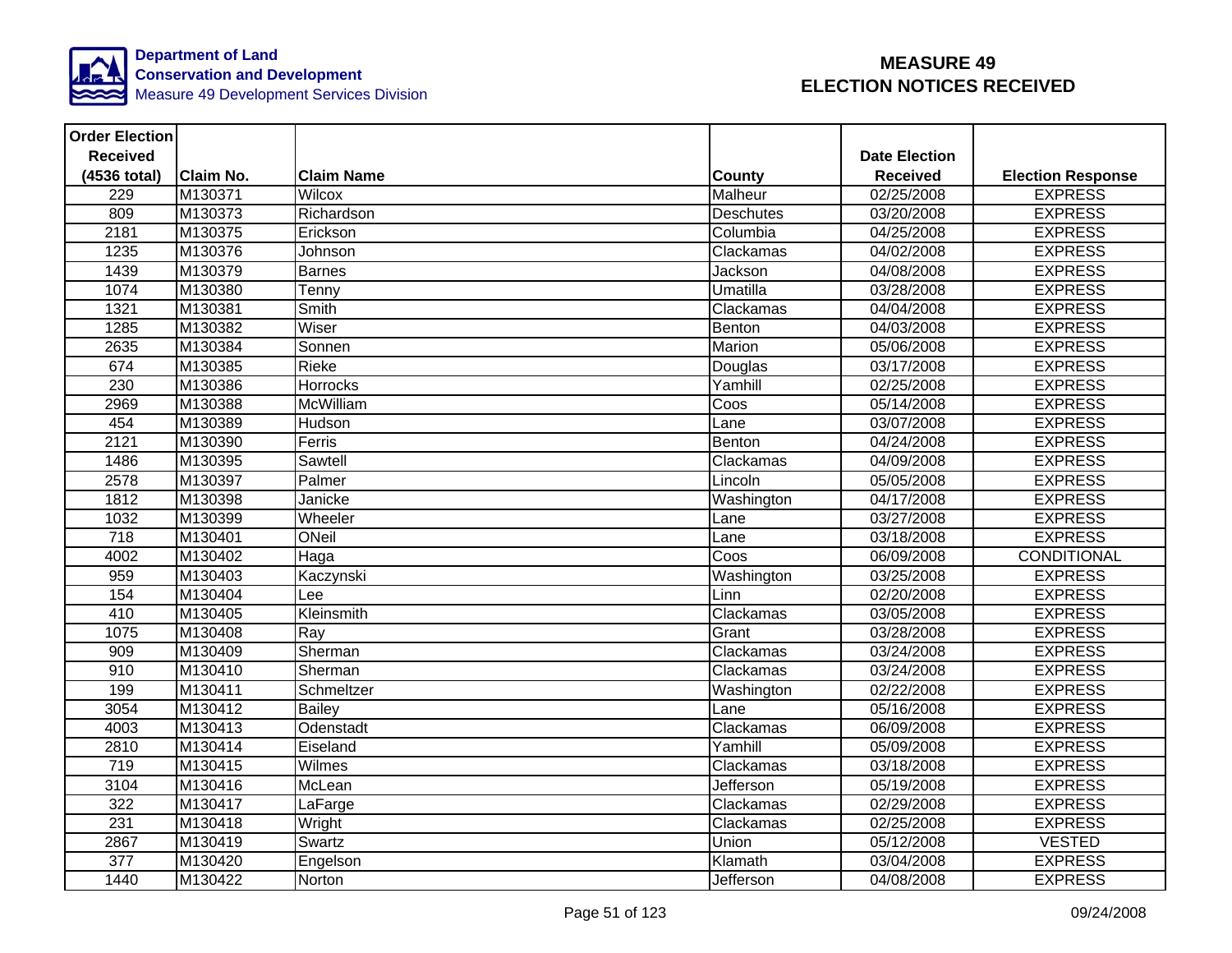**Department of Land Conservation and Development**
Measure 49 Development Services Division

# MEASURE 49
# ELECTION NOTICES RECEIVED

| Order Election Received (4536 total) | Claim No. | Claim Name | County | Date Election Received | Election Response |
|---|---|---|---|---|---|
| 229 | M130371 | Wilcox | Malheur | 02/25/2008 | EXPRESS |
| 809 | M130373 | Richardson | Deschutes | 03/20/2008 | EXPRESS |
| 2181 | M130375 | Erickson | Columbia | 04/25/2008 | EXPRESS |
| 1235 | M130376 | Johnson | Clackamas | 04/02/2008 | EXPRESS |
| 1439 | M130379 | Barnes | Jackson | 04/08/2008 | EXPRESS |
| 1074 | M130380 | Tenny | Umatilla | 03/28/2008 | EXPRESS |
| 1321 | M130381 | Smith | Clackamas | 04/04/2008 | EXPRESS |
| 1285 | M130382 | Wiser | Benton | 04/03/2008 | EXPRESS |
| 2635 | M130384 | Sonnen | Marion | 05/06/2008 | EXPRESS |
| 674 | M130385 | Rieke | Douglas | 03/17/2008 | EXPRESS |
| 230 | M130386 | Horrocks | Yamhill | 02/25/2008 | EXPRESS |
| 2969 | M130388 | McWilliam | Coos | 05/14/2008 | EXPRESS |
| 454 | M130389 | Hudson | Lane | 03/07/2008 | EXPRESS |
| 2121 | M130390 | Ferris | Benton | 04/24/2008 | EXPRESS |
| 1486 | M130395 | Sawtell | Clackamas | 04/09/2008 | EXPRESS |
| 2578 | M130397 | Palmer | Lincoln | 05/05/2008 | EXPRESS |
| 1812 | M130398 | Janicke | Washington | 04/17/2008 | EXPRESS |
| 1032 | M130399 | Wheeler | Lane | 03/27/2008 | EXPRESS |
| 718 | M130401 | ONeil | Lane | 03/18/2008 | EXPRESS |
| 4002 | M130402 | Haga | Coos | 06/09/2008 | CONDITIONAL |
| 959 | M130403 | Kaczynski | Washington | 03/25/2008 | EXPRESS |
| 154 | M130404 | Lee | Linn | 02/20/2008 | EXPRESS |
| 410 | M130405 | Kleinsmith | Clackamas | 03/05/2008 | EXPRESS |
| 1075 | M130408 | Ray | Grant | 03/28/2008 | EXPRESS |
| 909 | M130409 | Sherman | Clackamas | 03/24/2008 | EXPRESS |
| 910 | M130410 | Sherman | Clackamas | 03/24/2008 | EXPRESS |
| 199 | M130411 | Schmeltzer | Washington | 02/22/2008 | EXPRESS |
| 3054 | M130412 | Bailey | Lane | 05/16/2008 | EXPRESS |
| 4003 | M130413 | Odenstadt | Clackamas | 06/09/2008 | EXPRESS |
| 2810 | M130414 | Eiseland | Yamhill | 05/09/2008 | EXPRESS |
| 719 | M130415 | Wilmes | Clackamas | 03/18/2008 | EXPRESS |
| 3104 | M130416 | McLean | Jefferson | 05/19/2008 | EXPRESS |
| 322 | M130417 | LaFarge | Clackamas | 02/29/2008 | EXPRESS |
| 231 | M130418 | Wright | Clackamas | 02/25/2008 | EXPRESS |
| 2867 | M130419 | Swartz | Union | 05/12/2008 | VESTED |
| 377 | M130420 | Engelson | Klamath | 03/04/2008 | EXPRESS |
| 1440 | M130422 | Norton | Jefferson | 04/08/2008 | EXPRESS |

09/24/2008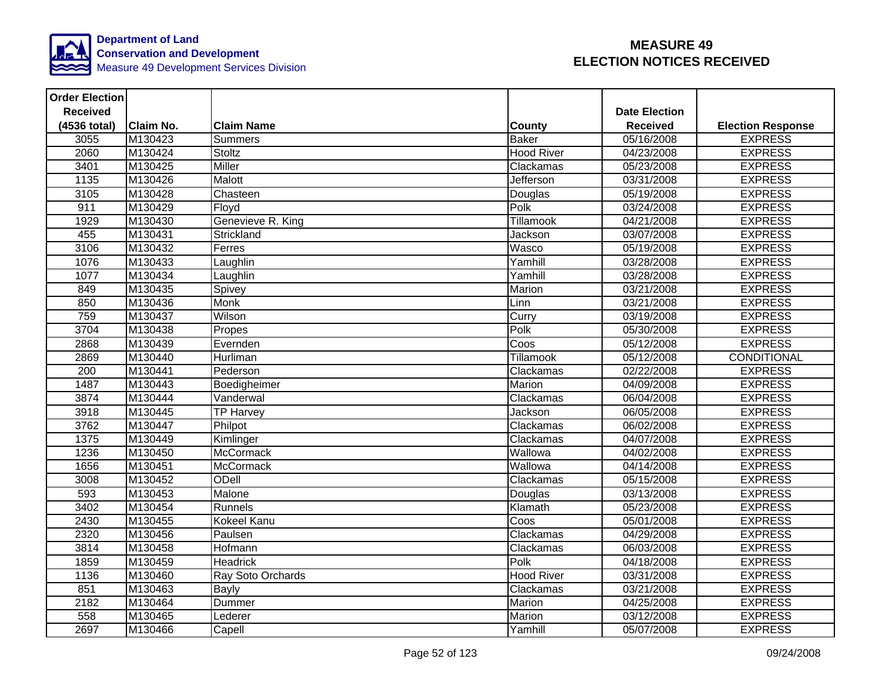Department of Land Conservation and Development
Measure 49 Development Services Division

# MEASURE 49
# ELECTION NOTICES RECEIVED

| Order Election Received (4536 total) | Claim No. | Claim Name | County | Date Election Received | Election Response |
|---|---|---|---|---|---|
| 3055 | M130423 | Summers | Baker | 05/16/2008 | EXPRESS |
| 2060 | M130424 | Stoltz | Hood River | 04/23/2008 | EXPRESS |
| 3401 | M130425 | Miller | Clackamas | 05/23/2008 | EXPRESS |
| 1135 | M130426 | Malott | Jefferson | 03/31/2008 | EXPRESS |
| 3105 | M130428 | Chasteen | Douglas | 05/19/2008 | EXPRESS |
| 911 | M130429 | Floyd | Polk | 03/24/2008 | EXPRESS |
| 1929 | M130430 | Genevieve R. King | Tillamook | 04/21/2008 | EXPRESS |
| 455 | M130431 | Strickland | Jackson | 03/07/2008 | EXPRESS |
| 3106 | M130432 | Ferres | Wasco | 05/19/2008 | EXPRESS |
| 1076 | M130433 | Laughlin | Yamhill | 03/28/2008 | EXPRESS |
| 1077 | M130434 | Laughlin | Yamhill | 03/28/2008 | EXPRESS |
| 849 | M130435 | Spivey | Marion | 03/21/2008 | EXPRESS |
| 850 | M130436 | Monk | Linn | 03/21/2008 | EXPRESS |
| 759 | M130437 | Wilson | Curry | 03/19/2008 | EXPRESS |
| 3704 | M130438 | Propes | Polk | 05/30/2008 | EXPRESS |
| 2868 | M130439 | Evernden | Coos | 05/12/2008 | EXPRESS |
| 2869 | M130440 | Hurliman | Tillamook | 05/12/2008 | CONDITIONAL |
| 200 | M130441 | Pederson | Clackamas | 02/22/2008 | EXPRESS |
| 1487 | M130443 | Boedigheimer | Marion | 04/09/2008 | EXPRESS |
| 3874 | M130444 | Vanderwal | Clackamas | 06/04/2008 | EXPRESS |
| 3918 | M130445 | TP Harvey | Jackson | 06/05/2008 | EXPRESS |
| 3762 | M130447 | Philpot | Clackamas | 06/02/2008 | EXPRESS |
| 1375 | M130449 | Kimlinger | Clackamas | 04/07/2008 | EXPRESS |
| 1236 | M130450 | McCormack | Wallowa | 04/02/2008 | EXPRESS |
| 1656 | M130451 | McCormack | Wallowa | 04/14/2008 | EXPRESS |
| 3008 | M130452 | ODell | Clackamas | 05/15/2008 | EXPRESS |
| 593 | M130453 | Malone | Douglas | 03/13/2008 | EXPRESS |
| 3402 | M130454 | Runnels | Klamath | 05/23/2008 | EXPRESS |
| 2430 | M130455 | Kokeel Kanu | Coos | 05/01/2008 | EXPRESS |
| 2320 | M130456 | Paulsen | Clackamas | 04/29/2008 | EXPRESS |
| 3814 | M130458 | Hofmann | Clackamas | 06/03/2008 | EXPRESS |
| 1859 | M130459 | Headrick | Polk | 04/18/2008 | EXPRESS |
| 1136 | M130460 | Ray Soto Orchards | Hood River | 03/31/2008 | EXPRESS |
| 851 | M130463 | Bayly | Clackamas | 03/21/2008 | EXPRESS |
| 2182 | M130464 | Dummer | Marion | 04/25/2008 | EXPRESS |
| 558 | M130465 | Lederer | Marion | 03/12/2008 | EXPRESS |
| 2697 | M130466 | Capell | Yamhill | 05/07/2008 | EXPRESS |

09/24/2008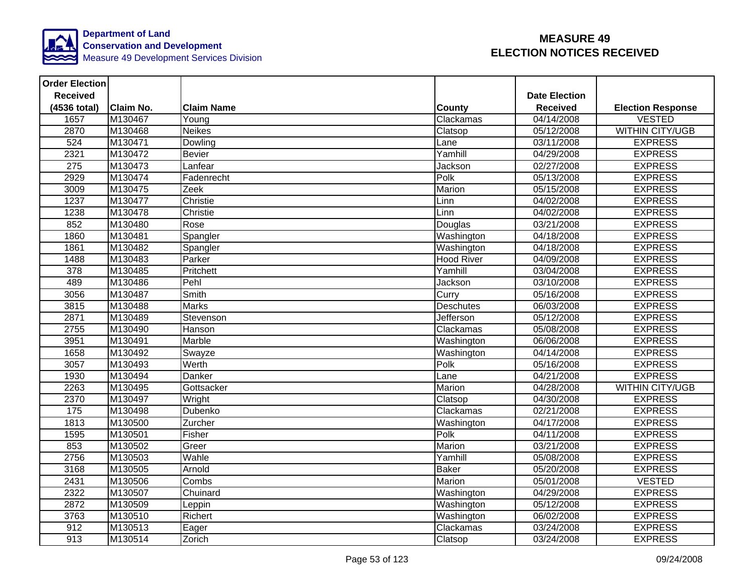Department of Land Conservation and Development
Measure 49 Development Services Division

# MEASURE 49
# ELECTION NOTICES RECEIVED

| Order Election Received (4536 total) | Claim No. | Claim Name | County | Date Election Received | Election Response |
|---|---|---|---|---|---|
| 1657 | M130467 | Young | Clackamas | 04/14/2008 | VESTED |
| 2870 | M130468 | Neikes | Clatsop | 05/12/2008 | WITHIN CITY/UGB |
| 524 | M130471 | Dowling | Lane | 03/11/2008 | EXPRESS |
| 2321 | M130472 | Bevier | Yamhill | 04/29/2008 | EXPRESS |
| 275 | M130473 | Lanfear | Jackson | 02/27/2008 | EXPRESS |
| 2929 | M130474 | Fadenrecht | Polk | 05/13/2008 | EXPRESS |
| 3009 | M130475 | Zeek | Marion | 05/15/2008 | EXPRESS |
| 1237 | M130477 | Christie | Linn | 04/02/2008 | EXPRESS |
| 1238 | M130478 | Christie | Linn | 04/02/2008 | EXPRESS |
| 852 | M130480 | Rose | Douglas | 03/21/2008 | EXPRESS |
| 1860 | M130481 | Spangler | Washington | 04/18/2008 | EXPRESS |
| 1861 | M130482 | Spangler | Washington | 04/18/2008 | EXPRESS |
| 1488 | M130483 | Parker | Hood River | 04/09/2008 | EXPRESS |
| 378 | M130485 | Pritchett | Yamhill | 03/04/2008 | EXPRESS |
| 489 | M130486 | Pehl | Jackson | 03/10/2008 | EXPRESS |
| 3056 | M130487 | Smith | Curry | 05/16/2008 | EXPRESS |
| 3815 | M130488 | Marks | Deschutes | 06/03/2008 | EXPRESS |
| 2871 | M130489 | Stevenson | Jefferson | 05/12/2008 | EXPRESS |
| 2755 | M130490 | Hanson | Clackamas | 05/08/2008 | EXPRESS |
| 3951 | M130491 | Marble | Washington | 06/06/2008 | EXPRESS |
| 1658 | M130492 | Swayze | Washington | 04/14/2008 | EXPRESS |
| 3057 | M130493 | Werth | Polk | 05/16/2008 | EXPRESS |
| 1930 | M130494 | Danker | Lane | 04/21/2008 | EXPRESS |
| 2263 | M130495 | Gottsacker | Marion | 04/28/2008 | WITHIN CITY/UGB |
| 2370 | M130497 | Wright | Clatsop | 04/30/2008 | EXPRESS |
| 175 | M130498 | Dubenko | Clackamas | 02/21/2008 | EXPRESS |
| 1813 | M130500 | Zurcher | Washington | 04/17/2008 | EXPRESS |
| 1595 | M130501 | Fisher | Polk | 04/11/2008 | EXPRESS |
| 853 | M130502 | Greer | Marion | 03/21/2008 | EXPRESS |
| 2756 | M130503 | Wahle | Yamhill | 05/08/2008 | EXPRESS |
| 3168 | M130505 | Arnold | Baker | 05/20/2008 | EXPRESS |
| 2431 | M130506 | Combs | Marion | 05/01/2008 | VESTED |
| 2322 | M130507 | Chuinard | Washington | 04/29/2008 | EXPRESS |
| 2872 | M130509 | Leppin | Washington | 05/12/2008 | EXPRESS |
| 3763 | M130510 | Richert | Washington | 06/02/2008 | EXPRESS |
| 912 | M130513 | Eager | Clackamas | 03/24/2008 | EXPRESS |
| 913 | M130514 | Zorich | Clatsop | 03/24/2008 | EXPRESS |

09/24/2008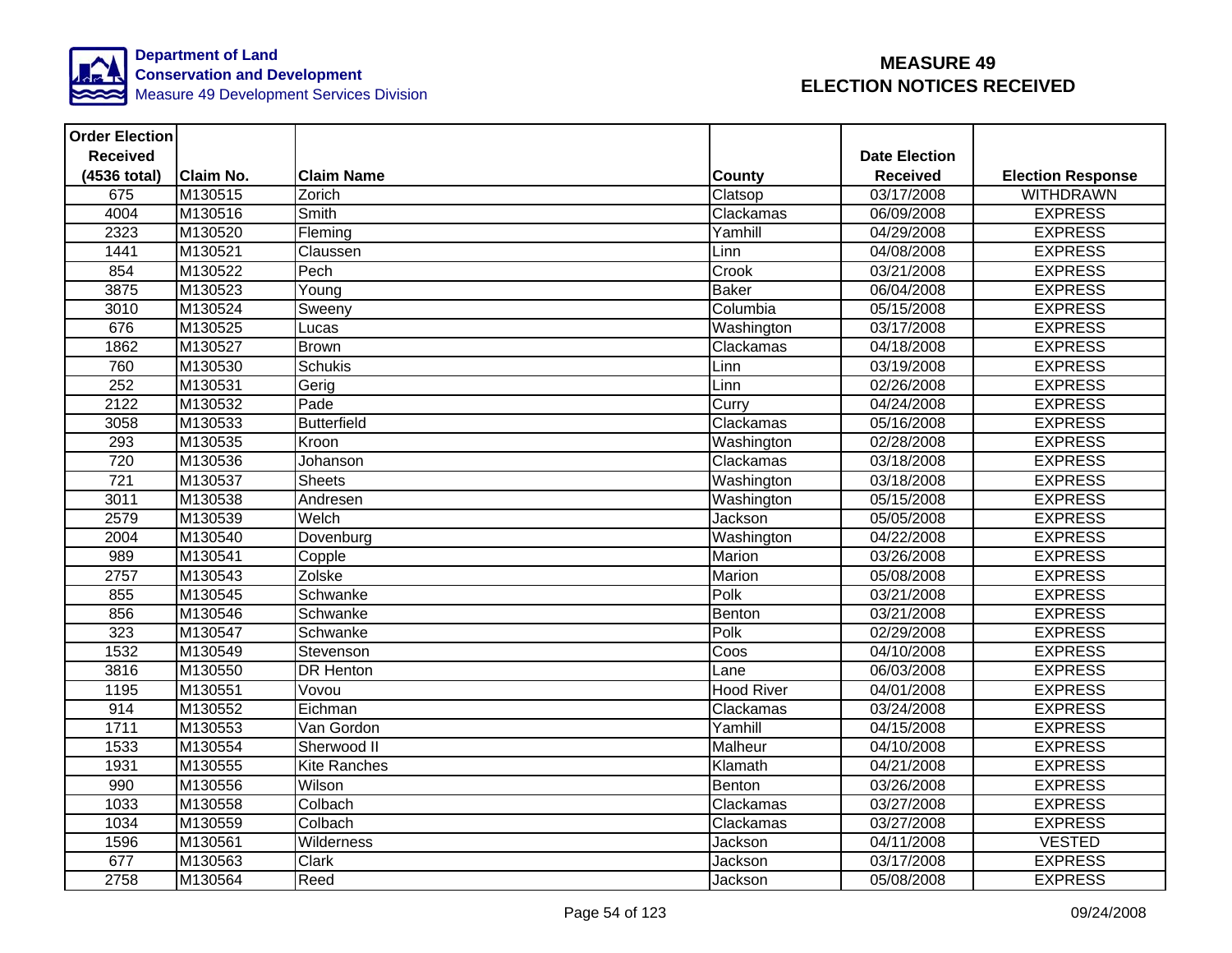Department of Land Conservation and Development
Measure 49 Development Services Division

# MEASURE 49
# ELECTION NOTICES RECEIVED

| Order Election Received (4536 total) | Claim No. | Claim Name | County | Date Election Received | Election Response |
|---|---|---|---|---|---|
| 675 | M130515 | Zorich | Clatsop | 03/17/2008 | WITHDRAWN |
| 4004 | M130516 | Smith | Clackamas | 06/09/2008 | EXPRESS |
| 2323 | M130520 | Fleming | Yamhill | 04/29/2008 | EXPRESS |
| 1441 | M130521 | Claussen | Linn | 04/08/2008 | EXPRESS |
| 854 | M130522 | Pech | Crook | 03/21/2008 | EXPRESS |
| 3875 | M130523 | Young | Baker | 06/04/2008 | EXPRESS |
| 3010 | M130524 | Sweeny | Columbia | 05/15/2008 | EXPRESS |
| 676 | M130525 | Lucas | Washington | 03/17/2008 | EXPRESS |
| 1862 | M130527 | Brown | Clackamas | 04/18/2008 | EXPRESS |
| 760 | M130530 | Schukis | Linn | 03/19/2008 | EXPRESS |
| 252 | M130531 | Gerig | Linn | 02/26/2008 | EXPRESS |
| 2122 | M130532 | Pade | Curry | 04/24/2008 | EXPRESS |
| 3058 | M130533 | Butterfield | Clackamas | 05/16/2008 | EXPRESS |
| 293 | M130535 | Kroon | Washington | 02/28/2008 | EXPRESS |
| 720 | M130536 | Johanson | Clackamas | 03/18/2008 | EXPRESS |
| 721 | M130537 | Sheets | Washington | 03/18/2008 | EXPRESS |
| 3011 | M130538 | Andresen | Washington | 05/15/2008 | EXPRESS |
| 2579 | M130539 | Welch | Jackson | 05/05/2008 | EXPRESS |
| 2004 | M130540 | Dovenburg | Washington | 04/22/2008 | EXPRESS |
| 989 | M130541 | Copple | Marion | 03/26/2008 | EXPRESS |
| 2757 | M130543 | Zolske | Marion | 05/08/2008 | EXPRESS |
| 855 | M130545 | Schwanke | Polk | 03/21/2008 | EXPRESS |
| 856 | M130546 | Schwanke | Benton | 03/21/2008 | EXPRESS |
| 323 | M130547 | Schwanke | Polk | 02/29/2008 | EXPRESS |
| 1532 | M130549 | Stevenson | Coos | 04/10/2008 | EXPRESS |
| 3816 | M130550 | DR Henton | Lane | 06/03/2008 | EXPRESS |
| 1195 | M130551 | Vovou | Hood River | 04/01/2008 | EXPRESS |
| 914 | M130552 | Eichman | Clackamas | 03/24/2008 | EXPRESS |
| 1711 | M130553 | Van Gordon | Yamhill | 04/15/2008 | EXPRESS |
| 1533 | M130554 | Sherwood II | Malheur | 04/10/2008 | EXPRESS |
| 1931 | M130555 | Kite Ranches | Klamath | 04/21/2008 | EXPRESS |
| 990 | M130556 | Wilson | Benton | 03/26/2008 | EXPRESS |
| 1033 | M130558 | Colbach | Clackamas | 03/27/2008 | EXPRESS |
| 1034 | M130559 | Colbach | Clackamas | 03/27/2008 | EXPRESS |
| 1596 | M130561 | Wilderness | Jackson | 04/11/2008 | VESTED |
| 677 | M130563 | Clark | Jackson | 03/17/2008 | EXPRESS |
| 2758 | M130564 | Reed | Jackson | 05/08/2008 | EXPRESS |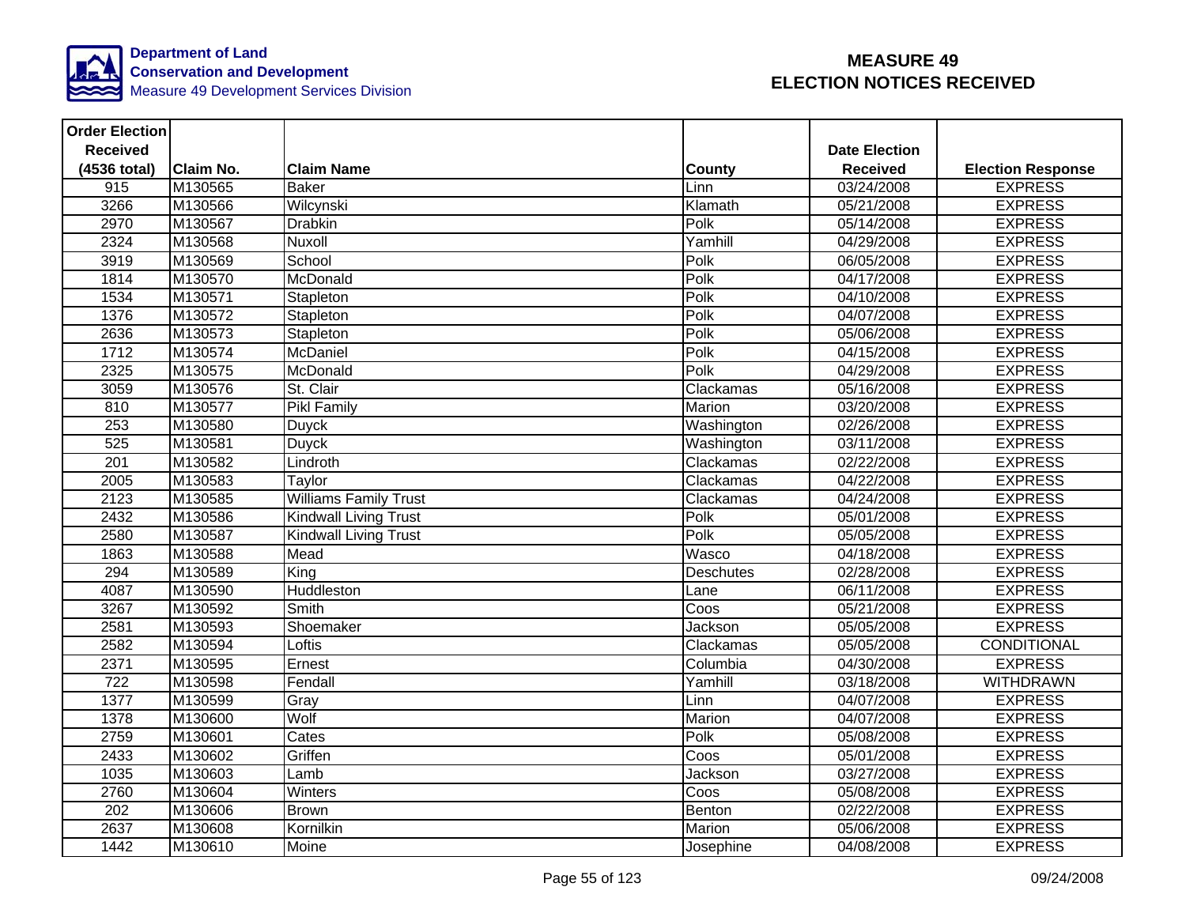**Department of Land Conservation and Development**
Measure 49 Development Services Division

# MEASURE 49
# ELECTION NOTICES RECEIVED

| Order Election Received (4536 total) | Claim No. | Claim Name | County | Date Election Received | Election Response |
|---|---|---|---|---|---|
| 915 | M130565 | Baker | Linn | 03/24/2008 | EXPRESS |
| 3266 | M130566 | Wilcynski | Klamath | 05/21/2008 | EXPRESS |
| 2970 | M130567 | Drabkin | Polk | 05/14/2008 | EXPRESS |
| 2324 | M130568 | Nuxoll | Yamhill | 04/29/2008 | EXPRESS |
| 3919 | M130569 | School | Polk | 06/05/2008 | EXPRESS |
| 1814 | M130570 | McDonald | Polk | 04/17/2008 | EXPRESS |
| 1534 | M130571 | Stapleton | Polk | 04/10/2008 | EXPRESS |
| 1376 | M130572 | Stapleton | Polk | 04/07/2008 | EXPRESS |
| 2636 | M130573 | Stapleton | Polk | 05/06/2008 | EXPRESS |
| 1712 | M130574 | McDaniel | Polk | 04/15/2008 | EXPRESS |
| 2325 | M130575 | McDonald | Polk | 04/29/2008 | EXPRESS |
| 3059 | M130576 | St. Clair | Clackamas | 05/16/2008 | EXPRESS |
| 810 | M130577 | Pikl Family | Marion | 03/20/2008 | EXPRESS |
| 253 | M130580 | Duyck | Washington | 02/26/2008 | EXPRESS |
| 525 | M130581 | Duyck | Washington | 03/11/2008 | EXPRESS |
| 201 | M130582 | Lindroth | Clackamas | 02/22/2008 | EXPRESS |
| 2005 | M130583 | Taylor | Clackamas | 04/22/2008 | EXPRESS |
| 2123 | M130585 | Williams Family Trust | Clackamas | 04/24/2008 | EXPRESS |
| 2432 | M130586 | Kindwall Living Trust | Polk | 05/01/2008 | EXPRESS |
| 2580 | M130587 | Kindwall Living Trust | Polk | 05/05/2008 | EXPRESS |
| 1863 | M130588 | Mead | Wasco | 04/18/2008 | EXPRESS |
| 294 | M130589 | King | Deschutes | 02/28/2008 | EXPRESS |
| 4087 | M130590 | Huddleston | Lane | 06/11/2008 | EXPRESS |
| 3267 | M130592 | Smith | Coos | 05/21/2008 | EXPRESS |
| 2581 | M130593 | Shoemaker | Jackson | 05/05/2008 | EXPRESS |
| 2582 | M130594 | Loftis | Clackamas | 05/05/2008 | CONDITIONAL |
| 2371 | M130595 | Ernest | Columbia | 04/30/2008 | EXPRESS |
| 722 | M130598 | Fendall | Yamhill | 03/18/2008 | WITHDRAWN |
| 1377 | M130599 | Gray | Linn | 04/07/2008 | EXPRESS |
| 1378 | M130600 | Wolf | Marion | 04/07/2008 | EXPRESS |
| 2759 | M130601 | Cates | Polk | 05/08/2008 | EXPRESS |
| 2433 | M130602 | Griffen | Coos | 05/01/2008 | EXPRESS |
| 1035 | M130603 | Lamb | Jackson | 03/27/2008 | EXPRESS |
| 2760 | M130604 | Winters | Coos | 05/08/2008 | EXPRESS |
| 202 | M130606 | Brown | Benton | 02/22/2008 | EXPRESS |
| 2637 | M130608 | Kornilkin | Marion | 05/06/2008 | EXPRESS |
| 1442 | M130610 | Moine | Josephine | 04/08/2008 | EXPRESS |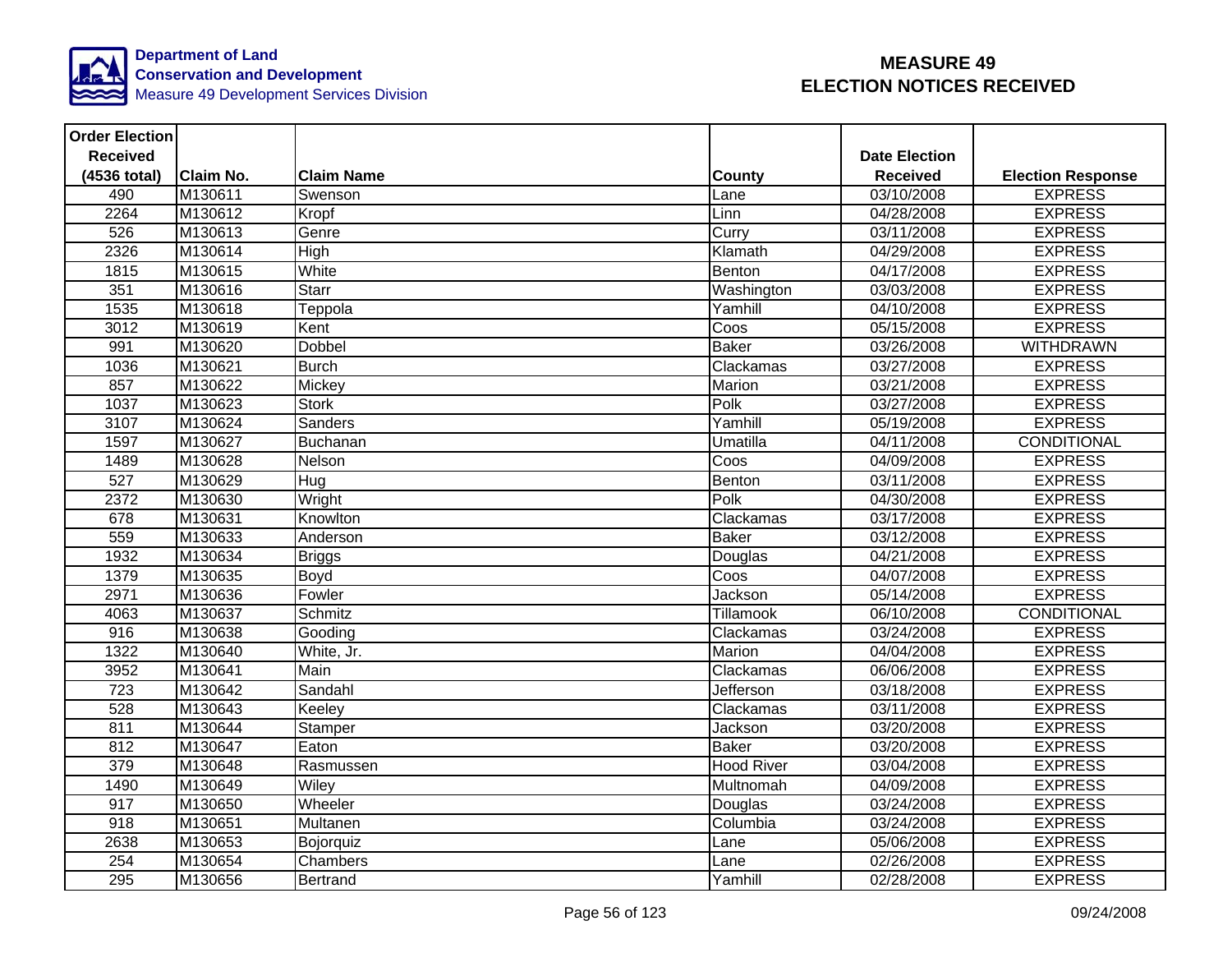**Department of Land Conservation and Development**
Measure 49 Development Services Division

# MEASURE 49 ELECTION NOTICES RECEIVED

| Order Election Received (4536 total) | Claim No. | Claim Name | County | Date Election Received | Election Response |
|---|---|---|---|---|---|
| 490 | M130611 | Swenson | Lane | 03/10/2008 | EXPRESS |
| 2264 | M130612 | Kropf | Linn | 04/28/2008 | EXPRESS |
| 526 | M130613 | Genre | Curry | 03/11/2008 | EXPRESS |
| 2326 | M130614 | High | Klamath | 04/29/2008 | EXPRESS |
| 1815 | M130615 | White | Benton | 04/17/2008 | EXPRESS |
| 351 | M130616 | Starr | Washington | 03/03/2008 | EXPRESS |
| 1535 | M130618 | Teppola | Yamhill | 04/10/2008 | EXPRESS |
| 3012 | M130619 | Kent | Coos | 05/15/2008 | EXPRESS |
| 991 | M130620 | Dobbel | Baker | 03/26/2008 | WITHDRAWN |
| 1036 | M130621 | Burch | Clackamas | 03/27/2008 | EXPRESS |
| 857 | M130622 | Mickey | Marion | 03/21/2008 | EXPRESS |
| 1037 | M130623 | Stork | Polk | 03/27/2008 | EXPRESS |
| 3107 | M130624 | Sanders | Yamhill | 05/19/2008 | EXPRESS |
| 1597 | M130627 | Buchanan | Umatilla | 04/11/2008 | CONDITIONAL |
| 1489 | M130628 | Nelson | Coos | 04/09/2008 | EXPRESS |
| 527 | M130629 | Hug | Benton | 03/11/2008 | EXPRESS |
| 2372 | M130630 | Wright | Polk | 04/30/2008 | EXPRESS |
| 678 | M130631 | Knowlton | Clackamas | 03/17/2008 | EXPRESS |
| 559 | M130633 | Anderson | Baker | 03/12/2008 | EXPRESS |
| 1932 | M130634 | Briggs | Douglas | 04/21/2008 | EXPRESS |
| 1379 | M130635 | Boyd | Coos | 04/07/2008 | EXPRESS |
| 2971 | M130636 | Fowler | Jackson | 05/14/2008 | EXPRESS |
| 4063 | M130637 | Schmitz | Tillamook | 06/10/2008 | CONDITIONAL |
| 916 | M130638 | Gooding | Clackamas | 03/24/2008 | EXPRESS |
| 1322 | M130640 | White, Jr. | Marion | 04/04/2008 | EXPRESS |
| 3952 | M130641 | Main | Clackamas | 06/06/2008 | EXPRESS |
| 723 | M130642 | Sandahl | Jefferson | 03/18/2008 | EXPRESS |
| 528 | M130643 | Keeley | Clackamas | 03/11/2008 | EXPRESS |
| 811 | M130644 | Stamper | Jackson | 03/20/2008 | EXPRESS |
| 812 | M130647 | Eaton | Baker | 03/20/2008 | EXPRESS |
| 379 | M130648 | Rasmussen | Hood River | 03/04/2008 | EXPRESS |
| 1490 | M130649 | Wiley | Multnomah | 04/09/2008 | EXPRESS |
| 917 | M130650 | Wheeler | Douglas | 03/24/2008 | EXPRESS |
| 918 | M130651 | Multanen | Columbia | 03/24/2008 | EXPRESS |
| 2638 | M130653 | Bojorquiz | Lane | 05/06/2008 | EXPRESS |
| 254 | M130654 | Chambers | Lane | 02/26/2008 | EXPRESS |
| 295 | M130656 | Bertrand | Yamhill | 02/28/2008 | EXPRESS |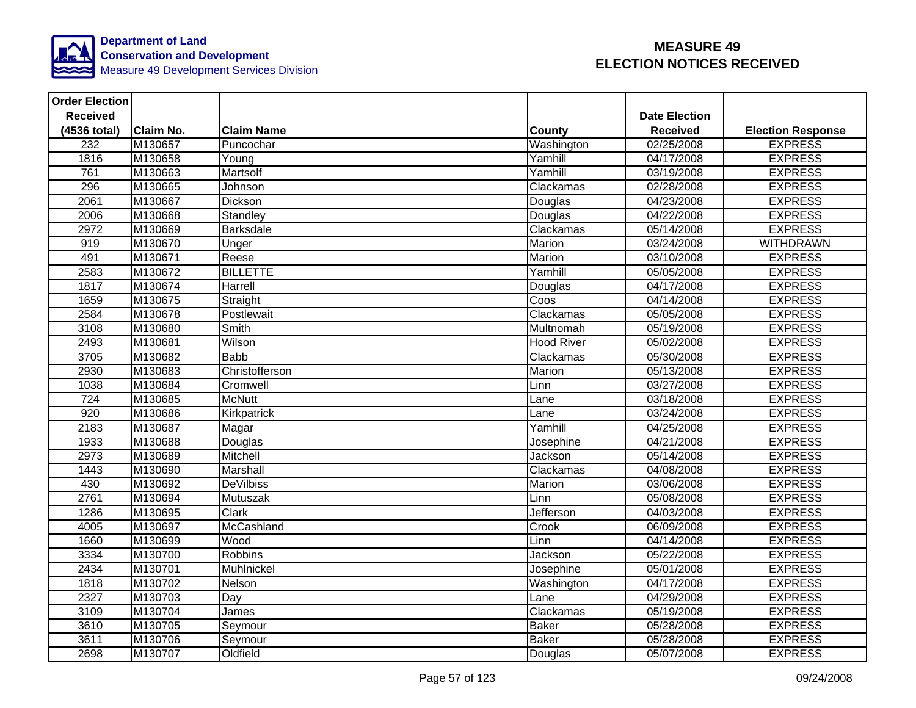Department of Land Conservation and Development
Measure 49 Development Services Division

# MEASURE 49 ELECTION NOTICES RECEIVED

| Order Election Received (4536 total) | Claim No. | Claim Name | County | Date Election Received | Election Response |
|---|---|---|---|---|---|
| 232 | M130657 | Puncochar | Washington | 02/25/2008 | EXPRESS |
| 1816 | M130658 | Young | Yamhill | 04/17/2008 | EXPRESS |
| 761 | M130663 | Martsolf | Yamhill | 03/19/2008 | EXPRESS |
| 296 | M130665 | Johnson | Clackamas | 02/28/2008 | EXPRESS |
| 2061 | M130667 | Dickson | Douglas | 04/23/2008 | EXPRESS |
| 2006 | M130668 | Standley | Douglas | 04/22/2008 | EXPRESS |
| 2972 | M130669 | Barksdale | Clackamas | 05/14/2008 | EXPRESS |
| 919 | M130670 | Unger | Marion | 03/24/2008 | WITHDRAWN |
| 491 | M130671 | Reese | Marion | 03/10/2008 | EXPRESS |
| 2583 | M130672 | BILLETTE | Yamhill | 05/05/2008 | EXPRESS |
| 1817 | M130674 | Harrell | Douglas | 04/17/2008 | EXPRESS |
| 1659 | M130675 | Straight | Coos | 04/14/2008 | EXPRESS |
| 2584 | M130678 | Postlewait | Clackamas | 05/05/2008 | EXPRESS |
| 3108 | M130680 | Smith | Multnomah | 05/19/2008 | EXPRESS |
| 2493 | M130681 | Wilson | Hood River | 05/02/2008 | EXPRESS |
| 3705 | M130682 | Babb | Clackamas | 05/30/2008 | EXPRESS |
| 2930 | M130683 | Christofferson | Marion | 05/13/2008 | EXPRESS |
| 1038 | M130684 | Cromwell | Linn | 03/27/2008 | EXPRESS |
| 724 | M130685 | McNutt | Lane | 03/18/2008 | EXPRESS |
| 920 | M130686 | Kirkpatrick | Lane | 03/24/2008 | EXPRESS |
| 2183 | M130687 | Magar | Yamhill | 04/25/2008 | EXPRESS |
| 1933 | M130688 | Douglas | Josephine | 04/21/2008 | EXPRESS |
| 2973 | M130689 | Mitchell | Jackson | 05/14/2008 | EXPRESS |
| 1443 | M130690 | Marshall | Clackamas | 04/08/2008 | EXPRESS |
| 430 | M130692 | DeVilbiss | Marion | 03/06/2008 | EXPRESS |
| 2761 | M130694 | Mutuszak | Linn | 05/08/2008 | EXPRESS |
| 1286 | M130695 | Clark | Jefferson | 04/03/2008 | EXPRESS |
| 4005 | M130697 | McCashland | Crook | 06/09/2008 | EXPRESS |
| 1660 | M130699 | Wood | Linn | 04/14/2008 | EXPRESS |
| 3334 | M130700 | Robbins | Jackson | 05/22/2008 | EXPRESS |
| 2434 | M130701 | Muhlnickel | Josephine | 05/01/2008 | EXPRESS |
| 1818 | M130702 | Nelson | Washington | 04/17/2008 | EXPRESS |
| 2327 | M130703 | Day | Lane | 04/29/2008 | EXPRESS |
| 3109 | M130704 | James | Clackamas | 05/19/2008 | EXPRESS |
| 3610 | M130705 | Seymour | Baker | 05/28/2008 | EXPRESS |
| 3611 | M130706 | Seymour | Baker | 05/28/2008 | EXPRESS |
| 2698 | M130707 | Oldfield | Douglas | 05/07/2008 | EXPRESS |

09/24/2008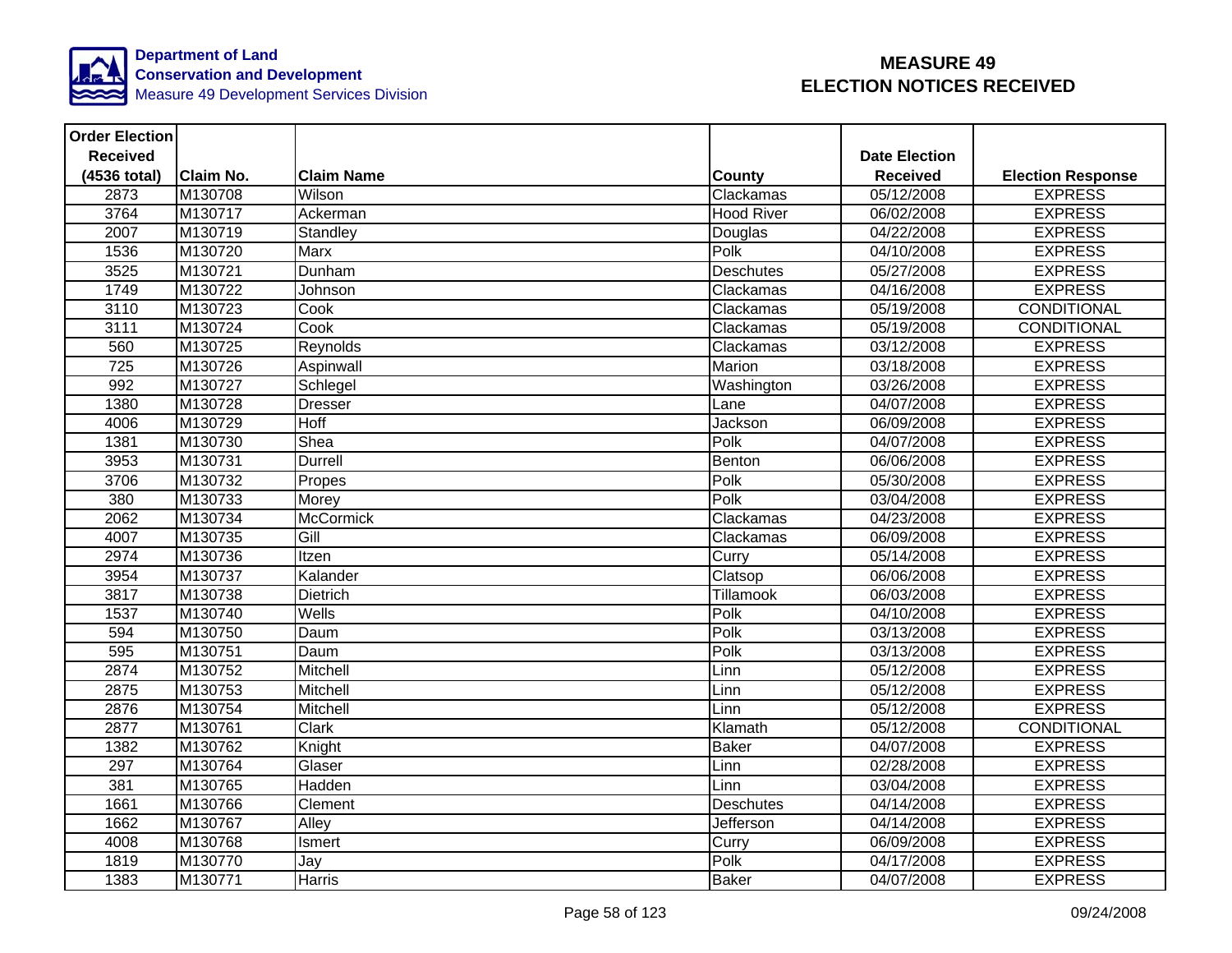**Department of Land Conservation and Development**
Measure 49 Development Services Division

# MEASURE 49 ELECTION NOTICES RECEIVED

| Order Election Received (4536 total) | Claim No. | Claim Name | County | Date Election Received | Election Response |
|---|---|---|---|---|---|
| 2873 | M130708 | Wilson | Clackamas | 05/12/2008 | EXPRESS |
| 3764 | M130717 | Ackerman | Hood River | 06/02/2008 | EXPRESS |
| 2007 | M130719 | Standley | Douglas | 04/22/2008 | EXPRESS |
| 1536 | M130720 | Marx | Polk | 04/10/2008 | EXPRESS |
| 3525 | M130721 | Dunham | Deschutes | 05/27/2008 | EXPRESS |
| 1749 | M130722 | Johnson | Clackamas | 04/16/2008 | EXPRESS |
| 3110 | M130723 | Cook | Clackamas | 05/19/2008 | CONDITIONAL |
| 3111 | M130724 | Cook | Clackamas | 05/19/2008 | CONDITIONAL |
| 560 | M130725 | Reynolds | Clackamas | 03/12/2008 | EXPRESS |
| 725 | M130726 | Aspinwall | Marion | 03/18/2008 | EXPRESS |
| 992 | M130727 | Schlegel | Washington | 03/26/2008 | EXPRESS |
| 1380 | M130728 | Dresser | Lane | 04/07/2008 | EXPRESS |
| 4006 | M130729 | Hoff | Jackson | 06/09/2008 | EXPRESS |
| 1381 | M130730 | Shea | Polk | 04/07/2008 | EXPRESS |
| 3953 | M130731 | Durrell | Benton | 06/06/2008 | EXPRESS |
| 3706 | M130732 | Propes | Polk | 05/30/2008 | EXPRESS |
| 380 | M130733 | Morey | Polk | 03/04/2008 | EXPRESS |
| 2062 | M130734 | McCormick | Clackamas | 04/23/2008 | EXPRESS |
| 4007 | M130735 | Gill | Clackamas | 06/09/2008 | EXPRESS |
| 2974 | M130736 | Itzen | Curry | 05/14/2008 | EXPRESS |
| 3954 | M130737 | Kalander | Clatsop | 06/06/2008 | EXPRESS |
| 3817 | M130738 | Dietrich | Tillamook | 06/03/2008 | EXPRESS |
| 1537 | M130740 | Wells | Polk | 04/10/2008 | EXPRESS |
| 594 | M130750 | Daum | Polk | 03/13/2008 | EXPRESS |
| 595 | M130751 | Daum | Polk | 03/13/2008 | EXPRESS |
| 2874 | M130752 | Mitchell | Linn | 05/12/2008 | EXPRESS |
| 2875 | M130753 | Mitchell | Linn | 05/12/2008 | EXPRESS |
| 2876 | M130754 | Mitchell | Linn | 05/12/2008 | EXPRESS |
| 2877 | M130761 | Clark | Klamath | 05/12/2008 | CONDITIONAL |
| 1382 | M130762 | Knight | Baker | 04/07/2008 | EXPRESS |
| 297 | M130764 | Glaser | Linn | 02/28/2008 | EXPRESS |
| 381 | M130765 | Hadden | Linn | 03/04/2008 | EXPRESS |
| 1661 | M130766 | Clement | Deschutes | 04/14/2008 | EXPRESS |
| 1662 | M130767 | Alley | Jefferson | 04/14/2008 | EXPRESS |
| 4008 | M130768 | Ismert | Curry | 06/09/2008 | EXPRESS |
| 1819 | M130770 | Jay | Polk | 04/17/2008 | EXPRESS |
| 1383 | M130771 | Harris | Baker | 04/07/2008 | EXPRESS |

09/24/2008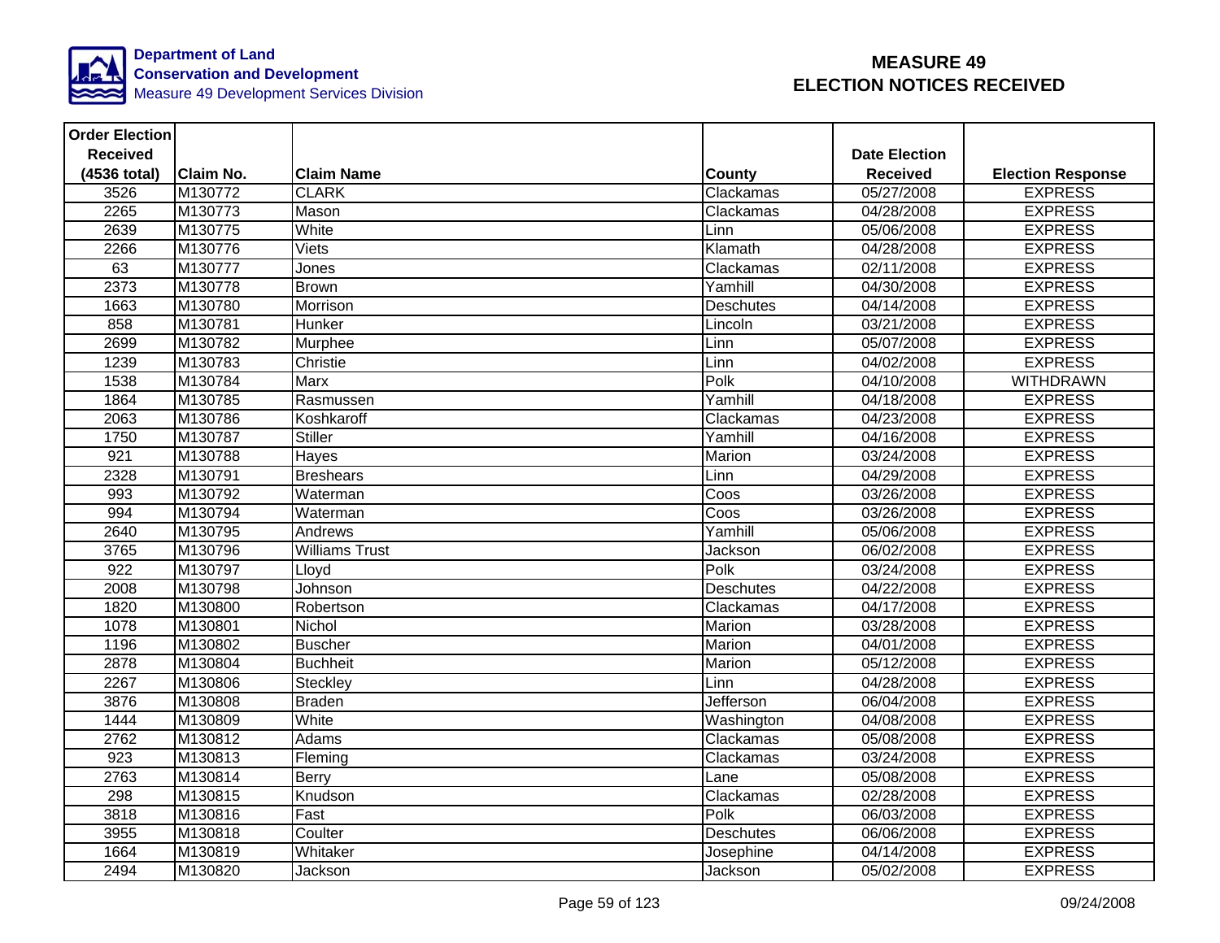# MEASURE 49
# ELECTION NOTICES RECEIVED

**Department of Land Conservation and Development**
Measure 49 Development Services Division

| Order Election Received (4536 total) | Claim No. | Claim Name | County | Date Election Received | Election Response |
|---|---|---|---|---|---|
| 3526 | M130772 | CLARK | Clackamas | 05/27/2008 | EXPRESS |
| 2265 | M130773 | Mason | Clackamas | 04/28/2008 | EXPRESS |
| 2639 | M130775 | White | Linn | 05/06/2008 | EXPRESS |
| 2266 | M130776 | Viets | Klamath | 04/28/2008 | EXPRESS |
| 63 | M130777 | Jones | Clackamas | 02/11/2008 | EXPRESS |
| 2373 | M130778 | Brown | Yamhill | 04/30/2008 | EXPRESS |
| 1663 | M130780 | Morrison | Deschutes | 04/14/2008 | EXPRESS |
| 858 | M130781 | Hunker | Lincoln | 03/21/2008 | EXPRESS |
| 2699 | M130782 | Murphee | Linn | 05/07/2008 | EXPRESS |
| 1239 | M130783 | Christie | Linn | 04/02/2008 | EXPRESS |
| 1538 | M130784 | Marx | Polk | 04/10/2008 | WITHDRAWN |
| 1864 | M130785 | Rasmussen | Yamhill | 04/18/2008 | EXPRESS |
| 2063 | M130786 | Koshkaroff | Clackamas | 04/23/2008 | EXPRESS |
| 1750 | M130787 | Stiller | Yamhill | 04/16/2008 | EXPRESS |
| 921 | M130788 | Hayes | Marion | 03/24/2008 | EXPRESS |
| 2328 | M130791 | Breshears | Linn | 04/29/2008 | EXPRESS |
| 993 | M130792 | Waterman | Coos | 03/26/2008 | EXPRESS |
| 994 | M130794 | Waterman | Coos | 03/26/2008 | EXPRESS |
| 2640 | M130795 | Andrews | Yamhill | 05/06/2008 | EXPRESS |
| 3765 | M130796 | Williams Trust | Jackson | 06/02/2008 | EXPRESS |
| 922 | M130797 | Lloyd | Polk | 03/24/2008 | EXPRESS |
| 2008 | M130798 | Johnson | Deschutes | 04/22/2008 | EXPRESS |
| 1820 | M130800 | Robertson | Clackamas | 04/17/2008 | EXPRESS |
| 1078 | M130801 | Nichol | Marion | 03/28/2008 | EXPRESS |
| 1196 | M130802 | Buscher | Marion | 04/01/2008 | EXPRESS |
| 2878 | M130804 | Buchheit | Marion | 05/12/2008 | EXPRESS |
| 2267 | M130806 | Steckley | Linn | 04/28/2008 | EXPRESS |
| 3876 | M130808 | Braden | Jefferson | 06/04/2008 | EXPRESS |
| 1444 | M130809 | White | Washington | 04/08/2008 | EXPRESS |
| 2762 | M130812 | Adams | Clackamas | 05/08/2008 | EXPRESS |
| 923 | M130813 | Fleming | Clackamas | 03/24/2008 | EXPRESS |
| 2763 | M130814 | Berry | Lane | 05/08/2008 | EXPRESS |
| 298 | M130815 | Knudson | Clackamas | 02/28/2008 | EXPRESS |
| 3818 | M130816 | Fast | Polk | 06/03/2008 | EXPRESS |
| 3955 | M130818 | Coulter | Deschutes | 06/06/2008 | EXPRESS |
| 1664 | M130819 | Whitaker | Josephine | 04/14/2008 | EXPRESS |
| 2494 | M130820 | Jackson | Jackson | 05/02/2008 | EXPRESS |

09/24/2008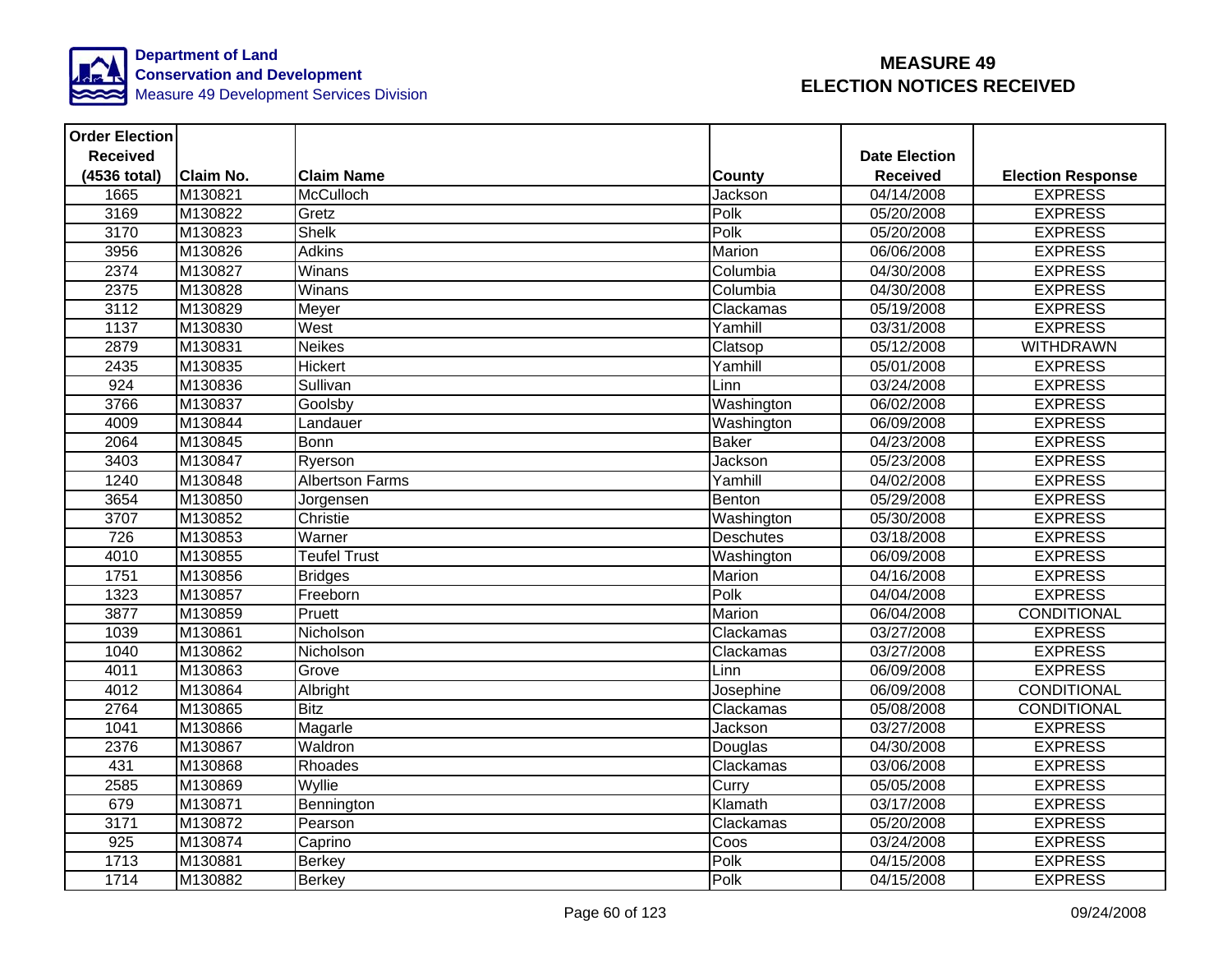Department of Land Conservation and Development
Measure 49 Development Services Division

# MEASURE 49
# ELECTION NOTICES RECEIVED

| Order Election Received (4536 total) | Claim No. | Claim Name | County | Date Election Received | Election Response |
|---|---|---|---|---|---|
| 1665 | M130821 | McCulloch | Jackson | 04/14/2008 | EXPRESS |
| 3169 | M130822 | Gretz | Polk | 05/20/2008 | EXPRESS |
| 3170 | M130823 | Shelk | Polk | 05/20/2008 | EXPRESS |
| 3956 | M130826 | Adkins | Marion | 06/06/2008 | EXPRESS |
| 2374 | M130827 | Winans | Columbia | 04/30/2008 | EXPRESS |
| 2375 | M130828 | Winans | Columbia | 04/30/2008 | EXPRESS |
| 3112 | M130829 | Meyer | Clackamas | 05/19/2008 | EXPRESS |
| 1137 | M130830 | West | Yamhill | 03/31/2008 | EXPRESS |
| 2879 | M130831 | Neikes | Clatsop | 05/12/2008 | WITHDRAWN |
| 2435 | M130835 | Hickert | Yamhill | 05/01/2008 | EXPRESS |
| 924 | M130836 | Sullivan | Linn | 03/24/2008 | EXPRESS |
| 3766 | M130837 | Goolsby | Washington | 06/02/2008 | EXPRESS |
| 4009 | M130844 | Landauer | Washington | 06/09/2008 | EXPRESS |
| 2064 | M130845 | Bonn | Baker | 04/23/2008 | EXPRESS |
| 3403 | M130847 | Ryerson | Jackson | 05/23/2008 | EXPRESS |
| 1240 | M130848 | Albertson Farms | Yamhill | 04/02/2008 | EXPRESS |
| 3654 | M130850 | Jorgensen | Benton | 05/29/2008 | EXPRESS |
| 3707 | M130852 | Christie | Washington | 05/30/2008 | EXPRESS |
| 726 | M130853 | Warner | Deschutes | 03/18/2008 | EXPRESS |
| 4010 | M130855 | Teufel Trust | Washington | 06/09/2008 | EXPRESS |
| 1751 | M130856 | Bridges | Marion | 04/16/2008 | EXPRESS |
| 1323 | M130857 | Freeborn | Polk | 04/04/2008 | EXPRESS |
| 3877 | M130859 | Pruett | Marion | 06/04/2008 | CONDITIONAL |
| 1039 | M130861 | Nicholson | Clackamas | 03/27/2008 | EXPRESS |
| 1040 | M130862 | Nicholson | Clackamas | 03/27/2008 | EXPRESS |
| 4011 | M130863 | Grove | Linn | 06/09/2008 | EXPRESS |
| 4012 | M130864 | Albright | Josephine | 06/09/2008 | CONDITIONAL |
| 2764 | M130865 | Bitz | Clackamas | 05/08/2008 | CONDITIONAL |
| 1041 | M130866 | Magarle | Jackson | 03/27/2008 | EXPRESS |
| 2376 | M130867 | Waldron | Douglas | 04/30/2008 | EXPRESS |
| 431 | M130868 | Rhoades | Clackamas | 03/06/2008 | EXPRESS |
| 2585 | M130869 | Wyllie | Curry | 05/05/2008 | EXPRESS |
| 679 | M130871 | Bennington | Klamath | 03/17/2008 | EXPRESS |
| 3171 | M130872 | Pearson | Clackamas | 05/20/2008 | EXPRESS |
| 925 | M130874 | Caprino | Coos | 03/24/2008 | EXPRESS |
| 1713 | M130881 | Berkey | Polk | 04/15/2008 | EXPRESS |
| 1714 | M130882 | Berkey | Polk | 04/15/2008 | EXPRESS |

09/24/2008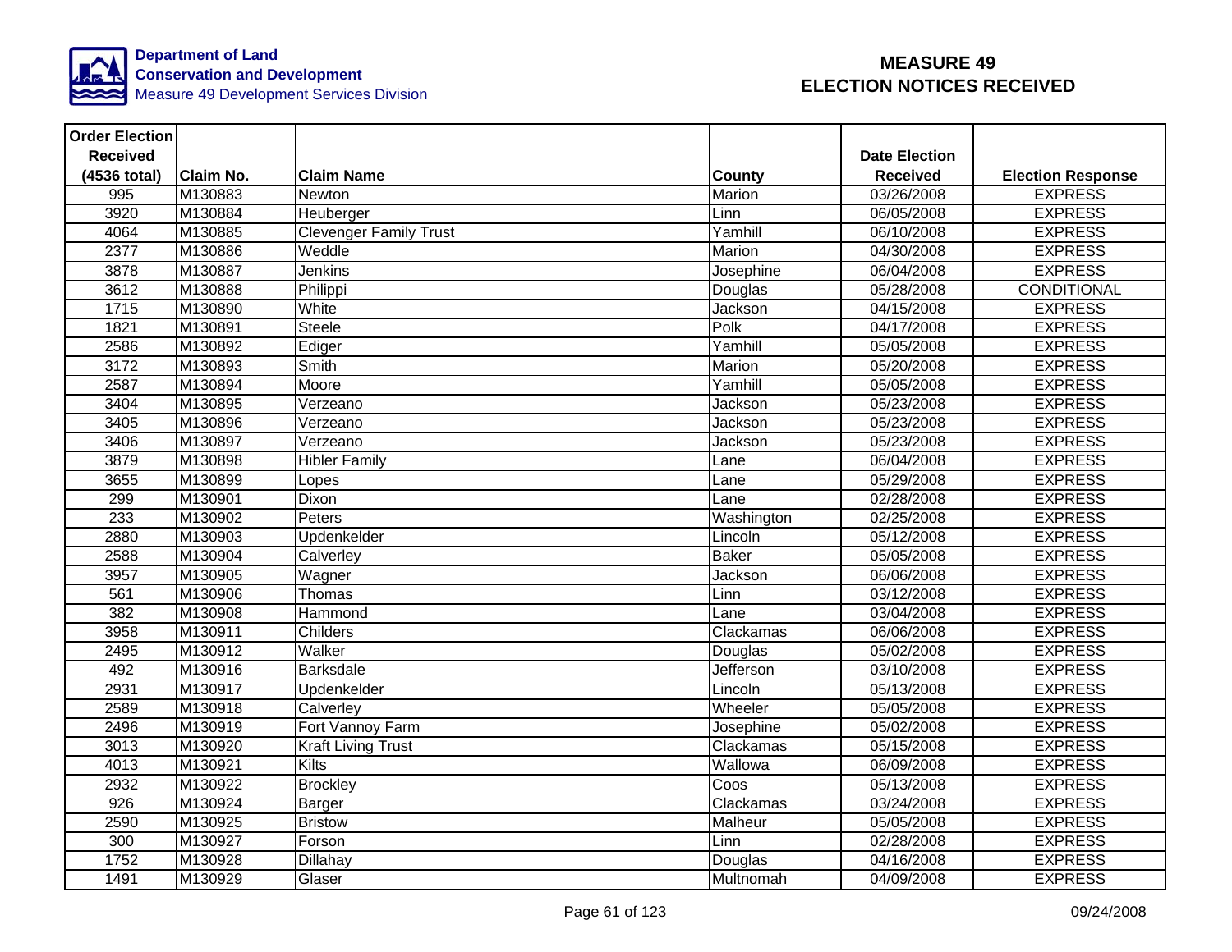**Department of Land Conservation and Development**
Measure 49 Development Services Division

# MEASURE 49 ELECTION NOTICES RECEIVED

| Order Election Received (4536 total) | Claim No. | Claim Name | County | Date Election Received | Election Response |
|---|---|---|---|---|---|
| 995 | M130883 | Newton | Marion | 03/26/2008 | EXPRESS |
| 3920 | M130884 | Heuberger | Linn | 06/05/2008 | EXPRESS |
| 4064 | M130885 | Clevenger Family Trust | Yamhill | 06/10/2008 | EXPRESS |
| 2377 | M130886 | Weddle | Marion | 04/30/2008 | EXPRESS |
| 3878 | M130887 | Jenkins | Josephine | 06/04/2008 | EXPRESS |
| 3612 | M130888 | Philippi | Douglas | 05/28/2008 | CONDITIONAL |
| 1715 | M130890 | White | Jackson | 04/15/2008 | EXPRESS |
| 1821 | M130891 | Steele | Polk | 04/17/2008 | EXPRESS |
| 2586 | M130892 | Ediger | Yamhill | 05/05/2008 | EXPRESS |
| 3172 | M130893 | Smith | Marion | 05/20/2008 | EXPRESS |
| 2587 | M130894 | Moore | Yamhill | 05/05/2008 | EXPRESS |
| 3404 | M130895 | Verzeano | Jackson | 05/23/2008 | EXPRESS |
| 3405 | M130896 | Verzeano | Jackson | 05/23/2008 | EXPRESS |
| 3406 | M130897 | Verzeano | Jackson | 05/23/2008 | EXPRESS |
| 3879 | M130898 | Hibler Family | Lane | 06/04/2008 | EXPRESS |
| 3655 | M130899 | Lopes | Lane | 05/29/2008 | EXPRESS |
| 299 | M130901 | Dixon | Lane | 02/28/2008 | EXPRESS |
| 233 | M130902 | Peters | Washington | 02/25/2008 | EXPRESS |
| 2880 | M130903 | Updenkelder | Lincoln | 05/12/2008 | EXPRESS |
| 2588 | M130904 | Calverley | Baker | 05/05/2008 | EXPRESS |
| 3957 | M130905 | Wagner | Jackson | 06/06/2008 | EXPRESS |
| 561 | M130906 | Thomas | Linn | 03/12/2008 | EXPRESS |
| 382 | M130908 | Hammond | Lane | 03/04/2008 | EXPRESS |
| 3958 | M130911 | Childers | Clackamas | 06/06/2008 | EXPRESS |
| 2495 | M130912 | Walker | Douglas | 05/02/2008 | EXPRESS |
| 492 | M130916 | Barksdale | Jefferson | 03/10/2008 | EXPRESS |
| 2931 | M130917 | Updenkelder | Lincoln | 05/13/2008 | EXPRESS |
| 2589 | M130918 | Calverley | Wheeler | 05/05/2008 | EXPRESS |
| 2496 | M130919 | Fort Vannoy Farm | Josephine | 05/02/2008 | EXPRESS |
| 3013 | M130920 | Kraft Living Trust | Clackamas | 05/15/2008 | EXPRESS |
| 4013 | M130921 | Kilts | Wallowa | 06/09/2008 | EXPRESS |
| 2932 | M130922 | Brockley | Coos | 05/13/2008 | EXPRESS |
| 926 | M130924 | Barger | Clackamas | 03/24/2008 | EXPRESS |
| 2590 | M130925 | Bristow | Malheur | 05/05/2008 | EXPRESS |
| 300 | M130927 | Forson | Linn | 02/28/2008 | EXPRESS |
| 1752 | M130928 | Dillahay | Douglas | 04/16/2008 | EXPRESS |
| 1491 | M130929 | Glaser | Multnomah | 04/09/2008 | EXPRESS |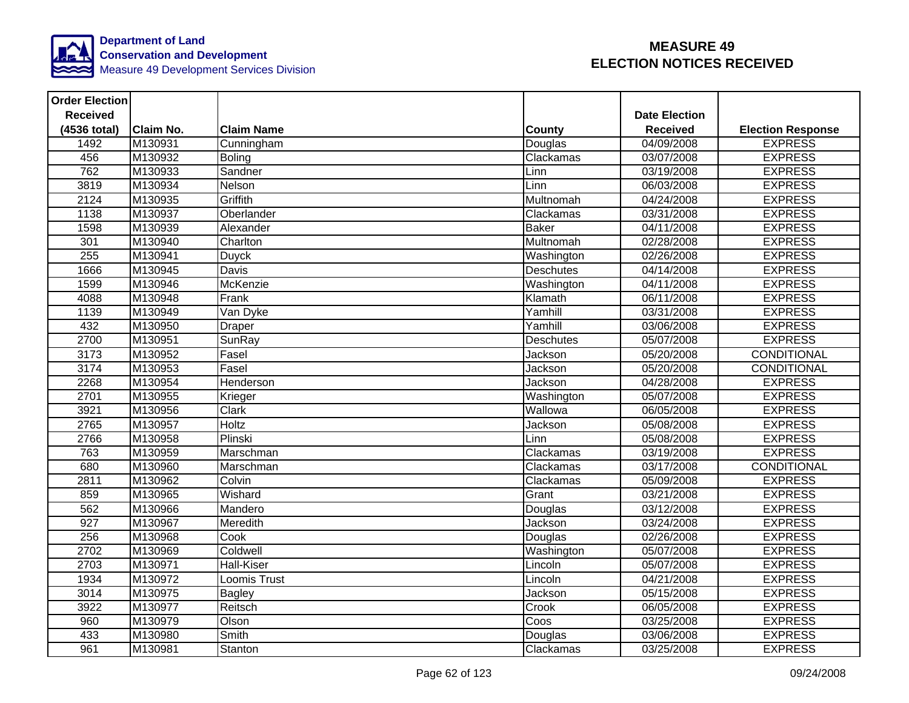Department of Land Conservation and Development
Measure 49 Development Services Division

# MEASURE 49 ELECTION NOTICES RECEIVED

| Order Election Received (4536 total) | Claim No. | Claim Name | County | Date Election Received | Election Response |
|---|---|---|---|---|---|
| 1492 | M130931 | Cunningham | Douglas | 04/09/2008 | EXPRESS |
| 456 | M130932 | Boling | Clackamas | 03/07/2008 | EXPRESS |
| 762 | M130933 | Sandner | Linn | 03/19/2008 | EXPRESS |
| 3819 | M130934 | Nelson | Linn | 06/03/2008 | EXPRESS |
| 2124 | M130935 | Griffith | Multnomah | 04/24/2008 | EXPRESS |
| 1138 | M130937 | Oberlander | Clackamas | 03/31/2008 | EXPRESS |
| 1598 | M130939 | Alexander | Baker | 04/11/2008 | EXPRESS |
| 301 | M130940 | Charlton | Multnomah | 02/28/2008 | EXPRESS |
| 255 | M130941 | Duyck | Washington | 02/26/2008 | EXPRESS |
| 1666 | M130945 | Davis | Deschutes | 04/14/2008 | EXPRESS |
| 1599 | M130946 | McKenzie | Washington | 04/11/2008 | EXPRESS |
| 4088 | M130948 | Frank | Klamath | 06/11/2008 | EXPRESS |
| 1139 | M130949 | Van Dyke | Yamhill | 03/31/2008 | EXPRESS |
| 432 | M130950 | Draper | Yamhill | 03/06/2008 | EXPRESS |
| 2700 | M130951 | SunRay | Deschutes | 05/07/2008 | EXPRESS |
| 3173 | M130952 | Fasel | Jackson | 05/20/2008 | CONDITIONAL |
| 3174 | M130953 | Fasel | Jackson | 05/20/2008 | CONDITIONAL |
| 2268 | M130954 | Henderson | Jackson | 04/28/2008 | EXPRESS |
| 2701 | M130955 | Krieger | Washington | 05/07/2008 | EXPRESS |
| 3921 | M130956 | Clark | Wallowa | 06/05/2008 | EXPRESS |
| 2765 | M130957 | Holtz | Jackson | 05/08/2008 | EXPRESS |
| 2766 | M130958 | Plinski | Linn | 05/08/2008 | EXPRESS |
| 763 | M130959 | Marschman | Clackamas | 03/19/2008 | EXPRESS |
| 680 | M130960 | Marschman | Clackamas | 03/17/2008 | CONDITIONAL |
| 2811 | M130962 | Colvin | Clackamas | 05/09/2008 | EXPRESS |
| 859 | M130965 | Wishard | Grant | 03/21/2008 | EXPRESS |
| 562 | M130966 | Mandero | Douglas | 03/12/2008 | EXPRESS |
| 927 | M130967 | Meredith | Jackson | 03/24/2008 | EXPRESS |
| 256 | M130968 | Cook | Douglas | 02/26/2008 | EXPRESS |
| 2702 | M130969 | Coldwell | Washington | 05/07/2008 | EXPRESS |
| 2703 | M130971 | Hall-Kiser | Lincoln | 05/07/2008 | EXPRESS |
| 1934 | M130972 | Loomis Trust | Lincoln | 04/21/2008 | EXPRESS |
| 3014 | M130975 | Bagley | Jackson | 05/15/2008 | EXPRESS |
| 3922 | M130977 | Reitsch | Crook | 06/05/2008 | EXPRESS |
| 960 | M130979 | Olson | Coos | 03/25/2008 | EXPRESS |
| 433 | M130980 | Smith | Douglas | 03/06/2008 | EXPRESS |
| 961 | M130981 | Stanton | Clackamas | 03/25/2008 | EXPRESS |

09/24/2008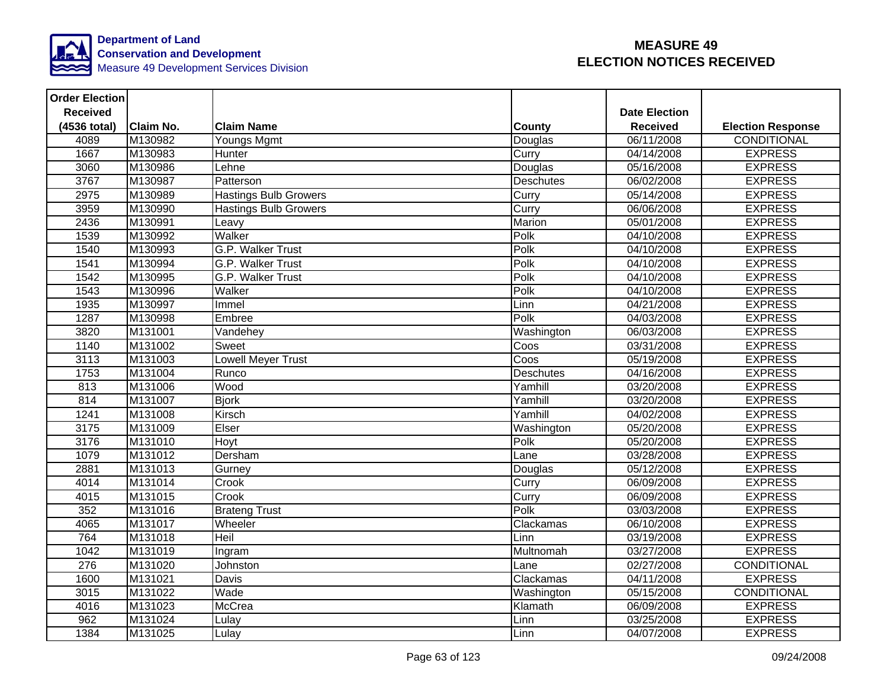# MEASURE 49
# ELECTION NOTICES RECEIVED

**Department of Land Conservation and Development**
Measure 49 Development Services Division

| Order Election Received (4536 total) | Claim No. | Claim Name | County | Date Election Received | Election Response |
|---|---|---|---|---|---|
| 4089 | M130982 | Youngs Mgmt | Douglas | 06/11/2008 | CONDITIONAL |
| 1667 | M130983 | Hunter | Curry | 04/14/2008 | EXPRESS |
| 3060 | M130986 | Lehne | Douglas | 05/16/2008 | EXPRESS |
| 3767 | M130987 | Patterson | Deschutes | 06/02/2008 | EXPRESS |
| 2975 | M130989 | Hastings Bulb Growers | Curry | 05/14/2008 | EXPRESS |
| 3959 | M130990 | Hastings Bulb Growers | Curry | 06/06/2008 | EXPRESS |
| 2436 | M130991 | Leavy | Marion | 05/01/2008 | EXPRESS |
| 1539 | M130992 | Walker | Polk | 04/10/2008 | EXPRESS |
| 1540 | M130993 | G.P. Walker Trust | Polk | 04/10/2008 | EXPRESS |
| 1541 | M130994 | G.P. Walker Trust | Polk | 04/10/2008 | EXPRESS |
| 1542 | M130995 | G.P. Walker Trust | Polk | 04/10/2008 | EXPRESS |
| 1543 | M130996 | Walker | Polk | 04/10/2008 | EXPRESS |
| 1935 | M130997 | Immel | Linn | 04/21/2008 | EXPRESS |
| 1287 | M130998 | Embree | Polk | 04/03/2008 | EXPRESS |
| 3820 | M131001 | Vandehey | Washington | 06/03/2008 | EXPRESS |
| 1140 | M131002 | Sweet | Coos | 03/31/2008 | EXPRESS |
| 3113 | M131003 | Lowell Meyer Trust | Coos | 05/19/2008 | EXPRESS |
| 1753 | M131004 | Runco | Deschutes | 04/16/2008 | EXPRESS |
| 813 | M131006 | Wood | Yamhill | 03/20/2008 | EXPRESS |
| 814 | M131007 | Bjork | Yamhill | 03/20/2008 | EXPRESS |
| 1241 | M131008 | Kirsch | Yamhill | 04/02/2008 | EXPRESS |
| 3175 | M131009 | Elser | Washington | 05/20/2008 | EXPRESS |
| 3176 | M131010 | Hoyt | Polk | 05/20/2008 | EXPRESS |
| 1079 | M131012 | Dersham | Lane | 03/28/2008 | EXPRESS |
| 2881 | M131013 | Gurney | Douglas | 05/12/2008 | EXPRESS |
| 4014 | M131014 | Crook | Curry | 06/09/2008 | EXPRESS |
| 4015 | M131015 | Crook | Curry | 06/09/2008 | EXPRESS |
| 352 | M131016 | Brateng Trust | Polk | 03/03/2008 | EXPRESS |
| 4065 | M131017 | Wheeler | Clackamas | 06/10/2008 | EXPRESS |
| 764 | M131018 | Heil | Linn | 03/19/2008 | EXPRESS |
| 1042 | M131019 | Ingram | Multnomah | 03/27/2008 | EXPRESS |
| 276 | M131020 | Johnston | Lane | 02/27/2008 | CONDITIONAL |
| 1600 | M131021 | Davis | Clackamas | 04/11/2008 | EXPRESS |
| 3015 | M131022 | Wade | Washington | 05/15/2008 | CONDITIONAL |
| 4016 | M131023 | McCrea | Klamath | 06/09/2008 | EXPRESS |
| 962 | M131024 | Lulay | Linn | 03/25/2008 | EXPRESS |
| 1384 | M131025 | Lulay | Linn | 04/07/2008 | EXPRESS |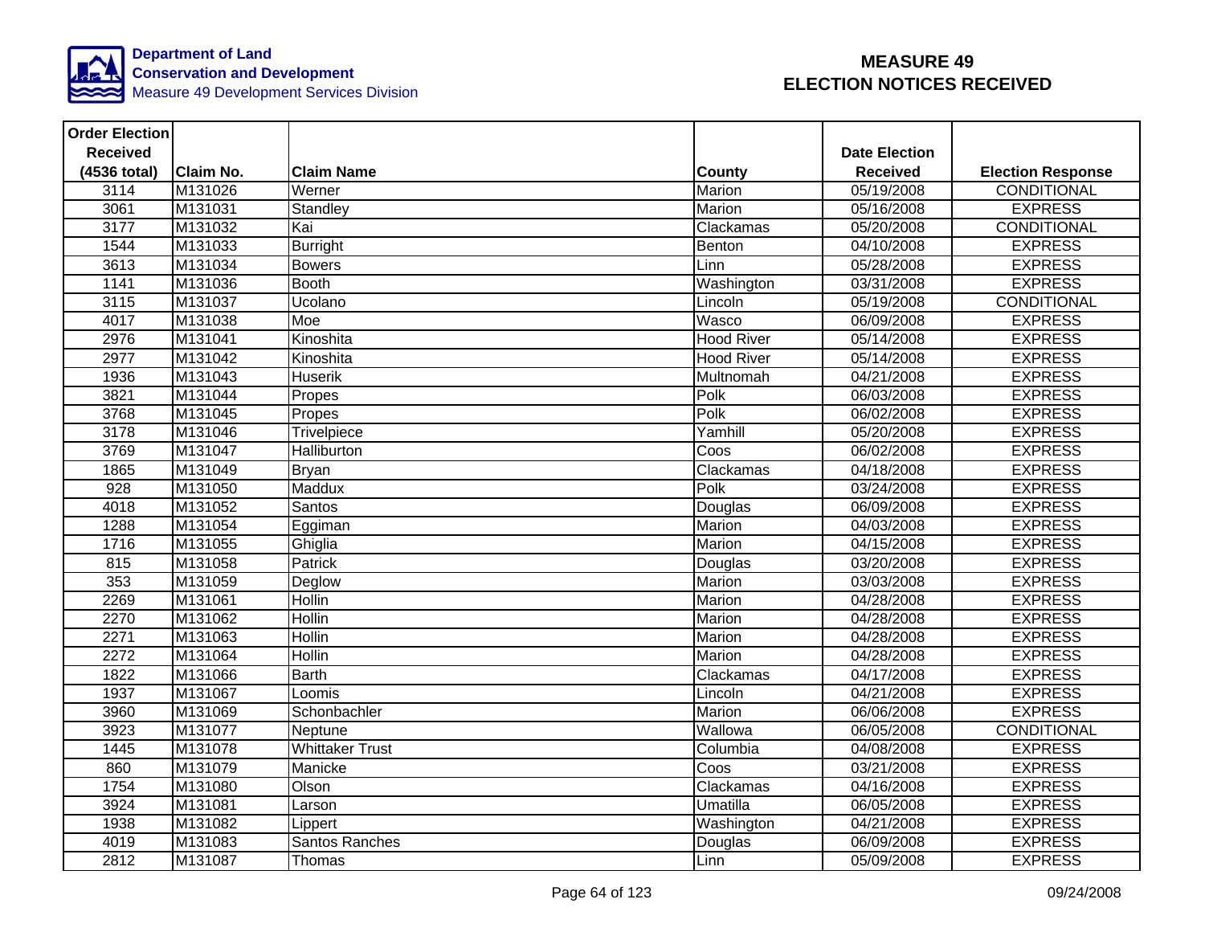Department of Land Conservation and Development
Measure 49 Development Services Division

# MEASURE 49 ELECTION NOTICES RECEIVED

| Order Election Received (4536 total) | Claim No. | Claim Name | County | Date Election Received | Election Response |
|---|---|---|---|---|---|
| 3114 | M131026 | Werner | Marion | 05/19/2008 | CONDITIONAL |
| 3061 | M131031 | Standley | Marion | 05/16/2008 | EXPRESS |
| 3177 | M131032 | Kai | Clackamas | 05/20/2008 | CONDITIONAL |
| 1544 | M131033 | Burright | Benton | 04/10/2008 | EXPRESS |
| 3613 | M131034 | Bowers | Linn | 05/28/2008 | EXPRESS |
| 1141 | M131036 | Booth | Washington | 03/31/2008 | EXPRESS |
| 3115 | M131037 | Ucolano | Lincoln | 05/19/2008 | CONDITIONAL |
| 4017 | M131038 | Moe | Wasco | 06/09/2008 | EXPRESS |
| 2976 | M131041 | Kinoshita | Hood River | 05/14/2008 | EXPRESS |
| 2977 | M131042 | Kinoshita | Hood River | 05/14/2008 | EXPRESS |
| 1936 | M131043 | Huserik | Multnomah | 04/21/2008 | EXPRESS |
| 3821 | M131044 | Propes | Polk | 06/03/2008 | EXPRESS |
| 3768 | M131045 | Propes | Polk | 06/02/2008 | EXPRESS |
| 3178 | M131046 | Trivelpiece | Yamhill | 05/20/2008 | EXPRESS |
| 3769 | M131047 | Halliburton | Coos | 06/02/2008 | EXPRESS |
| 1865 | M131049 | Bryan | Clackamas | 04/18/2008 | EXPRESS |
| 928 | M131050 | Maddux | Polk | 03/24/2008 | EXPRESS |
| 4018 | M131052 | Santos | Douglas | 06/09/2008 | EXPRESS |
| 1288 | M131054 | Eggiman | Marion | 04/03/2008 | EXPRESS |
| 1716 | M131055 | Ghiglia | Marion | 04/15/2008 | EXPRESS |
| 815 | M131058 | Patrick | Douglas | 03/20/2008 | EXPRESS |
| 353 | M131059 | Deglow | Marion | 03/03/2008 | EXPRESS |
| 2269 | M131061 | Hollin | Marion | 04/28/2008 | EXPRESS |
| 2270 | M131062 | Hollin | Marion | 04/28/2008 | EXPRESS |
| 2271 | M131063 | Hollin | Marion | 04/28/2008 | EXPRESS |
| 2272 | M131064 | Hollin | Marion | 04/28/2008 | EXPRESS |
| 1822 | M131066 | Barth | Clackamas | 04/17/2008 | EXPRESS |
| 1937 | M131067 | Loomis | Lincoln | 04/21/2008 | EXPRESS |
| 3960 | M131069 | Schonbachler | Marion | 06/06/2008 | EXPRESS |
| 3923 | M131077 | Neptune | Wallowa | 06/05/2008 | CONDITIONAL |
| 1445 | M131078 | Whittaker Trust | Columbia | 04/08/2008 | EXPRESS |
| 860 | M131079 | Manicke | Coos | 03/21/2008 | EXPRESS |
| 1754 | M131080 | Olson | Clackamas | 04/16/2008 | EXPRESS |
| 3924 | M131081 | Larson | Umatilla | 06/05/2008 | EXPRESS |
| 1938 | M131082 | Lippert | Washington | 04/21/2008 | EXPRESS |
| 4019 | M131083 | Santos Ranches | Douglas | 06/09/2008 | EXPRESS |
| 2812 | M131087 | Thomas | Linn | 05/09/2008 | EXPRESS |

09/24/2008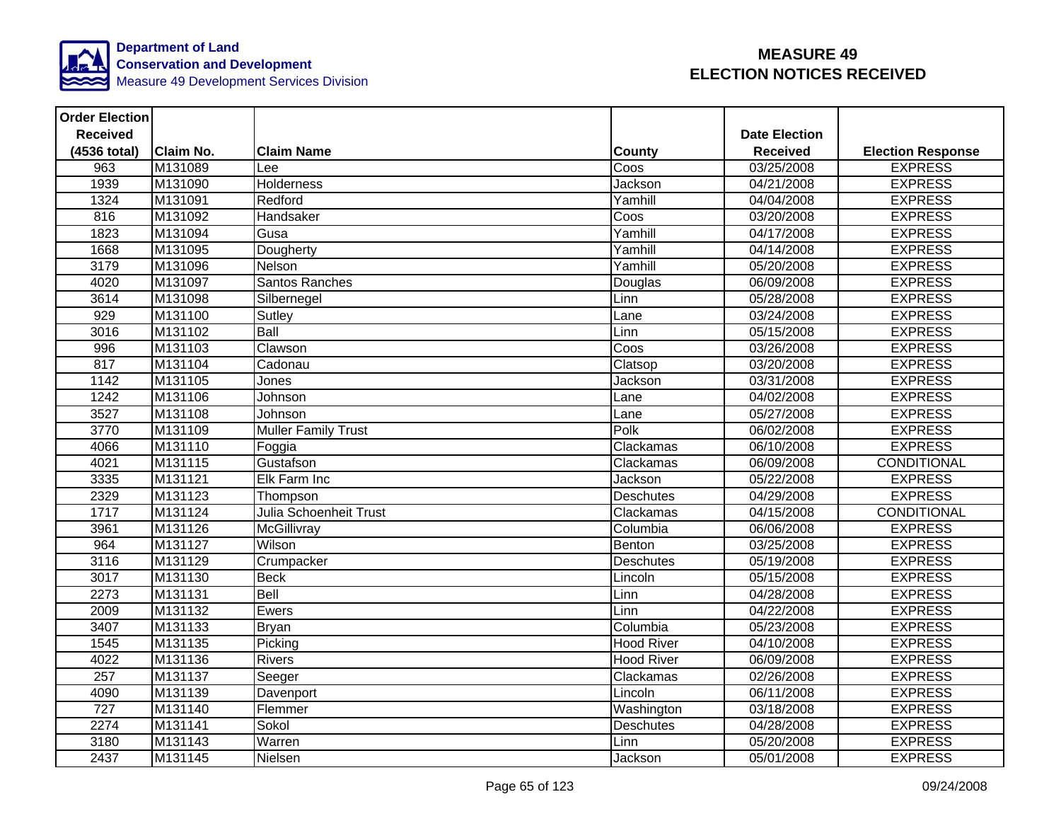**Department of Land Conservation and Development**
Measure 49 Development Services Division

# MEASURE 49
# ELECTION NOTICES RECEIVED

| Order Election Received (4536 total) | Claim No. | Claim Name | County | Date Election Received | Election Response |
|---|---|---|---|---|---|
| 963 | M131089 | Lee | Coos | 03/25/2008 | EXPRESS |
| 1939 | M131090 | Holderness | Jackson | 04/21/2008 | EXPRESS |
| 1324 | M131091 | Redford | Yamhill | 04/04/2008 | EXPRESS |
| 816 | M131092 | Handsaker | Coos | 03/20/2008 | EXPRESS |
| 1823 | M131094 | Gusa | Yamhill | 04/17/2008 | EXPRESS |
| 1668 | M131095 | Dougherty | Yamhill | 04/14/2008 | EXPRESS |
| 3179 | M131096 | Nelson | Yamhill | 05/20/2008 | EXPRESS |
| 4020 | M131097 | Santos Ranches | Douglas | 06/09/2008 | EXPRESS |
| 3614 | M131098 | Silbernegel | Linn | 05/28/2008 | EXPRESS |
| 929 | M131100 | Sutley | Lane | 03/24/2008 | EXPRESS |
| 3016 | M131102 | Ball | Linn | 05/15/2008 | EXPRESS |
| 996 | M131103 | Clawson | Coos | 03/26/2008 | EXPRESS |
| 817 | M131104 | Cadonau | Clatsop | 03/20/2008 | EXPRESS |
| 1142 | M131105 | Jones | Jackson | 03/31/2008 | EXPRESS |
| 1242 | M131106 | Johnson | Lane | 04/02/2008 | EXPRESS |
| 3527 | M131108 | Johnson | Lane | 05/27/2008 | EXPRESS |
| 3770 | M131109 | Muller Family Trust | Polk | 06/02/2008 | EXPRESS |
| 4066 | M131110 | Foggia | Clackamas | 06/10/2008 | EXPRESS |
| 4021 | M131115 | Gustafson | Clackamas | 06/09/2008 | CONDITIONAL |
| 3335 | M131121 | Elk Farm Inc | Jackson | 05/22/2008 | EXPRESS |
| 2329 | M131123 | Thompson | Deschutes | 04/29/2008 | EXPRESS |
| 1717 | M131124 | Julia Schoenheit Trust | Clackamas | 04/15/2008 | CONDITIONAL |
| 3961 | M131126 | McGillivray | Columbia | 06/06/2008 | EXPRESS |
| 964 | M131127 | Wilson | Benton | 03/25/2008 | EXPRESS |
| 3116 | M131129 | Crumpacker | Deschutes | 05/19/2008 | EXPRESS |
| 3017 | M131130 | Beck | Lincoln | 05/15/2008 | EXPRESS |
| 2273 | M131131 | Bell | Linn | 04/28/2008 | EXPRESS |
| 2009 | M131132 | Ewers | Linn | 04/22/2008 | EXPRESS |
| 3407 | M131133 | Bryan | Columbia | 05/23/2008 | EXPRESS |
| 1545 | M131135 | Picking | Hood River | 04/10/2008 | EXPRESS |
| 4022 | M131136 | Rivers | Hood River | 06/09/2008 | EXPRESS |
| 257 | M131137 | Seeger | Clackamas | 02/26/2008 | EXPRESS |
| 4090 | M131139 | Davenport | Lincoln | 06/11/2008 | EXPRESS |
| 727 | M131140 | Flemmer | Washington | 03/18/2008 | EXPRESS |
| 2274 | M131141 | Sokol | Deschutes | 04/28/2008 | EXPRESS |
| 3180 | M131143 | Warren | Linn | 05/20/2008 | EXPRESS |
| 2437 | M131145 | Nielsen | Jackson | 05/01/2008 | EXPRESS |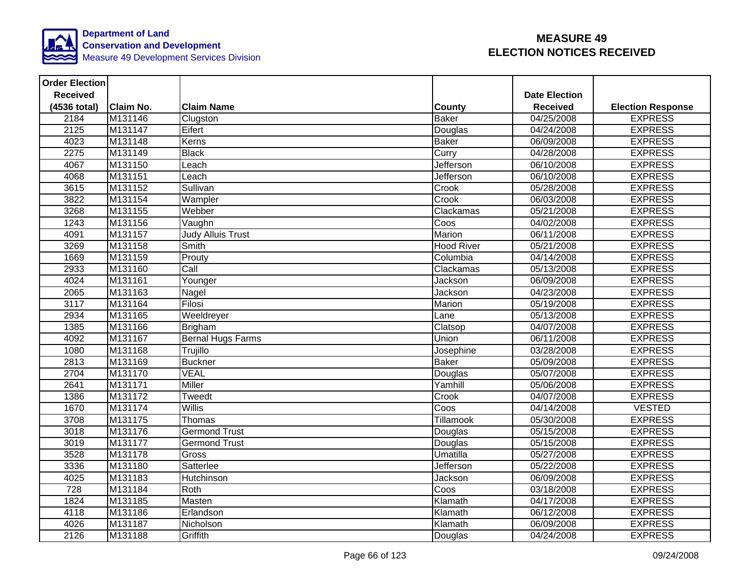Department of Land Conservation and Development
Measure 49 Development Services Division

# MEASURE 49
# ELECTION NOTICES RECEIVED

| Order Election Received (4536 total) | Claim No. | Claim Name | County | Date Election Received | Election Response |
|---|---|---|---|---|---|
| 2184 | M131146 | Clugston | Baker | 04/25/2008 | EXPRESS |
| 2125 | M131147 | Eifert | Douglas | 04/24/2008 | EXPRESS |
| 4023 | M131148 | Kerns | Baker | 06/09/2008 | EXPRESS |
| 2275 | M131149 | Black | Curry | 04/28/2008 | EXPRESS |
| 4067 | M131150 | Leach | Jefferson | 06/10/2008 | EXPRESS |
| 4068 | M131151 | Leach | Jefferson | 06/10/2008 | EXPRESS |
| 3615 | M131152 | Sullivan | Crook | 05/28/2008 | EXPRESS |
| 3822 | M131154 | Wampler | Crook | 06/03/2008 | EXPRESS |
| 3268 | M131155 | Webber | Clackamas | 05/21/2008 | EXPRESS |
| 1243 | M131156 | Vaughn | Coos | 04/02/2008 | EXPRESS |
| 4091 | M131157 | Judy Alluis Trust | Marion | 06/11/2008 | EXPRESS |
| 3269 | M131158 | Smith | Hood River | 05/21/2008 | EXPRESS |
| 1669 | M131159 | Prouty | Columbia | 04/14/2008 | EXPRESS |
| 2933 | M131160 | Call | Clackamas | 05/13/2008 | EXPRESS |
| 4024 | M131161 | Younger | Jackson | 06/09/2008 | EXPRESS |
| 2065 | M131163 | Nagel | Jackson | 04/23/2008 | EXPRESS |
| 3117 | M131164 | Filosi | Marion | 05/19/2008 | EXPRESS |
| 2934 | M131165 | Weeldreyer | Lane | 05/13/2008 | EXPRESS |
| 1385 | M131166 | Brigham | Clatsop | 04/07/2008 | EXPRESS |
| 4092 | M131167 | Bernal Hugs Farms | Union | 06/11/2008 | EXPRESS |
| 1080 | M131168 | Trujillo | Josephine | 03/28/2008 | EXPRESS |
| 2813 | M131169 | Buckner | Baker | 05/09/2008 | EXPRESS |
| 2704 | M131170 | VEAL | Douglas | 05/07/2008 | EXPRESS |
| 2641 | M131171 | Miller | Yamhill | 05/06/2008 | EXPRESS |
| 1386 | M131172 | Tweedt | Crook | 04/07/2008 | EXPRESS |
| 1670 | M131174 | Willis | Coos | 04/14/2008 | VESTED |
| 3708 | M131175 | Thomas | Tillamook | 05/30/2008 | EXPRESS |
| 3018 | M131176 | Germond Trust | Douglas | 05/15/2008 | EXPRESS |
| 3019 | M131177 | Germond Trust | Douglas | 05/15/2008 | EXPRESS |
| 3528 | M131178 | Gross | Umatilla | 05/27/2008 | EXPRESS |
| 3336 | M131180 | Satterlee | Jefferson | 05/22/2008 | EXPRESS |
| 4025 | M131183 | Hutchinson | Jackson | 06/09/2008 | EXPRESS |
| 728 | M131184 | Roth | Coos | 03/18/2008 | EXPRESS |
| 1824 | M131185 | Masten | Klamath | 04/17/2008 | EXPRESS |
| 4118 | M131186 | Erlandson | Klamath | 06/12/2008 | EXPRESS |
| 4026 | M131187 | Nicholson | Klamath | 06/09/2008 | EXPRESS |
| 2126 | M131188 | Griffith | Douglas | 04/24/2008 | EXPRESS |

09/24/2008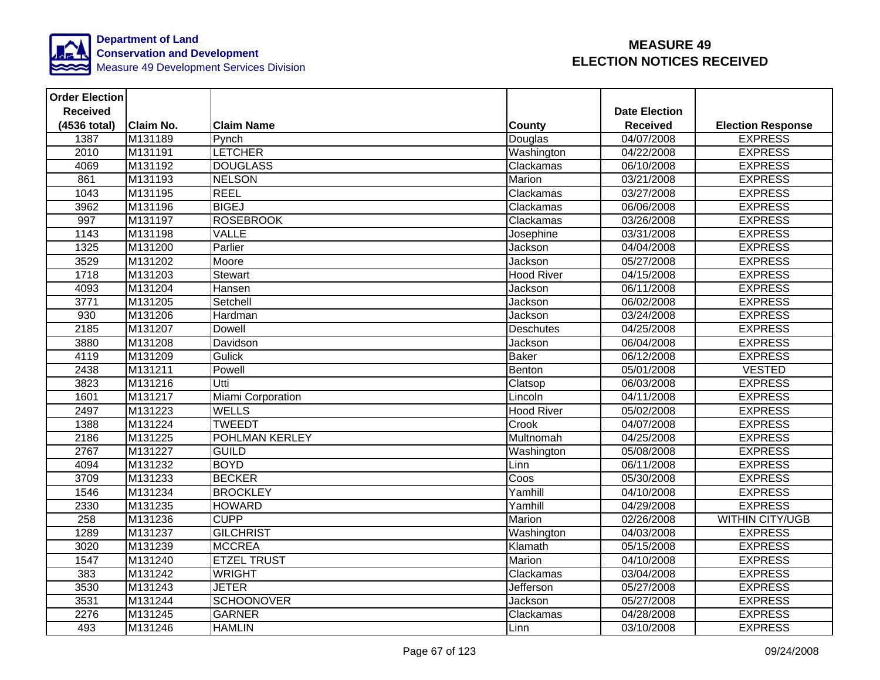Department of Land Conservation and Development
Measure 49 Development Services Division

# MEASURE 49
# ELECTION NOTICES RECEIVED

| Order Election Received (4536 total) | Claim No. | Claim Name | County | Date Election Received | Election Response |
|---|---|---|---|---|---|
| 1387 | M131189 | Pynch | Douglas | 04/07/2008 | EXPRESS |
| 2010 | M131191 | LETCHER | Washington | 04/22/2008 | EXPRESS |
| 4069 | M131192 | DOUGLASS | Clackamas | 06/10/2008 | EXPRESS |
| 861 | M131193 | NELSON | Marion | 03/21/2008 | EXPRESS |
| 1043 | M131195 | REEL | Clackamas | 03/27/2008 | EXPRESS |
| 3962 | M131196 | BIGEJ | Clackamas | 06/06/2008 | EXPRESS |
| 997 | M131197 | ROSEBROOK | Clackamas | 03/26/2008 | EXPRESS |
| 1143 | M131198 | VALLE | Josephine | 03/31/2008 | EXPRESS |
| 1325 | M131200 | Parlier | Jackson | 04/04/2008 | EXPRESS |
| 3529 | M131202 | Moore | Jackson | 05/27/2008 | EXPRESS |
| 1718 | M131203 | Stewart | Hood River | 04/15/2008 | EXPRESS |
| 4093 | M131204 | Hansen | Jackson | 06/11/2008 | EXPRESS |
| 3771 | M131205 | Setchell | Jackson | 06/02/2008 | EXPRESS |
| 930 | M131206 | Hardman | Jackson | 03/24/2008 | EXPRESS |
| 2185 | M131207 | Dowell | Deschutes | 04/25/2008 | EXPRESS |
| 3880 | M131208 | Davidson | Jackson | 06/04/2008 | EXPRESS |
| 4119 | M131209 | Gulick | Baker | 06/12/2008 | EXPRESS |
| 2438 | M131211 | Powell | Benton | 05/01/2008 | VESTED |
| 3823 | M131216 | Utti | Clatsop | 06/03/2008 | EXPRESS |
| 1601 | M131217 | Miami Corporation | Lincoln | 04/11/2008 | EXPRESS |
| 2497 | M131223 | WELLS | Hood River | 05/02/2008 | EXPRESS |
| 1388 | M131224 | TWEEDT | Crook | 04/07/2008 | EXPRESS |
| 2186 | M131225 | POHLMAN KERLEY | Multnomah | 04/25/2008 | EXPRESS |
| 2767 | M131227 | GUILD | Washington | 05/08/2008 | EXPRESS |
| 4094 | M131232 | BOYD | Linn | 06/11/2008 | EXPRESS |
| 3709 | M131233 | BECKER | Coos | 05/30/2008 | EXPRESS |
| 1546 | M131234 | BROCKLEY | Yamhill | 04/10/2008 | EXPRESS |
| 2330 | M131235 | HOWARD | Yamhill | 04/29/2008 | EXPRESS |
| 258 | M131236 | CUPP | Marion | 02/26/2008 | WITHIN CITY/UGB |
| 1289 | M131237 | GILCHRIST | Washington | 04/03/2008 | EXPRESS |
| 3020 | M131239 | MCCREA | Klamath | 05/15/2008 | EXPRESS |
| 1547 | M131240 | ETZEL TRUST | Marion | 04/10/2008 | EXPRESS |
| 383 | M131242 | WRIGHT | Clackamas | 03/04/2008 | EXPRESS |
| 3530 | M131243 | JETER | Jefferson | 05/27/2008 | EXPRESS |
| 3531 | M131244 | SCHOONOVER | Jackson | 05/27/2008 | EXPRESS |
| 2276 | M131245 | GARNER | Clackamas | 04/28/2008 | EXPRESS |
| 493 | M131246 | HAMLIN | Linn | 03/10/2008 | EXPRESS |

09/24/2008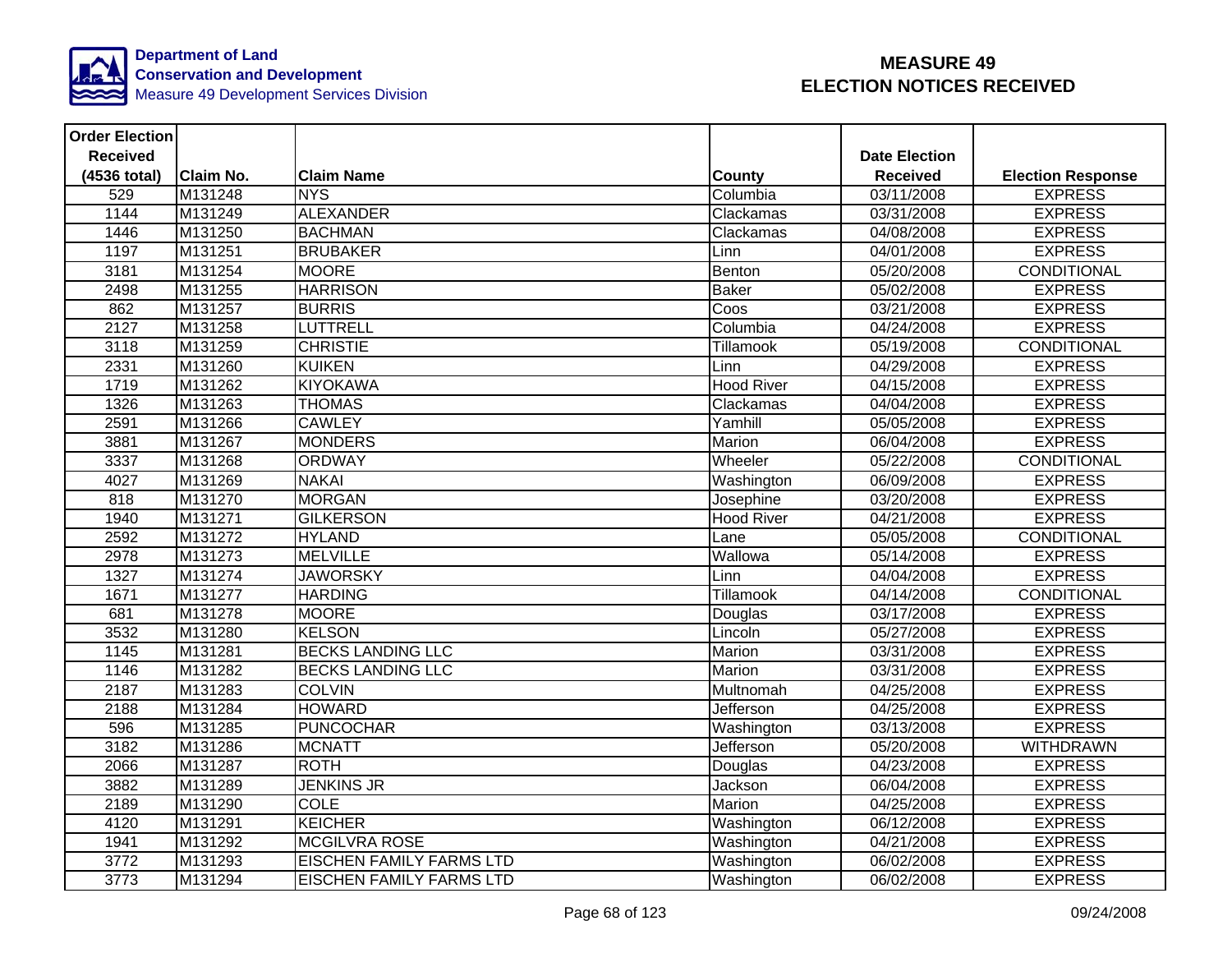Department of Land Conservation and Development
Measure 49 Development Services Division

# MEASURE 49
# ELECTION NOTICES RECEIVED

| Order Election Received (4536 total) | Claim No. | Claim Name | County | Date Election Received | Election Response |
|---|---|---|---|---|---|
| 529 | M131248 | NYS | Columbia | 03/11/2008 | EXPRESS |
| 1144 | M131249 | ALEXANDER | Clackamas | 03/31/2008 | EXPRESS |
| 1446 | M131250 | BACHMAN | Clackamas | 04/08/2008 | EXPRESS |
| 1197 | M131251 | BRUBAKER | Linn | 04/01/2008 | EXPRESS |
| 3181 | M131254 | MOORE | Benton | 05/20/2008 | CONDITIONAL |
| 2498 | M131255 | HARRISON | Baker | 05/02/2008 | EXPRESS |
| 862 | M131257 | BURRIS | Coos | 03/21/2008 | EXPRESS |
| 2127 | M131258 | LUTTRELL | Columbia | 04/24/2008 | EXPRESS |
| 3118 | M131259 | CHRISTIE | Tillamook | 05/19/2008 | CONDITIONAL |
| 2331 | M131260 | KUIKEN | Linn | 04/29/2008 | EXPRESS |
| 1719 | M131262 | KIYOKAWA | Hood River | 04/15/2008 | EXPRESS |
| 1326 | M131263 | THOMAS | Clackamas | 04/04/2008 | EXPRESS |
| 2591 | M131266 | CAWLEY | Yamhill | 05/05/2008 | EXPRESS |
| 3881 | M131267 | MONDERS | Marion | 06/04/2008 | EXPRESS |
| 3337 | M131268 | ORDWAY | Wheeler | 05/22/2008 | CONDITIONAL |
| 4027 | M131269 | NAKAI | Washington | 06/09/2008 | EXPRESS |
| 818 | M131270 | MORGAN | Josephine | 03/20/2008 | EXPRESS |
| 1940 | M131271 | GILKERSON | Hood River | 04/21/2008 | EXPRESS |
| 2592 | M131272 | HYLAND | Lane | 05/05/2008 | CONDITIONAL |
| 2978 | M131273 | MELVILLE | Wallowa | 05/14/2008 | EXPRESS |
| 1327 | M131274 | JAWORSKY | Linn | 04/04/2008 | EXPRESS |
| 1671 | M131277 | HARDING | Tillamook | 04/14/2008 | CONDITIONAL |
| 681 | M131278 | MOORE | Douglas | 03/17/2008 | EXPRESS |
| 3532 | M131280 | KELSON | Lincoln | 05/27/2008 | EXPRESS |
| 1145 | M131281 | BECKS LANDING LLC | Marion | 03/31/2008 | EXPRESS |
| 1146 | M131282 | BECKS LANDING LLC | Marion | 03/31/2008 | EXPRESS |
| 2187 | M131283 | COLVIN | Multnomah | 04/25/2008 | EXPRESS |
| 2188 | M131284 | HOWARD | Jefferson | 04/25/2008 | EXPRESS |
| 596 | M131285 | PUNCOCHAR | Washington | 03/13/2008 | EXPRESS |
| 3182 | M131286 | MCNATT | Jefferson | 05/20/2008 | WITHDRAWN |
| 2066 | M131287 | ROTH | Douglas | 04/23/2008 | EXPRESS |
| 3882 | M131289 | JENKINS JR | Jackson | 06/04/2008 | EXPRESS |
| 2189 | M131290 | COLE | Marion | 04/25/2008 | EXPRESS |
| 4120 | M131291 | KEICHER | Washington | 06/12/2008 | EXPRESS |
| 1941 | M131292 | MCGILVRA ROSE | Washington | 04/21/2008 | EXPRESS |
| 3772 | M131293 | EISCHEN FAMILY FARMS LTD | Washington | 06/02/2008 | EXPRESS |
| 3773 | M131294 | EISCHEN FAMILY FARMS LTD | Washington | 06/02/2008 | EXPRESS |

09/24/2008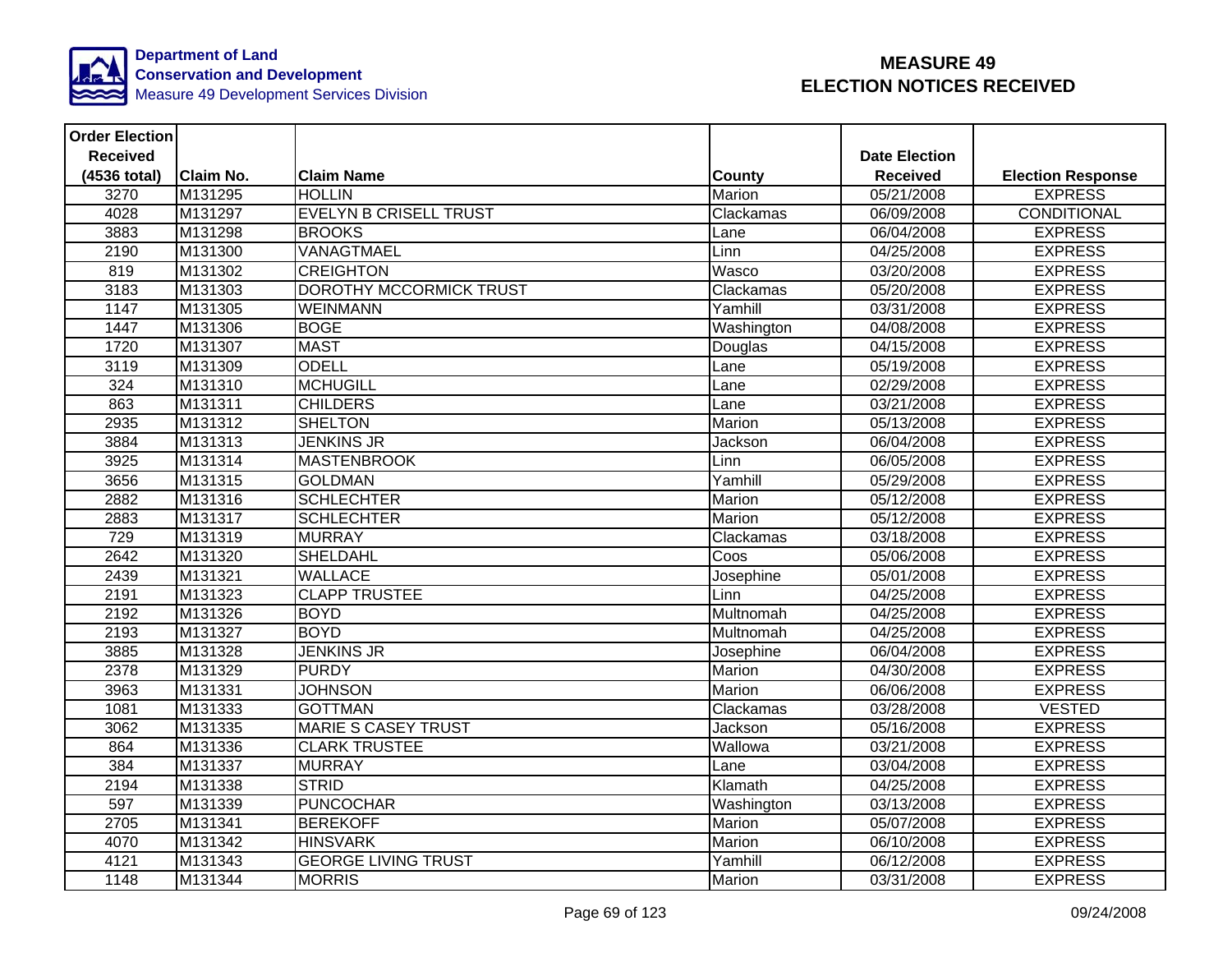Department of Land Conservation and Development
Measure 49 Development Services Division

# MEASURE 49 ELECTION NOTICES RECEIVED

| Order Election Received (4536 total) | Claim No. | Claim Name | County | Date Election Received | Election Response |
|---|---|---|---|---|---|
| 3270 | M131295 | HOLLIN | Marion | 05/21/2008 | EXPRESS |
| 4028 | M131297 | EVELYN B CRISELL TRUST | Clackamas | 06/09/2008 | CONDITIONAL |
| 3883 | M131298 | BROOKS | Lane | 06/04/2008 | EXPRESS |
| 2190 | M131300 | VANAGTMAEL | Linn | 04/25/2008 | EXPRESS |
| 819 | M131302 | CREIGHTON | Wasco | 03/20/2008 | EXPRESS |
| 3183 | M131303 | DOROTHY MCCORMICK TRUST | Clackamas | 05/20/2008 | EXPRESS |
| 1147 | M131305 | WEINMANN | Yamhill | 03/31/2008 | EXPRESS |
| 1447 | M131306 | BOGE | Washington | 04/08/2008 | EXPRESS |
| 1720 | M131307 | MAST | Douglas | 04/15/2008 | EXPRESS |
| 3119 | M131309 | ODELL | Lane | 05/19/2008 | EXPRESS |
| 324 | M131310 | MCHUGILL | Lane | 02/29/2008 | EXPRESS |
| 863 | M131311 | CHILDERS | Lane | 03/21/2008 | EXPRESS |
| 2935 | M131312 | SHELTON | Marion | 05/13/2008 | EXPRESS |
| 3884 | M131313 | JENKINS JR | Jackson | 06/04/2008 | EXPRESS |
| 3925 | M131314 | MASTENBROOK | Linn | 06/05/2008 | EXPRESS |
| 3656 | M131315 | GOLDMAN | Yamhill | 05/29/2008 | EXPRESS |
| 2882 | M131316 | SCHLECHTER | Marion | 05/12/2008 | EXPRESS |
| 2883 | M131317 | SCHLECHTER | Marion | 05/12/2008 | EXPRESS |
| 729 | M131319 | MURRAY | Clackamas | 03/18/2008 | EXPRESS |
| 2642 | M131320 | SHELDAHL | Coos | 05/06/2008 | EXPRESS |
| 2439 | M131321 | WALLACE | Josephine | 05/01/2008 | EXPRESS |
| 2191 | M131323 | CLAPP TRUSTEE | Linn | 04/25/2008 | EXPRESS |
| 2192 | M131326 | BOYD | Multnomah | 04/25/2008 | EXPRESS |
| 2193 | M131327 | BOYD | Multnomah | 04/25/2008 | EXPRESS |
| 3885 | M131328 | JENKINS JR | Josephine | 06/04/2008 | EXPRESS |
| 2378 | M131329 | PURDY | Marion | 04/30/2008 | EXPRESS |
| 3963 | M131331 | JOHNSON | Marion | 06/06/2008 | EXPRESS |
| 1081 | M131333 | GOTTMAN | Clackamas | 03/28/2008 | VESTED |
| 3062 | M131335 | MARIE S CASEY TRUST | Jackson | 05/16/2008 | EXPRESS |
| 864 | M131336 | CLARK TRUSTEE | Wallowa | 03/21/2008 | EXPRESS |
| 384 | M131337 | MURRAY | Lane | 03/04/2008 | EXPRESS |
| 2194 | M131338 | STRID | Klamath | 04/25/2008 | EXPRESS |
| 597 | M131339 | PUNCOCHAR | Washington | 03/13/2008 | EXPRESS |
| 2705 | M131341 | BEREKOFF | Marion | 05/07/2008 | EXPRESS |
| 4070 | M131342 | HINSVARK | Marion | 06/10/2008 | EXPRESS |
| 4121 | M131343 | GEORGE LIVING TRUST | Yamhill | 06/12/2008 | EXPRESS |
| 1148 | M131344 | MORRIS | Marion | 03/31/2008 | EXPRESS |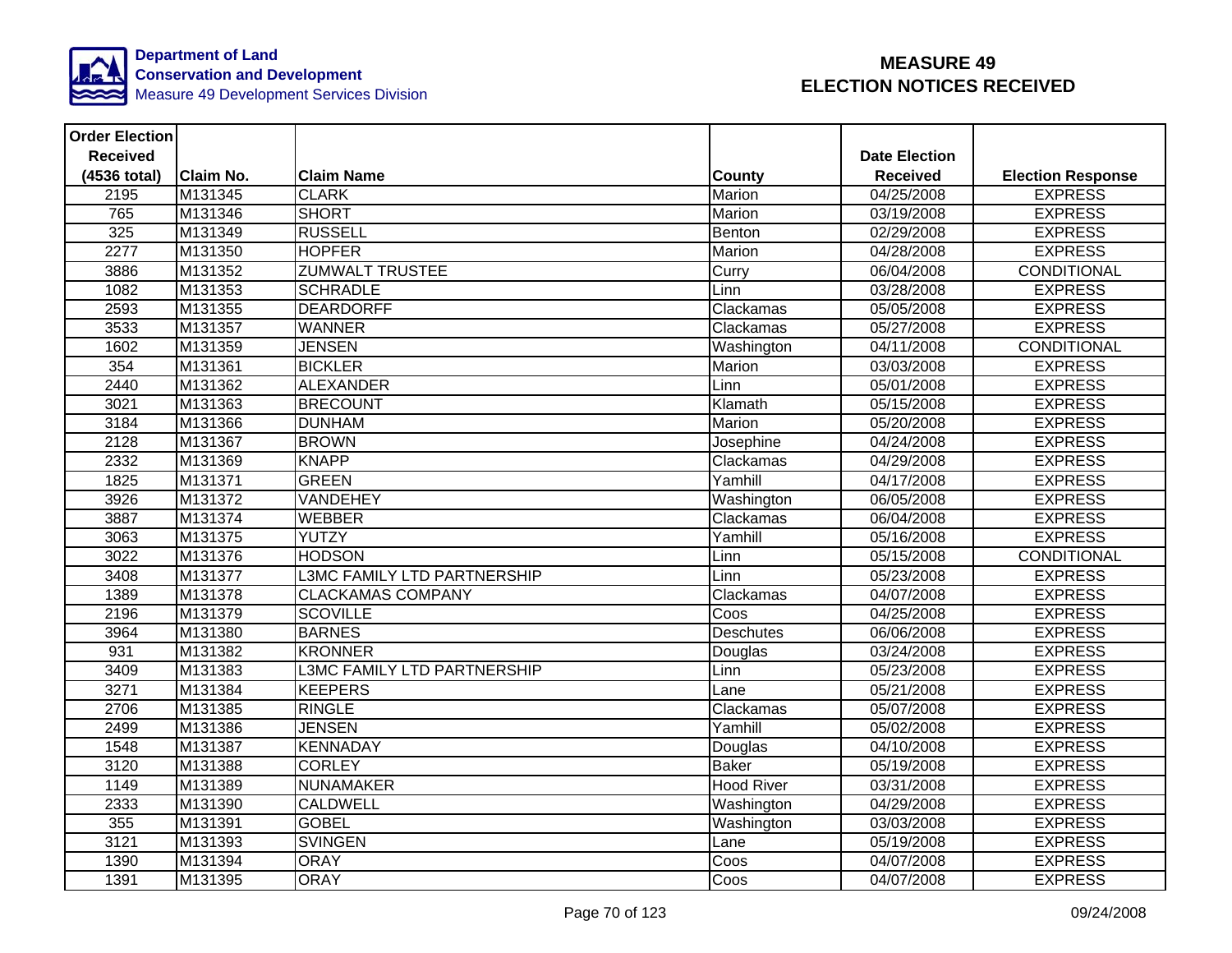Department of Land Conservation and Development
Measure 49 Development Services Division

# MEASURE 49 ELECTION NOTICES RECEIVED

| Order Election Received (4536 total) | Claim No. | Claim Name | County | Date Election Received | Election Response |
|---|---|---|---|---|---|
| 2195 | M131345 | CLARK | Marion | 04/25/2008 | EXPRESS |
| 765 | M131346 | SHORT | Marion | 03/19/2008 | EXPRESS |
| 325 | M131349 | RUSSELL | Benton | 02/29/2008 | EXPRESS |
| 2277 | M131350 | HOPFER | Marion | 04/28/2008 | EXPRESS |
| 3886 | M131352 | ZUMWALT TRUSTEE | Curry | 06/04/2008 | CONDITIONAL |
| 1082 | M131353 | SCHRADLE | Linn | 03/28/2008 | EXPRESS |
| 2593 | M131355 | DEARDORFF | Clackamas | 05/05/2008 | EXPRESS |
| 3533 | M131357 | WANNER | Clackamas | 05/27/2008 | EXPRESS |
| 1602 | M131359 | JENSEN | Washington | 04/11/2008 | CONDITIONAL |
| 354 | M131361 | BICKLER | Marion | 03/03/2008 | EXPRESS |
| 2440 | M131362 | ALEXANDER | Linn | 05/01/2008 | EXPRESS |
| 3021 | M131363 | BRECOUNT | Klamath | 05/15/2008 | EXPRESS |
| 3184 | M131366 | DUNHAM | Marion | 05/20/2008 | EXPRESS |
| 2128 | M131367 | BROWN | Josephine | 04/24/2008 | EXPRESS |
| 2332 | M131369 | KNAPP | Clackamas | 04/29/2008 | EXPRESS |
| 1825 | M131371 | GREEN | Yamhill | 04/17/2008 | EXPRESS |
| 3926 | M131372 | VANDEHEY | Washington | 06/05/2008 | EXPRESS |
| 3887 | M131374 | WEBBER | Clackamas | 06/04/2008 | EXPRESS |
| 3063 | M131375 | YUTZY | Yamhill | 05/16/2008 | EXPRESS |
| 3022 | M131376 | HODSON | Linn | 05/15/2008 | CONDITIONAL |
| 3408 | M131377 | L3MC FAMILY LTD PARTNERSHIP | Linn | 05/23/2008 | EXPRESS |
| 1389 | M131378 | CLACKAMAS COMPANY | Clackamas | 04/07/2008 | EXPRESS |
| 2196 | M131379 | SCOVILLE | Coos | 04/25/2008 | EXPRESS |
| 3964 | M131380 | BARNES | Deschutes | 06/06/2008 | EXPRESS |
| 931 | M131382 | KRONNER | Douglas | 03/24/2008 | EXPRESS |
| 3409 | M131383 | L3MC FAMILY LTD PARTNERSHIP | Linn | 05/23/2008 | EXPRESS |
| 3271 | M131384 | KEEPERS | Lane | 05/21/2008 | EXPRESS |
| 2706 | M131385 | RINGLE | Clackamas | 05/07/2008 | EXPRESS |
| 2499 | M131386 | JENSEN | Yamhill | 05/02/2008 | EXPRESS |
| 1548 | M131387 | KENNADAY | Douglas | 04/10/2008 | EXPRESS |
| 3120 | M131388 | CORLEY | Baker | 05/19/2008 | EXPRESS |
| 1149 | M131389 | NUNAMAKER | Hood River | 03/31/2008 | EXPRESS |
| 2333 | M131390 | CALDWELL | Washington | 04/29/2008 | EXPRESS |
| 355 | M131391 | GOBEL | Washington | 03/03/2008 | EXPRESS |
| 3121 | M131393 | SVINGEN | Lane | 05/19/2008 | EXPRESS |
| 1390 | M131394 | ORAY | Coos | 04/07/2008 | EXPRESS |
| 1391 | M131395 | ORAY | Coos | 04/07/2008 | EXPRESS |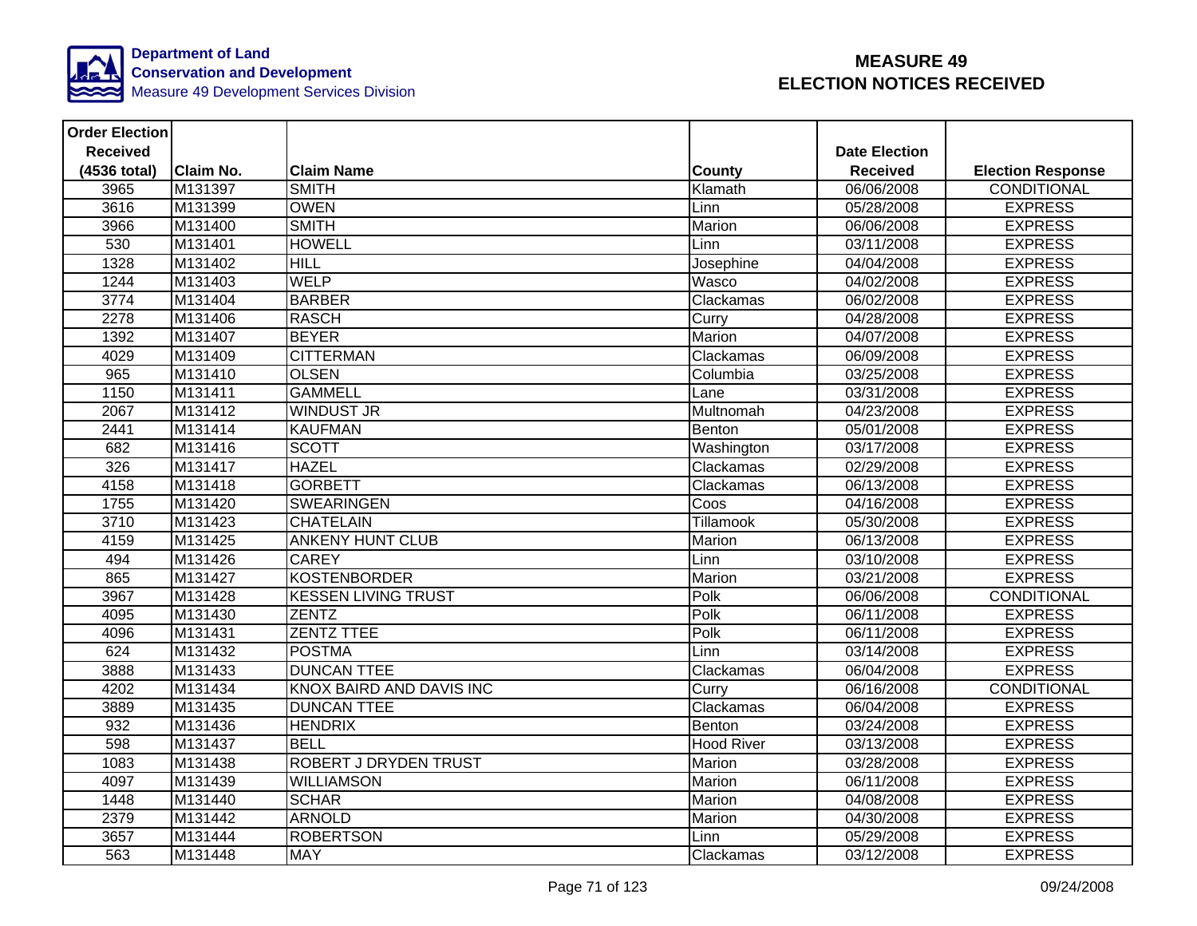Department of Land Conservation and Development
Measure 49 Development Services Division

# MEASURE 49
# ELECTION NOTICES RECEIVED

| Order Election Received (4536 total) | Claim No. | Claim Name | County | Date Election Received | Election Response |
|---|---|---|---|---|---|
| 3965 | M131397 | SMITH | Klamath | 06/06/2008 | CONDITIONAL |
| 3616 | M131399 | OWEN | Linn | 05/28/2008 | EXPRESS |
| 3966 | M131400 | SMITH | Marion | 06/06/2008 | EXPRESS |
| 530 | M131401 | HOWELL | Linn | 03/11/2008 | EXPRESS |
| 1328 | M131402 | HILL | Josephine | 04/04/2008 | EXPRESS |
| 1244 | M131403 | WELP | Wasco | 04/02/2008 | EXPRESS |
| 3774 | M131404 | BARBER | Clackamas | 06/02/2008 | EXPRESS |
| 2278 | M131406 | RASCH | Curry | 04/28/2008 | EXPRESS |
| 1392 | M131407 | BEYER | Marion | 04/07/2008 | EXPRESS |
| 4029 | M131409 | CITTERMAN | Clackamas | 06/09/2008 | EXPRESS |
| 965 | M131410 | OLSEN | Columbia | 03/25/2008 | EXPRESS |
| 1150 | M131411 | GAMMELL | Lane | 03/31/2008 | EXPRESS |
| 2067 | M131412 | WINDUST JR | Multnomah | 04/23/2008 | EXPRESS |
| 2441 | M131414 | KAUFMAN | Benton | 05/01/2008 | EXPRESS |
| 682 | M131416 | SCOTT | Washington | 03/17/2008 | EXPRESS |
| 326 | M131417 | HAZEL | Clackamas | 02/29/2008 | EXPRESS |
| 4158 | M131418 | GORBETT | Clackamas | 06/13/2008 | EXPRESS |
| 1755 | M131420 | SWEARINGEN | Coos | 04/16/2008 | EXPRESS |
| 3710 | M131423 | CHATELAIN | Tillamook | 05/30/2008 | EXPRESS |
| 4159 | M131425 | ANKENY HUNT CLUB | Marion | 06/13/2008 | EXPRESS |
| 494 | M131426 | CAREY | Linn | 03/10/2008 | EXPRESS |
| 865 | M131427 | KOSTENBORDER | Marion | 03/21/2008 | EXPRESS |
| 3967 | M131428 | KESSEN LIVING TRUST | Polk | 06/06/2008 | CONDITIONAL |
| 4095 | M131430 | ZENTZ | Polk | 06/11/2008 | EXPRESS |
| 4096 | M131431 | ZENTZ TTEE | Polk | 06/11/2008 | EXPRESS |
| 624 | M131432 | POSTMA | Linn | 03/14/2008 | EXPRESS |
| 3888 | M131433 | DUNCAN TTEE | Clackamas | 06/04/2008 | EXPRESS |
| 4202 | M131434 | KNOX BAIRD AND DAVIS INC | Curry | 06/16/2008 | CONDITIONAL |
| 3889 | M131435 | DUNCAN TTEE | Clackamas | 06/04/2008 | EXPRESS |
| 932 | M131436 | HENDRIX | Benton | 03/24/2008 | EXPRESS |
| 598 | M131437 | BELL | Hood River | 03/13/2008 | EXPRESS |
| 1083 | M131438 | ROBERT J DRYDEN TRUST | Marion | 03/28/2008 | EXPRESS |
| 4097 | M131439 | WILLIAMSON | Marion | 06/11/2008 | EXPRESS |
| 1448 | M131440 | SCHAR | Marion | 04/08/2008 | EXPRESS |
| 2379 | M131442 | ARNOLD | Marion | 04/30/2008 | EXPRESS |
| 3657 | M131444 | ROBERTSON | Linn | 05/29/2008 | EXPRESS |
| 563 | M131448 | MAY | Clackamas | 03/12/2008 | EXPRESS |

09/24/2008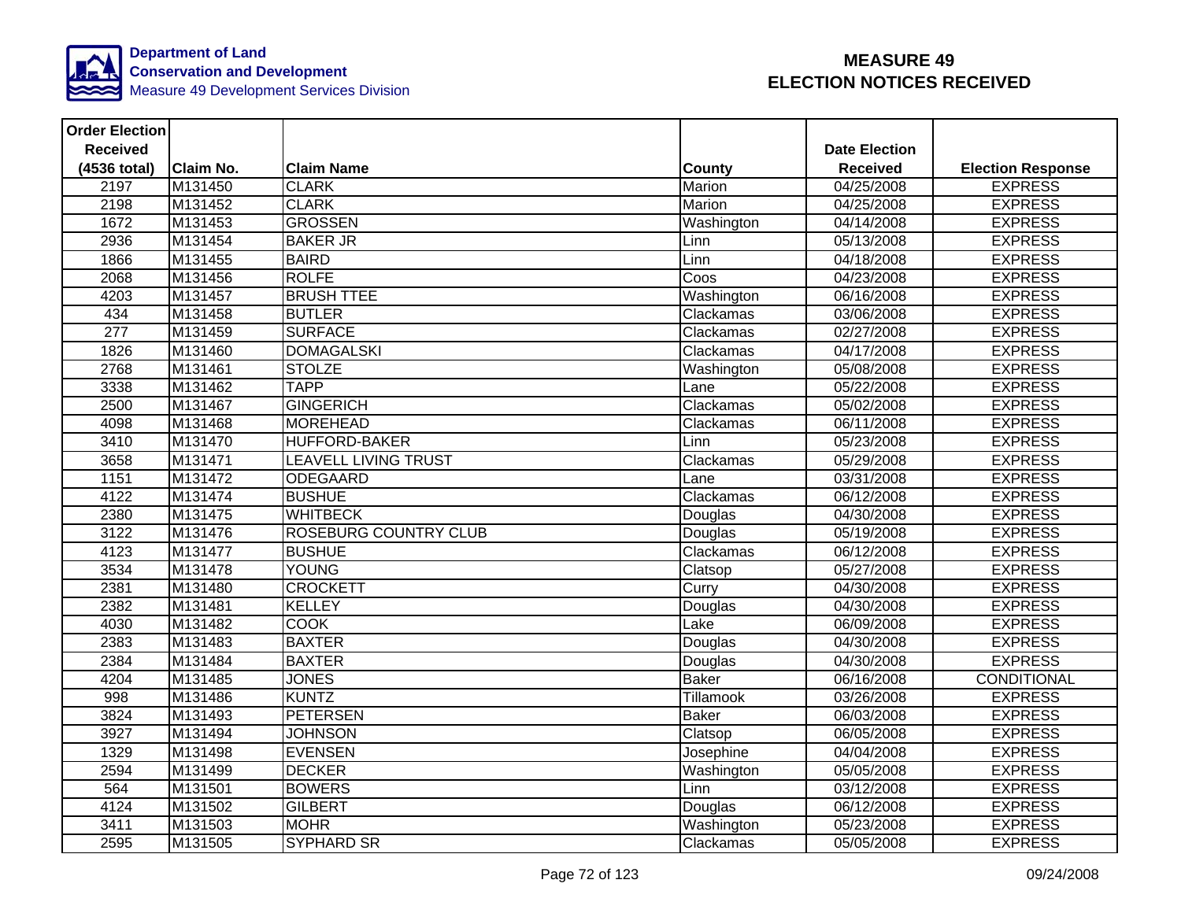**Department of Land Conservation and Development**
Measure 49 Development Services Division

# MEASURE 49
# ELECTION NOTICES RECEIVED

| Order Election Received (4536 total) | Claim No. | Claim Name | County | Date Election Received | Election Response |
|---|---|---|---|---|---|
| 2197 | M131450 | CLARK | Marion | 04/25/2008 | EXPRESS |
| 2198 | M131452 | CLARK | Marion | 04/25/2008 | EXPRESS |
| 1672 | M131453 | GROSSEN | Washington | 04/14/2008 | EXPRESS |
| 2936 | M131454 | BAKER JR | Linn | 05/13/2008 | EXPRESS |
| 1866 | M131455 | BAIRD | Linn | 04/18/2008 | EXPRESS |
| 2068 | M131456 | ROLFE | Coos | 04/23/2008 | EXPRESS |
| 4203 | M131457 | BRUSH TTEE | Washington | 06/16/2008 | EXPRESS |
| 434 | M131458 | BUTLER | Clackamas | 03/06/2008 | EXPRESS |
| 277 | M131459 | SURFACE | Clackamas | 02/27/2008 | EXPRESS |
| 1826 | M131460 | DOMAGALSKI | Clackamas | 04/17/2008 | EXPRESS |
| 2768 | M131461 | STOLZE | Washington | 05/08/2008 | EXPRESS |
| 3338 | M131462 | TAPP | Lane | 05/22/2008 | EXPRESS |
| 2500 | M131467 | GINGERICH | Clackamas | 05/02/2008 | EXPRESS |
| 4098 | M131468 | MOREHEAD | Clackamas | 06/11/2008 | EXPRESS |
| 3410 | M131470 | HUFFORD-BAKER | Linn | 05/23/2008 | EXPRESS |
| 3658 | M131471 | LEAVELL LIVING TRUST | Clackamas | 05/29/2008 | EXPRESS |
| 1151 | M131472 | ODEGAARD | Lane | 03/31/2008 | EXPRESS |
| 4122 | M131474 | BUSHUE | Clackamas | 06/12/2008 | EXPRESS |
| 2380 | M131475 | WHITBECK | Douglas | 04/30/2008 | EXPRESS |
| 3122 | M131476 | ROSEBURG COUNTRY CLUB | Douglas | 05/19/2008 | EXPRESS |
| 4123 | M131477 | BUSHUE | Clackamas | 06/12/2008 | EXPRESS |
| 3534 | M131478 | YOUNG | Clatsop | 05/27/2008 | EXPRESS |
| 2381 | M131480 | CROCKETT | Curry | 04/30/2008 | EXPRESS |
| 2382 | M131481 | KELLEY | Douglas | 04/30/2008 | EXPRESS |
| 4030 | M131482 | COOK | Lake | 06/09/2008 | EXPRESS |
| 2383 | M131483 | BAXTER | Douglas | 04/30/2008 | EXPRESS |
| 2384 | M131484 | BAXTER | Douglas | 04/30/2008 | EXPRESS |
| 4204 | M131485 | JONES | Baker | 06/16/2008 | CONDITIONAL |
| 998 | M131486 | KUNTZ | Tillamook | 03/26/2008 | EXPRESS |
| 3824 | M131493 | PETERSEN | Baker | 06/03/2008 | EXPRESS |
| 3927 | M131494 | JOHNSON | Clatsop | 06/05/2008 | EXPRESS |
| 1329 | M131498 | EVENSEN | Josephine | 04/04/2008 | EXPRESS |
| 2594 | M131499 | DECKER | Washington | 05/05/2008 | EXPRESS |
| 564 | M131501 | BOWERS | Linn | 03/12/2008 | EXPRESS |
| 4124 | M131502 | GILBERT | Douglas | 06/12/2008 | EXPRESS |
| 3411 | M131503 | MOHR | Washington | 05/23/2008 | EXPRESS |
| 2595 | M131505 | SYPHARD SR | Clackamas | 05/05/2008 | EXPRESS |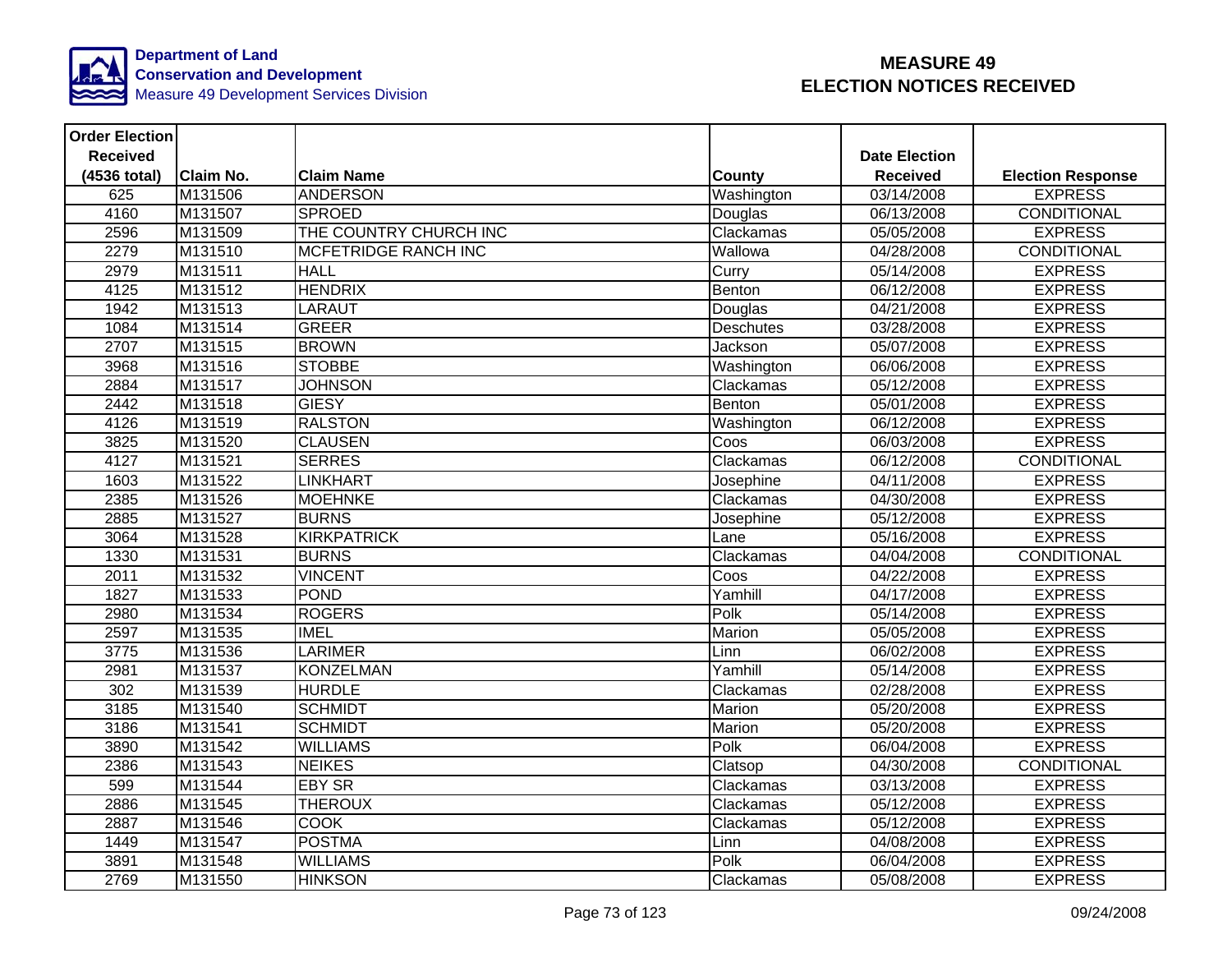Department of Land Conservation and Development
Measure 49 Development Services Division

# MEASURE 49 ELECTION NOTICES RECEIVED

| Order Election Received (4536 total) | Claim No. | Claim Name | County | Date Election Received | Election Response |
|---|---|---|---|---|---|
| 625 | M131506 | ANDERSON | Washington | 03/14/2008 | EXPRESS |
| 4160 | M131507 | SPROED | Douglas | 06/13/2008 | CONDITIONAL |
| 2596 | M131509 | THE COUNTRY CHURCH INC | Clackamas | 05/05/2008 | EXPRESS |
| 2279 | M131510 | MCFETRIDGE RANCH INC | Wallowa | 04/28/2008 | CONDITIONAL |
| 2979 | M131511 | HALL | Curry | 05/14/2008 | EXPRESS |
| 4125 | M131512 | HENDRIX | Benton | 06/12/2008 | EXPRESS |
| 1942 | M131513 | LARAUT | Douglas | 04/21/2008 | EXPRESS |
| 1084 | M131514 | GREER | Deschutes | 03/28/2008 | EXPRESS |
| 2707 | M131515 | BROWN | Jackson | 05/07/2008 | EXPRESS |
| 3968 | M131516 | STOBBE | Washington | 06/06/2008 | EXPRESS |
| 2884 | M131517 | JOHNSON | Clackamas | 05/12/2008 | EXPRESS |
| 2442 | M131518 | GIESY | Benton | 05/01/2008 | EXPRESS |
| 4126 | M131519 | RALSTON | Washington | 06/12/2008 | EXPRESS |
| 3825 | M131520 | CLAUSEN | Coos | 06/03/2008 | EXPRESS |
| 4127 | M131521 | SERRES | Clackamas | 06/12/2008 | CONDITIONAL |
| 1603 | M131522 | LINKHART | Josephine | 04/11/2008 | EXPRESS |
| 2385 | M131526 | MOEHNKE | Clackamas | 04/30/2008 | EXPRESS |
| 2885 | M131527 | BURNS | Josephine | 05/12/2008 | EXPRESS |
| 3064 | M131528 | KIRKPATRICK | Lane | 05/16/2008 | EXPRESS |
| 1330 | M131531 | BURNS | Clackamas | 04/04/2008 | CONDITIONAL |
| 2011 | M131532 | VINCENT | Coos | 04/22/2008 | EXPRESS |
| 1827 | M131533 | POND | Yamhill | 04/17/2008 | EXPRESS |
| 2980 | M131534 | ROGERS | Polk | 05/14/2008 | EXPRESS |
| 2597 | M131535 | IMEL | Marion | 05/05/2008 | EXPRESS |
| 3775 | M131536 | LARIMER | Linn | 06/02/2008 | EXPRESS |
| 2981 | M131537 | KONZELMAN | Yamhill | 05/14/2008 | EXPRESS |
| 302 | M131539 | HURDLE | Clackamas | 02/28/2008 | EXPRESS |
| 3185 | M131540 | SCHMIDT | Marion | 05/20/2008 | EXPRESS |
| 3186 | M131541 | SCHMIDT | Marion | 05/20/2008 | EXPRESS |
| 3890 | M131542 | WILLIAMS | Polk | 06/04/2008 | EXPRESS |
| 2386 | M131543 | NEIKES | Clatsop | 04/30/2008 | CONDITIONAL |
| 599 | M131544 | EBY SR | Clackamas | 03/13/2008 | EXPRESS |
| 2886 | M131545 | THEROUX | Clackamas | 05/12/2008 | EXPRESS |
| 2887 | M131546 | COOK | Clackamas | 05/12/2008 | EXPRESS |
| 1449 | M131547 | POSTMA | Linn | 04/08/2008 | EXPRESS |
| 3891 | M131548 | WILLIAMS | Polk | 06/04/2008 | EXPRESS |
| 2769 | M131550 | HINKSON | Clackamas | 05/08/2008 | EXPRESS |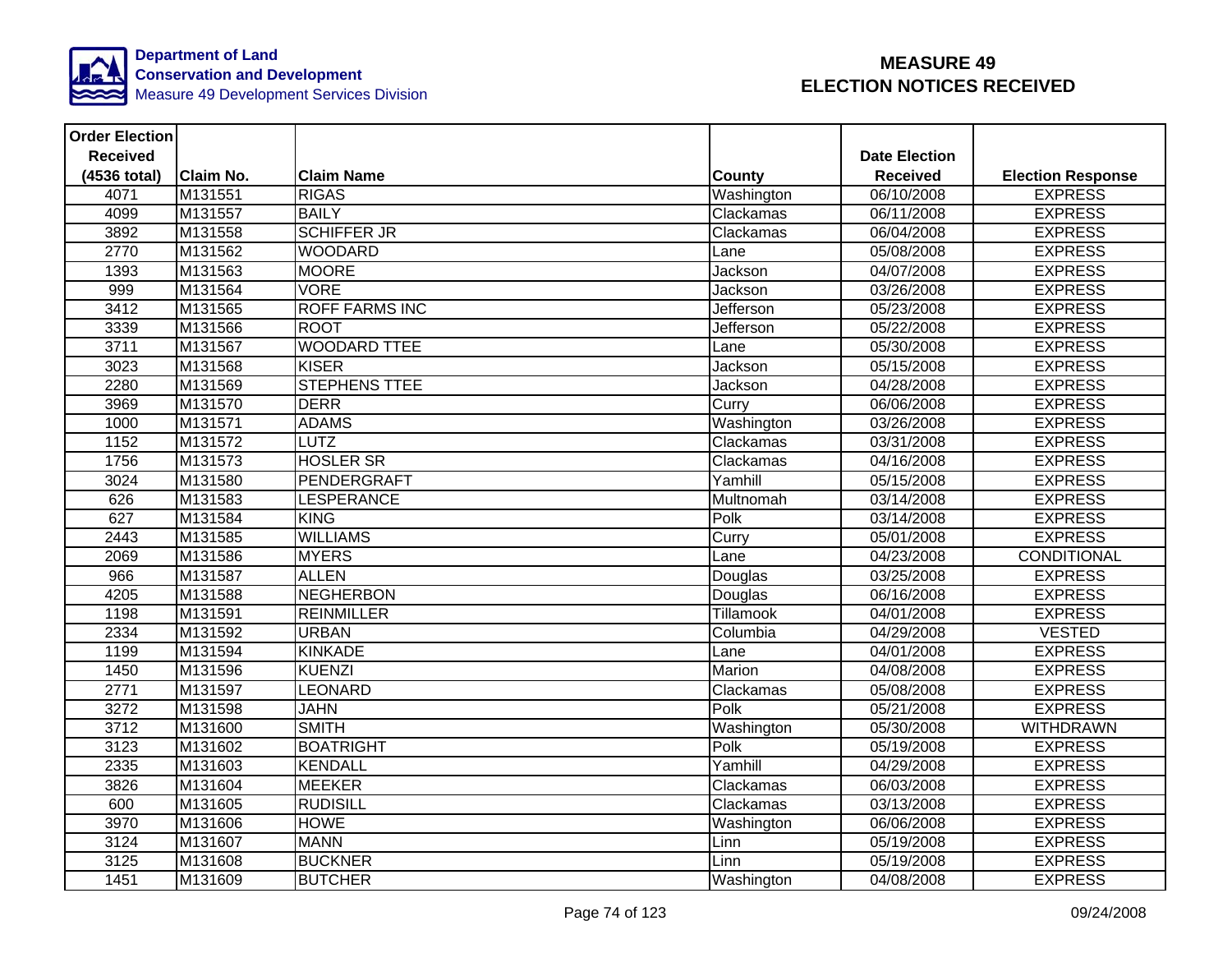**Department of Land Conservation and Development**
Measure 49 Development Services Division

# MEASURE 49
# ELECTION NOTICES RECEIVED

| Order Election Received (4536 total) | Claim No. | Claim Name | County | Date Election Received | Election Response |
|---|---|---|---|---|---|
| 4071 | M131551 | RIGAS | Washington | 06/10/2008 | EXPRESS |
| 4099 | M131557 | BAILY | Clackamas | 06/11/2008 | EXPRESS |
| 3892 | M131558 | SCHIFFER JR | Clackamas | 06/04/2008 | EXPRESS |
| 2770 | M131562 | WOODARD | Lane | 05/08/2008 | EXPRESS |
| 1393 | M131563 | MOORE | Jackson | 04/07/2008 | EXPRESS |
| 999 | M131564 | VORE | Jackson | 03/26/2008 | EXPRESS |
| 3412 | M131565 | ROFF FARMS INC | Jefferson | 05/23/2008 | EXPRESS |
| 3339 | M131566 | ROOT | Jefferson | 05/22/2008 | EXPRESS |
| 3711 | M131567 | WOODARD TTEE | Lane | 05/30/2008 | EXPRESS |
| 3023 | M131568 | KISER | Jackson | 05/15/2008 | EXPRESS |
| 2280 | M131569 | STEPHENS TTEE | Jackson | 04/28/2008 | EXPRESS |
| 3969 | M131570 | DERR | Curry | 06/06/2008 | EXPRESS |
| 1000 | M131571 | ADAMS | Washington | 03/26/2008 | EXPRESS |
| 1152 | M131572 | LUTZ | Clackamas | 03/31/2008 | EXPRESS |
| 1756 | M131573 | HOSLER SR | Clackamas | 04/16/2008 | EXPRESS |
| 3024 | M131580 | PENDERGRAFT | Yamhill | 05/15/2008 | EXPRESS |
| 626 | M131583 | LESPERANCE | Multnomah | 03/14/2008 | EXPRESS |
| 627 | M131584 | KING | Polk | 03/14/2008 | EXPRESS |
| 2443 | M131585 | WILLIAMS | Curry | 05/01/2008 | EXPRESS |
| 2069 | M131586 | MYERS | Lane | 04/23/2008 | CONDITIONAL |
| 966 | M131587 | ALLEN | Douglas | 03/25/2008 | EXPRESS |
| 4205 | M131588 | NEGHERBON | Douglas | 06/16/2008 | EXPRESS |
| 1198 | M131591 | REINMILLER | Tillamook | 04/01/2008 | EXPRESS |
| 2334 | M131592 | URBAN | Columbia | 04/29/2008 | VESTED |
| 1199 | M131594 | KINKADE | Lane | 04/01/2008 | EXPRESS |
| 1450 | M131596 | KUENZI | Marion | 04/08/2008 | EXPRESS |
| 2771 | M131597 | LEONARD | Clackamas | 05/08/2008 | EXPRESS |
| 3272 | M131598 | JAHN | Polk | 05/21/2008 | EXPRESS |
| 3712 | M131600 | SMITH | Washington | 05/30/2008 | WITHDRAWN |
| 3123 | M131602 | BOATRIGHT | Polk | 05/19/2008 | EXPRESS |
| 2335 | M131603 | KENDALL | Yamhill | 04/29/2008 | EXPRESS |
| 3826 | M131604 | MEEKER | Clackamas | 06/03/2008 | EXPRESS |
| 600 | M131605 | RUDISILL | Clackamas | 03/13/2008 | EXPRESS |
| 3970 | M131606 | HOWE | Washington | 06/06/2008 | EXPRESS |
| 3124 | M131607 | MANN | Linn | 05/19/2008 | EXPRESS |
| 3125 | M131608 | BUCKNER | Linn | 05/19/2008 | EXPRESS |
| 1451 | M131609 | BUTCHER | Washington | 04/08/2008 | EXPRESS |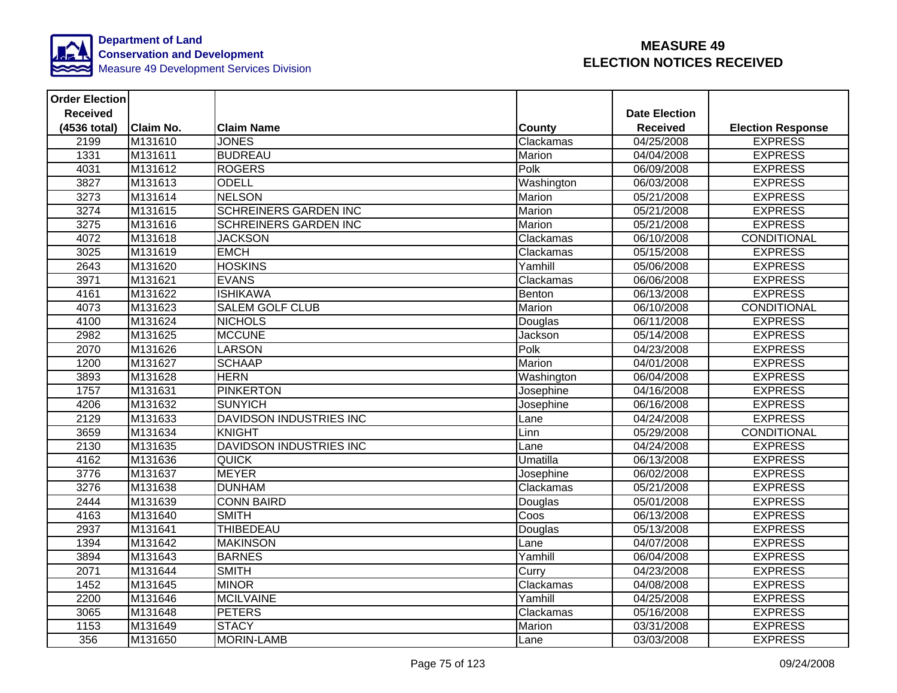**Department of Land Conservation and Development**
Measure 49 Development Services Division

# MEASURE 49
# ELECTION NOTICES RECEIVED

| Order Election Received (4536 total) | Claim No. | Claim Name | County | Date Election Received | Election Response |
|---|---|---|---|---|---|
| 2199 | M131610 | JONES | Clackamas | 04/25/2008 | EXPRESS |
| 1331 | M131611 | BUDREAU | Marion | 04/04/2008 | EXPRESS |
| 4031 | M131612 | ROGERS | Polk | 06/09/2008 | EXPRESS |
| 3827 | M131613 | ODELL | Washington | 06/03/2008 | EXPRESS |
| 3273 | M131614 | NELSON | Marion | 05/21/2008 | EXPRESS |
| 3274 | M131615 | SCHREINERS GARDEN INC | Marion | 05/21/2008 | EXPRESS |
| 3275 | M131616 | SCHREINERS GARDEN INC | Marion | 05/21/2008 | EXPRESS |
| 4072 | M131618 | JACKSON | Clackamas | 06/10/2008 | CONDITIONAL |
| 3025 | M131619 | EMCH | Clackamas | 05/15/2008 | EXPRESS |
| 2643 | M131620 | HOSKINS | Yamhill | 05/06/2008 | EXPRESS |
| 3971 | M131621 | EVANS | Clackamas | 06/06/2008 | EXPRESS |
| 4161 | M131622 | ISHIKAWA | Benton | 06/13/2008 | EXPRESS |
| 4073 | M131623 | SALEM GOLF CLUB | Marion | 06/10/2008 | CONDITIONAL |
| 4100 | M131624 | NICHOLS | Douglas | 06/11/2008 | EXPRESS |
| 2982 | M131625 | MCCUNE | Jackson | 05/14/2008 | EXPRESS |
| 2070 | M131626 | LARSON | Polk | 04/23/2008 | EXPRESS |
| 1200 | M131627 | SCHAAP | Marion | 04/01/2008 | EXPRESS |
| 3893 | M131628 | HERN | Washington | 06/04/2008 | EXPRESS |
| 1757 | M131631 | PINKERTON | Josephine | 04/16/2008 | EXPRESS |
| 4206 | M131632 | SUNYICH | Josephine | 06/16/2008 | EXPRESS |
| 2129 | M131633 | DAVIDSON INDUSTRIES INC | Lane | 04/24/2008 | EXPRESS |
| 3659 | M131634 | KNIGHT | Linn | 05/29/2008 | CONDITIONAL |
| 2130 | M131635 | DAVIDSON INDUSTRIES INC | Lane | 04/24/2008 | EXPRESS |
| 4162 | M131636 | QUICK | Umatilla | 06/13/2008 | EXPRESS |
| 3776 | M131637 | MEYER | Josephine | 06/02/2008 | EXPRESS |
| 3276 | M131638 | DUNHAM | Clackamas | 05/21/2008 | EXPRESS |
| 2444 | M131639 | CONN BAIRD | Douglas | 05/01/2008 | EXPRESS |
| 4163 | M131640 | SMITH | Coos | 06/13/2008 | EXPRESS |
| 2937 | M131641 | THIBEDEAU | Douglas | 05/13/2008 | EXPRESS |
| 1394 | M131642 | MAKINSON | Lane | 04/07/2008 | EXPRESS |
| 3894 | M131643 | BARNES | Yamhill | 06/04/2008 | EXPRESS |
| 2071 | M131644 | SMITH | Curry | 04/23/2008 | EXPRESS |
| 1452 | M131645 | MINOR | Clackamas | 04/08/2008 | EXPRESS |
| 2200 | M131646 | MCILVAINE | Yamhill | 04/25/2008 | EXPRESS |
| 3065 | M131648 | PETERS | Clackamas | 05/16/2008 | EXPRESS |
| 1153 | M131649 | STACY | Marion | 03/31/2008 | EXPRESS |
| 356 | M131650 | MORIN-LAMB | Lane | 03/03/2008 | EXPRESS |

09/24/2008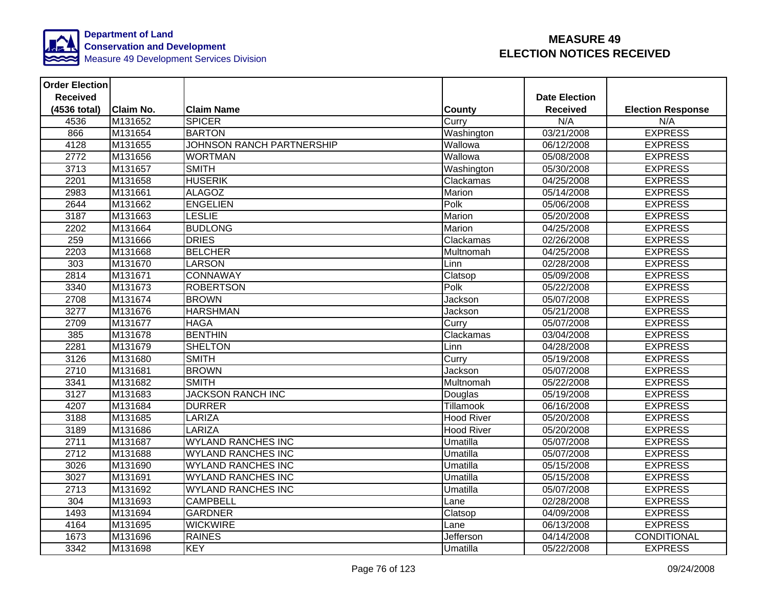**Department of Land Conservation and Development**
Measure 49 Development Services Division

# MEASURE 49 ELECTION NOTICES RECEIVED

| Order Election Received (4536 total) | Claim No. | Claim Name | County | Date Election Received | Election Response |
|---|---|---|---|---|---|
| 4536 | M131652 | SPICER | Curry | N/A | N/A |
| 866 | M131654 | BARTON | Washington | 03/21/2008 | EXPRESS |
| 4128 | M131655 | JOHNSON RANCH PARTNERSHIP | Wallowa | 06/12/2008 | EXPRESS |
| 2772 | M131656 | WORTMAN | Wallowa | 05/08/2008 | EXPRESS |
| 3713 | M131657 | SMITH | Washington | 05/30/2008 | EXPRESS |
| 2201 | M131658 | HUSERIK | Clackamas | 04/25/2008 | EXPRESS |
| 2983 | M131661 | ALAGOZ | Marion | 05/14/2008 | EXPRESS |
| 2644 | M131662 | ENGELIEN | Polk | 05/06/2008 | EXPRESS |
| 3187 | M131663 | LESLIE | Marion | 05/20/2008 | EXPRESS |
| 2202 | M131664 | BUDLONG | Marion | 04/25/2008 | EXPRESS |
| 259 | M131666 | DRIES | Clackamas | 02/26/2008 | EXPRESS |
| 2203 | M131668 | BELCHER | Multnomah | 04/25/2008 | EXPRESS |
| 303 | M131670 | LARSON | Linn | 02/28/2008 | EXPRESS |
| 2814 | M131671 | CONNAWAY | Clatsop | 05/09/2008 | EXPRESS |
| 3340 | M131673 | ROBERTSON | Polk | 05/22/2008 | EXPRESS |
| 2708 | M131674 | BROWN | Jackson | 05/07/2008 | EXPRESS |
| 3277 | M131676 | HARSHMAN | Jackson | 05/21/2008 | EXPRESS |
| 2709 | M131677 | HAGA | Curry | 05/07/2008 | EXPRESS |
| 385 | M131678 | BENTHIN | Clackamas | 03/04/2008 | EXPRESS |
| 2281 | M131679 | SHELTON | Linn | 04/28/2008 | EXPRESS |
| 3126 | M131680 | SMITH | Curry | 05/19/2008 | EXPRESS |
| 2710 | M131681 | BROWN | Jackson | 05/07/2008 | EXPRESS |
| 3341 | M131682 | SMITH | Multnomah | 05/22/2008 | EXPRESS |
| 3127 | M131683 | JACKSON RANCH INC | Douglas | 05/19/2008 | EXPRESS |
| 4207 | M131684 | DURRER | Tillamook | 06/16/2008 | EXPRESS |
| 3188 | M131685 | LARIZA | Hood River | 05/20/2008 | EXPRESS |
| 3189 | M131686 | LARIZA | Hood River | 05/20/2008 | EXPRESS |
| 2711 | M131687 | WYLAND RANCHES INC | Umatilla | 05/07/2008 | EXPRESS |
| 2712 | M131688 | WYLAND RANCHES INC | Umatilla | 05/07/2008 | EXPRESS |
| 3026 | M131690 | WYLAND RANCHES INC | Umatilla | 05/15/2008 | EXPRESS |
| 3027 | M131691 | WYLAND RANCHES INC | Umatilla | 05/15/2008 | EXPRESS |
| 2713 | M131692 | WYLAND RANCHES INC | Umatilla | 05/07/2008 | EXPRESS |
| 304 | M131693 | CAMPBELL | Lane | 02/28/2008 | EXPRESS |
| 1493 | M131694 | GARDNER | Clatsop | 04/09/2008 | EXPRESS |
| 4164 | M131695 | WICKWIRE | Lane | 06/13/2008 | EXPRESS |
| 1673 | M131696 | RAINES | Jefferson | 04/14/2008 | CONDITIONAL |
| 3342 | M131698 | KEY | Umatilla | 05/22/2008 | EXPRESS |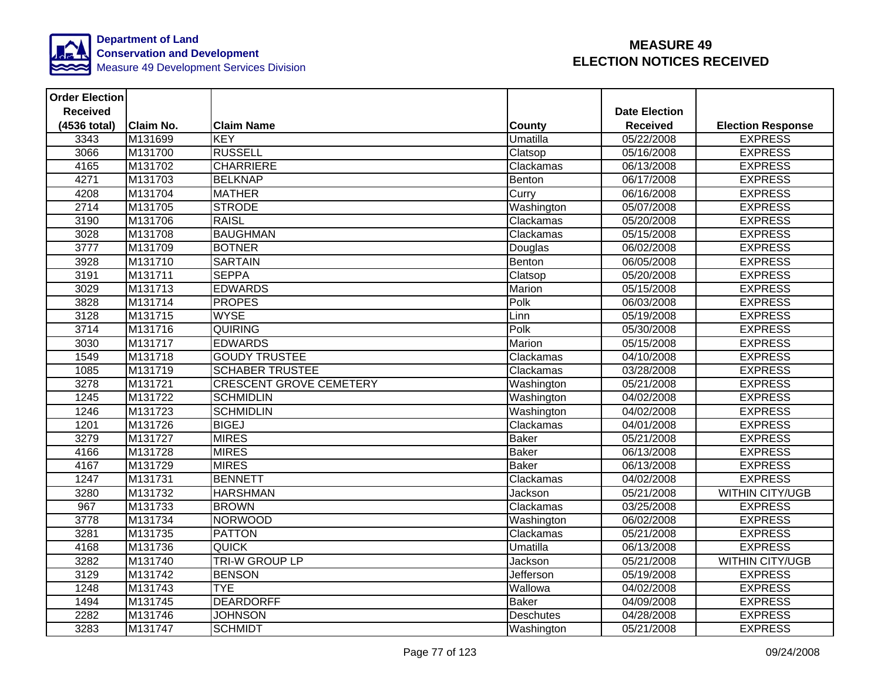Department of Land Conservation and Development
Measure 49 Development Services Division

# MEASURE 49
# ELECTION NOTICES RECEIVED

| Order Election Received (4536 total) | Claim No. | Claim Name | County | Date Election Received | Election Response |
|---|---|---|---|---|---|
| 3343 | M131699 | KEY | Umatilla | 05/22/2008 | EXPRESS |
| 3066 | M131700 | RUSSELL | Clatsop | 05/16/2008 | EXPRESS |
| 4165 | M131702 | CHARRIERE | Clackamas | 06/13/2008 | EXPRESS |
| 4271 | M131703 | BELKNAP | Benton | 06/17/2008 | EXPRESS |
| 4208 | M131704 | MATHER | Curry | 06/16/2008 | EXPRESS |
| 2714 | M131705 | STRODE | Washington | 05/07/2008 | EXPRESS |
| 3190 | M131706 | RAISL | Clackamas | 05/20/2008 | EXPRESS |
| 3028 | M131708 | BAUGHMAN | Clackamas | 05/15/2008 | EXPRESS |
| 3777 | M131709 | BOTNER | Douglas | 06/02/2008 | EXPRESS |
| 3928 | M131710 | SARTAIN | Benton | 06/05/2008 | EXPRESS |
| 3191 | M131711 | SEPPA | Clatsop | 05/20/2008 | EXPRESS |
| 3029 | M131713 | EDWARDS | Marion | 05/15/2008 | EXPRESS |
| 3828 | M131714 | PROPES | Polk | 06/03/2008 | EXPRESS |
| 3128 | M131715 | WYSE | Linn | 05/19/2008 | EXPRESS |
| 3714 | M131716 | QUIRING | Polk | 05/30/2008 | EXPRESS |
| 3030 | M131717 | EDWARDS | Marion | 05/15/2008 | EXPRESS |
| 1549 | M131718 | GOUDY TRUSTEE | Clackamas | 04/10/2008 | EXPRESS |
| 1085 | M131719 | SCHABER TRUSTEE | Clackamas | 03/28/2008 | EXPRESS |
| 3278 | M131721 | CRESCENT GROVE CEMETERY | Washington | 05/21/2008 | EXPRESS |
| 1245 | M131722 | SCHMIDLIN | Washington | 04/02/2008 | EXPRESS |
| 1246 | M131723 | SCHMIDLIN | Washington | 04/02/2008 | EXPRESS |
| 1201 | M131726 | BIGEJ | Clackamas | 04/01/2008 | EXPRESS |
| 3279 | M131727 | MIRES | Baker | 05/21/2008 | EXPRESS |
| 4166 | M131728 | MIRES | Baker | 06/13/2008 | EXPRESS |
| 4167 | M131729 | MIRES | Baker | 06/13/2008 | EXPRESS |
| 1247 | M131731 | BENNETT | Clackamas | 04/02/2008 | EXPRESS |
| 3280 | M131732 | HARSHMAN | Jackson | 05/21/2008 | WITHIN CITY/UGB |
| 967 | M131733 | BROWN | Clackamas | 03/25/2008 | EXPRESS |
| 3778 | M131734 | NORWOOD | Washington | 06/02/2008 | EXPRESS |
| 3281 | M131735 | PATTON | Clackamas | 05/21/2008 | EXPRESS |
| 4168 | M131736 | QUICK | Umatilla | 06/13/2008 | EXPRESS |
| 3282 | M131740 | TRI-W GROUP LP | Jackson | 05/21/2008 | WITHIN CITY/UGB |
| 3129 | M131742 | BENSON | Jefferson | 05/19/2008 | EXPRESS |
| 1248 | M131743 | TYE | Wallowa | 04/02/2008 | EXPRESS |
| 1494 | M131745 | DEARDORFF | Baker | 04/09/2008 | EXPRESS |
| 2282 | M131746 | JOHNSON | Deschutes | 04/28/2008 | EXPRESS |
| 3283 | M131747 | SCHMIDT | Washington | 05/21/2008 | EXPRESS |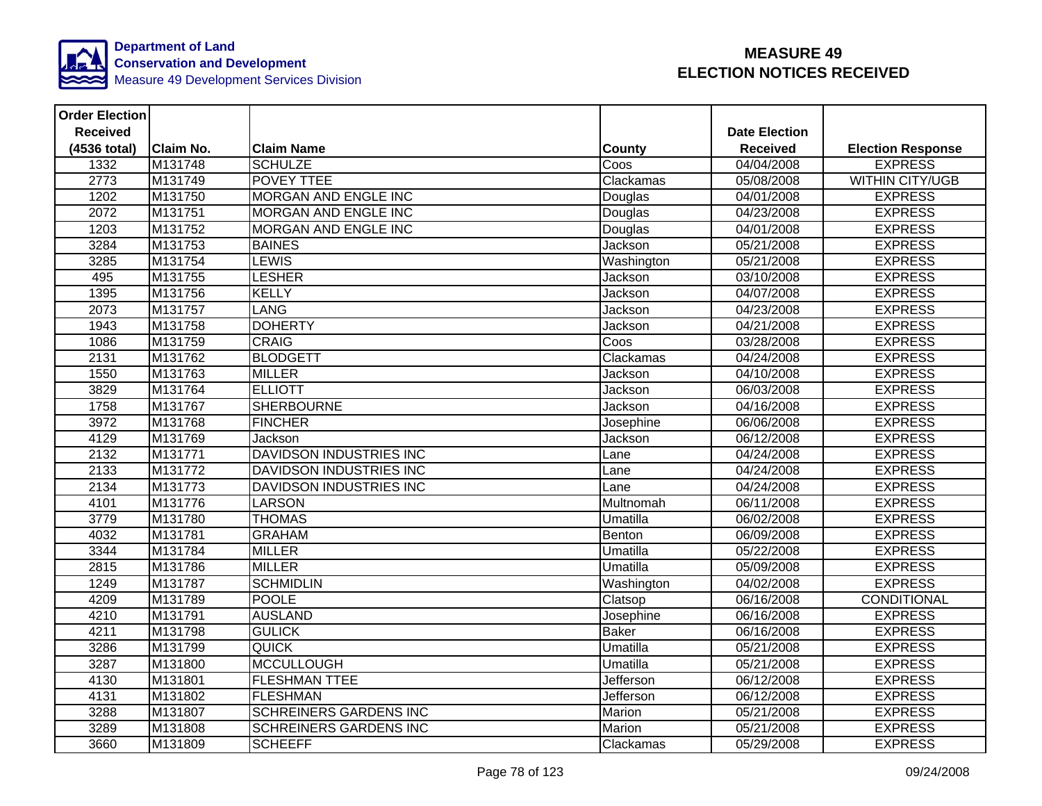**Department of Land Conservation and Development**
Measure 49 Development Services Division

# MEASURE 49
# ELECTION NOTICES RECEIVED

| Order Election Received (4536 total) | Claim No. | Claim Name | County | Date Election Received | Election Response |
|---|---|---|---|---|---|
| 1332 | M131748 | SCHULZE | Coos | 04/04/2008 | EXPRESS |
| 2773 | M131749 | POVEY TTEE | Clackamas | 05/08/2008 | WITHIN CITY/UGB |
| 1202 | M131750 | MORGAN AND ENGLE INC | Douglas | 04/01/2008 | EXPRESS |
| 2072 | M131751 | MORGAN AND ENGLE INC | Douglas | 04/23/2008 | EXPRESS |
| 1203 | M131752 | MORGAN AND ENGLE INC | Douglas | 04/01/2008 | EXPRESS |
| 3284 | M131753 | BAINES | Jackson | 05/21/2008 | EXPRESS |
| 3285 | M131754 | LEWIS | Washington | 05/21/2008 | EXPRESS |
| 495 | M131755 | LESHER | Jackson | 03/10/2008 | EXPRESS |
| 1395 | M131756 | KELLY | Jackson | 04/07/2008 | EXPRESS |
| 2073 | M131757 | LANG | Jackson | 04/23/2008 | EXPRESS |
| 1943 | M131758 | DOHERTY | Jackson | 04/21/2008 | EXPRESS |
| 1086 | M131759 | CRAIG | Coos | 03/28/2008 | EXPRESS |
| 2131 | M131762 | BLODGETT | Clackamas | 04/24/2008 | EXPRESS |
| 1550 | M131763 | MILLER | Jackson | 04/10/2008 | EXPRESS |
| 3829 | M131764 | ELLIOTT | Jackson | 06/03/2008 | EXPRESS |
| 1758 | M131767 | SHERBOURNE | Jackson | 04/16/2008 | EXPRESS |
| 3972 | M131768 | FINCHER | Josephine | 06/06/2008 | EXPRESS |
| 4129 | M131769 | Jackson | Jackson | 06/12/2008 | EXPRESS |
| 2132 | M131771 | DAVIDSON INDUSTRIES INC | Lane | 04/24/2008 | EXPRESS |
| 2133 | M131772 | DAVIDSON INDUSTRIES INC | Lane | 04/24/2008 | EXPRESS |
| 2134 | M131773 | DAVIDSON INDUSTRIES INC | Lane | 04/24/2008 | EXPRESS |
| 4101 | M131776 | LARSON | Multnomah | 06/11/2008 | EXPRESS |
| 3779 | M131780 | THOMAS | Umatilla | 06/02/2008 | EXPRESS |
| 4032 | M131781 | GRAHAM | Benton | 06/09/2008 | EXPRESS |
| 3344 | M131784 | MILLER | Umatilla | 05/22/2008 | EXPRESS |
| 2815 | M131786 | MILLER | Umatilla | 05/09/2008 | EXPRESS |
| 1249 | M131787 | SCHMIDLIN | Washington | 04/02/2008 | EXPRESS |
| 4209 | M131789 | POOLE | Clatsop | 06/16/2008 | CONDITIONAL |
| 4210 | M131791 | AUSLAND | Josephine | 06/16/2008 | EXPRESS |
| 4211 | M131798 | GULICK | Baker | 06/16/2008 | EXPRESS |
| 3286 | M131799 | QUICK | Umatilla | 05/21/2008 | EXPRESS |
| 3287 | M131800 | MCCULLOUGH | Umatilla | 05/21/2008 | EXPRESS |
| 4130 | M131801 | FLESHMAN TTEE | Jefferson | 06/12/2008 | EXPRESS |
| 4131 | M131802 | FLESHMAN | Jefferson | 06/12/2008 | EXPRESS |
| 3288 | M131807 | SCHREINERS GARDENS INC | Marion | 05/21/2008 | EXPRESS |
| 3289 | M131808 | SCHREINERS GARDENS INC | Marion | 05/21/2008 | EXPRESS |
| 3660 | M131809 | SCHEEFF | Clackamas | 05/29/2008 | EXPRESS |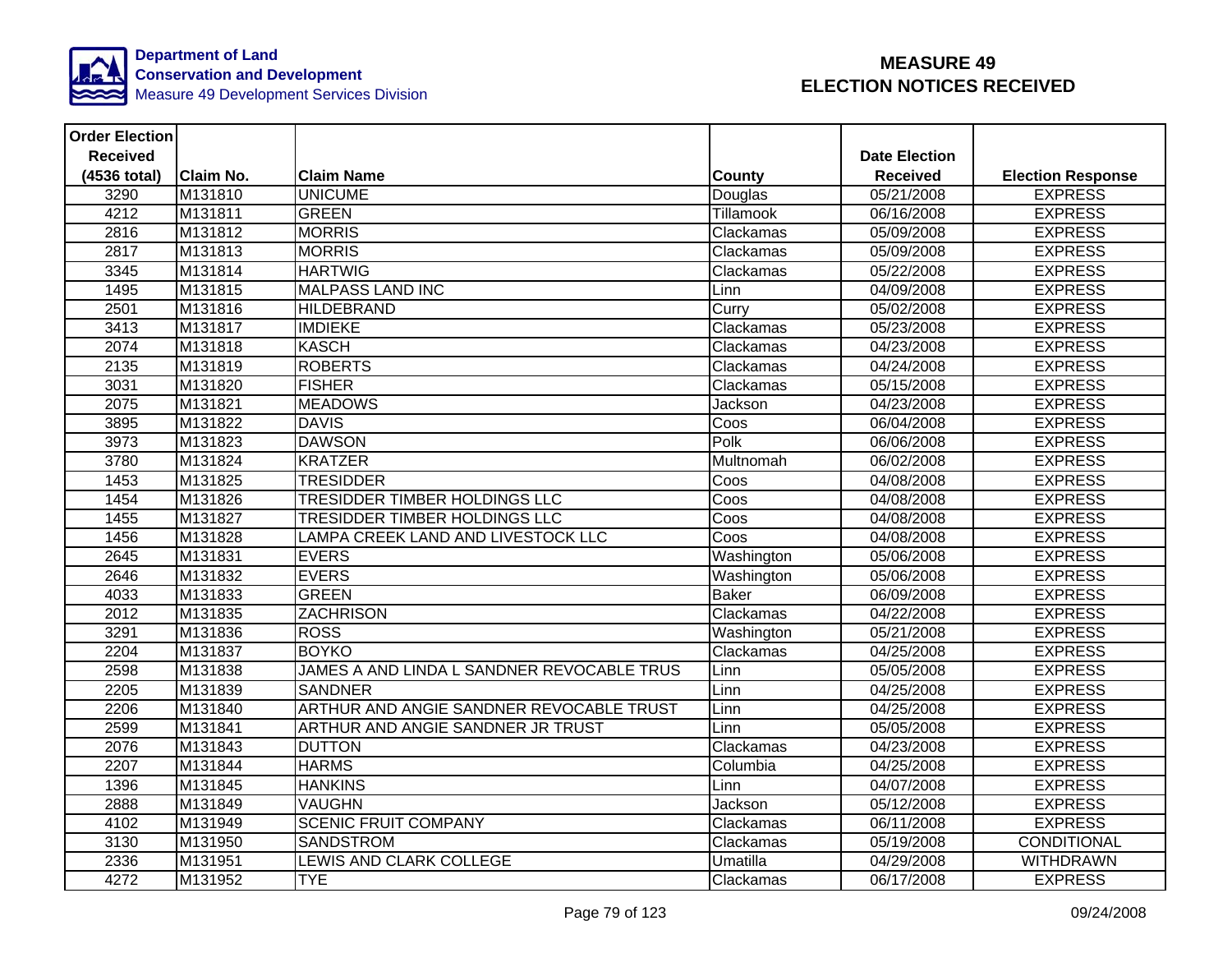**Department of Land Conservation and Development**
Measure 49 Development Services Division

# MEASURE 49
# ELECTION NOTICES RECEIVED

| Order Election Received (4536 total) | Claim No. | Claim Name | County | Date Election Received | Election Response |
|---|---|---|---|---|---|
| 3290 | M131810 | UNICUME | Douglas | 05/21/2008 | EXPRESS |
| 4212 | M131811 | GREEN | Tillamook | 06/16/2008 | EXPRESS |
| 2816 | M131812 | MORRIS | Clackamas | 05/09/2008 | EXPRESS |
| 2817 | M131813 | MORRIS | Clackamas | 05/09/2008 | EXPRESS |
| 3345 | M131814 | HARTWIG | Clackamas | 05/22/2008 | EXPRESS |
| 1495 | M131815 | MALPASS LAND INC | Linn | 04/09/2008 | EXPRESS |
| 2501 | M131816 | HILDEBRAND | Curry | 05/02/2008 | EXPRESS |
| 3413 | M131817 | IMDIEKE | Clackamas | 05/23/2008 | EXPRESS |
| 2074 | M131818 | KASCH | Clackamas | 04/23/2008 | EXPRESS |
| 2135 | M131819 | ROBERTS | Clackamas | 04/24/2008 | EXPRESS |
| 3031 | M131820 | FISHER | Clackamas | 05/15/2008 | EXPRESS |
| 2075 | M131821 | MEADOWS | Jackson | 04/23/2008 | EXPRESS |
| 3895 | M131822 | DAVIS | Coos | 06/04/2008 | EXPRESS |
| 3973 | M131823 | DAWSON | Polk | 06/06/2008 | EXPRESS |
| 3780 | M131824 | KRATZER | Multnomah | 06/02/2008 | EXPRESS |
| 1453 | M131825 | TRESIDDER | Coos | 04/08/2008 | EXPRESS |
| 1454 | M131826 | TRESIDDER TIMBER HOLDINGS LLC | Coos | 04/08/2008 | EXPRESS |
| 1455 | M131827 | TRESIDDER TIMBER HOLDINGS LLC | Coos | 04/08/2008 | EXPRESS |
| 1456 | M131828 | LAMPA CREEK LAND AND LIVESTOCK LLC | Coos | 04/08/2008 | EXPRESS |
| 2645 | M131831 | EVERS | Washington | 05/06/2008 | EXPRESS |
| 2646 | M131832 | EVERS | Washington | 05/06/2008 | EXPRESS |
| 4033 | M131833 | GREEN | Baker | 06/09/2008 | EXPRESS |
| 2012 | M131835 | ZACHRISON | Clackamas | 04/22/2008 | EXPRESS |
| 3291 | M131836 | ROSS | Washington | 05/21/2008 | EXPRESS |
| 2204 | M131837 | BOYKO | Clackamas | 04/25/2008 | EXPRESS |
| 2598 | M131838 | JAMES A AND LINDA L SANDNER REVOCABLE TRUS | Linn | 05/05/2008 | EXPRESS |
| 2205 | M131839 | SANDNER | Linn | 04/25/2008 | EXPRESS |
| 2206 | M131840 | ARTHUR AND ANGIE SANDNER REVOCABLE TRUST | Linn | 04/25/2008 | EXPRESS |
| 2599 | M131841 | ARTHUR AND ANGIE SANDNER JR TRUST | Linn | 05/05/2008 | EXPRESS |
| 2076 | M131843 | DUTTON | Clackamas | 04/23/2008 | EXPRESS |
| 2207 | M131844 | HARMS | Columbia | 04/25/2008 | EXPRESS |
| 1396 | M131845 | HANKINS | Linn | 04/07/2008 | EXPRESS |
| 2888 | M131849 | VAUGHN | Jackson | 05/12/2008 | EXPRESS |
| 4102 | M131949 | SCENIC FRUIT COMPANY | Clackamas | 06/11/2008 | EXPRESS |
| 3130 | M131950 | SANDSTROM | Clackamas | 05/19/2008 | CONDITIONAL |
| 2336 | M131951 | LEWIS AND CLARK COLLEGE | Umatilla | 04/29/2008 | WITHDRAWN |
| 4272 | M131952 | TYE | Clackamas | 06/17/2008 | EXPRESS |

09/24/2008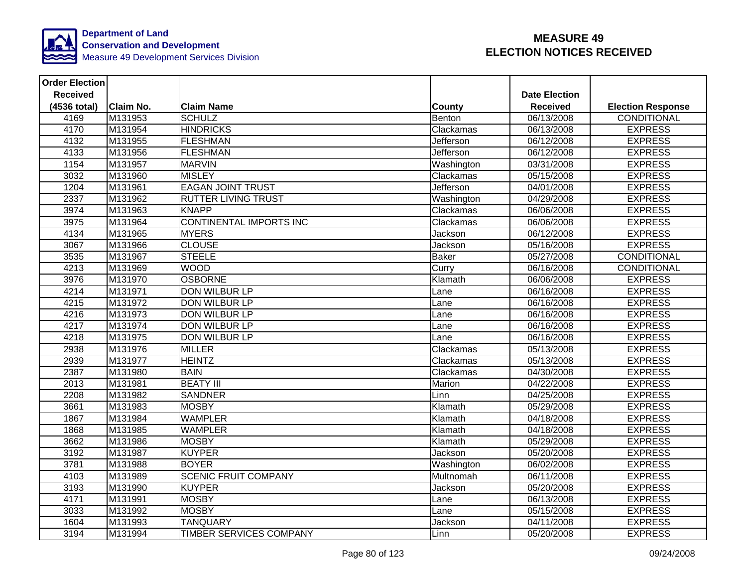Department of Land Conservation and Development
Measure 49 Development Services Division

# MEASURE 49 ELECTION NOTICES RECEIVED

| Order Election Received (4536 total) | Claim No. | Claim Name | County | Date Election Received | Election Response |
|---|---|---|---|---|---|
| 4169 | M131953 | SCHULZ | Benton | 06/13/2008 | CONDITIONAL |
| 4170 | M131954 | HINDRICKS | Clackamas | 06/13/2008 | EXPRESS |
| 4132 | M131955 | FLESHMAN | Jefferson | 06/12/2008 | EXPRESS |
| 4133 | M131956 | FLESHMAN | Jefferson | 06/12/2008 | EXPRESS |
| 1154 | M131957 | MARVIN | Washington | 03/31/2008 | EXPRESS |
| 3032 | M131960 | MISLEY | Clackamas | 05/15/2008 | EXPRESS |
| 1204 | M131961 | EAGAN JOINT TRUST | Jefferson | 04/01/2008 | EXPRESS |
| 2337 | M131962 | RUTTER LIVING TRUST | Washington | 04/29/2008 | EXPRESS |
| 3974 | M131963 | KNAPP | Clackamas | 06/06/2008 | EXPRESS |
| 3975 | M131964 | CONTINENTAL IMPORTS INC | Clackamas | 06/06/2008 | EXPRESS |
| 4134 | M131965 | MYERS | Jackson | 06/12/2008 | EXPRESS |
| 3067 | M131966 | CLOUSE | Jackson | 05/16/2008 | EXPRESS |
| 3535 | M131967 | STEELE | Baker | 05/27/2008 | CONDITIONAL |
| 4213 | M131969 | WOOD | Curry | 06/16/2008 | CONDITIONAL |
| 3976 | M131970 | OSBORNE | Klamath | 06/06/2008 | EXPRESS |
| 4214 | M131971 | DON WILBUR LP | Lane | 06/16/2008 | EXPRESS |
| 4215 | M131972 | DON WILBUR LP | Lane | 06/16/2008 | EXPRESS |
| 4216 | M131973 | DON WILBUR LP | Lane | 06/16/2008 | EXPRESS |
| 4217 | M131974 | DON WILBUR LP | Lane | 06/16/2008 | EXPRESS |
| 4218 | M131975 | DON WILBUR LP | Lane | 06/16/2008 | EXPRESS |
| 2938 | M131976 | MILLER | Clackamas | 05/13/2008 | EXPRESS |
| 2939 | M131977 | HEINTZ | Clackamas | 05/13/2008 | EXPRESS |
| 2387 | M131980 | BAIN | Clackamas | 04/30/2008 | EXPRESS |
| 2013 | M131981 | BEATY III | Marion | 04/22/2008 | EXPRESS |
| 2208 | M131982 | SANDNER | Linn | 04/25/2008 | EXPRESS |
| 3661 | M131983 | MOSBY | Klamath | 05/29/2008 | EXPRESS |
| 1867 | M131984 | WAMPLER | Klamath | 04/18/2008 | EXPRESS |
| 1868 | M131985 | WAMPLER | Klamath | 04/18/2008 | EXPRESS |
| 3662 | M131986 | MOSBY | Klamath | 05/29/2008 | EXPRESS |
| 3192 | M131987 | KUYPER | Jackson | 05/20/2008 | EXPRESS |
| 3781 | M131988 | BOYER | Washington | 06/02/2008 | EXPRESS |
| 4103 | M131989 | SCENIC FRUIT COMPANY | Multnomah | 06/11/2008 | EXPRESS |
| 3193 | M131990 | KUYPER | Jackson | 05/20/2008 | EXPRESS |
| 4171 | M131991 | MOSBY | Lane | 06/13/2008 | EXPRESS |
| 3033 | M131992 | MOSBY | Lane | 05/15/2008 | EXPRESS |
| 1604 | M131993 | TANQUARY | Jackson | 04/11/2008 | EXPRESS |
| 3194 | M131994 | TIMBER SERVICES COMPANY | Linn | 05/20/2008 | EXPRESS |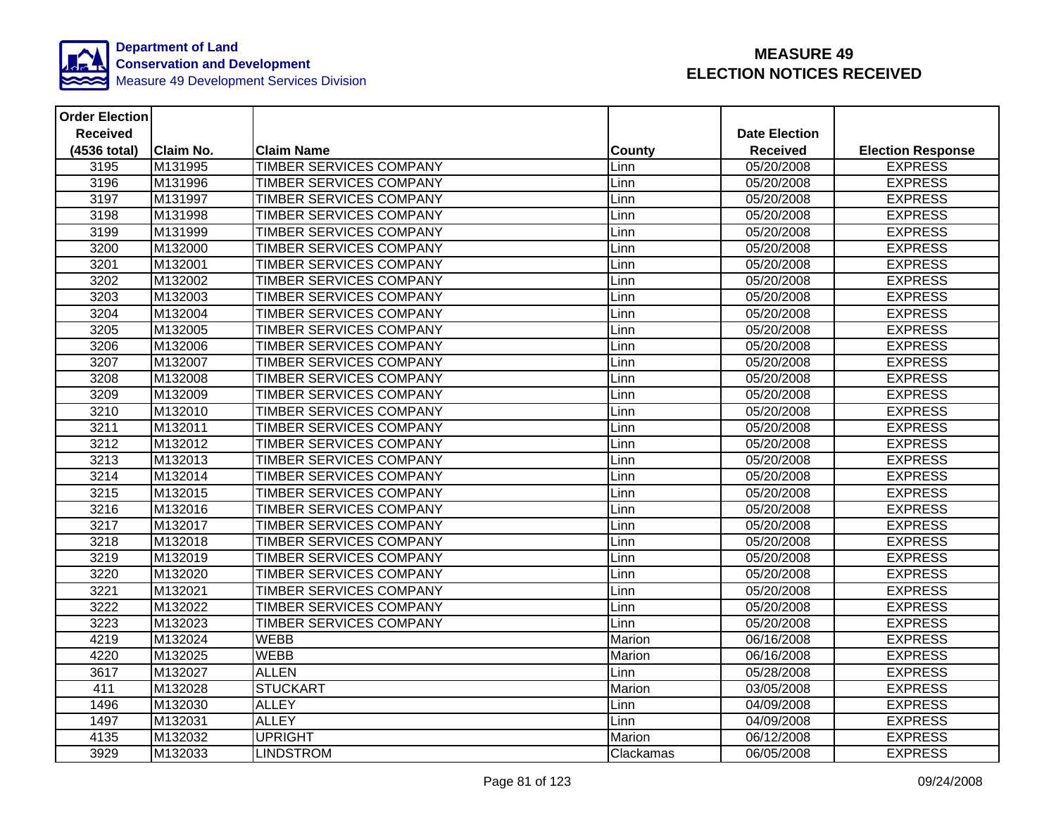**Department of Land Conservation and Development**
Measure 49 Development Services Division

# MEASURE 49
# ELECTION NOTICES RECEIVED

| Order Election Received (4536 total) | Claim No. | Claim Name | County | Date Election Received | Election Response |
|---|---|---|---|---|---|
| 3195 | M131995 | TIMBER SERVICES COMPANY | Linn | 05/20/2008 | EXPRESS |
| 3196 | M131996 | TIMBER SERVICES COMPANY | Linn | 05/20/2008 | EXPRESS |
| 3197 | M131997 | TIMBER SERVICES COMPANY | Linn | 05/20/2008 | EXPRESS |
| 3198 | M131998 | TIMBER SERVICES COMPANY | Linn | 05/20/2008 | EXPRESS |
| 3199 | M131999 | TIMBER SERVICES COMPANY | Linn | 05/20/2008 | EXPRESS |
| 3200 | M132000 | TIMBER SERVICES COMPANY | Linn | 05/20/2008 | EXPRESS |
| 3201 | M132001 | TIMBER SERVICES COMPANY | Linn | 05/20/2008 | EXPRESS |
| 3202 | M132002 | TIMBER SERVICES COMPANY | Linn | 05/20/2008 | EXPRESS |
| 3203 | M132003 | TIMBER SERVICES COMPANY | Linn | 05/20/2008 | EXPRESS |
| 3204 | M132004 | TIMBER SERVICES COMPANY | Linn | 05/20/2008 | EXPRESS |
| 3205 | M132005 | TIMBER SERVICES COMPANY | Linn | 05/20/2008 | EXPRESS |
| 3206 | M132006 | TIMBER SERVICES COMPANY | Linn | 05/20/2008 | EXPRESS |
| 3207 | M132007 | TIMBER SERVICES COMPANY | Linn | 05/20/2008 | EXPRESS |
| 3208 | M132008 | TIMBER SERVICES COMPANY | Linn | 05/20/2008 | EXPRESS |
| 3209 | M132009 | TIMBER SERVICES COMPANY | Linn | 05/20/2008 | EXPRESS |
| 3210 | M132010 | TIMBER SERVICES COMPANY | Linn | 05/20/2008 | EXPRESS |
| 3211 | M132011 | TIMBER SERVICES COMPANY | Linn | 05/20/2008 | EXPRESS |
| 3212 | M132012 | TIMBER SERVICES COMPANY | Linn | 05/20/2008 | EXPRESS |
| 3213 | M132013 | TIMBER SERVICES COMPANY | Linn | 05/20/2008 | EXPRESS |
| 3214 | M132014 | TIMBER SERVICES COMPANY | Linn | 05/20/2008 | EXPRESS |
| 3215 | M132015 | TIMBER SERVICES COMPANY | Linn | 05/20/2008 | EXPRESS |
| 3216 | M132016 | TIMBER SERVICES COMPANY | Linn | 05/20/2008 | EXPRESS |
| 3217 | M132017 | TIMBER SERVICES COMPANY | Linn | 05/20/2008 | EXPRESS |
| 3218 | M132018 | TIMBER SERVICES COMPANY | Linn | 05/20/2008 | EXPRESS |
| 3219 | M132019 | TIMBER SERVICES COMPANY | Linn | 05/20/2008 | EXPRESS |
| 3220 | M132020 | TIMBER SERVICES COMPANY | Linn | 05/20/2008 | EXPRESS |
| 3221 | M132021 | TIMBER SERVICES COMPANY | Linn | 05/20/2008 | EXPRESS |
| 3222 | M132022 | TIMBER SERVICES COMPANY | Linn | 05/20/2008 | EXPRESS |
| 3223 | M132023 | TIMBER SERVICES COMPANY | Linn | 05/20/2008 | EXPRESS |
| 4219 | M132024 | WEBB | Marion | 06/16/2008 | EXPRESS |
| 4220 | M132025 | WEBB | Marion | 06/16/2008 | EXPRESS |
| 3617 | M132027 | ALLEN | Linn | 05/28/2008 | EXPRESS |
| 411 | M132028 | STUCKART | Marion | 03/05/2008 | EXPRESS |
| 1496 | M132030 | ALLEY | Linn | 04/09/2008 | EXPRESS |
| 1497 | M132031 | ALLEY | Linn | 04/09/2008 | EXPRESS |
| 4135 | M132032 | UPRIGHT | Marion | 06/12/2008 | EXPRESS |
| 3929 | M132033 | LINDSTROM | Clackamas | 06/05/2008 | EXPRESS |

09/24/2008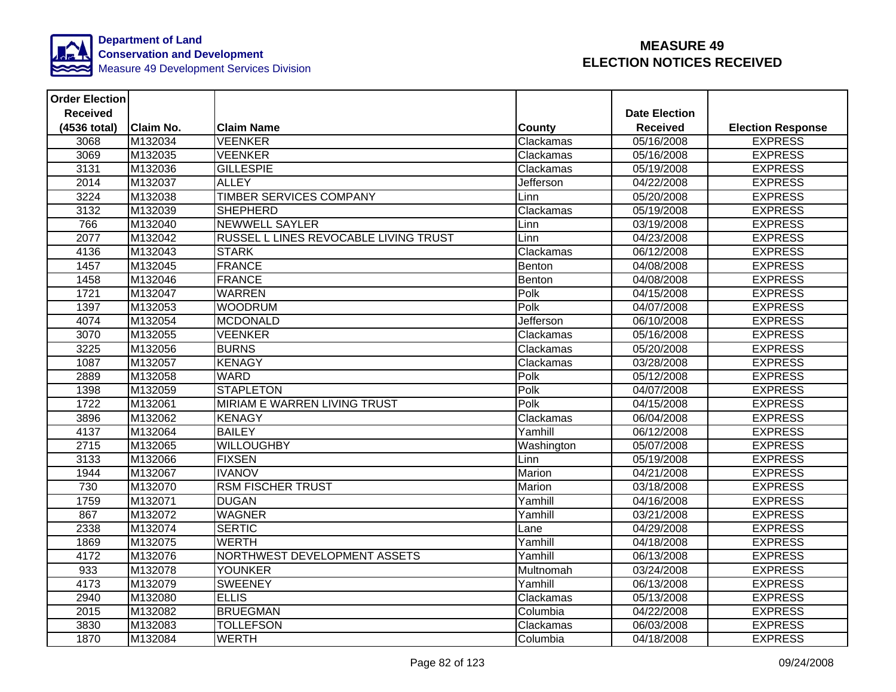**Department of Land Conservation and Development**
Measure 49 Development Services Division

# MEASURE 49
# ELECTION NOTICES RECEIVED

| Order Election Received (4536 total) | Claim No. | Claim Name | County | Date Election Received | Election Response |
|---|---|---|---|---|---|
| 3068 | M132034 | VEENKER | Clackamas | 05/16/2008 | EXPRESS |
| 3069 | M132035 | VEENKER | Clackamas | 05/16/2008 | EXPRESS |
| 3131 | M132036 | GILLESPIE | Clackamas | 05/19/2008 | EXPRESS |
| 2014 | M132037 | ALLEY | Jefferson | 04/22/2008 | EXPRESS |
| 3224 | M132038 | TIMBER SERVICES COMPANY | Linn | 05/20/2008 | EXPRESS |
| 3132 | M132039 | SHEPHERD | Clackamas | 05/19/2008 | EXPRESS |
| 766 | M132040 | NEWWELL SAYLER | Linn | 03/19/2008 | EXPRESS |
| 2077 | M132042 | RUSSEL L LINES REVOCABLE LIVING TRUST | Linn | 04/23/2008 | EXPRESS |
| 4136 | M132043 | STARK | Clackamas | 06/12/2008 | EXPRESS |
| 1457 | M132045 | FRANCE | Benton | 04/08/2008 | EXPRESS |
| 1458 | M132046 | FRANCE | Benton | 04/08/2008 | EXPRESS |
| 1721 | M132047 | WARREN | Polk | 04/15/2008 | EXPRESS |
| 1397 | M132053 | WOODRUM | Polk | 04/07/2008 | EXPRESS |
| 4074 | M132054 | MCDONALD | Jefferson | 06/10/2008 | EXPRESS |
| 3070 | M132055 | VEENKER | Clackamas | 05/16/2008 | EXPRESS |
| 3225 | M132056 | BURNS | Clackamas | 05/20/2008 | EXPRESS |
| 1087 | M132057 | KENAGY | Clackamas | 03/28/2008 | EXPRESS |
| 2889 | M132058 | WARD | Polk | 05/12/2008 | EXPRESS |
| 1398 | M132059 | STAPLETON | Polk | 04/07/2008 | EXPRESS |
| 1722 | M132061 | MIRIAM E WARREN LIVING TRUST | Polk | 04/15/2008 | EXPRESS |
| 3896 | M132062 | KENAGY | Clackamas | 06/04/2008 | EXPRESS |
| 4137 | M132064 | BAILEY | Yamhill | 06/12/2008 | EXPRESS |
| 2715 | M132065 | WILLOUGHBY | Washington | 05/07/2008 | EXPRESS |
| 3133 | M132066 | FIXSEN | Linn | 05/19/2008 | EXPRESS |
| 1944 | M132067 | IVANOV | Marion | 04/21/2008 | EXPRESS |
| 730 | M132070 | RSM FISCHER TRUST | Marion | 03/18/2008 | EXPRESS |
| 1759 | M132071 | DUGAN | Yamhill | 04/16/2008 | EXPRESS |
| 867 | M132072 | WAGNER | Yamhill | 03/21/2008 | EXPRESS |
| 2338 | M132074 | SERTIC | Lane | 04/29/2008 | EXPRESS |
| 1869 | M132075 | WERTH | Yamhill | 04/18/2008 | EXPRESS |
| 4172 | M132076 | NORTHWEST DEVELOPMENT ASSETS | Yamhill | 06/13/2008 | EXPRESS |
| 933 | M132078 | YOUNKER | Multnomah | 03/24/2008 | EXPRESS |
| 4173 | M132079 | SWEENEY | Yamhill | 06/13/2008 | EXPRESS |
| 2940 | M132080 | ELLIS | Clackamas | 05/13/2008 | EXPRESS |
| 2015 | M132082 | BRUEGMAN | Columbia | 04/22/2008 | EXPRESS |
| 3830 | M132083 | TOLLEFSON | Clackamas | 06/03/2008 | EXPRESS |
| 1870 | M132084 | WERTH | Columbia | 04/18/2008 | EXPRESS |

09/24/2008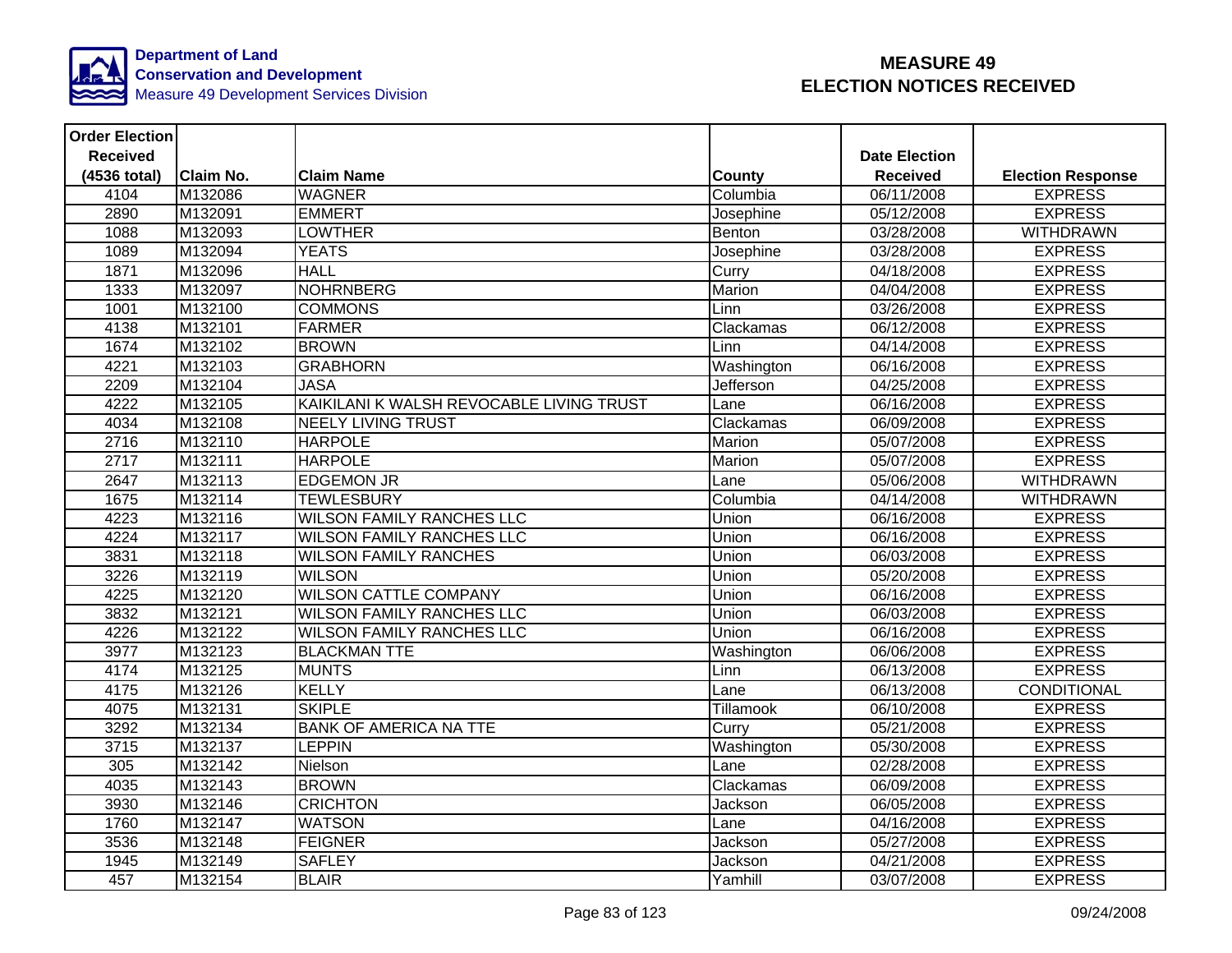Department of Land Conservation and Development
Measure 49 Development Services Division

# MEASURE 49 ELECTION NOTICES RECEIVED

| Order Election Received (4536 total) | Claim No. | Claim Name | County | Date Election Received | Election Response |
|---|---|---|---|---|---|
| 4104 | M132086 | WAGNER | Columbia | 06/11/2008 | EXPRESS |
| 2890 | M132091 | EMMERT | Josephine | 05/12/2008 | EXPRESS |
| 1088 | M132093 | LOWTHER | Benton | 03/28/2008 | WITHDRAWN |
| 1089 | M132094 | YEATS | Josephine | 03/28/2008 | EXPRESS |
| 1871 | M132096 | HALL | Curry | 04/18/2008 | EXPRESS |
| 1333 | M132097 | NOHRNBERG | Marion | 04/04/2008 | EXPRESS |
| 1001 | M132100 | COMMONS | Linn | 03/26/2008 | EXPRESS |
| 4138 | M132101 | FARMER | Clackamas | 06/12/2008 | EXPRESS |
| 1674 | M132102 | BROWN | Linn | 04/14/2008 | EXPRESS |
| 4221 | M132103 | GRABHORN | Washington | 06/16/2008 | EXPRESS |
| 2209 | M132104 | JASA | Jefferson | 04/25/2008 | EXPRESS |
| 4222 | M132105 | KAIKILANI K WALSH REVOCABLE LIVING TRUST | Lane | 06/16/2008 | EXPRESS |
| 4034 | M132108 | NEELY LIVING TRUST | Clackamas | 06/09/2008 | EXPRESS |
| 2716 | M132110 | HARPOLE | Marion | 05/07/2008 | EXPRESS |
| 2717 | M132111 | HARPOLE | Marion | 05/07/2008 | EXPRESS |
| 2647 | M132113 | EDGEMON JR | Lane | 05/06/2008 | WITHDRAWN |
| 1675 | M132114 | TEWLESBURY | Columbia | 04/14/2008 | WITHDRAWN |
| 4223 | M132116 | WILSON FAMILY RANCHES LLC | Union | 06/16/2008 | EXPRESS |
| 4224 | M132117 | WILSON FAMILY RANCHES LLC | Union | 06/16/2008 | EXPRESS |
| 3831 | M132118 | WILSON FAMILY RANCHES | Union | 06/03/2008 | EXPRESS |
| 3226 | M132119 | WILSON | Union | 05/20/2008 | EXPRESS |
| 4225 | M132120 | WILSON CATTLE COMPANY | Union | 06/16/2008 | EXPRESS |
| 3832 | M132121 | WILSON FAMILY RANCHES LLC | Union | 06/03/2008 | EXPRESS |
| 4226 | M132122 | WILSON FAMILY RANCHES LLC | Union | 06/16/2008 | EXPRESS |
| 3977 | M132123 | BLACKMAN TTE | Washington | 06/06/2008 | EXPRESS |
| 4174 | M132125 | MUNTS | Linn | 06/13/2008 | EXPRESS |
| 4175 | M132126 | KELLY | Lane | 06/13/2008 | CONDITIONAL |
| 4075 | M132131 | SKIPLE | Tillamook | 06/10/2008 | EXPRESS |
| 3292 | M132134 | BANK OF AMERICA NA TTE | Curry | 05/21/2008 | EXPRESS |
| 3715 | M132137 | LEPPIN | Washington | 05/30/2008 | EXPRESS |
| 305 | M132142 | Nielson | Lane | 02/28/2008 | EXPRESS |
| 4035 | M132143 | BROWN | Clackamas | 06/09/2008 | EXPRESS |
| 3930 | M132146 | CRICHTON | Jackson | 06/05/2008 | EXPRESS |
| 1760 | M132147 | WATSON | Lane | 04/16/2008 | EXPRESS |
| 3536 | M132148 | FEIGNER | Jackson | 05/27/2008 | EXPRESS |
| 1945 | M132149 | SAFLEY | Jackson | 04/21/2008 | EXPRESS |
| 457 | M132154 | BLAIR | Yamhill | 03/07/2008 | EXPRESS |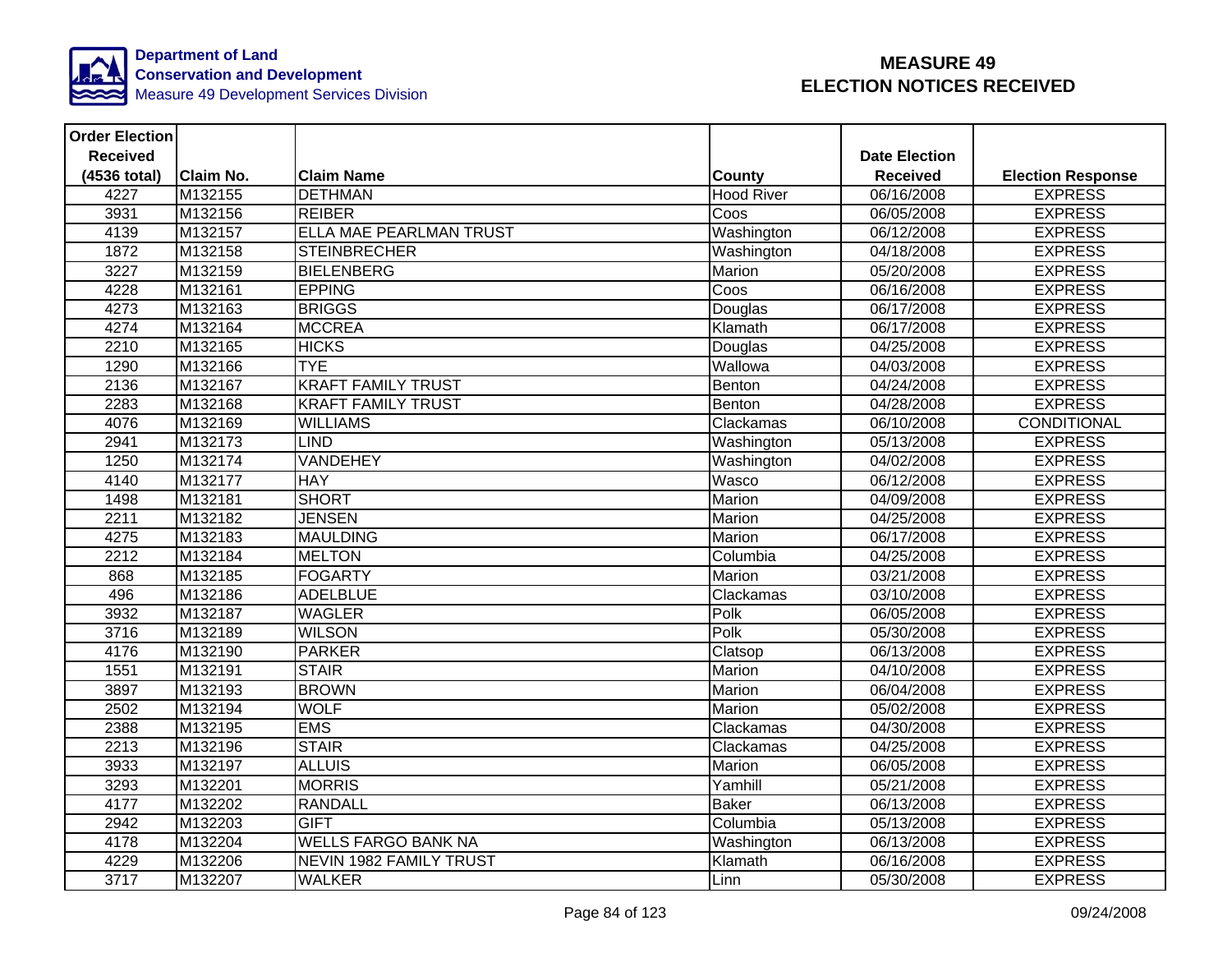**Department of Land Conservation and Development**
Measure 49 Development Services Division

# MEASURE 49
# ELECTION NOTICES RECEIVED

| Order Election Received (4536 total) | Claim No. | Claim Name | County | Date Election Received | Election Response |
|---|---|---|---|---|---|
| 4227 | M132155 | DETHMAN | Hood River | 06/16/2008 | EXPRESS |
| 3931 | M132156 | REIBER | Coos | 06/05/2008 | EXPRESS |
| 4139 | M132157 | ELLA MAE PEARLMAN TRUST | Washington | 06/12/2008 | EXPRESS |
| 1872 | M132158 | STEINBRECHER | Washington | 04/18/2008 | EXPRESS |
| 3227 | M132159 | BIELENBERG | Marion | 05/20/2008 | EXPRESS |
| 4228 | M132161 | EPPING | Coos | 06/16/2008 | EXPRESS |
| 4273 | M132163 | BRIGGS | Douglas | 06/17/2008 | EXPRESS |
| 4274 | M132164 | MCCREA | Klamath | 06/17/2008 | EXPRESS |
| 2210 | M132165 | HICKS | Douglas | 04/25/2008 | EXPRESS |
| 1290 | M132166 | TYE | Wallowa | 04/03/2008 | EXPRESS |
| 2136 | M132167 | KRAFT FAMILY TRUST | Benton | 04/24/2008 | EXPRESS |
| 2283 | M132168 | KRAFT FAMILY TRUST | Benton | 04/28/2008 | EXPRESS |
| 4076 | M132169 | WILLIAMS | Clackamas | 06/10/2008 | CONDITIONAL |
| 2941 | M132173 | LIND | Washington | 05/13/2008 | EXPRESS |
| 1250 | M132174 | VANDEHEY | Washington | 04/02/2008 | EXPRESS |
| 4140 | M132177 | HAY | Wasco | 06/12/2008 | EXPRESS |
| 1498 | M132181 | SHORT | Marion | 04/09/2008 | EXPRESS |
| 2211 | M132182 | JENSEN | Marion | 04/25/2008 | EXPRESS |
| 4275 | M132183 | MAULDING | Marion | 06/17/2008 | EXPRESS |
| 2212 | M132184 | MELTON | Columbia | 04/25/2008 | EXPRESS |
| 868 | M132185 | FOGARTY | Marion | 03/21/2008 | EXPRESS |
| 496 | M132186 | ADELBLUE | Clackamas | 03/10/2008 | EXPRESS |
| 3932 | M132187 | WAGLER | Polk | 06/05/2008 | EXPRESS |
| 3716 | M132189 | WILSON | Polk | 05/30/2008 | EXPRESS |
| 4176 | M132190 | PARKER | Clatsop | 06/13/2008 | EXPRESS |
| 1551 | M132191 | STAIR | Marion | 04/10/2008 | EXPRESS |
| 3897 | M132193 | BROWN | Marion | 06/04/2008 | EXPRESS |
| 2502 | M132194 | WOLF | Marion | 05/02/2008 | EXPRESS |
| 2388 | M132195 | EMS | Clackamas | 04/30/2008 | EXPRESS |
| 2213 | M132196 | STAIR | Clackamas | 04/25/2008 | EXPRESS |
| 3933 | M132197 | ALLUIS | Marion | 06/05/2008 | EXPRESS |
| 3293 | M132201 | MORRIS | Yamhill | 05/21/2008 | EXPRESS |
| 4177 | M132202 | RANDALL | Baker | 06/13/2008 | EXPRESS |
| 2942 | M132203 | GIFT | Columbia | 05/13/2008 | EXPRESS |
| 4178 | M132204 | WELLS FARGO BANK NA | Washington | 06/13/2008 | EXPRESS |
| 4229 | M132206 | NEVIN 1982 FAMILY TRUST | Klamath | 06/16/2008 | EXPRESS |
| 3717 | M132207 | WALKER | Linn | 05/30/2008 | EXPRESS |

09/24/2008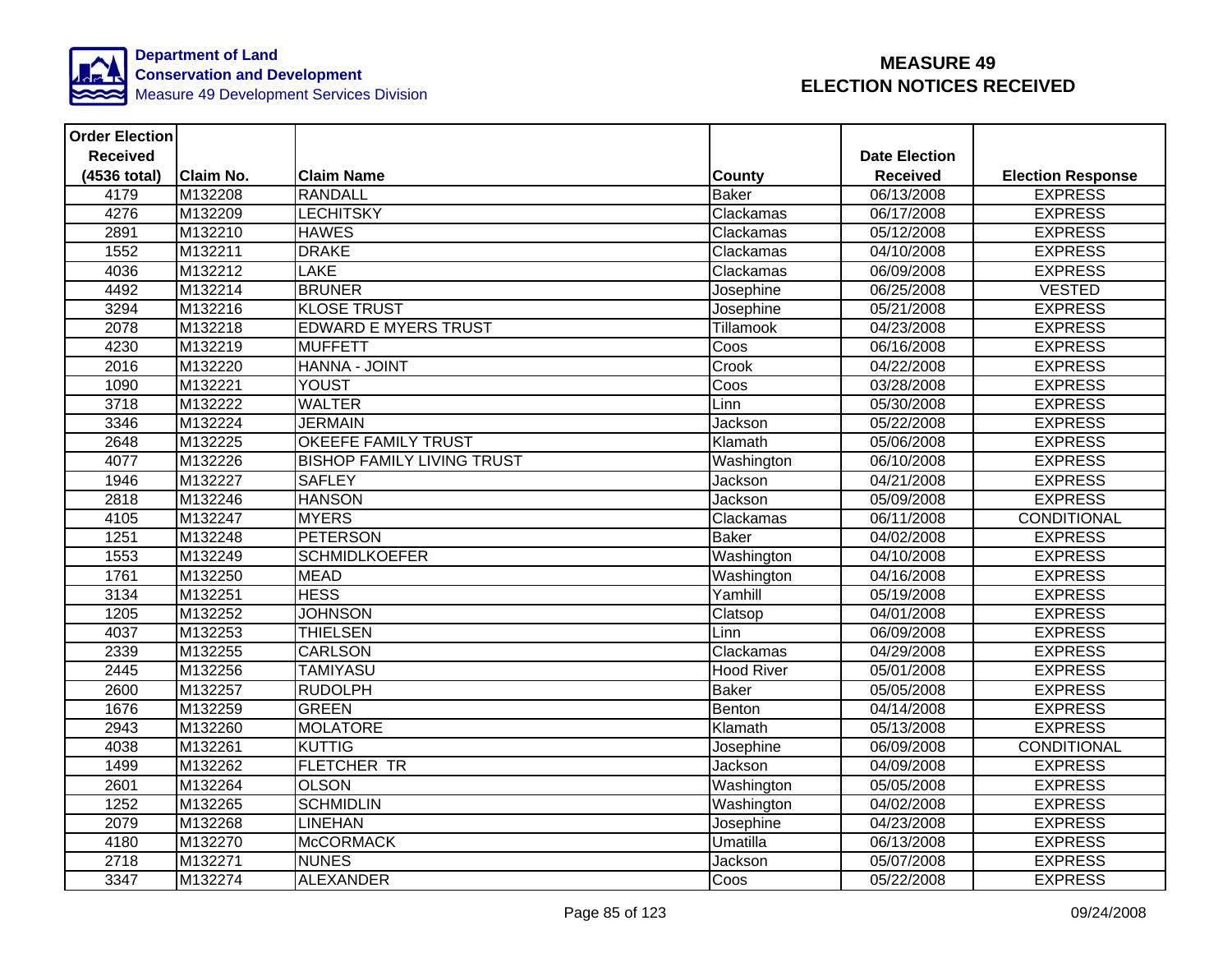Department of Land Conservation and Development
Measure 49 Development Services Division

# MEASURE 49 ELECTION NOTICES RECEIVED

| Order Election Received (4536 total) | Claim No. | Claim Name | County | Date Election Received | Election Response |
|---|---|---|---|---|---|
| 4179 | M132208 | RANDALL | Baker | 06/13/2008 | EXPRESS |
| 4276 | M132209 | LECHITSKY | Clackamas | 06/17/2008 | EXPRESS |
| 2891 | M132210 | HAWES | Clackamas | 05/12/2008 | EXPRESS |
| 1552 | M132211 | DRAKE | Clackamas | 04/10/2008 | EXPRESS |
| 4036 | M132212 | LAKE | Clackamas | 06/09/2008 | EXPRESS |
| 4492 | M132214 | BRUNER | Josephine | 06/25/2008 | VESTED |
| 3294 | M132216 | KLOSE TRUST | Josephine | 05/21/2008 | EXPRESS |
| 2078 | M132218 | EDWARD E MYERS TRUST | Tillamook | 04/23/2008 | EXPRESS |
| 4230 | M132219 | MUFFETT | Coos | 06/16/2008 | EXPRESS |
| 2016 | M132220 | HANNA - JOINT | Crook | 04/22/2008 | EXPRESS |
| 1090 | M132221 | YOUST | Coos | 03/28/2008 | EXPRESS |
| 3718 | M132222 | WALTER | Linn | 05/30/2008 | EXPRESS |
| 3346 | M132224 | JERMAIN | Jackson | 05/22/2008 | EXPRESS |
| 2648 | M132225 | OKEEFE FAMILY TRUST | Klamath | 05/06/2008 | EXPRESS |
| 4077 | M132226 | BISHOP FAMILY LIVING TRUST | Washington | 06/10/2008 | EXPRESS |
| 1946 | M132227 | SAFLEY | Jackson | 04/21/2008 | EXPRESS |
| 2818 | M132246 | HANSON | Jackson | 05/09/2008 | EXPRESS |
| 4105 | M132247 | MYERS | Clackamas | 06/11/2008 | CONDITIONAL |
| 1251 | M132248 | PETERSON | Baker | 04/02/2008 | EXPRESS |
| 1553 | M132249 | SCHMIDLKOEFER | Washington | 04/10/2008 | EXPRESS |
| 1761 | M132250 | MEAD | Washington | 04/16/2008 | EXPRESS |
| 3134 | M132251 | HESS | Yamhill | 05/19/2008 | EXPRESS |
| 1205 | M132252 | JOHNSON | Clatsop | 04/01/2008 | EXPRESS |
| 4037 | M132253 | THIELSEN | Linn | 06/09/2008 | EXPRESS |
| 2339 | M132255 | CARLSON | Clackamas | 04/29/2008 | EXPRESS |
| 2445 | M132256 | TAMIYASU | Hood River | 05/01/2008 | EXPRESS |
| 2600 | M132257 | RUDOLPH | Baker | 05/05/2008 | EXPRESS |
| 1676 | M132259 | GREEN | Benton | 04/14/2008 | EXPRESS |
| 2943 | M132260 | MOLATORE | Klamath | 05/13/2008 | EXPRESS |
| 4038 | M132261 | KUTTIG | Josephine | 06/09/2008 | CONDITIONAL |
| 1499 | M132262 | FLETCHER TR | Jackson | 04/09/2008 | EXPRESS |
| 2601 | M132264 | OLSON | Washington | 05/05/2008 | EXPRESS |
| 1252 | M132265 | SCHMIDLIN | Washington | 04/02/2008 | EXPRESS |
| 2079 | M132268 | LINEHAN | Josephine | 04/23/2008 | EXPRESS |
| 4180 | M132270 | McCORMACK | Umatilla | 06/13/2008 | EXPRESS |
| 2718 | M132271 | NUNES | Jackson | 05/07/2008 | EXPRESS |
| 3347 | M132274 | ALEXANDER | Coos | 05/22/2008 | EXPRESS |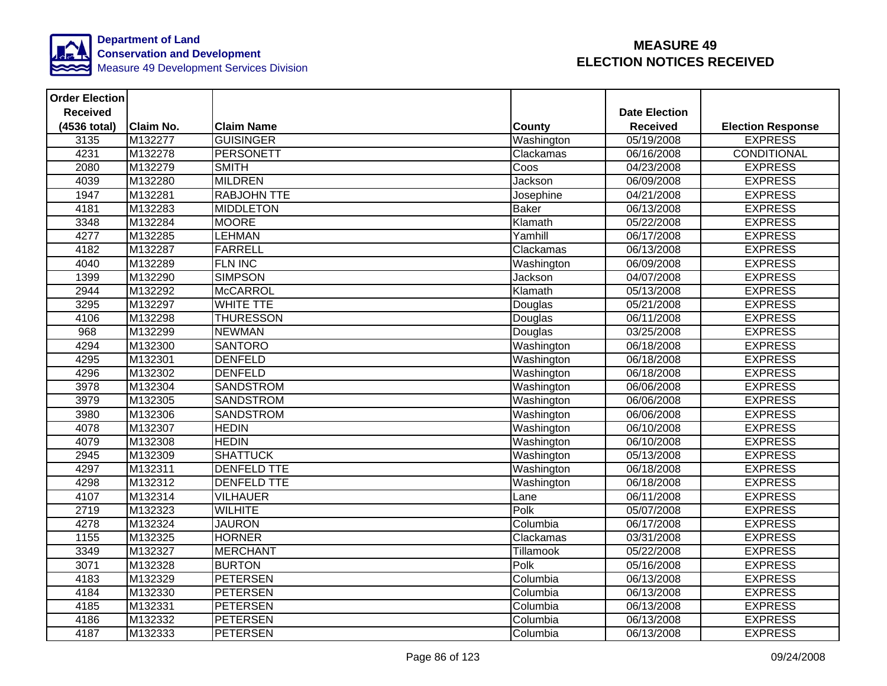Department of Land Conservation and Development
Measure 49 Development Services Division

# MEASURE 49 ELECTION NOTICES RECEIVED

| Order Election Received (4536 total) | Claim No. | Claim Name | County | Date Election Received | Election Response |
|---|---|---|---|---|---|
| 3135 | M132277 | GUISINGER | Washington | 05/19/2008 | EXPRESS |
| 4231 | M132278 | PERSONETT | Clackamas | 06/16/2008 | CONDITIONAL |
| 2080 | M132279 | SMITH | Coos | 04/23/2008 | EXPRESS |
| 4039 | M132280 | MILDREN | Jackson | 06/09/2008 | EXPRESS |
| 1947 | M132281 | RABJOHN TTE | Josephine | 04/21/2008 | EXPRESS |
| 4181 | M132283 | MIDDLETON | Baker | 06/13/2008 | EXPRESS |
| 3348 | M132284 | MOORE | Klamath | 05/22/2008 | EXPRESS |
| 4277 | M132285 | LEHMAN | Yamhill | 06/17/2008 | EXPRESS |
| 4182 | M132287 | FARRELL | Clackamas | 06/13/2008 | EXPRESS |
| 4040 | M132289 | FLN INC | Washington | 06/09/2008 | EXPRESS |
| 1399 | M132290 | SIMPSON | Jackson | 04/07/2008 | EXPRESS |
| 2944 | M132292 | McCARROL | Klamath | 05/13/2008 | EXPRESS |
| 3295 | M132297 | WHITE TTE | Douglas | 05/21/2008 | EXPRESS |
| 4106 | M132298 | THURESSON | Douglas | 06/11/2008 | EXPRESS |
| 968 | M132299 | NEWMAN | Douglas | 03/25/2008 | EXPRESS |
| 4294 | M132300 | SANTORO | Washington | 06/18/2008 | EXPRESS |
| 4295 | M132301 | DENFELD | Washington | 06/18/2008 | EXPRESS |
| 4296 | M132302 | DENFELD | Washington | 06/18/2008 | EXPRESS |
| 3978 | M132304 | SANDSTROM | Washington | 06/06/2008 | EXPRESS |
| 3979 | M132305 | SANDSTROM | Washington | 06/06/2008 | EXPRESS |
| 3980 | M132306 | SANDSTROM | Washington | 06/06/2008 | EXPRESS |
| 4078 | M132307 | HEDIN | Washington | 06/10/2008 | EXPRESS |
| 4079 | M132308 | HEDIN | Washington | 06/10/2008 | EXPRESS |
| 2945 | M132309 | SHATTUCK | Washington | 05/13/2008 | EXPRESS |
| 4297 | M132311 | DENFELD TTE | Washington | 06/18/2008 | EXPRESS |
| 4298 | M132312 | DENFELD TTE | Washington | 06/18/2008 | EXPRESS |
| 4107 | M132314 | VILHAUER | Lane | 06/11/2008 | EXPRESS |
| 2719 | M132323 | WILHITE | Polk | 05/07/2008 | EXPRESS |
| 4278 | M132324 | JAURON | Columbia | 06/17/2008 | EXPRESS |
| 1155 | M132325 | HORNER | Clackamas | 03/31/2008 | EXPRESS |
| 3349 | M132327 | MERCHANT | Tillamook | 05/22/2008 | EXPRESS |
| 3071 | M132328 | BURTON | Polk | 05/16/2008 | EXPRESS |
| 4183 | M132329 | PETERSEN | Columbia | 06/13/2008 | EXPRESS |
| 4184 | M132330 | PETERSEN | Columbia | 06/13/2008 | EXPRESS |
| 4185 | M132331 | PETERSEN | Columbia | 06/13/2008 | EXPRESS |
| 4186 | M132332 | PETERSEN | Columbia | 06/13/2008 | EXPRESS |
| 4187 | M132333 | PETERSEN | Columbia | 06/13/2008 | EXPRESS |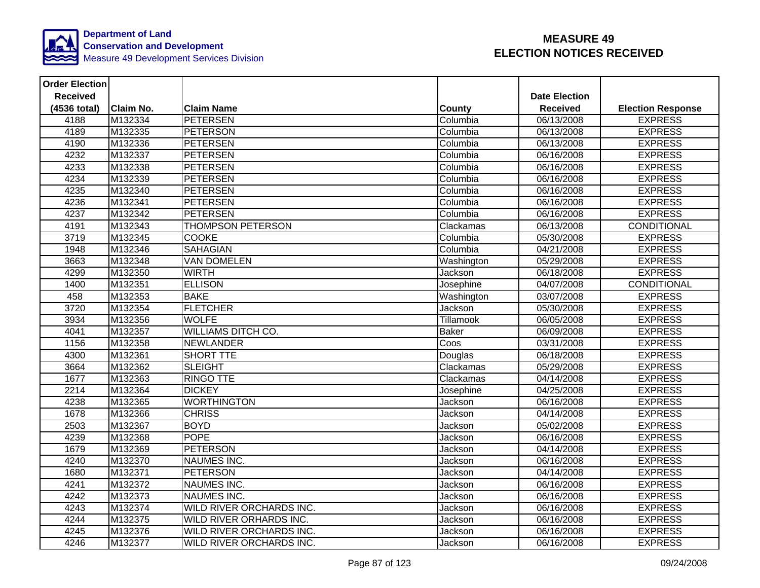Department of Land Conservation and Development
Measure 49 Development Services Division

# MEASURE 49 ELECTION NOTICES RECEIVED

| Order Election Received (4536 total) | Claim No. | Claim Name | County | Date Election Received | Election Response |
|---|---|---|---|---|---|
| 4188 | M132334 | PETERSEN | Columbia | 06/13/2008 | EXPRESS |
| 4189 | M132335 | PETERSON | Columbia | 06/13/2008 | EXPRESS |
| 4190 | M132336 | PETERSEN | Columbia | 06/13/2008 | EXPRESS |
| 4232 | M132337 | PETERSEN | Columbia | 06/16/2008 | EXPRESS |
| 4233 | M132338 | PETERSEN | Columbia | 06/16/2008 | EXPRESS |
| 4234 | M132339 | PETERSEN | Columbia | 06/16/2008 | EXPRESS |
| 4235 | M132340 | PETERSEN | Columbia | 06/16/2008 | EXPRESS |
| 4236 | M132341 | PETERSEN | Columbia | 06/16/2008 | EXPRESS |
| 4237 | M132342 | PETERSEN | Columbia | 06/16/2008 | EXPRESS |
| 4191 | M132343 | THOMPSON PETERSON | Clackamas | 06/13/2008 | CONDITIONAL |
| 3719 | M132345 | COOKE | Columbia | 05/30/2008 | EXPRESS |
| 1948 | M132346 | SAHAGIAN | Columbia | 04/21/2008 | EXPRESS |
| 3663 | M132348 | VAN DOMELEN | Washington | 05/29/2008 | EXPRESS |
| 4299 | M132350 | WIRTH | Jackson | 06/18/2008 | EXPRESS |
| 1400 | M132351 | ELLISON | Josephine | 04/07/2008 | CONDITIONAL |
| 458 | M132353 | BAKE | Washington | 03/07/2008 | EXPRESS |
| 3720 | M132354 | FLETCHER | Jackson | 05/30/2008 | EXPRESS |
| 3934 | M132356 | WOLFE | Tillamook | 06/05/2008 | EXPRESS |
| 4041 | M132357 | WILLIAMS DITCH CO. | Baker | 06/09/2008 | EXPRESS |
| 1156 | M132358 | NEWLANDER | Coos | 03/31/2008 | EXPRESS |
| 4300 | M132361 | SHORT TTE | Douglas | 06/18/2008 | EXPRESS |
| 3664 | M132362 | SLEIGHT | Clackamas | 05/29/2008 | EXPRESS |
| 1677 | M132363 | RINGO TTE | Clackamas | 04/14/2008 | EXPRESS |
| 2214 | M132364 | DICKEY | Josephine | 04/25/2008 | EXPRESS |
| 4238 | M132365 | WORTHINGTON | Jackson | 06/16/2008 | EXPRESS |
| 1678 | M132366 | CHRISS | Jackson | 04/14/2008 | EXPRESS |
| 2503 | M132367 | BOYD | Jackson | 05/02/2008 | EXPRESS |
| 4239 | M132368 | POPE | Jackson | 06/16/2008 | EXPRESS |
| 1679 | M132369 | PETERSON | Jackson | 04/14/2008 | EXPRESS |
| 4240 | M132370 | NAUMES INC. | Jackson | 06/16/2008 | EXPRESS |
| 1680 | M132371 | PETERSON | Jackson | 04/14/2008 | EXPRESS |
| 4241 | M132372 | NAUMES INC. | Jackson | 06/16/2008 | EXPRESS |
| 4242 | M132373 | NAUMES INC. | Jackson | 06/16/2008 | EXPRESS |
| 4243 | M132374 | WILD RIVER ORCHARDS INC. | Jackson | 06/16/2008 | EXPRESS |
| 4244 | M132375 | WILD RIVER ORHARDS INC. | Jackson | 06/16/2008 | EXPRESS |
| 4245 | M132376 | WILD RIVER ORCHARDS INC. | Jackson | 06/16/2008 | EXPRESS |
| 4246 | M132377 | WILD RIVER ORCHARDS INC. | Jackson | 06/16/2008 | EXPRESS |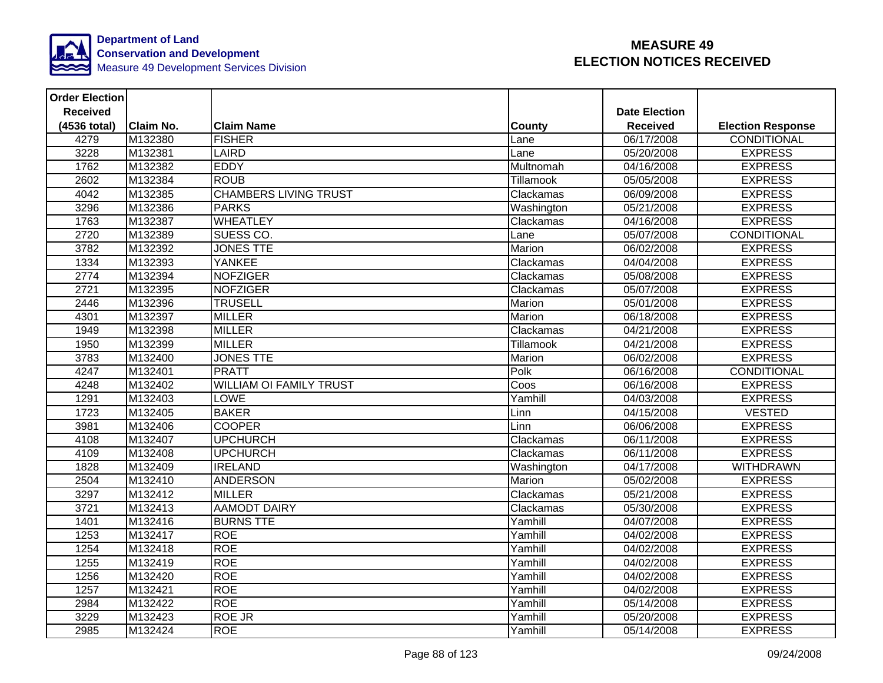Department of Land Conservation and Development
Measure 49 Development Services Division

# MEASURE 49 ELECTION NOTICES RECEIVED

| Order Election Received (4536 total) | Claim No. | Claim Name | County | Date Election Received | Election Response |
|---|---|---|---|---|---|
| 4279 | M132380 | FISHER | Lane | 06/17/2008 | CONDITIONAL |
| 3228 | M132381 | LAIRD | Lane | 05/20/2008 | EXPRESS |
| 1762 | M132382 | EDDY | Multnomah | 04/16/2008 | EXPRESS |
| 2602 | M132384 | ROUB | Tillamook | 05/05/2008 | EXPRESS |
| 4042 | M132385 | CHAMBERS LIVING TRUST | Clackamas | 06/09/2008 | EXPRESS |
| 3296 | M132386 | PARKS | Washington | 05/21/2008 | EXPRESS |
| 1763 | M132387 | WHEATLEY | Clackamas | 04/16/2008 | EXPRESS |
| 2720 | M132389 | SUESS CO. | Lane | 05/07/2008 | CONDITIONAL |
| 3782 | M132392 | JONES TTE | Marion | 06/02/2008 | EXPRESS |
| 1334 | M132393 | YANKEE | Clackamas | 04/04/2008 | EXPRESS |
| 2774 | M132394 | NOFZIGER | Clackamas | 05/08/2008 | EXPRESS |
| 2721 | M132395 | NOFZIGER | Clackamas | 05/07/2008 | EXPRESS |
| 2446 | M132396 | TRUSELL | Marion | 05/01/2008 | EXPRESS |
| 4301 | M132397 | MILLER | Marion | 06/18/2008 | EXPRESS |
| 1949 | M132398 | MILLER | Clackamas | 04/21/2008 | EXPRESS |
| 1950 | M132399 | MILLER | Tillamook | 04/21/2008 | EXPRESS |
| 3783 | M132400 | JONES TTE | Marion | 06/02/2008 | EXPRESS |
| 4247 | M132401 | PRATT | Polk | 06/16/2008 | CONDITIONAL |
| 4248 | M132402 | WILLIAM OI FAMILY TRUST | Coos | 06/16/2008 | EXPRESS |
| 1291 | M132403 | LOWE | Yamhill | 04/03/2008 | EXPRESS |
| 1723 | M132405 | BAKER | Linn | 04/15/2008 | VESTED |
| 3981 | M132406 | COOPER | Linn | 06/06/2008 | EXPRESS |
| 4108 | M132407 | UPCHURCH | Clackamas | 06/11/2008 | EXPRESS |
| 4109 | M132408 | UPCHURCH | Clackamas | 06/11/2008 | EXPRESS |
| 1828 | M132409 | IRELAND | Washington | 04/17/2008 | WITHDRAWN |
| 2504 | M132410 | ANDERSON | Marion | 05/02/2008 | EXPRESS |
| 3297 | M132412 | MILLER | Clackamas | 05/21/2008 | EXPRESS |
| 3721 | M132413 | AAMODT DAIRY | Clackamas | 05/30/2008 | EXPRESS |
| 1401 | M132416 | BURNS TTE | Yamhill | 04/07/2008 | EXPRESS |
| 1253 | M132417 | ROE | Yamhill | 04/02/2008 | EXPRESS |
| 1254 | M132418 | ROE | Yamhill | 04/02/2008 | EXPRESS |
| 1255 | M132419 | ROE | Yamhill | 04/02/2008 | EXPRESS |
| 1256 | M132420 | ROE | Yamhill | 04/02/2008 | EXPRESS |
| 1257 | M132421 | ROE | Yamhill | 04/02/2008 | EXPRESS |
| 2984 | M132422 | ROE | Yamhill | 05/14/2008 | EXPRESS |
| 3229 | M132423 | ROE JR | Yamhill | 05/20/2008 | EXPRESS |
| 2985 | M132424 | ROE | Yamhill | 05/14/2008 | EXPRESS |

09/24/2008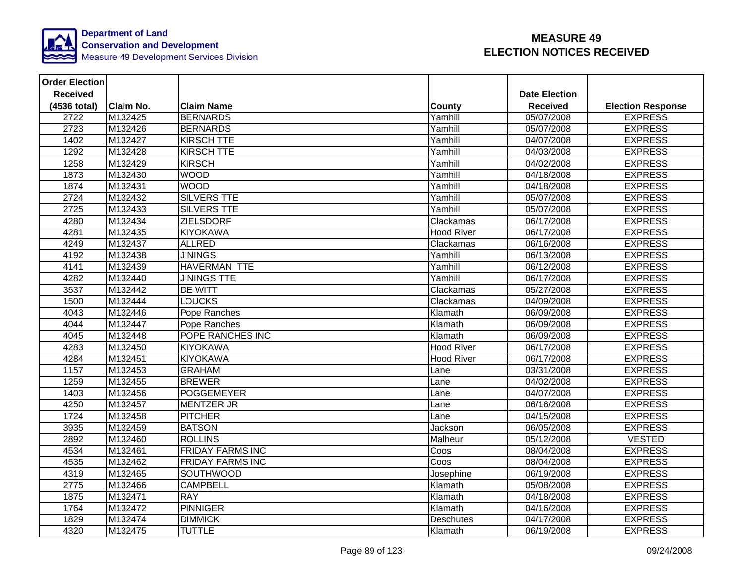**Department of Land Conservation and Development**
Measure 49 Development Services Division

# MEASURE 49
# ELECTION NOTICES RECEIVED

| Order Election Received (4536 total) | Claim No. | Claim Name | County | Date Election Received | Election Response |
|---|---|---|---|---|---|
| 2722 | M132425 | BERNARDS | Yamhill | 05/07/2008 | EXPRESS |
| 2723 | M132426 | BERNARDS | Yamhill | 05/07/2008 | EXPRESS |
| 1402 | M132427 | KIRSCH TTE | Yamhill | 04/07/2008 | EXPRESS |
| 1292 | M132428 | KIRSCH TTE | Yamhill | 04/03/2008 | EXPRESS |
| 1258 | M132429 | KIRSCH | Yamhill | 04/02/2008 | EXPRESS |
| 1873 | M132430 | WOOD | Yamhill | 04/18/2008 | EXPRESS |
| 1874 | M132431 | WOOD | Yamhill | 04/18/2008 | EXPRESS |
| 2724 | M132432 | SILVERS TTE | Yamhill | 05/07/2008 | EXPRESS |
| 2725 | M132433 | SILVERS TTE | Yamhill | 05/07/2008 | EXPRESS |
| 4280 | M132434 | ZIELSDORF | Clackamas | 06/17/2008 | EXPRESS |
| 4281 | M132435 | KIYOKAWA | Hood River | 06/17/2008 | EXPRESS |
| 4249 | M132437 | ALLRED | Clackamas | 06/16/2008 | EXPRESS |
| 4192 | M132438 | JININGS | Yamhill | 06/13/2008 | EXPRESS |
| 4141 | M132439 | HAVERMAN TTE | Yamhill | 06/12/2008 | EXPRESS |
| 4282 | M132440 | JININGS TTE | Yamhill | 06/17/2008 | EXPRESS |
| 3537 | M132442 | DE WITT | Clackamas | 05/27/2008 | EXPRESS |
| 1500 | M132444 | LOUCKS | Clackamas | 04/09/2008 | EXPRESS |
| 4043 | M132446 | Pope Ranches | Klamath | 06/09/2008 | EXPRESS |
| 4044 | M132447 | Pope Ranches | Klamath | 06/09/2008 | EXPRESS |
| 4045 | M132448 | POPE RANCHES INC | Klamath | 06/09/2008 | EXPRESS |
| 4283 | M132450 | KIYOKAWA | Hood River | 06/17/2008 | EXPRESS |
| 4284 | M132451 | KIYOKAWA | Hood River | 06/17/2008 | EXPRESS |
| 1157 | M132453 | GRAHAM | Lane | 03/31/2008 | EXPRESS |
| 1259 | M132455 | BREWER | Lane | 04/02/2008 | EXPRESS |
| 1403 | M132456 | POGGEMEYER | Lane | 04/07/2008 | EXPRESS |
| 4250 | M132457 | MENTZER JR | Lane | 06/16/2008 | EXPRESS |
| 1724 | M132458 | PITCHER | Lane | 04/15/2008 | EXPRESS |
| 3935 | M132459 | BATSON | Jackson | 06/05/2008 | EXPRESS |
| 2892 | M132460 | ROLLINS | Malheur | 05/12/2008 | VESTED |
| 4534 | M132461 | FRIDAY FARMS INC | Coos | 08/04/2008 | EXPRESS |
| 4535 | M132462 | FRIDAY FARMS INC | Coos | 08/04/2008 | EXPRESS |
| 4319 | M132465 | SOUTHWOOD | Josephine | 06/19/2008 | EXPRESS |
| 2775 | M132466 | CAMPBELL | Klamath | 05/08/2008 | EXPRESS |
| 1875 | M132471 | RAY | Klamath | 04/18/2008 | EXPRESS |
| 1764 | M132472 | PINNIGER | Klamath | 04/16/2008 | EXPRESS |
| 1829 | M132474 | DIMMICK | Deschutes | 04/17/2008 | EXPRESS |
| 4320 | M132475 | TUTTLE | Klamath | 06/19/2008 | EXPRESS |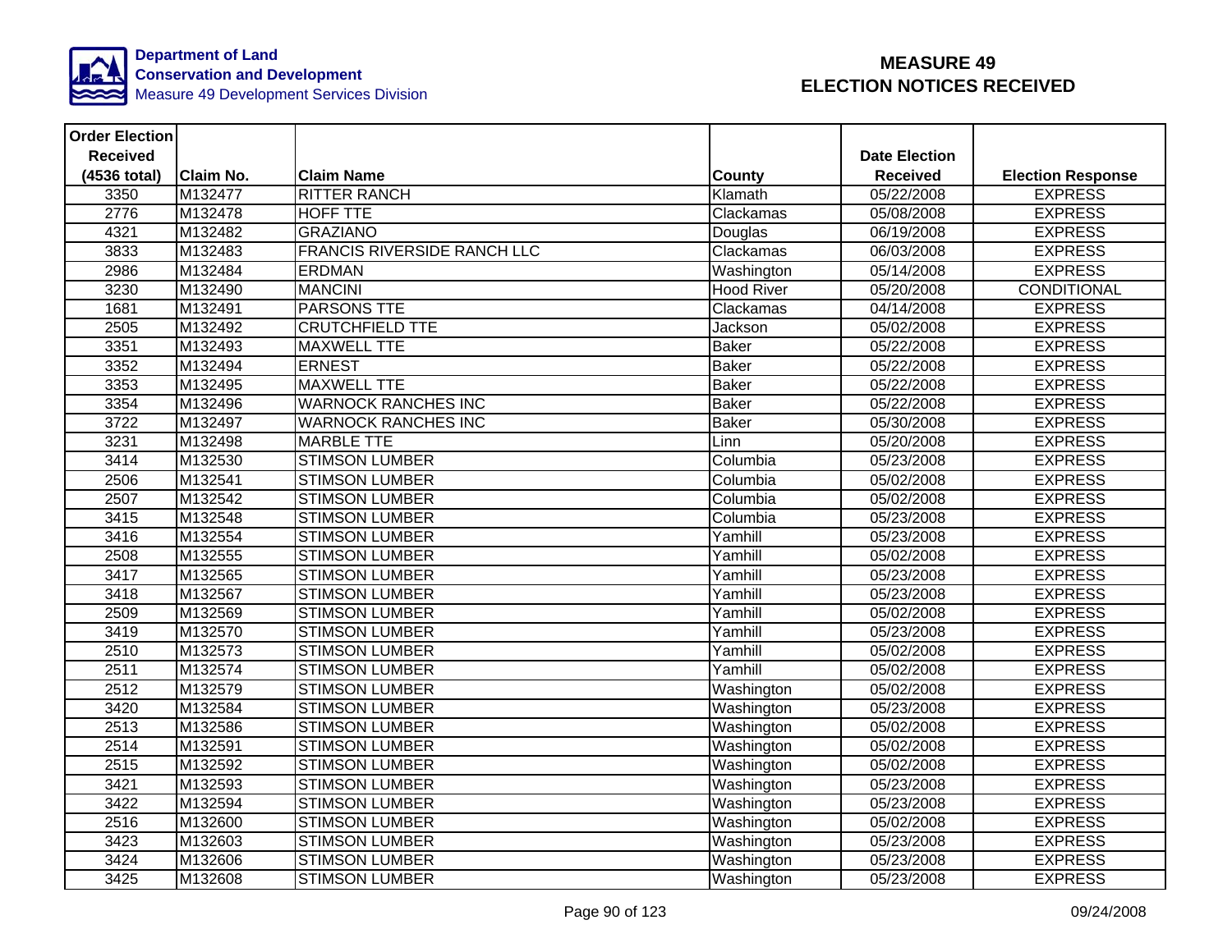Department of Land Conservation and Development
Measure 49 Development Services Division

# MEASURE 49 ELECTION NOTICES RECEIVED

| Order Election Received (4536 total) | Claim No. | Claim Name | County | Date Election Received | Election Response |
|---|---|---|---|---|---|
| 3350 | M132477 | RITTER RANCH | Klamath | 05/22/2008 | EXPRESS |
| 2776 | M132478 | HOFF TTE | Clackamas | 05/08/2008 | EXPRESS |
| 4321 | M132482 | GRAZIANO | Douglas | 06/19/2008 | EXPRESS |
| 3833 | M132483 | FRANCIS RIVERSIDE RANCH LLC | Clackamas | 06/03/2008 | EXPRESS |
| 2986 | M132484 | ERDMAN | Washington | 05/14/2008 | EXPRESS |
| 3230 | M132490 | MANCINI | Hood River | 05/20/2008 | CONDITIONAL |
| 1681 | M132491 | PARSONS TTE | Clackamas | 04/14/2008 | EXPRESS |
| 2505 | M132492 | CRUTCHFIELD TTE | Jackson | 05/02/2008 | EXPRESS |
| 3351 | M132493 | MAXWELL TTE | Baker | 05/22/2008 | EXPRESS |
| 3352 | M132494 | ERNEST | Baker | 05/22/2008 | EXPRESS |
| 3353 | M132495 | MAXWELL TTE | Baker | 05/22/2008 | EXPRESS |
| 3354 | M132496 | WARNOCK RANCHES INC | Baker | 05/22/2008 | EXPRESS |
| 3722 | M132497 | WARNOCK RANCHES INC | Baker | 05/30/2008 | EXPRESS |
| 3231 | M132498 | MARBLE TTE | Linn | 05/20/2008 | EXPRESS |
| 3414 | M132530 | STIMSON LUMBER | Columbia | 05/23/2008 | EXPRESS |
| 2506 | M132541 | STIMSON LUMBER | Columbia | 05/02/2008 | EXPRESS |
| 2507 | M132542 | STIMSON LUMBER | Columbia | 05/02/2008 | EXPRESS |
| 3415 | M132548 | STIMSON LUMBER | Columbia | 05/23/2008 | EXPRESS |
| 3416 | M132554 | STIMSON LUMBER | Yamhill | 05/23/2008 | EXPRESS |
| 2508 | M132555 | STIMSON LUMBER | Yamhill | 05/02/2008 | EXPRESS |
| 3417 | M132565 | STIMSON LUMBER | Yamhill | 05/23/2008 | EXPRESS |
| 3418 | M132567 | STIMSON LUMBER | Yamhill | 05/23/2008 | EXPRESS |
| 2509 | M132569 | STIMSON LUMBER | Yamhill | 05/02/2008 | EXPRESS |
| 3419 | M132570 | STIMSON LUMBER | Yamhill | 05/23/2008 | EXPRESS |
| 2510 | M132573 | STIMSON LUMBER | Yamhill | 05/02/2008 | EXPRESS |
| 2511 | M132574 | STIMSON LUMBER | Yamhill | 05/02/2008 | EXPRESS |
| 2512 | M132579 | STIMSON LUMBER | Washington | 05/02/2008 | EXPRESS |
| 3420 | M132584 | STIMSON LUMBER | Washington | 05/23/2008 | EXPRESS |
| 2513 | M132586 | STIMSON LUMBER | Washington | 05/02/2008 | EXPRESS |
| 2514 | M132591 | STIMSON LUMBER | Washington | 05/02/2008 | EXPRESS |
| 2515 | M132592 | STIMSON LUMBER | Washington | 05/02/2008 | EXPRESS |
| 3421 | M132593 | STIMSON LUMBER | Washington | 05/23/2008 | EXPRESS |
| 3422 | M132594 | STIMSON LUMBER | Washington | 05/23/2008 | EXPRESS |
| 2516 | M132600 | STIMSON LUMBER | Washington | 05/02/2008 | EXPRESS |
| 3423 | M132603 | STIMSON LUMBER | Washington | 05/23/2008 | EXPRESS |
| 3424 | M132606 | STIMSON LUMBER | Washington | 05/23/2008 | EXPRESS |
| 3425 | M132608 | STIMSON LUMBER | Washington | 05/23/2008 | EXPRESS |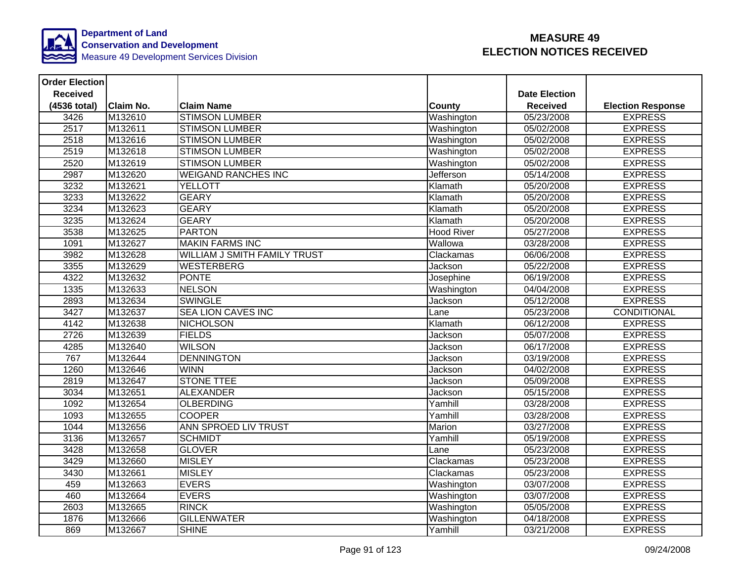Department of Land Conservation and Development
Measure 49 Development Services Division

# MEASURE 49 ELECTION NOTICES RECEIVED

| Order Election Received (4536 total) | Claim No. | Claim Name | County | Date Election Received | Election Response |
|---|---|---|---|---|---|
| 3426 | M132610 | STIMSON LUMBER | Washington | 05/23/2008 | EXPRESS |
| 2517 | M132611 | STIMSON LUMBER | Washington | 05/02/2008 | EXPRESS |
| 2518 | M132616 | STIMSON LUMBER | Washington | 05/02/2008 | EXPRESS |
| 2519 | M132618 | STIMSON LUMBER | Washington | 05/02/2008 | EXPRESS |
| 2520 | M132619 | STIMSON LUMBER | Washington | 05/02/2008 | EXPRESS |
| 2987 | M132620 | WEIGAND RANCHES INC | Jefferson | 05/14/2008 | EXPRESS |
| 3232 | M132621 | YELLOTT | Klamath | 05/20/2008 | EXPRESS |
| 3233 | M132622 | GEARY | Klamath | 05/20/2008 | EXPRESS |
| 3234 | M132623 | GEARY | Klamath | 05/20/2008 | EXPRESS |
| 3235 | M132624 | GEARY | Klamath | 05/20/2008 | EXPRESS |
| 3538 | M132625 | PARTON | Hood River | 05/27/2008 | EXPRESS |
| 1091 | M132627 | MAKIN FARMS INC | Wallowa | 03/28/2008 | EXPRESS |
| 3982 | M132628 | WILLIAM J SMITH FAMILY TRUST | Clackamas | 06/06/2008 | EXPRESS |
| 3355 | M132629 | WESTERBERG | Jackson | 05/22/2008 | EXPRESS |
| 4322 | M132632 | PONTE | Josephine | 06/19/2008 | EXPRESS |
| 1335 | M132633 | NELSON | Washington | 04/04/2008 | EXPRESS |
| 2893 | M132634 | SWINGLE | Jackson | 05/12/2008 | EXPRESS |
| 3427 | M132637 | SEA LION CAVES INC | Lane | 05/23/2008 | CONDITIONAL |
| 4142 | M132638 | NICHOLSON | Klamath | 06/12/2008 | EXPRESS |
| 2726 | M132639 | FIELDS | Jackson | 05/07/2008 | EXPRESS |
| 4285 | M132640 | WILSON | Jackson | 06/17/2008 | EXPRESS |
| 767 | M132644 | DENNINGTON | Jackson | 03/19/2008 | EXPRESS |
| 1260 | M132646 | WINN | Jackson | 04/02/2008 | EXPRESS |
| 2819 | M132647 | STONE TTEE | Jackson | 05/09/2008 | EXPRESS |
| 3034 | M132651 | ALEXANDER | Jackson | 05/15/2008 | EXPRESS |
| 1092 | M132654 | OLBERDING | Yamhill | 03/28/2008 | EXPRESS |
| 1093 | M132655 | COOPER | Yamhill | 03/28/2008 | EXPRESS |
| 1044 | M132656 | ANN SPROED LIV TRUST | Marion | 03/27/2008 | EXPRESS |
| 3136 | M132657 | SCHMIDT | Yamhill | 05/19/2008 | EXPRESS |
| 3428 | M132658 | GLOVER | Lane | 05/23/2008 | EXPRESS |
| 3429 | M132660 | MISLEY | Clackamas | 05/23/2008 | EXPRESS |
| 3430 | M132661 | MISLEY | Clackamas | 05/23/2008 | EXPRESS |
| 459 | M132663 | EVERS | Washington | 03/07/2008 | EXPRESS |
| 460 | M132664 | EVERS | Washington | 03/07/2008 | EXPRESS |
| 2603 | M132665 | RINCK | Washington | 05/05/2008 | EXPRESS |
| 1876 | M132666 | GILLENWATER | Washington | 04/18/2008 | EXPRESS |
| 869 | M132667 | SHINE | Yamhill | 03/21/2008 | EXPRESS |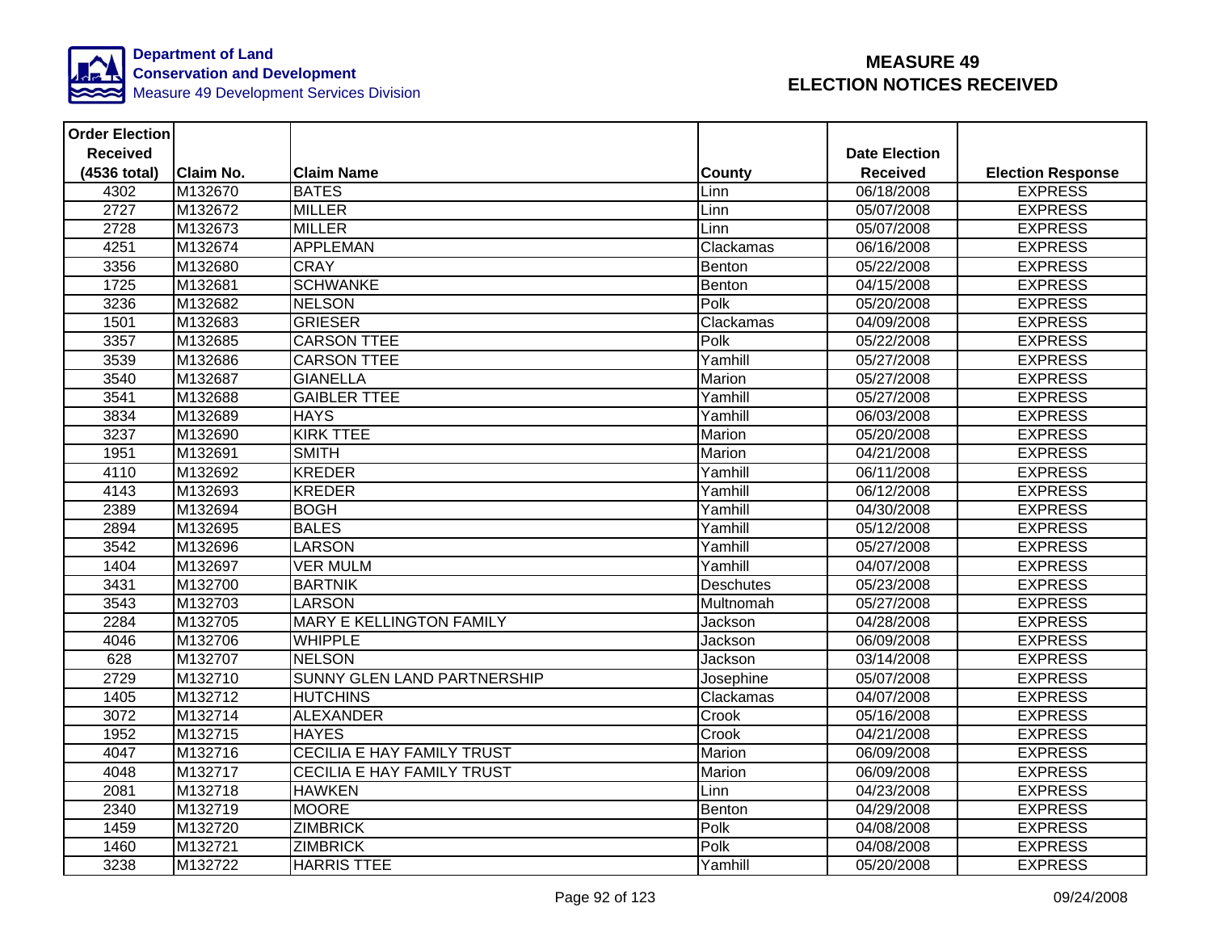Department of Land Conservation and Development
Measure 49 Development Services Division

# MEASURE 49
# ELECTION NOTICES RECEIVED

| Order Election Received (4536 total) | Claim No. | Claim Name | County | Date Election Received | Election Response |
|---|---|---|---|---|---|
| 4302 | M132670 | BATES | Linn | 06/18/2008 | EXPRESS |
| 2727 | M132672 | MILLER | Linn | 05/07/2008 | EXPRESS |
| 2728 | M132673 | MILLER | Linn | 05/07/2008 | EXPRESS |
| 4251 | M132674 | APPLEMAN | Clackamas | 06/16/2008 | EXPRESS |
| 3356 | M132680 | CRAY | Benton | 05/22/2008 | EXPRESS |
| 1725 | M132681 | SCHWANKE | Benton | 04/15/2008 | EXPRESS |
| 3236 | M132682 | NELSON | Polk | 05/20/2008 | EXPRESS |
| 1501 | M132683 | GRIESER | Clackamas | 04/09/2008 | EXPRESS |
| 3357 | M132685 | CARSON TTEE | Polk | 05/22/2008 | EXPRESS |
| 3539 | M132686 | CARSON TTEE | Yamhill | 05/27/2008 | EXPRESS |
| 3540 | M132687 | GIANELLA | Marion | 05/27/2008 | EXPRESS |
| 3541 | M132688 | GAIBLER TTEE | Yamhill | 05/27/2008 | EXPRESS |
| 3834 | M132689 | HAYS | Yamhill | 06/03/2008 | EXPRESS |
| 3237 | M132690 | KIRK TTEE | Marion | 05/20/2008 | EXPRESS |
| 1951 | M132691 | SMITH | Marion | 04/21/2008 | EXPRESS |
| 4110 | M132692 | KREDER | Yamhill | 06/11/2008 | EXPRESS |
| 4143 | M132693 | KREDER | Yamhill | 06/12/2008 | EXPRESS |
| 2389 | M132694 | BOGH | Yamhill | 04/30/2008 | EXPRESS |
| 2894 | M132695 | BALES | Yamhill | 05/12/2008 | EXPRESS |
| 3542 | M132696 | LARSON | Yamhill | 05/27/2008 | EXPRESS |
| 1404 | M132697 | VER MULM | Yamhill | 04/07/2008 | EXPRESS |
| 3431 | M132700 | BARTNIK | Deschutes | 05/23/2008 | EXPRESS |
| 3543 | M132703 | LARSON | Multnomah | 05/27/2008 | EXPRESS |
| 2284 | M132705 | MARY E KELLINGTON FAMILY | Jackson | 04/28/2008 | EXPRESS |
| 4046 | M132706 | WHIPPLE | Jackson | 06/09/2008 | EXPRESS |
| 628 | M132707 | NELSON | Jackson | 03/14/2008 | EXPRESS |
| 2729 | M132710 | SUNNY GLEN LAND PARTNERSHIP | Josephine | 05/07/2008 | EXPRESS |
| 1405 | M132712 | HUTCHINS | Clackamas | 04/07/2008 | EXPRESS |
| 3072 | M132714 | ALEXANDER | Crook | 05/16/2008 | EXPRESS |
| 1952 | M132715 | HAYES | Crook | 04/21/2008 | EXPRESS |
| 4047 | M132716 | CECILIA E HAY FAMILY TRUST | Marion | 06/09/2008 | EXPRESS |
| 4048 | M132717 | CECILIA E HAY FAMILY TRUST | Marion | 06/09/2008 | EXPRESS |
| 2081 | M132718 | HAWKEN | Linn | 04/23/2008 | EXPRESS |
| 2340 | M132719 | MOORE | Benton | 04/29/2008 | EXPRESS |
| 1459 | M132720 | ZIMBRICK | Polk | 04/08/2008 | EXPRESS |
| 1460 | M132721 | ZIMBRICK | Polk | 04/08/2008 | EXPRESS |
| 3238 | M132722 | HARRIS TTEE | Yamhill | 05/20/2008 | EXPRESS |

09/24/2008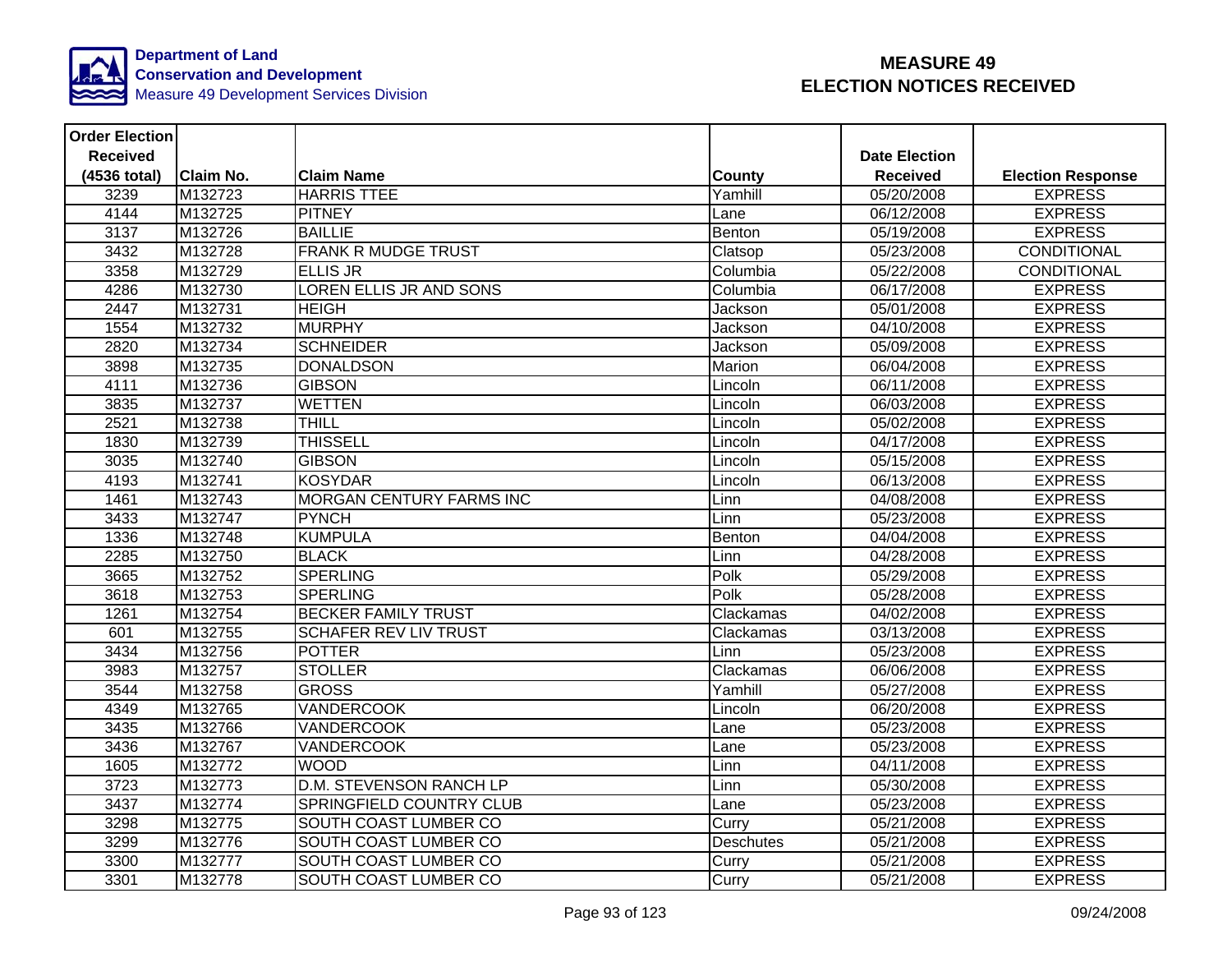**Department of Land Conservation and Development**
Measure 49 Development Services Division

# MEASURE 49
# ELECTION NOTICES RECEIVED

| Order Election Received (4536 total) | Claim No. | Claim Name | County | Date Election Received | Election Response |
|---|---|---|---|---|---|
| 3239 | M132723 | HARRIS TTEE | Yamhill | 05/20/2008 | EXPRESS |
| 4144 | M132725 | PITNEY | Lane | 06/12/2008 | EXPRESS |
| 3137 | M132726 | BAILLIE | Benton | 05/19/2008 | EXPRESS |
| 3432 | M132728 | FRANK R MUDGE TRUST | Clatsop | 05/23/2008 | CONDITIONAL |
| 3358 | M132729 | ELLIS JR | Columbia | 05/22/2008 | CONDITIONAL |
| 4286 | M132730 | LOREN ELLIS JR AND SONS | Columbia | 06/17/2008 | EXPRESS |
| 2447 | M132731 | HEIGH | Jackson | 05/01/2008 | EXPRESS |
| 1554 | M132732 | MURPHY | Jackson | 04/10/2008 | EXPRESS |
| 2820 | M132734 | SCHNEIDER | Jackson | 05/09/2008 | EXPRESS |
| 3898 | M132735 | DONALDSON | Marion | 06/04/2008 | EXPRESS |
| 4111 | M132736 | GIBSON | Lincoln | 06/11/2008 | EXPRESS |
| 3835 | M132737 | WETTEN | Lincoln | 06/03/2008 | EXPRESS |
| 2521 | M132738 | THILL | Lincoln | 05/02/2008 | EXPRESS |
| 1830 | M132739 | THISSELL | Lincoln | 04/17/2008 | EXPRESS |
| 3035 | M132740 | GIBSON | Lincoln | 05/15/2008 | EXPRESS |
| 4193 | M132741 | KOSYDAR | Lincoln | 06/13/2008 | EXPRESS |
| 1461 | M132743 | MORGAN CENTURY FARMS INC | Linn | 04/08/2008 | EXPRESS |
| 3433 | M132747 | PYNCH | Linn | 05/23/2008 | EXPRESS |
| 1336 | M132748 | KUMPULA | Benton | 04/04/2008 | EXPRESS |
| 2285 | M132750 | BLACK | Linn | 04/28/2008 | EXPRESS |
| 3665 | M132752 | SPERLING | Polk | 05/29/2008 | EXPRESS |
| 3618 | M132753 | SPERLING | Polk | 05/28/2008 | EXPRESS |
| 1261 | M132754 | BECKER FAMILY TRUST | Clackamas | 04/02/2008 | EXPRESS |
| 601 | M132755 | SCHAFER REV LIV TRUST | Clackamas | 03/13/2008 | EXPRESS |
| 3434 | M132756 | POTTER | Linn | 05/23/2008 | EXPRESS |
| 3983 | M132757 | STOLLER | Clackamas | 06/06/2008 | EXPRESS |
| 3544 | M132758 | GROSS | Yamhill | 05/27/2008 | EXPRESS |
| 4349 | M132765 | VANDERCOOK | Lincoln | 06/20/2008 | EXPRESS |
| 3435 | M132766 | VANDERCOOK | Lane | 05/23/2008 | EXPRESS |
| 3436 | M132767 | VANDERCOOK | Lane | 05/23/2008 | EXPRESS |
| 1605 | M132772 | WOOD | Linn | 04/11/2008 | EXPRESS |
| 3723 | M132773 | D.M. STEVENSON RANCH LP | Linn | 05/30/2008 | EXPRESS |
| 3437 | M132774 | SPRINGFIELD COUNTRY CLUB | Lane | 05/23/2008 | EXPRESS |
| 3298 | M132775 | SOUTH COAST LUMBER CO | Curry | 05/21/2008 | EXPRESS |
| 3299 | M132776 | SOUTH COAST LUMBER CO | Deschutes | 05/21/2008 | EXPRESS |
| 3300 | M132777 | SOUTH COAST LUMBER CO | Curry | 05/21/2008 | EXPRESS |
| 3301 | M132778 | SOUTH COAST LUMBER CO | Curry | 05/21/2008 | EXPRESS |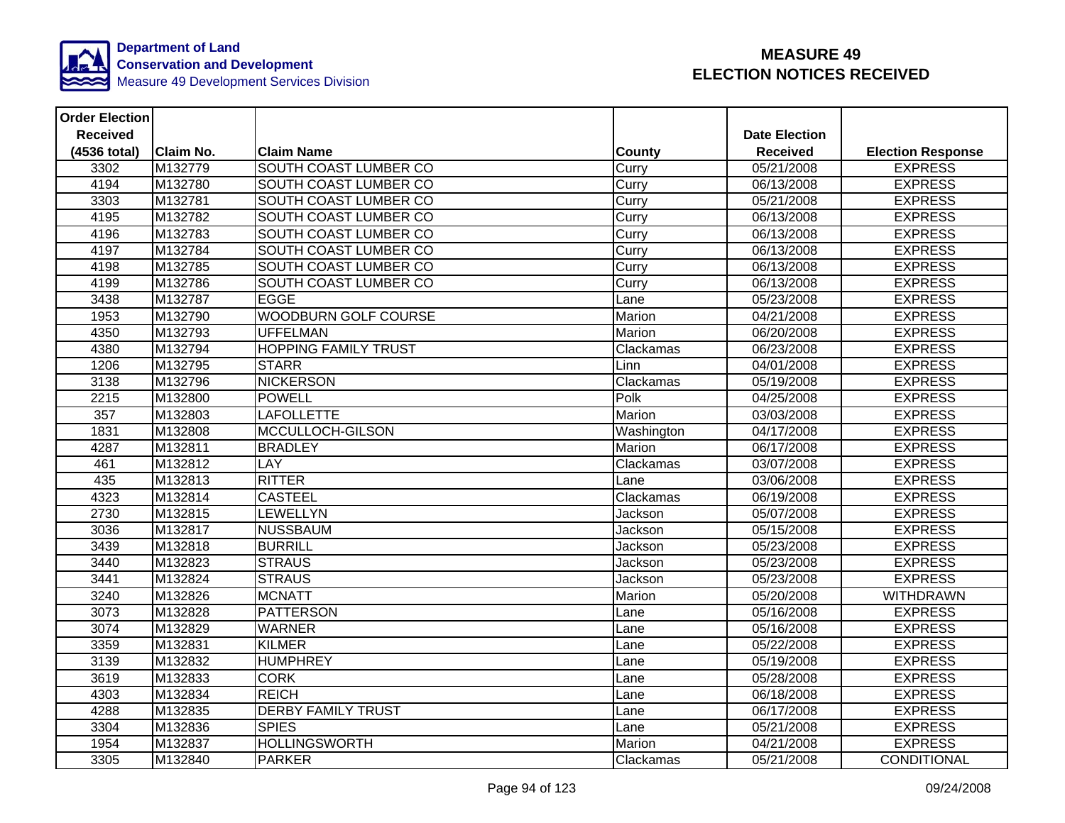Department of Land Conservation and Development
Measure 49 Development Services Division

# MEASURE 49 ELECTION NOTICES RECEIVED

| Order Election Received (4536 total) | Claim No. | Claim Name | County | Date Election Received | Election Response |
|---|---|---|---|---|---|
| 3302 | M132779 | SOUTH COAST LUMBER CO | Curry | 05/21/2008 | EXPRESS |
| 4194 | M132780 | SOUTH COAST LUMBER CO | Curry | 06/13/2008 | EXPRESS |
| 3303 | M132781 | SOUTH COAST LUMBER CO | Curry | 05/21/2008 | EXPRESS |
| 4195 | M132782 | SOUTH COAST LUMBER CO | Curry | 06/13/2008 | EXPRESS |
| 4196 | M132783 | SOUTH COAST LUMBER CO | Curry | 06/13/2008 | EXPRESS |
| 4197 | M132784 | SOUTH COAST LUMBER CO | Curry | 06/13/2008 | EXPRESS |
| 4198 | M132785 | SOUTH COAST LUMBER CO | Curry | 06/13/2008 | EXPRESS |
| 4199 | M132786 | SOUTH COAST LUMBER CO | Curry | 06/13/2008 | EXPRESS |
| 3438 | M132787 | EGGE | Lane | 05/23/2008 | EXPRESS |
| 1953 | M132790 | WOODBURN GOLF COURSE | Marion | 04/21/2008 | EXPRESS |
| 4350 | M132793 | UFFELMAN | Marion | 06/20/2008 | EXPRESS |
| 4380 | M132794 | HOPPING FAMILY TRUST | Clackamas | 06/23/2008 | EXPRESS |
| 1206 | M132795 | STARR | Linn | 04/01/2008 | EXPRESS |
| 3138 | M132796 | NICKERSON | Clackamas | 05/19/2008 | EXPRESS |
| 2215 | M132800 | POWELL | Polk | 04/25/2008 | EXPRESS |
| 357 | M132803 | LAFOLLETTE | Marion | 03/03/2008 | EXPRESS |
| 1831 | M132808 | MCCULLOCH-GILSON | Washington | 04/17/2008 | EXPRESS |
| 4287 | M132811 | BRADLEY | Marion | 06/17/2008 | EXPRESS |
| 461 | M132812 | LAY | Clackamas | 03/07/2008 | EXPRESS |
| 435 | M132813 | RITTER | Lane | 03/06/2008 | EXPRESS |
| 4323 | M132814 | CASTEEL | Clackamas | 06/19/2008 | EXPRESS |
| 2730 | M132815 | LEWELLYN | Jackson | 05/07/2008 | EXPRESS |
| 3036 | M132817 | NUSSBAUM | Jackson | 05/15/2008 | EXPRESS |
| 3439 | M132818 | BURRILL | Jackson | 05/23/2008 | EXPRESS |
| 3440 | M132823 | STRAUS | Jackson | 05/23/2008 | EXPRESS |
| 3441 | M132824 | STRAUS | Jackson | 05/23/2008 | EXPRESS |
| 3240 | M132826 | MCNATT | Marion | 05/20/2008 | WITHDRAWN |
| 3073 | M132828 | PATTERSON | Lane | 05/16/2008 | EXPRESS |
| 3074 | M132829 | WARNER | Lane | 05/16/2008 | EXPRESS |
| 3359 | M132831 | KILMER | Lane | 05/22/2008 | EXPRESS |
| 3139 | M132832 | HUMPHREY | Lane | 05/19/2008 | EXPRESS |
| 3619 | M132833 | CORK | Lane | 05/28/2008 | EXPRESS |
| 4303 | M132834 | REICH | Lane | 06/18/2008 | EXPRESS |
| 4288 | M132835 | DERBY FAMILY TRUST | Lane | 06/17/2008 | EXPRESS |
| 3304 | M132836 | SPIES | Lane | 05/21/2008 | EXPRESS |
| 1954 | M132837 | HOLLINGSWORTH | Marion | 04/21/2008 | EXPRESS |
| 3305 | M132840 | PARKER | Clackamas | 05/21/2008 | CONDITIONAL |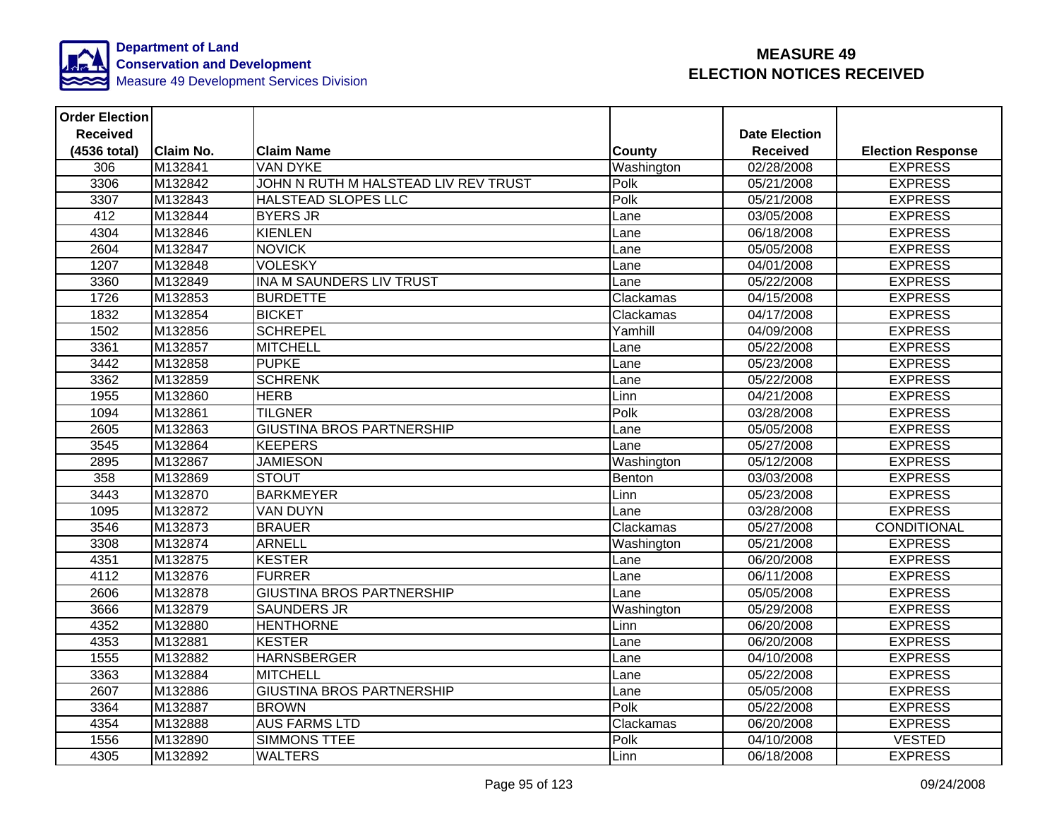Department of Land Conservation and Development
Measure 49 Development Services Division

# MEASURE 49 ELECTION NOTICES RECEIVED

| Order Election Received (4536 total) | Claim No. | Claim Name | County | Date Election Received | Election Response |
|---|---|---|---|---|---|
| 306 | M132841 | VAN DYKE | Washington | 02/28/2008 | EXPRESS |
| 3306 | M132842 | JOHN N RUTH M HALSTEAD LIV REV TRUST | Polk | 05/21/2008 | EXPRESS |
| 3307 | M132843 | HALSTEAD SLOPES LLC | Polk | 05/21/2008 | EXPRESS |
| 412 | M132844 | BYERS JR | Lane | 03/05/2008 | EXPRESS |
| 4304 | M132846 | KIENLEN | Lane | 06/18/2008 | EXPRESS |
| 2604 | M132847 | NOVICK | Lane | 05/05/2008 | EXPRESS |
| 1207 | M132848 | VOLESKY | Lane | 04/01/2008 | EXPRESS |
| 3360 | M132849 | INA M SAUNDERS LIV TRUST | Lane | 05/22/2008 | EXPRESS |
| 1726 | M132853 | BURDETTE | Clackamas | 04/15/2008 | EXPRESS |
| 1832 | M132854 | BICKET | Clackamas | 04/17/2008 | EXPRESS |
| 1502 | M132856 | SCHREPEL | Yamhill | 04/09/2008 | EXPRESS |
| 3361 | M132857 | MITCHELL | Lane | 05/22/2008 | EXPRESS |
| 3442 | M132858 | PUPKE | Lane | 05/23/2008 | EXPRESS |
| 3362 | M132859 | SCHRENK | Lane | 05/22/2008 | EXPRESS |
| 1955 | M132860 | HERB | Linn | 04/21/2008 | EXPRESS |
| 1094 | M132861 | TILGNER | Polk | 03/28/2008 | EXPRESS |
| 2605 | M132863 | GIUSTINA BROS PARTNERSHIP | Lane | 05/05/2008 | EXPRESS |
| 3545 | M132864 | KEEPERS | Lane | 05/27/2008 | EXPRESS |
| 2895 | M132867 | JAMIESON | Washington | 05/12/2008 | EXPRESS |
| 358 | M132869 | STOUT | Benton | 03/03/2008 | EXPRESS |
| 3443 | M132870 | BARKMEYER | Linn | 05/23/2008 | EXPRESS |
| 1095 | M132872 | VAN DUYN | Lane | 03/28/2008 | EXPRESS |
| 3546 | M132873 | BRAUER | Clackamas | 05/27/2008 | CONDITIONAL |
| 3308 | M132874 | ARNELL | Washington | 05/21/2008 | EXPRESS |
| 4351 | M132875 | KESTER | Lane | 06/20/2008 | EXPRESS |
| 4112 | M132876 | FURRER | Lane | 06/11/2008 | EXPRESS |
| 2606 | M132878 | GIUSTINA BROS PARTNERSHIP | Lane | 05/05/2008 | EXPRESS |
| 3666 | M132879 | SAUNDERS JR | Washington | 05/29/2008 | EXPRESS |
| 4352 | M132880 | HENTHORNE | Linn | 06/20/2008 | EXPRESS |
| 4353 | M132881 | KESTER | Lane | 06/20/2008 | EXPRESS |
| 1555 | M132882 | HARNSBERGER | Lane | 04/10/2008 | EXPRESS |
| 3363 | M132884 | MITCHELL | Lane | 05/22/2008 | EXPRESS |
| 2607 | M132886 | GIUSTINA BROS PARTNERSHIP | Lane | 05/05/2008 | EXPRESS |
| 3364 | M132887 | BROWN | Polk | 05/22/2008 | EXPRESS |
| 4354 | M132888 | AUS FARMS LTD | Clackamas | 06/20/2008 | EXPRESS |
| 1556 | M132890 | SIMMONS TTEE | Polk | 04/10/2008 | VESTED |
| 4305 | M132892 | WALTERS | Linn | 06/18/2008 | EXPRESS |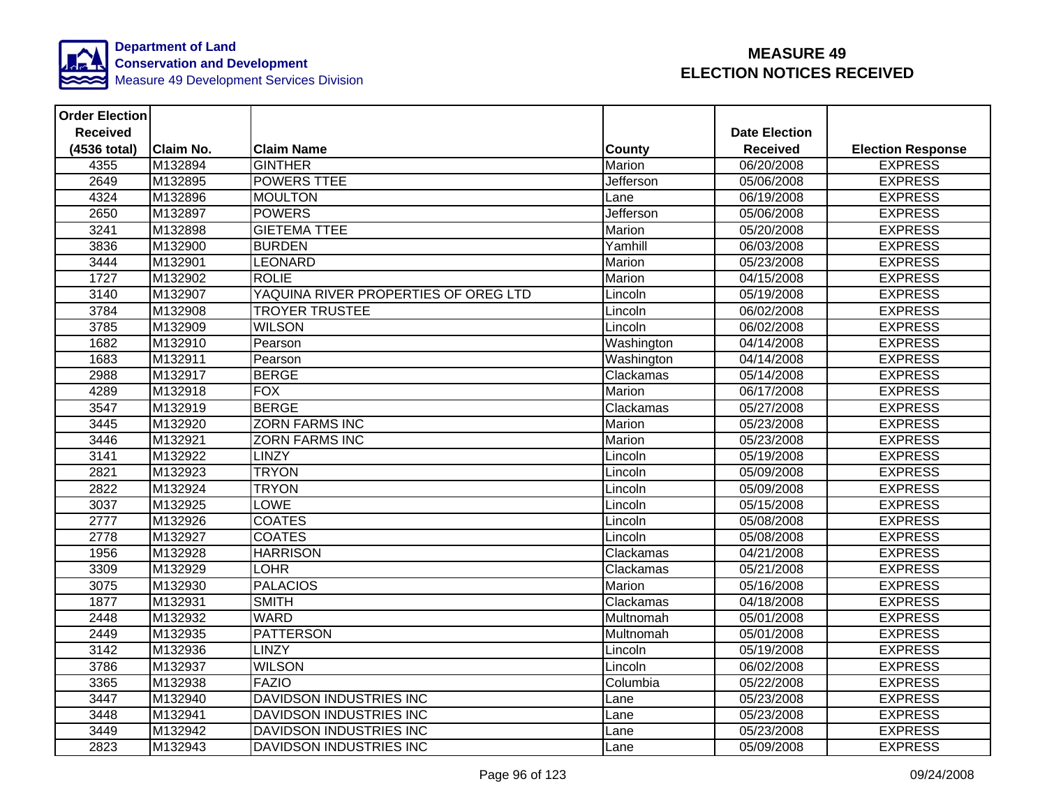Department of Land Conservation and Development
Measure 49 Development Services Division

# MEASURE 49 ELECTION NOTICES RECEIVED

| Order Election Received (4536 total) | Claim No. | Claim Name | County | Date Election Received | Election Response |
|---|---|---|---|---|---|
| 4355 | M132894 | GINTHER | Marion | 06/20/2008 | EXPRESS |
| 2649 | M132895 | POWERS TTEE | Jefferson | 05/06/2008 | EXPRESS |
| 4324 | M132896 | MOULTON | Lane | 06/19/2008 | EXPRESS |
| 2650 | M132897 | POWERS | Jefferson | 05/06/2008 | EXPRESS |
| 3241 | M132898 | GIETEMA TTEE | Marion | 05/20/2008 | EXPRESS |
| 3836 | M132900 | BURDEN | Yamhill | 06/03/2008 | EXPRESS |
| 3444 | M132901 | LEONARD | Marion | 05/23/2008 | EXPRESS |
| 1727 | M132902 | ROLIE | Marion | 04/15/2008 | EXPRESS |
| 3140 | M132907 | YAQUINA RIVER PROPERTIES OF OREG LTD | Lincoln | 05/19/2008 | EXPRESS |
| 3784 | M132908 | TROYER TRUSTEE | Lincoln | 06/02/2008 | EXPRESS |
| 3785 | M132909 | WILSON | Lincoln | 06/02/2008 | EXPRESS |
| 1682 | M132910 | Pearson | Washington | 04/14/2008 | EXPRESS |
| 1683 | M132911 | Pearson | Washington | 04/14/2008 | EXPRESS |
| 2988 | M132917 | BERGE | Clackamas | 05/14/2008 | EXPRESS |
| 4289 | M132918 | FOX | Marion | 06/17/2008 | EXPRESS |
| 3547 | M132919 | BERGE | Clackamas | 05/27/2008 | EXPRESS |
| 3445 | M132920 | ZORN FARMS INC | Marion | 05/23/2008 | EXPRESS |
| 3446 | M132921 | ZORN FARMS INC | Marion | 05/23/2008 | EXPRESS |
| 3141 | M132922 | LINZY | Lincoln | 05/19/2008 | EXPRESS |
| 2821 | M132923 | TRYON | Lincoln | 05/09/2008 | EXPRESS |
| 2822 | M132924 | TRYON | Lincoln | 05/09/2008 | EXPRESS |
| 3037 | M132925 | LOWE | Lincoln | 05/15/2008 | EXPRESS |
| 2777 | M132926 | COATES | Lincoln | 05/08/2008 | EXPRESS |
| 2778 | M132927 | COATES | Lincoln | 05/08/2008 | EXPRESS |
| 1956 | M132928 | HARRISON | Clackamas | 04/21/2008 | EXPRESS |
| 3309 | M132929 | LOHR | Clackamas | 05/21/2008 | EXPRESS |
| 3075 | M132930 | PALACIOS | Marion | 05/16/2008 | EXPRESS |
| 1877 | M132931 | SMITH | Clackamas | 04/18/2008 | EXPRESS |
| 2448 | M132932 | WARD | Multnomah | 05/01/2008 | EXPRESS |
| 2449 | M132935 | PATTERSON | Multnomah | 05/01/2008 | EXPRESS |
| 3142 | M132936 | LINZY | Lincoln | 05/19/2008 | EXPRESS |
| 3786 | M132937 | WILSON | Lincoln | 06/02/2008 | EXPRESS |
| 3365 | M132938 | FAZIO | Columbia | 05/22/2008 | EXPRESS |
| 3447 | M132940 | DAVIDSON INDUSTRIES INC | Lane | 05/23/2008 | EXPRESS |
| 3448 | M132941 | DAVIDSON INDUSTRIES INC | Lane | 05/23/2008 | EXPRESS |
| 3449 | M132942 | DAVIDSON INDUSTRIES INC | Lane | 05/23/2008 | EXPRESS |
| 2823 | M132943 | DAVIDSON INDUSTRIES INC | Lane | 05/09/2008 | EXPRESS |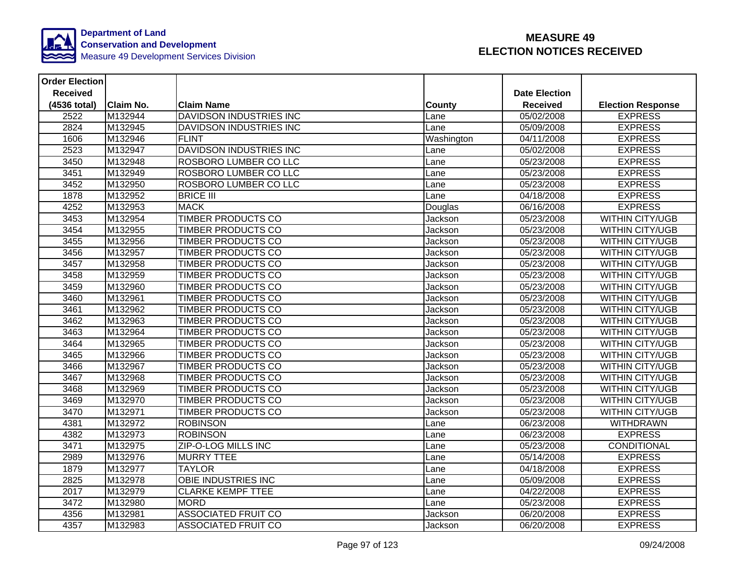**Department of Land Conservation and Development**
Measure 49 Development Services Division

# MEASURE 49
# ELECTION NOTICES RECEIVED

| Order Election Received (4536 total) | Claim No. | Claim Name | County | Date Election Received | Election Response |
|---|---|---|---|---|---|
| 2522 | M132944 | DAVIDSON INDUSTRIES INC | Lane | 05/02/2008 | EXPRESS |
| 2824 | M132945 | DAVIDSON INDUSTRIES INC | Lane | 05/09/2008 | EXPRESS |
| 1606 | M132946 | FLINT | Washington | 04/11/2008 | EXPRESS |
| 2523 | M132947 | DAVIDSON INDUSTRIES INC | Lane | 05/02/2008 | EXPRESS |
| 3450 | M132948 | ROSBORO LUMBER CO LLC | Lane | 05/23/2008 | EXPRESS |
| 3451 | M132949 | ROSBORO LUMBER CO LLC | Lane | 05/23/2008 | EXPRESS |
| 3452 | M132950 | ROSBORO LUMBER CO LLC | Lane | 05/23/2008 | EXPRESS |
| 1878 | M132952 | BRICE III | Lane | 04/18/2008 | EXPRESS |
| 4252 | M132953 | MACK | Douglas | 06/16/2008 | EXPRESS |
| 3453 | M132954 | TIMBER PRODUCTS CO | Jackson | 05/23/2008 | WITHIN CITY/UGB |
| 3454 | M132955 | TIMBER PRODUCTS CO | Jackson | 05/23/2008 | WITHIN CITY/UGB |
| 3455 | M132956 | TIMBER PRODUCTS CO | Jackson | 05/23/2008 | WITHIN CITY/UGB |
| 3456 | M132957 | TIMBER PRODUCTS CO | Jackson | 05/23/2008 | WITHIN CITY/UGB |
| 3457 | M132958 | TIMBER PRODUCTS CO | Jackson | 05/23/2008 | WITHIN CITY/UGB |
| 3458 | M132959 | TIMBER PRODUCTS CO | Jackson | 05/23/2008 | WITHIN CITY/UGB |
| 3459 | M132960 | TIMBER PRODUCTS CO | Jackson | 05/23/2008 | WITHIN CITY/UGB |
| 3460 | M132961 | TIMBER PRODUCTS CO | Jackson | 05/23/2008 | WITHIN CITY/UGB |
| 3461 | M132962 | TIMBER PRODUCTS CO | Jackson | 05/23/2008 | WITHIN CITY/UGB |
| 3462 | M132963 | TIMBER PRODUCTS CO | Jackson | 05/23/2008 | WITHIN CITY/UGB |
| 3463 | M132964 | TIMBER PRODUCTS CO | Jackson | 05/23/2008 | WITHIN CITY/UGB |
| 3464 | M132965 | TIMBER PRODUCTS CO | Jackson | 05/23/2008 | WITHIN CITY/UGB |
| 3465 | M132966 | TIMBER PRODUCTS CO | Jackson | 05/23/2008 | WITHIN CITY/UGB |
| 3466 | M132967 | TIMBER PRODUCTS CO | Jackson | 05/23/2008 | WITHIN CITY/UGB |
| 3467 | M132968 | TIMBER PRODUCTS CO | Jackson | 05/23/2008 | WITHIN CITY/UGB |
| 3468 | M132969 | TIMBER PRODUCTS CO | Jackson | 05/23/2008 | WITHIN CITY/UGB |
| 3469 | M132970 | TIMBER PRODUCTS CO | Jackson | 05/23/2008 | WITHIN CITY/UGB |
| 3470 | M132971 | TIMBER PRODUCTS CO | Jackson | 05/23/2008 | WITHIN CITY/UGB |
| 4381 | M132972 | ROBINSON | Lane | 06/23/2008 | WITHDRAWN |
| 4382 | M132973 | ROBINSON | Lane | 06/23/2008 | EXPRESS |
| 3471 | M132975 | ZIP-O-LOG MILLS INC | Lane | 05/23/2008 | CONDITIONAL |
| 2989 | M132976 | MURRY TTEE | Lane | 05/14/2008 | EXPRESS |
| 1879 | M132977 | TAYLOR | Lane | 04/18/2008 | EXPRESS |
| 2825 | M132978 | OBIE INDUSTRIES INC | Lane | 05/09/2008 | EXPRESS |
| 2017 | M132979 | CLARKE KEMPF TTEE | Lane | 04/22/2008 | EXPRESS |
| 3472 | M132980 | MORD | Lane | 05/23/2008 | EXPRESS |
| 4356 | M132981 | ASSOCIATED FRUIT CO | Jackson | 06/20/2008 | EXPRESS |
| 4357 | M132983 | ASSOCIATED FRUIT CO | Jackson | 06/20/2008 | EXPRESS |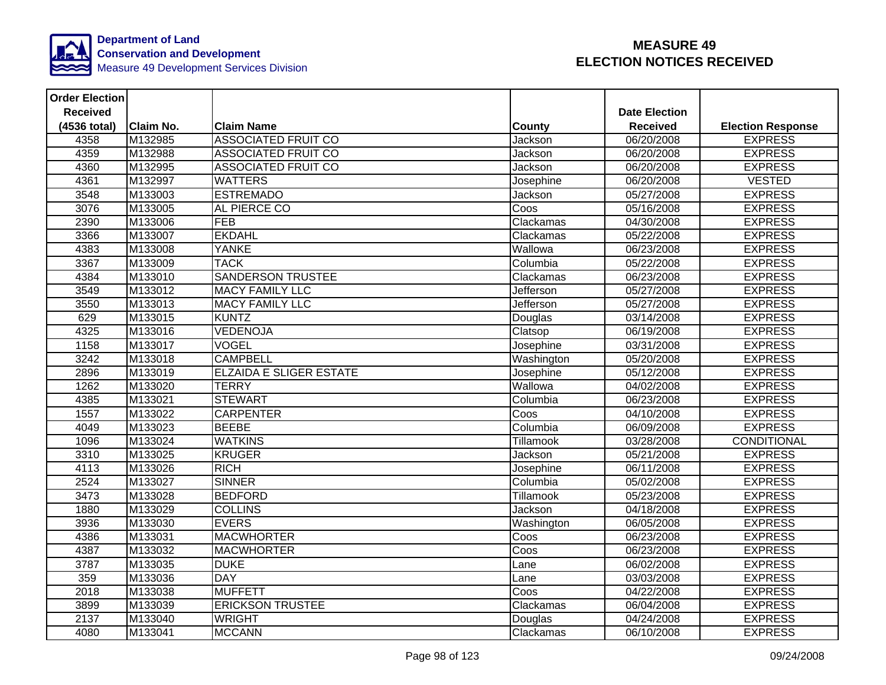Department of Land Conservation and Development
Measure 49 Development Services Division

# MEASURE 49 ELECTION NOTICES RECEIVED

| Order Election Received (4536 total) | Claim No. | Claim Name | County | Date Election Received | Election Response |
|---|---|---|---|---|---|
| 4358 | M132985 | ASSOCIATED FRUIT CO | Jackson | 06/20/2008 | EXPRESS |
| 4359 | M132988 | ASSOCIATED FRUIT CO | Jackson | 06/20/2008 | EXPRESS |
| 4360 | M132995 | ASSOCIATED FRUIT CO | Jackson | 06/20/2008 | EXPRESS |
| 4361 | M132997 | WATTERS | Josephine | 06/20/2008 | VESTED |
| 3548 | M133003 | ESTREMADO | Jackson | 05/27/2008 | EXPRESS |
| 3076 | M133005 | AL PIERCE CO | Coos | 05/16/2008 | EXPRESS |
| 2390 | M133006 | FEB | Clackamas | 04/30/2008 | EXPRESS |
| 3366 | M133007 | EKDAHL | Clackamas | 05/22/2008 | EXPRESS |
| 4383 | M133008 | YANKE | Wallowa | 06/23/2008 | EXPRESS |
| 3367 | M133009 | TACK | Columbia | 05/22/2008 | EXPRESS |
| 4384 | M133010 | SANDERSON TRUSTEE | Clackamas | 06/23/2008 | EXPRESS |
| 3549 | M133012 | MACY FAMILY LLC | Jefferson | 05/27/2008 | EXPRESS |
| 3550 | M133013 | MACY FAMILY LLC | Jefferson | 05/27/2008 | EXPRESS |
| 629 | M133015 | KUNTZ | Douglas | 03/14/2008 | EXPRESS |
| 4325 | M133016 | VEDENOJA | Clatsop | 06/19/2008 | EXPRESS |
| 1158 | M133017 | VOGEL | Josephine | 03/31/2008 | EXPRESS |
| 3242 | M133018 | CAMPBELL | Washington | 05/20/2008 | EXPRESS |
| 2896 | M133019 | ELZAIDA E SLIGER ESTATE | Josephine | 05/12/2008 | EXPRESS |
| 1262 | M133020 | TERRY | Wallowa | 04/02/2008 | EXPRESS |
| 4385 | M133021 | STEWART | Columbia | 06/23/2008 | EXPRESS |
| 1557 | M133022 | CARPENTER | Coos | 04/10/2008 | EXPRESS |
| 4049 | M133023 | BEEBE | Columbia | 06/09/2008 | EXPRESS |
| 1096 | M133024 | WATKINS | Tillamook | 03/28/2008 | CONDITIONAL |
| 3310 | M133025 | KRUGER | Jackson | 05/21/2008 | EXPRESS |
| 4113 | M133026 | RICH | Josephine | 06/11/2008 | EXPRESS |
| 2524 | M133027 | SINNER | Columbia | 05/02/2008 | EXPRESS |
| 3473 | M133028 | BEDFORD | Tillamook | 05/23/2008 | EXPRESS |
| 1880 | M133029 | COLLINS | Jackson | 04/18/2008 | EXPRESS |
| 3936 | M133030 | EVERS | Washington | 06/05/2008 | EXPRESS |
| 4386 | M133031 | MACWHORTER | Coos | 06/23/2008 | EXPRESS |
| 4387 | M133032 | MACWHORTER | Coos | 06/23/2008 | EXPRESS |
| 3787 | M133035 | DUKE | Lane | 06/02/2008 | EXPRESS |
| 359 | M133036 | DAY | Lane | 03/03/2008 | EXPRESS |
| 2018 | M133038 | MUFFETT | Coos | 04/22/2008 | EXPRESS |
| 3899 | M133039 | ERICKSON TRUSTEE | Clackamas | 06/04/2008 | EXPRESS |
| 2137 | M133040 | WRIGHT | Douglas | 04/24/2008 | EXPRESS |
| 4080 | M133041 | MCCANN | Clackamas | 06/10/2008 | EXPRESS |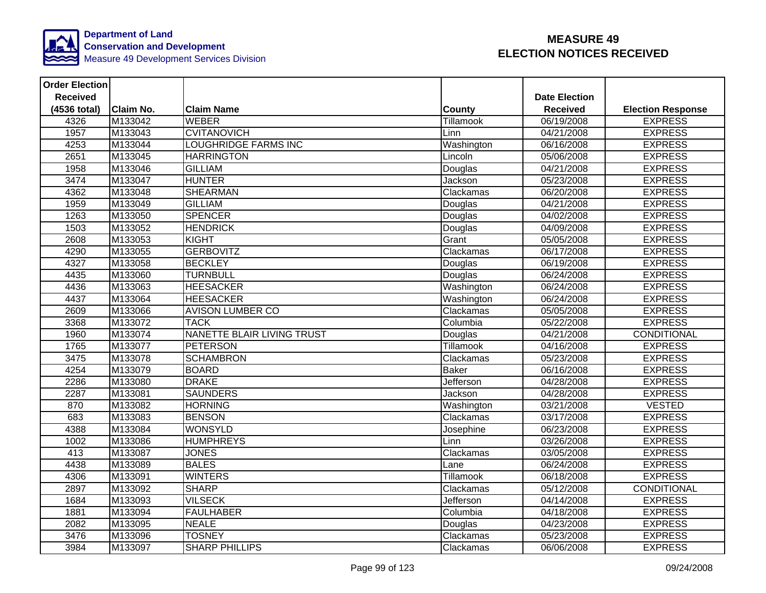Department of Land Conservation and Development
Measure 49 Development Services Division

# MEASURE 49
# ELECTION NOTICES RECEIVED

| Order Election Received (4536 total) | Claim No. | Claim Name | County | Date Election Received | Election Response |
|---|---|---|---|---|---|
| 4326 | M133042 | WEBER | Tillamook | 06/19/2008 | EXPRESS |
| 1957 | M133043 | CVITANOVICH | Linn | 04/21/2008 | EXPRESS |
| 4253 | M133044 | LOUGHRIDGE FARMS INC | Washington | 06/16/2008 | EXPRESS |
| 2651 | M133045 | HARRINGTON | Lincoln | 05/06/2008 | EXPRESS |
| 1958 | M133046 | GILLIAM | Douglas | 04/21/2008 | EXPRESS |
| 3474 | M133047 | HUNTER | Jackson | 05/23/2008 | EXPRESS |
| 4362 | M133048 | SHEARMAN | Clackamas | 06/20/2008 | EXPRESS |
| 1959 | M133049 | GILLIAM | Douglas | 04/21/2008 | EXPRESS |
| 1263 | M133050 | SPENCER | Douglas | 04/02/2008 | EXPRESS |
| 1503 | M133052 | HENDRICK | Douglas | 04/09/2008 | EXPRESS |
| 2608 | M133053 | KIGHT | Grant | 05/05/2008 | EXPRESS |
| 4290 | M133055 | GERBOVITZ | Clackamas | 06/17/2008 | EXPRESS |
| 4327 | M133058 | BECKLEY | Douglas | 06/19/2008 | EXPRESS |
| 4435 | M133060 | TURNBULL | Douglas | 06/24/2008 | EXPRESS |
| 4436 | M133063 | HEESACKER | Washington | 06/24/2008 | EXPRESS |
| 4437 | M133064 | HEESACKER | Washington | 06/24/2008 | EXPRESS |
| 2609 | M133066 | AVISON LUMBER CO | Clackamas | 05/05/2008 | EXPRESS |
| 3368 | M133072 | TACK | Columbia | 05/22/2008 | EXPRESS |
| 1960 | M133074 | NANETTE BLAIR LIVING TRUST | Douglas | 04/21/2008 | CONDITIONAL |
| 1765 | M133077 | PETERSON | Tillamook | 04/16/2008 | EXPRESS |
| 3475 | M133078 | SCHAMBRON | Clackamas | 05/23/2008 | EXPRESS |
| 4254 | M133079 | BOARD | Baker | 06/16/2008 | EXPRESS |
| 2286 | M133080 | DRAKE | Jefferson | 04/28/2008 | EXPRESS |
| 2287 | M133081 | SAUNDERS | Jackson | 04/28/2008 | EXPRESS |
| 870 | M133082 | HORNING | Washington | 03/21/2008 | VESTED |
| 683 | M133083 | BENSON | Clackamas | 03/17/2008 | EXPRESS |
| 4388 | M133084 | WONSYLD | Josephine | 06/23/2008 | EXPRESS |
| 1002 | M133086 | HUMPHREYS | Linn | 03/26/2008 | EXPRESS |
| 413 | M133087 | JONES | Clackamas | 03/05/2008 | EXPRESS |
| 4438 | M133089 | BALES | Lane | 06/24/2008 | EXPRESS |
| 4306 | M133091 | WINTERS | Tillamook | 06/18/2008 | EXPRESS |
| 2897 | M133092 | SHARP | Clackamas | 05/12/2008 | CONDITIONAL |
| 1684 | M133093 | VILSECK | Jefferson | 04/14/2008 | EXPRESS |
| 1881 | M133094 | FAULHABER | Columbia | 04/18/2008 | EXPRESS |
| 2082 | M133095 | NEALE | Douglas | 04/23/2008 | EXPRESS |
| 3476 | M133096 | TOSNEY | Clackamas | 05/23/2008 | EXPRESS |
| 3984 | M133097 | SHARP PHILLIPS | Clackamas | 06/06/2008 | EXPRESS |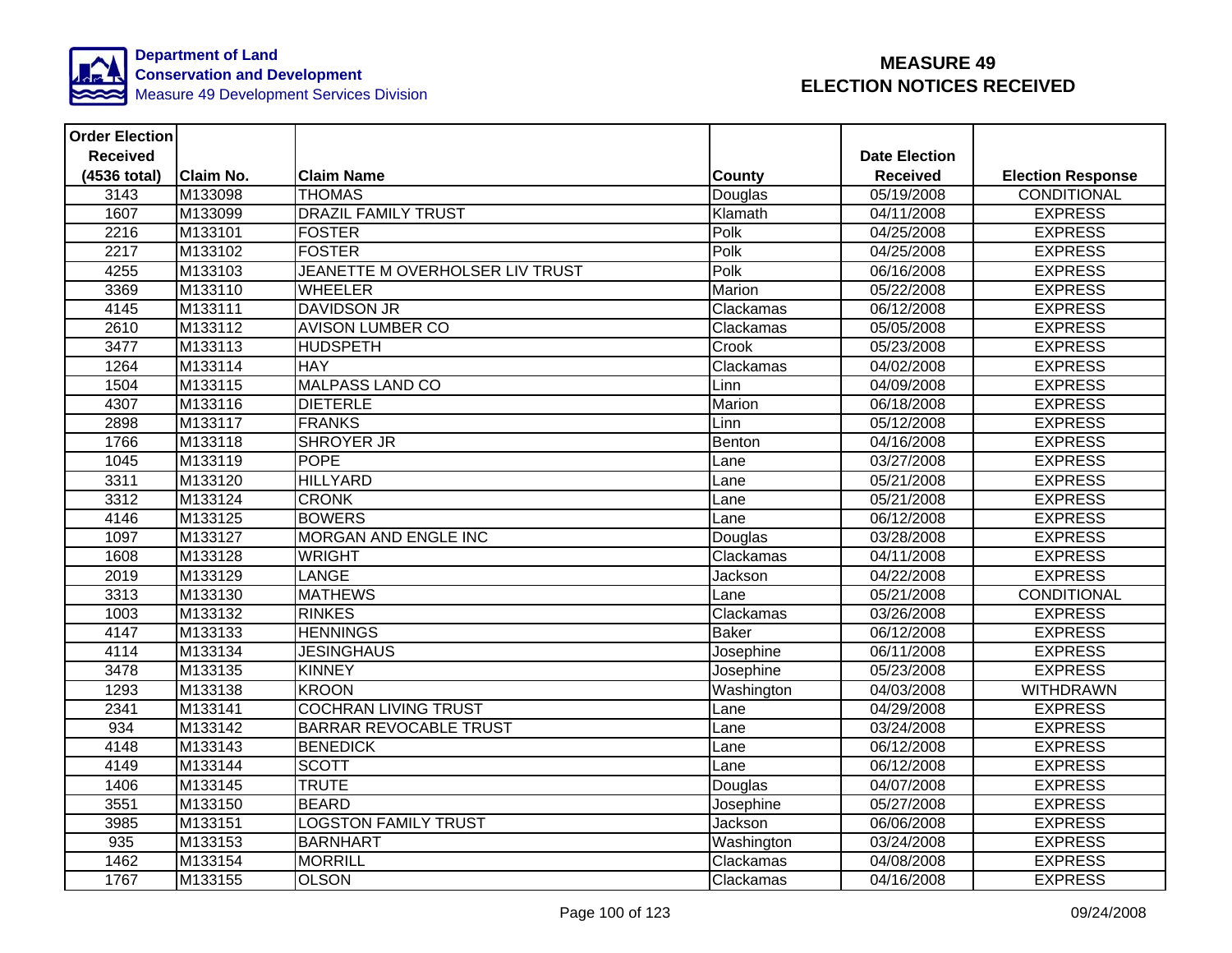**Department of Land Conservation and Development**
Measure 49 Development Services Division

# MEASURE 49
# ELECTION NOTICES RECEIVED

| Order Election Received (4536 total) | Claim No. | Claim Name | County | Date Election Received | Election Response |
|---|---|---|---|---|---|
| 3143 | M133098 | THOMAS | Douglas | 05/19/2008 | CONDITIONAL |
| 1607 | M133099 | DRAZIL FAMILY TRUST | Klamath | 04/11/2008 | EXPRESS |
| 2216 | M133101 | FOSTER | Polk | 04/25/2008 | EXPRESS |
| 2217 | M133102 | FOSTER | Polk | 04/25/2008 | EXPRESS |
| 4255 | M133103 | JEANETTE M OVERHOLSER LIV TRUST | Polk | 06/16/2008 | EXPRESS |
| 3369 | M133110 | WHEELER | Marion | 05/22/2008 | EXPRESS |
| 4145 | M133111 | DAVIDSON JR | Clackamas | 06/12/2008 | EXPRESS |
| 2610 | M133112 | AVISON LUMBER CO | Clackamas | 05/05/2008 | EXPRESS |
| 3477 | M133113 | HUDSPETH | Crook | 05/23/2008 | EXPRESS |
| 1264 | M133114 | HAY | Clackamas | 04/02/2008 | EXPRESS |
| 1504 | M133115 | MALPASS LAND CO | Linn | 04/09/2008 | EXPRESS |
| 4307 | M133116 | DIETERLE | Marion | 06/18/2008 | EXPRESS |
| 2898 | M133117 | FRANKS | Linn | 05/12/2008 | EXPRESS |
| 1766 | M133118 | SHROYER JR | Benton | 04/16/2008 | EXPRESS |
| 1045 | M133119 | POPE | Lane | 03/27/2008 | EXPRESS |
| 3311 | M133120 | HILLYARD | Lane | 05/21/2008 | EXPRESS |
| 3312 | M133124 | CRONK | Lane | 05/21/2008 | EXPRESS |
| 4146 | M133125 | BOWERS | Lane | 06/12/2008 | EXPRESS |
| 1097 | M133127 | MORGAN AND ENGLE INC | Douglas | 03/28/2008 | EXPRESS |
| 1608 | M133128 | WRIGHT | Clackamas | 04/11/2008 | EXPRESS |
| 2019 | M133129 | LANGE | Jackson | 04/22/2008 | EXPRESS |
| 3313 | M133130 | MATHEWS | Lane | 05/21/2008 | CONDITIONAL |
| 1003 | M133132 | RINKES | Clackamas | 03/26/2008 | EXPRESS |
| 4147 | M133133 | HENNINGS | Baker | 06/12/2008 | EXPRESS |
| 4114 | M133134 | JESINGHAUS | Josephine | 06/11/2008 | EXPRESS |
| 3478 | M133135 | KINNEY | Josephine | 05/23/2008 | EXPRESS |
| 1293 | M133138 | KROON | Washington | 04/03/2008 | WITHDRAWN |
| 2341 | M133141 | COCHRAN LIVING TRUST | Lane | 04/29/2008 | EXPRESS |
| 934 | M133142 | BARRAR REVOCABLE TRUST | Lane | 03/24/2008 | EXPRESS |
| 4148 | M133143 | BENEDICK | Lane | 06/12/2008 | EXPRESS |
| 4149 | M133144 | SCOTT | Lane | 06/12/2008 | EXPRESS |
| 1406 | M133145 | TRUTE | Douglas | 04/07/2008 | EXPRESS |
| 3551 | M133150 | BEARD | Josephine | 05/27/2008 | EXPRESS |
| 3985 | M133151 | LOGSTON FAMILY TRUST | Jackson | 06/06/2008 | EXPRESS |
| 935 | M133153 | BARNHART | Washington | 03/24/2008 | EXPRESS |
| 1462 | M133154 | MORRILL | Clackamas | 04/08/2008 | EXPRESS |
| 1767 | M133155 | OLSON | Clackamas | 04/16/2008 | EXPRESS |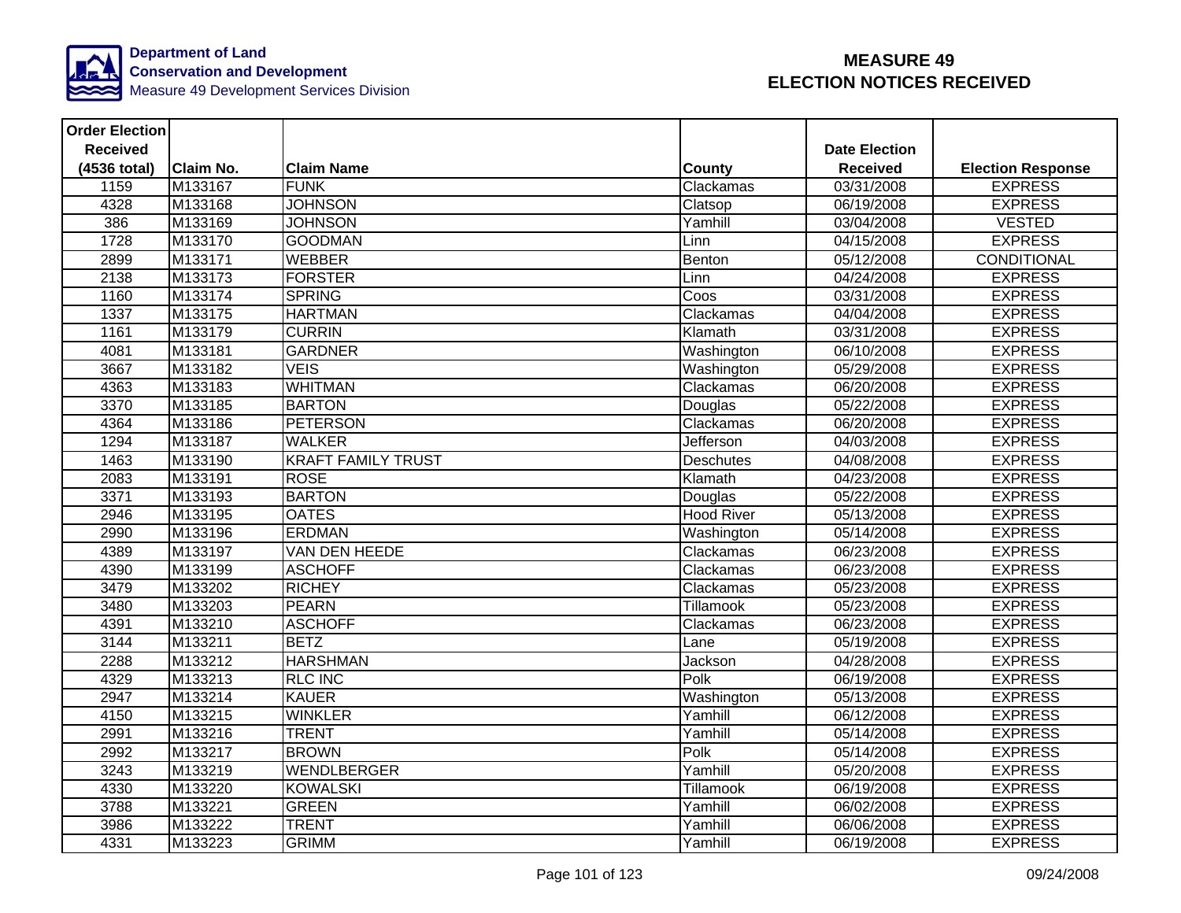**Department of Land Conservation and Development**
Measure 49 Development Services Division

# MEASURE 49
# ELECTION NOTICES RECEIVED

| Order Election Received (4536 total) | Claim No. | Claim Name | County | Date Election Received | Election Response |
|---|---|---|---|---|---|
| 1159 | M133167 | FUNK | Clackamas | 03/31/2008 | EXPRESS |
| 4328 | M133168 | JOHNSON | Clatsop | 06/19/2008 | EXPRESS |
| 386 | M133169 | JOHNSON | Yamhill | 03/04/2008 | VESTED |
| 1728 | M133170 | GOODMAN | Linn | 04/15/2008 | EXPRESS |
| 2899 | M133171 | WEBBER | Benton | 05/12/2008 | CONDITIONAL |
| 2138 | M133173 | FORSTER | Linn | 04/24/2008 | EXPRESS |
| 1160 | M133174 | SPRING | Coos | 03/31/2008 | EXPRESS |
| 1337 | M133175 | HARTMAN | Clackamas | 04/04/2008 | EXPRESS |
| 1161 | M133179 | CURRIN | Klamath | 03/31/2008 | EXPRESS |
| 4081 | M133181 | GARDNER | Washington | 06/10/2008 | EXPRESS |
| 3667 | M133182 | VEIS | Washington | 05/29/2008 | EXPRESS |
| 4363 | M133183 | WHITMAN | Clackamas | 06/20/2008 | EXPRESS |
| 3370 | M133185 | BARTON | Douglas | 05/22/2008 | EXPRESS |
| 4364 | M133186 | PETERSON | Clackamas | 06/20/2008 | EXPRESS |
| 1294 | M133187 | WALKER | Jefferson | 04/03/2008 | EXPRESS |
| 1463 | M133190 | KRAFT FAMILY TRUST | Deschutes | 04/08/2008 | EXPRESS |
| 2083 | M133191 | ROSE | Klamath | 04/23/2008 | EXPRESS |
| 3371 | M133193 | BARTON | Douglas | 05/22/2008 | EXPRESS |
| 2946 | M133195 | OATES | Hood River | 05/13/2008 | EXPRESS |
| 2990 | M133196 | ERDMAN | Washington | 05/14/2008 | EXPRESS |
| 4389 | M133197 | VAN DEN HEEDE | Clackamas | 06/23/2008 | EXPRESS |
| 4390 | M133199 | ASCHOFF | Clackamas | 06/23/2008 | EXPRESS |
| 3479 | M133202 | RICHEY | Clackamas | 05/23/2008 | EXPRESS |
| 3480 | M133203 | PEARN | Tillamook | 05/23/2008 | EXPRESS |
| 4391 | M133210 | ASCHOFF | Clackamas | 06/23/2008 | EXPRESS |
| 3144 | M133211 | BETZ | Lane | 05/19/2008 | EXPRESS |
| 2288 | M133212 | HARSHMAN | Jackson | 04/28/2008 | EXPRESS |
| 4329 | M133213 | RLC INC | Polk | 06/19/2008 | EXPRESS |
| 2947 | M133214 | KAUER | Washington | 05/13/2008 | EXPRESS |
| 4150 | M133215 | WINKLER | Yamhill | 06/12/2008 | EXPRESS |
| 2991 | M133216 | TRENT | Yamhill | 05/14/2008 | EXPRESS |
| 2992 | M133217 | BROWN | Polk | 05/14/2008 | EXPRESS |
| 3243 | M133219 | WENDLBERGER | Yamhill | 05/20/2008 | EXPRESS |
| 4330 | M133220 | KOWALSKI | Tillamook | 06/19/2008 | EXPRESS |
| 3788 | M133221 | GREEN | Yamhill | 06/02/2008 | EXPRESS |
| 3986 | M133222 | TRENT | Yamhill | 06/06/2008 | EXPRESS |
| 4331 | M133223 | GRIMM | Yamhill | 06/19/2008 | EXPRESS |

09/24/2008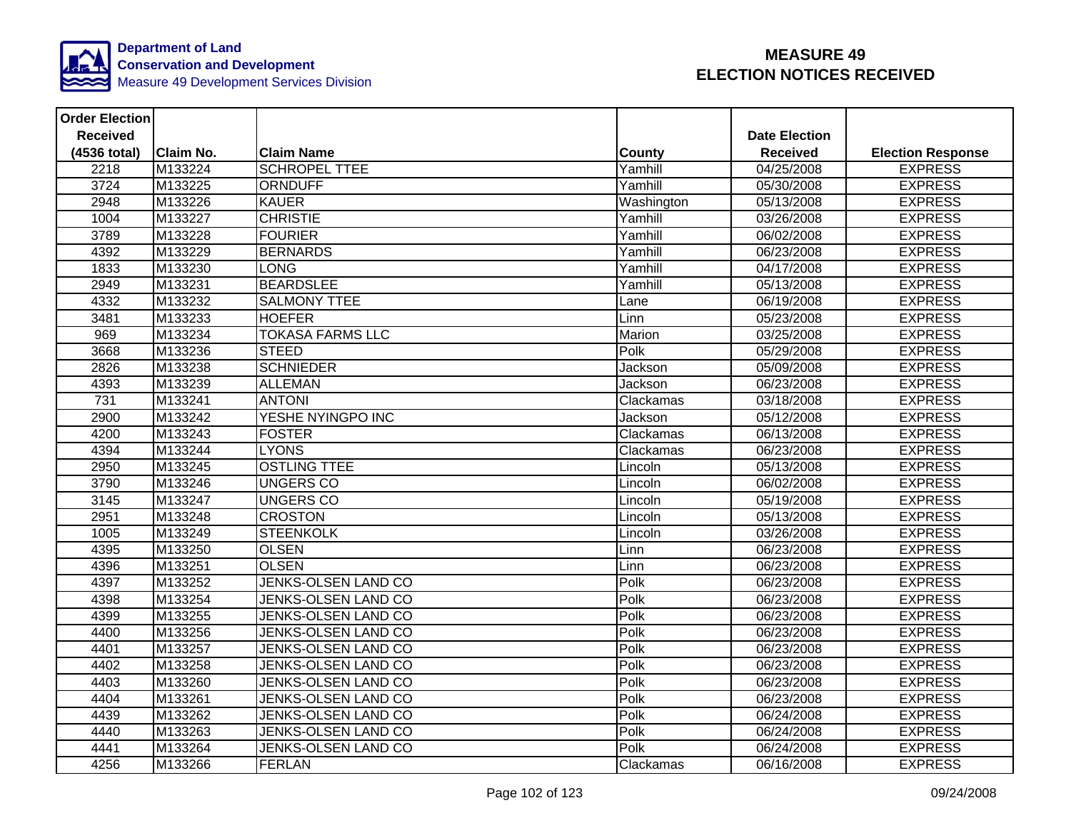Department of Land Conservation and Development
Measure 49 Development Services Division

# MEASURE 49 ELECTION NOTICES RECEIVED

| Order Election Received (4536 total) | Claim No. | Claim Name | County | Date Election Received | Election Response |
|---|---|---|---|---|---|
| 2218 | M133224 | SCHROPEL TTEE | Yamhill | 04/25/2008 | EXPRESS |
| 3724 | M133225 | ORNDUFF | Yamhill | 05/30/2008 | EXPRESS |
| 2948 | M133226 | KAUER | Washington | 05/13/2008 | EXPRESS |
| 1004 | M133227 | CHRISTIE | Yamhill | 03/26/2008 | EXPRESS |
| 3789 | M133228 | FOURIER | Yamhill | 06/02/2008 | EXPRESS |
| 4392 | M133229 | BERNARDS | Yamhill | 06/23/2008 | EXPRESS |
| 1833 | M133230 | LONG | Yamhill | 04/17/2008 | EXPRESS |
| 2949 | M133231 | BEARDSLEE | Yamhill | 05/13/2008 | EXPRESS |
| 4332 | M133232 | SALMONY TTEE | Lane | 06/19/2008 | EXPRESS |
| 3481 | M133233 | HOEFER | Linn | 05/23/2008 | EXPRESS |
| 969 | M133234 | TOKASA FARMS LLC | Marion | 03/25/2008 | EXPRESS |
| 3668 | M133236 | STEED | Polk | 05/29/2008 | EXPRESS |
| 2826 | M133238 | SCHNIEDER | Jackson | 05/09/2008 | EXPRESS |
| 4393 | M133239 | ALLEMAN | Jackson | 06/23/2008 | EXPRESS |
| 731 | M133241 | ANTONI | Clackamas | 03/18/2008 | EXPRESS |
| 2900 | M133242 | YESHE NYINGPO INC | Jackson | 05/12/2008 | EXPRESS |
| 4200 | M133243 | FOSTER | Clackamas | 06/13/2008 | EXPRESS |
| 4394 | M133244 | LYONS | Clackamas | 06/23/2008 | EXPRESS |
| 2950 | M133245 | OSTLING TTEE | Lincoln | 05/13/2008 | EXPRESS |
| 3790 | M133246 | UNGERS CO | Lincoln | 06/02/2008 | EXPRESS |
| 3145 | M133247 | UNGERS CO | Lincoln | 05/19/2008 | EXPRESS |
| 2951 | M133248 | CROSTON | Lincoln | 05/13/2008 | EXPRESS |
| 1005 | M133249 | STEENKOLK | Lincoln | 03/26/2008 | EXPRESS |
| 4395 | M133250 | OLSEN | Linn | 06/23/2008 | EXPRESS |
| 4396 | M133251 | OLSEN | Linn | 06/23/2008 | EXPRESS |
| 4397 | M133252 | JENKS-OLSEN LAND CO | Polk | 06/23/2008 | EXPRESS |
| 4398 | M133254 | JENKS-OLSEN LAND CO | Polk | 06/23/2008 | EXPRESS |
| 4399 | M133255 | JENKS-OLSEN LAND CO | Polk | 06/23/2008 | EXPRESS |
| 4400 | M133256 | JENKS-OLSEN LAND CO | Polk | 06/23/2008 | EXPRESS |
| 4401 | M133257 | JENKS-OLSEN LAND CO | Polk | 06/23/2008 | EXPRESS |
| 4402 | M133258 | JENKS-OLSEN LAND CO | Polk | 06/23/2008 | EXPRESS |
| 4403 | M133260 | JENKS-OLSEN LAND CO | Polk | 06/23/2008 | EXPRESS |
| 4404 | M133261 | JENKS-OLSEN LAND CO | Polk | 06/23/2008 | EXPRESS |
| 4439 | M133262 | JENKS-OLSEN LAND CO | Polk | 06/24/2008 | EXPRESS |
| 4440 | M133263 | JENKS-OLSEN LAND CO | Polk | 06/24/2008 | EXPRESS |
| 4441 | M133264 | JENKS-OLSEN LAND CO | Polk | 06/24/2008 | EXPRESS |
| 4256 | M133266 | FERLAN | Clackamas | 06/16/2008 | EXPRESS |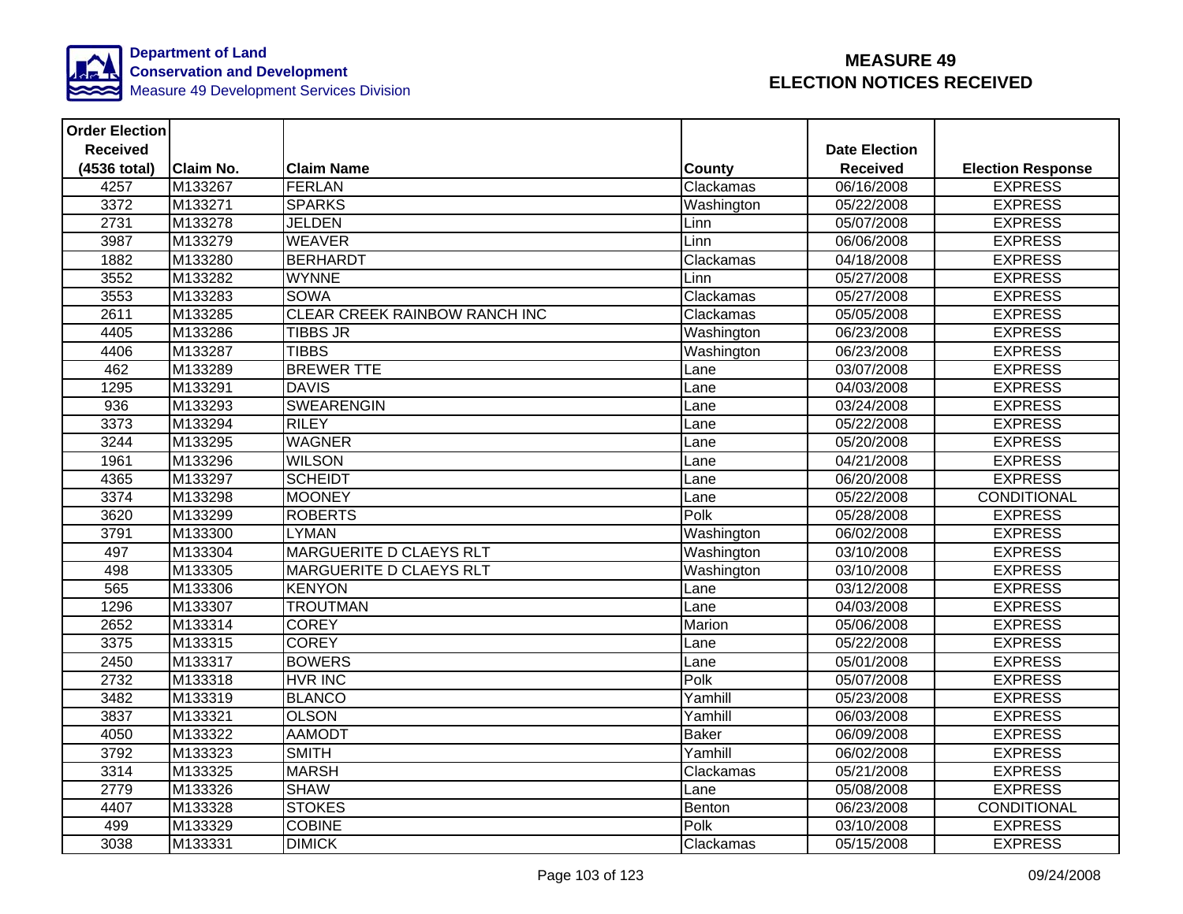Department of Land Conservation and Development
Measure 49 Development Services Division

# MEASURE 49 ELECTION NOTICES RECEIVED

| Order Election Received (4536 total) | Claim No. | Claim Name | County | Date Election Received | Election Response |
|---|---|---|---|---|---|
| 4257 | M133267 | FERLAN | Clackamas | 06/16/2008 | EXPRESS |
| 3372 | M133271 | SPARKS | Washington | 05/22/2008 | EXPRESS |
| 2731 | M133278 | JELDEN | Linn | 05/07/2008 | EXPRESS |
| 3987 | M133279 | WEAVER | Linn | 06/06/2008 | EXPRESS |
| 1882 | M133280 | BERHARDT | Clackamas | 04/18/2008 | EXPRESS |
| 3552 | M133282 | WYNNE | Linn | 05/27/2008 | EXPRESS |
| 3553 | M133283 | SOWA | Clackamas | 05/27/2008 | EXPRESS |
| 2611 | M133285 | CLEAR CREEK RAINBOW RANCH INC | Clackamas | 05/05/2008 | EXPRESS |
| 4405 | M133286 | TIBBS JR | Washington | 06/23/2008 | EXPRESS |
| 4406 | M133287 | TIBBS | Washington | 06/23/2008 | EXPRESS |
| 462 | M133289 | BREWER TTE | Lane | 03/07/2008 | EXPRESS |
| 1295 | M133291 | DAVIS | Lane | 04/03/2008 | EXPRESS |
| 936 | M133293 | SWEARENGIN | Lane | 03/24/2008 | EXPRESS |
| 3373 | M133294 | RILEY | Lane | 05/22/2008 | EXPRESS |
| 3244 | M133295 | WAGNER | Lane | 05/20/2008 | EXPRESS |
| 1961 | M133296 | WILSON | Lane | 04/21/2008 | EXPRESS |
| 4365 | M133297 | SCHEIDT | Lane | 06/20/2008 | EXPRESS |
| 3374 | M133298 | MOONEY | Lane | 05/22/2008 | CONDITIONAL |
| 3620 | M133299 | ROBERTS | Polk | 05/28/2008 | EXPRESS |
| 3791 | M133300 | LYMAN | Washington | 06/02/2008 | EXPRESS |
| 497 | M133304 | MARGUERITE D CLAEYS RLT | Washington | 03/10/2008 | EXPRESS |
| 498 | M133305 | MARGUERITE D CLAEYS RLT | Washington | 03/10/2008 | EXPRESS |
| 565 | M133306 | KENYON | Lane | 03/12/2008 | EXPRESS |
| 1296 | M133307 | TROUTMAN | Lane | 04/03/2008 | EXPRESS |
| 2652 | M133314 | COREY | Marion | 05/06/2008 | EXPRESS |
| 3375 | M133315 | COREY | Lane | 05/22/2008 | EXPRESS |
| 2450 | M133317 | BOWERS | Lane | 05/01/2008 | EXPRESS |
| 2732 | M133318 | HVR INC | Polk | 05/07/2008 | EXPRESS |
| 3482 | M133319 | BLANCO | Yamhill | 05/23/2008 | EXPRESS |
| 3837 | M133321 | OLSON | Yamhill | 06/03/2008 | EXPRESS |
| 4050 | M133322 | AAMODT | Baker | 06/09/2008 | EXPRESS |
| 3792 | M133323 | SMITH | Yamhill | 06/02/2008 | EXPRESS |
| 3314 | M133325 | MARSH | Clackamas | 05/21/2008 | EXPRESS |
| 2779 | M133326 | SHAW | Lane | 05/08/2008 | EXPRESS |
| 4407 | M133328 | STOKES | Benton | 06/23/2008 | CONDITIONAL |
| 499 | M133329 | COBINE | Polk | 03/10/2008 | EXPRESS |
| 3038 | M133331 | DIMICK | Clackamas | 05/15/2008 | EXPRESS |

09/24/2008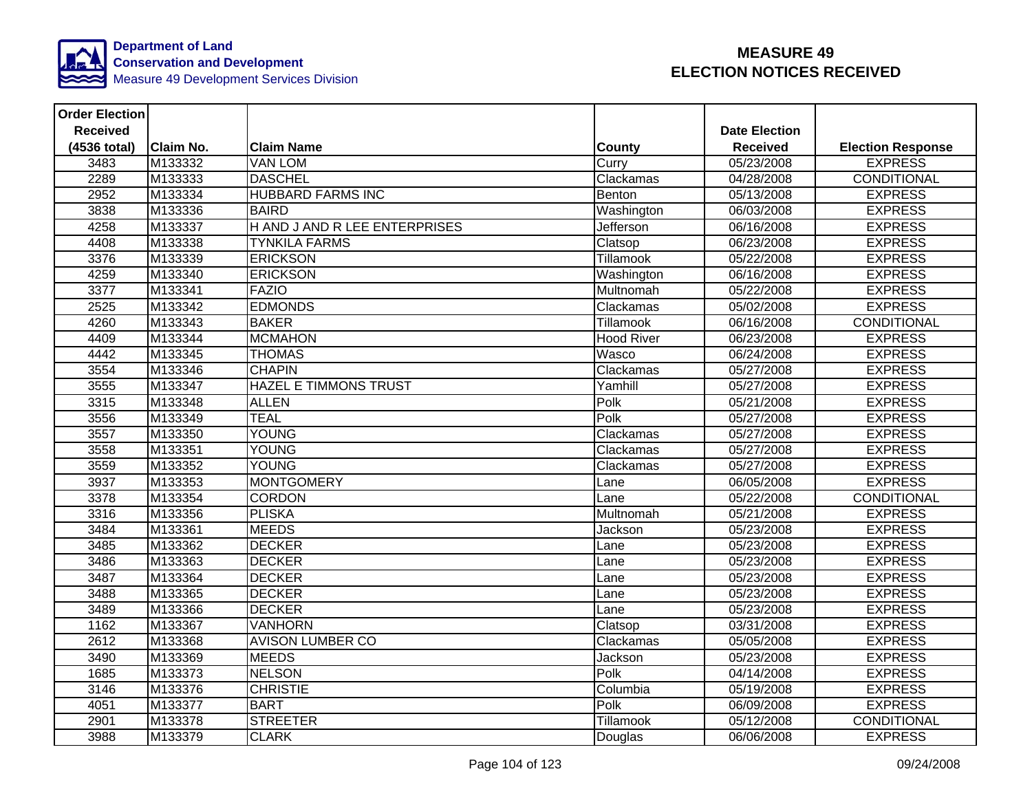**Department of Land Conservation and Development**
Measure 49 Development Services Division

# MEASURE 49
# ELECTION NOTICES RECEIVED

| Order Election Received (4536 total) | Claim No. | Claim Name | County | Date Election Received | Election Response |
|---|---|---|---|---|---|
| 3483 | M133332 | VAN LOM | Curry | 05/23/2008 | EXPRESS |
| 2289 | M133333 | DASCHEL | Clackamas | 04/28/2008 | CONDITIONAL |
| 2952 | M133334 | HUBBARD FARMS INC | Benton | 05/13/2008 | EXPRESS |
| 3838 | M133336 | BAIRD | Washington | 06/03/2008 | EXPRESS |
| 4258 | M133337 | H AND J AND R LEE ENTERPRISES | Jefferson | 06/16/2008 | EXPRESS |
| 4408 | M133338 | TYNKILA FARMS | Clatsop | 06/23/2008 | EXPRESS |
| 3376 | M133339 | ERICKSON | Tillamook | 05/22/2008 | EXPRESS |
| 4259 | M133340 | ERICKSON | Washington | 06/16/2008 | EXPRESS |
| 3377 | M133341 | FAZIO | Multnomah | 05/22/2008 | EXPRESS |
| 2525 | M133342 | EDMONDS | Clackamas | 05/02/2008 | EXPRESS |
| 4260 | M133343 | BAKER | Tillamook | 06/16/2008 | CONDITIONAL |
| 4409 | M133344 | MCMAHON | Hood River | 06/23/2008 | EXPRESS |
| 4442 | M133345 | THOMAS | Wasco | 06/24/2008 | EXPRESS |
| 3554 | M133346 | CHAPIN | Clackamas | 05/27/2008 | EXPRESS |
| 3555 | M133347 | HAZEL E TIMMONS TRUST | Yamhill | 05/27/2008 | EXPRESS |
| 3315 | M133348 | ALLEN | Polk | 05/21/2008 | EXPRESS |
| 3556 | M133349 | TEAL | Polk | 05/27/2008 | EXPRESS |
| 3557 | M133350 | YOUNG | Clackamas | 05/27/2008 | EXPRESS |
| 3558 | M133351 | YOUNG | Clackamas | 05/27/2008 | EXPRESS |
| 3559 | M133352 | YOUNG | Clackamas | 05/27/2008 | EXPRESS |
| 3937 | M133353 | MONTGOMERY | Lane | 06/05/2008 | EXPRESS |
| 3378 | M133354 | CORDON | Lane | 05/22/2008 | CONDITIONAL |
| 3316 | M133356 | PLISKA | Multnomah | 05/21/2008 | EXPRESS |
| 3484 | M133361 | MEEDS | Jackson | 05/23/2008 | EXPRESS |
| 3485 | M133362 | DECKER | Lane | 05/23/2008 | EXPRESS |
| 3486 | M133363 | DECKER | Lane | 05/23/2008 | EXPRESS |
| 3487 | M133364 | DECKER | Lane | 05/23/2008 | EXPRESS |
| 3488 | M133365 | DECKER | Lane | 05/23/2008 | EXPRESS |
| 3489 | M133366 | DECKER | Lane | 05/23/2008 | EXPRESS |
| 1162 | M133367 | VANHORN | Clatsop | 03/31/2008 | EXPRESS |
| 2612 | M133368 | AVISON LUMBER CO | Clackamas | 05/05/2008 | EXPRESS |
| 3490 | M133369 | MEEDS | Jackson | 05/23/2008 | EXPRESS |
| 1685 | M133373 | NELSON | Polk | 04/14/2008 | EXPRESS |
| 3146 | M133376 | CHRISTIE | Columbia | 05/19/2008 | EXPRESS |
| 4051 | M133377 | BART | Polk | 06/09/2008 | EXPRESS |
| 2901 | M133378 | STREETER | Tillamook | 05/12/2008 | CONDITIONAL |
| 3988 | M133379 | CLARK | Douglas | 06/06/2008 | EXPRESS |

09/24/2008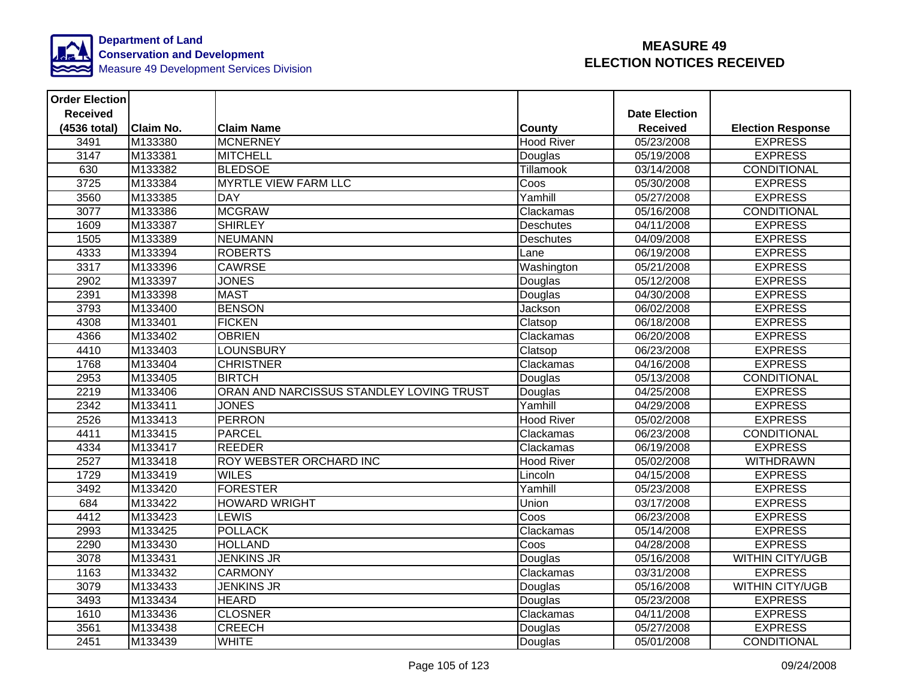Department of Land Conservation and Development
Measure 49 Development Services Division

# MEASURE 49 ELECTION NOTICES RECEIVED

| Order Election Received (4536 total) | Claim No. | Claim Name | County | Date Election Received | Election Response |
|---|---|---|---|---|---|
| 3491 | M133380 | MCNERNEY | Hood River | 05/23/2008 | EXPRESS |
| 3147 | M133381 | MITCHELL | Douglas | 05/19/2008 | EXPRESS |
| 630 | M133382 | BLEDSOE | Tillamook | 03/14/2008 | CONDITIONAL |
| 3725 | M133384 | MYRTLE VIEW FARM LLC | Coos | 05/30/2008 | EXPRESS |
| 3560 | M133385 | DAY | Yamhill | 05/27/2008 | EXPRESS |
| 3077 | M133386 | MCGRAW | Clackamas | 05/16/2008 | CONDITIONAL |
| 1609 | M133387 | SHIRLEY | Deschutes | 04/11/2008 | EXPRESS |
| 1505 | M133389 | NEUMANN | Deschutes | 04/09/2008 | EXPRESS |
| 4333 | M133394 | ROBERTS | Lane | 06/19/2008 | EXPRESS |
| 3317 | M133396 | CAWRSE | Washington | 05/21/2008 | EXPRESS |
| 2902 | M133397 | JONES | Douglas | 05/12/2008 | EXPRESS |
| 2391 | M133398 | MAST | Douglas | 04/30/2008 | EXPRESS |
| 3793 | M133400 | BENSON | Jackson | 06/02/2008 | EXPRESS |
| 4308 | M133401 | FICKEN | Clatsop | 06/18/2008 | EXPRESS |
| 4366 | M133402 | OBRIEN | Clackamas | 06/20/2008 | EXPRESS |
| 4410 | M133403 | LOUNSBURY | Clatsop | 06/23/2008 | EXPRESS |
| 1768 | M133404 | CHRISTNER | Clackamas | 04/16/2008 | EXPRESS |
| 2953 | M133405 | BIRTCH | Douglas | 05/13/2008 | CONDITIONAL |
| 2219 | M133406 | ORAN AND NARCISSUS STANDLEY LOVING TRUST | Douglas | 04/25/2008 | EXPRESS |
| 2342 | M133411 | JONES | Yamhill | 04/29/2008 | EXPRESS |
| 2526 | M133413 | PERRON | Hood River | 05/02/2008 | EXPRESS |
| 4411 | M133415 | PARCEL | Clackamas | 06/23/2008 | CONDITIONAL |
| 4334 | M133417 | REEDER | Clackamas | 06/19/2008 | EXPRESS |
| 2527 | M133418 | ROY WEBSTER ORCHARD INC | Hood River | 05/02/2008 | WITHDRAWN |
| 1729 | M133419 | WILES | Lincoln | 04/15/2008 | EXPRESS |
| 3492 | M133420 | FORESTER | Yamhill | 05/23/2008 | EXPRESS |
| 684 | M133422 | HOWARD WRIGHT | Union | 03/17/2008 | EXPRESS |
| 4412 | M133423 | LEWIS | Coos | 06/23/2008 | EXPRESS |
| 2993 | M133425 | POLLACK | Clackamas | 05/14/2008 | EXPRESS |
| 2290 | M133430 | HOLLAND | Coos | 04/28/2008 | EXPRESS |
| 3078 | M133431 | JENKINS JR | Douglas | 05/16/2008 | WITHIN CITY/UGB |
| 1163 | M133432 | CARMONY | Clackamas | 03/31/2008 | EXPRESS |
| 3079 | M133433 | JENKINS JR | Douglas | 05/16/2008 | WITHIN CITY/UGB |
| 3493 | M133434 | HEARD | Douglas | 05/23/2008 | EXPRESS |
| 1610 | M133436 | CLOSNER | Clackamas | 04/11/2008 | EXPRESS |
| 3561 | M133438 | CREECH | Douglas | 05/27/2008 | EXPRESS |
| 2451 | M133439 | WHITE | Douglas | 05/01/2008 | CONDITIONAL |

09/24/2008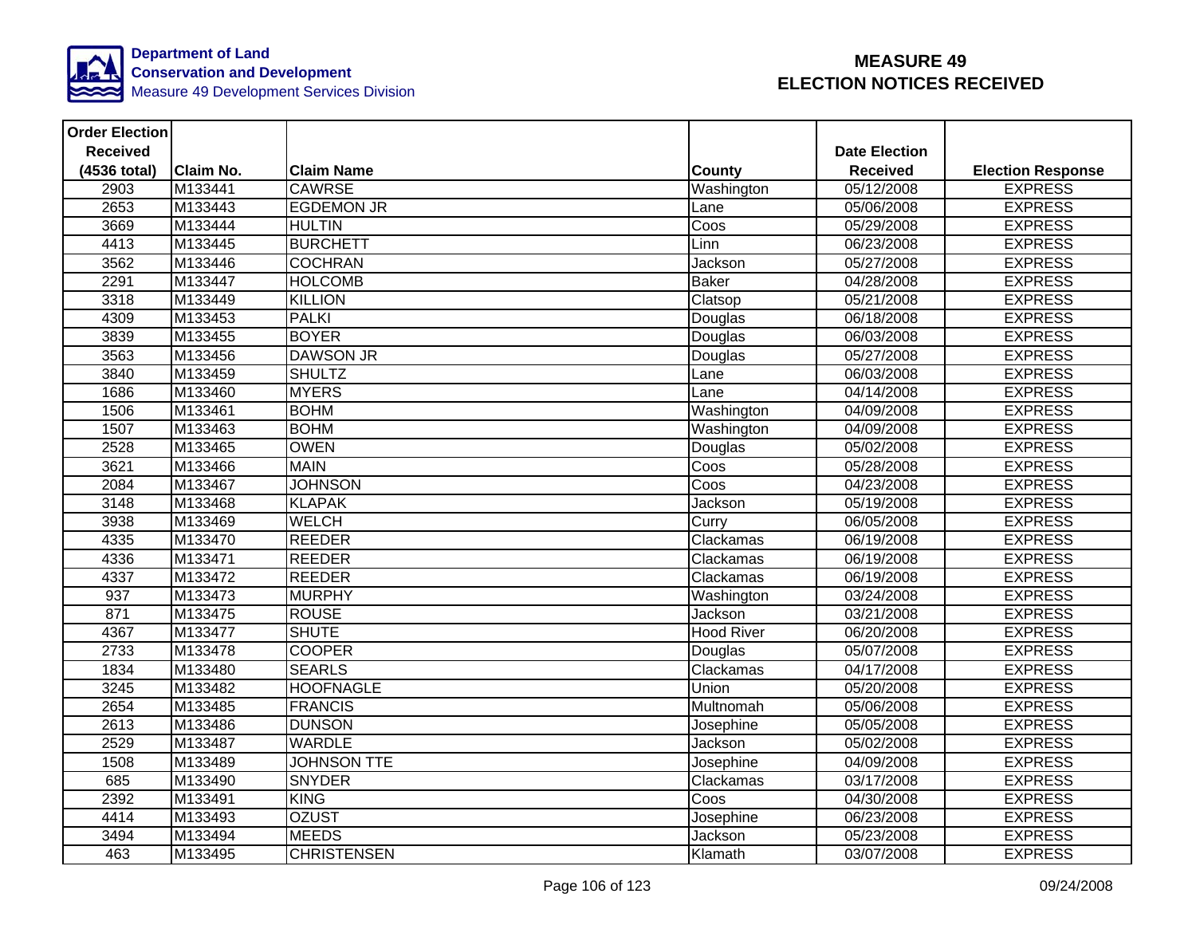# MEASURE 49
# ELECTION NOTICES RECEIVED

**Department of Land Conservation and Development**
Measure 49 Development Services Division

| Order Election Received (4536 total) | Claim No. | Claim Name | County | Date Election Received | Election Response |
|---|---|---|---|---|---|
| 2903 | M133441 | CAWRSE | Washington | 05/12/2008 | EXPRESS |
| 2653 | M133443 | EGDEMON JR | Lane | 05/06/2008 | EXPRESS |
| 3669 | M133444 | HULTIN | Coos | 05/29/2008 | EXPRESS |
| 4413 | M133445 | BURCHETT | Linn | 06/23/2008 | EXPRESS |
| 3562 | M133446 | COCHRAN | Jackson | 05/27/2008 | EXPRESS |
| 2291 | M133447 | HOLCOMB | Baker | 04/28/2008 | EXPRESS |
| 3318 | M133449 | KILLION | Clatsop | 05/21/2008 | EXPRESS |
| 4309 | M133453 | PALKI | Douglas | 06/18/2008 | EXPRESS |
| 3839 | M133455 | BOYER | Douglas | 06/03/2008 | EXPRESS |
| 3563 | M133456 | DAWSON JR | Douglas | 05/27/2008 | EXPRESS |
| 3840 | M133459 | SHULTZ | Lane | 06/03/2008 | EXPRESS |
| 1686 | M133460 | MYERS | Lane | 04/14/2008 | EXPRESS |
| 1506 | M133461 | BOHM | Washington | 04/09/2008 | EXPRESS |
| 1507 | M133463 | BOHM | Washington | 04/09/2008 | EXPRESS |
| 2528 | M133465 | OWEN | Douglas | 05/02/2008 | EXPRESS |
| 3621 | M133466 | MAIN | Coos | 05/28/2008 | EXPRESS |
| 2084 | M133467 | JOHNSON | Coos | 04/23/2008 | EXPRESS |
| 3148 | M133468 | KLAPAK | Jackson | 05/19/2008 | EXPRESS |
| 3938 | M133469 | WELCH | Curry | 06/05/2008 | EXPRESS |
| 4335 | M133470 | REEDER | Clackamas | 06/19/2008 | EXPRESS |
| 4336 | M133471 | REEDER | Clackamas | 06/19/2008 | EXPRESS |
| 4337 | M133472 | REEDER | Clackamas | 06/19/2008 | EXPRESS |
| 937 | M133473 | MURPHY | Washington | 03/24/2008 | EXPRESS |
| 871 | M133475 | ROUSE | Jackson | 03/21/2008 | EXPRESS |
| 4367 | M133477 | SHUTE | Hood River | 06/20/2008 | EXPRESS |
| 2733 | M133478 | COOPER | Douglas | 05/07/2008 | EXPRESS |
| 1834 | M133480 | SEARLS | Clackamas | 04/17/2008 | EXPRESS |
| 3245 | M133482 | HOOFNAGLE | Union | 05/20/2008 | EXPRESS |
| 2654 | M133485 | FRANCIS | Multnomah | 05/06/2008 | EXPRESS |
| 2613 | M133486 | DUNSON | Josephine | 05/05/2008 | EXPRESS |
| 2529 | M133487 | WARDLE | Jackson | 05/02/2008 | EXPRESS |
| 1508 | M133489 | JOHNSON TTE | Josephine | 04/09/2008 | EXPRESS |
| 685 | M133490 | SNYDER | Clackamas | 03/17/2008 | EXPRESS |
| 2392 | M133491 | KING | Coos | 04/30/2008 | EXPRESS |
| 4414 | M133493 | OZUST | Josephine | 06/23/2008 | EXPRESS |
| 3494 | M133494 | MEEDS | Jackson | 05/23/2008 | EXPRESS |
| 463 | M133495 | CHRISTENSEN | Klamath | 03/07/2008 | EXPRESS |

09/24/2008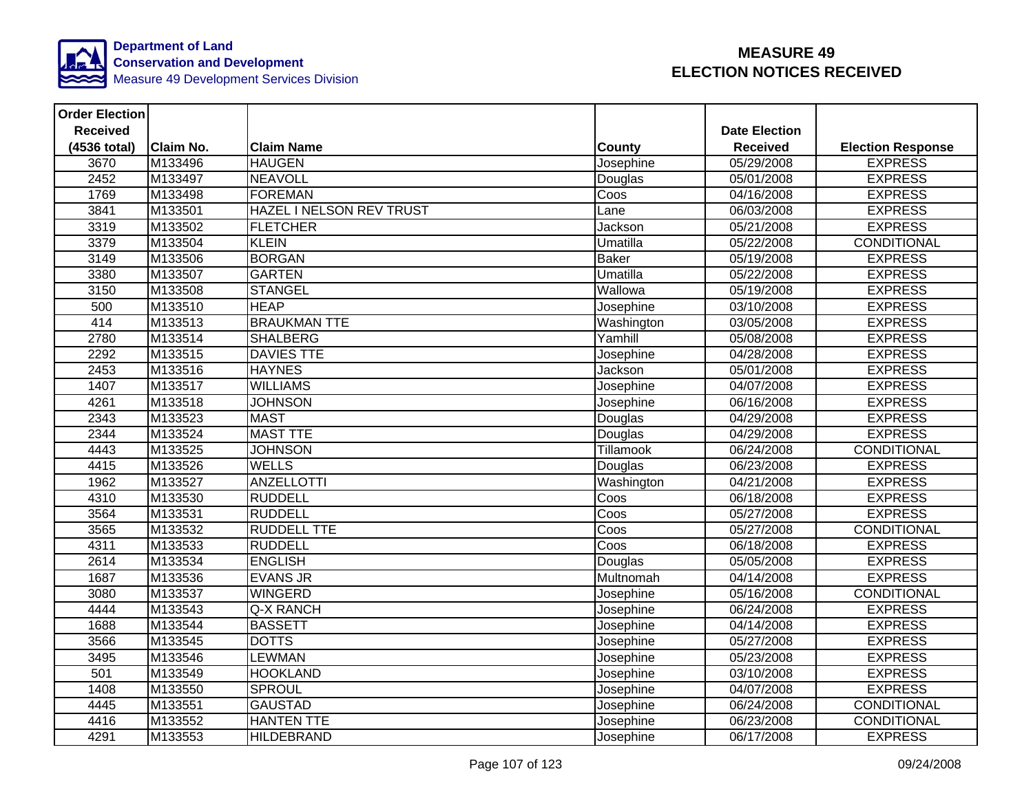**Department of Land Conservation and Development**
Measure 49 Development Services Division

# MEASURE 49
# ELECTION NOTICES RECEIVED

| Order Election Received (4536 total) | Claim No. | Claim Name | County | Date Election Received | Election Response |
|---|---|---|---|---|---|
| 3670 | M133496 | HAUGEN | Josephine | 05/29/2008 | EXPRESS |
| 2452 | M133497 | NEAVOLL | Douglas | 05/01/2008 | EXPRESS |
| 1769 | M133498 | FOREMAN | Coos | 04/16/2008 | EXPRESS |
| 3841 | M133501 | HAZEL I NELSON REV TRUST | Lane | 06/03/2008 | EXPRESS |
| 3319 | M133502 | FLETCHER | Jackson | 05/21/2008 | EXPRESS |
| 3379 | M133504 | KLEIN | Umatilla | 05/22/2008 | CONDITIONAL |
| 3149 | M133506 | BORGAN | Baker | 05/19/2008 | EXPRESS |
| 3380 | M133507 | GARTEN | Umatilla | 05/22/2008 | EXPRESS |
| 3150 | M133508 | STANGEL | Wallowa | 05/19/2008 | EXPRESS |
| 500 | M133510 | HEAP | Josephine | 03/10/2008 | EXPRESS |
| 414 | M133513 | BRAUKMAN TTE | Washington | 03/05/2008 | EXPRESS |
| 2780 | M133514 | SHALBERG | Yamhill | 05/08/2008 | EXPRESS |
| 2292 | M133515 | DAVIES TTE | Josephine | 04/28/2008 | EXPRESS |
| 2453 | M133516 | HAYNES | Jackson | 05/01/2008 | EXPRESS |
| 1407 | M133517 | WILLIAMS | Josephine | 04/07/2008 | EXPRESS |
| 4261 | M133518 | JOHNSON | Josephine | 06/16/2008 | EXPRESS |
| 2343 | M133523 | MAST | Douglas | 04/29/2008 | EXPRESS |
| 2344 | M133524 | MAST TTE | Douglas | 04/29/2008 | EXPRESS |
| 4443 | M133525 | JOHNSON | Tillamook | 06/24/2008 | CONDITIONAL |
| 4415 | M133526 | WELLS | Douglas | 06/23/2008 | EXPRESS |
| 1962 | M133527 | ANZELLOTTI | Washington | 04/21/2008 | EXPRESS |
| 4310 | M133530 | RUDDELL | Coos | 06/18/2008 | EXPRESS |
| 3564 | M133531 | RUDDELL | Coos | 05/27/2008 | EXPRESS |
| 3565 | M133532 | RUDDELL TTE | Coos | 05/27/2008 | CONDITIONAL |
| 4311 | M133533 | RUDDELL | Coos | 06/18/2008 | EXPRESS |
| 2614 | M133534 | ENGLISH | Douglas | 05/05/2008 | EXPRESS |
| 1687 | M133536 | EVANS JR | Multnomah | 04/14/2008 | EXPRESS |
| 3080 | M133537 | WINGERD | Josephine | 05/16/2008 | CONDITIONAL |
| 4444 | M133543 | Q-X RANCH | Josephine | 06/24/2008 | EXPRESS |
| 1688 | M133544 | BASSETT | Josephine | 04/14/2008 | EXPRESS |
| 3566 | M133545 | DOTTS | Josephine | 05/27/2008 | EXPRESS |
| 3495 | M133546 | LEWMAN | Josephine | 05/23/2008 | EXPRESS |
| 501 | M133549 | HOOKLAND | Josephine | 03/10/2008 | EXPRESS |
| 1408 | M133550 | SPROUL | Josephine | 04/07/2008 | EXPRESS |
| 4445 | M133551 | GAUSTAD | Josephine | 06/24/2008 | CONDITIONAL |
| 4416 | M133552 | HANTEN TTE | Josephine | 06/23/2008 | CONDITIONAL |
| 4291 | M133553 | HILDEBRAND | Josephine | 06/17/2008 | EXPRESS |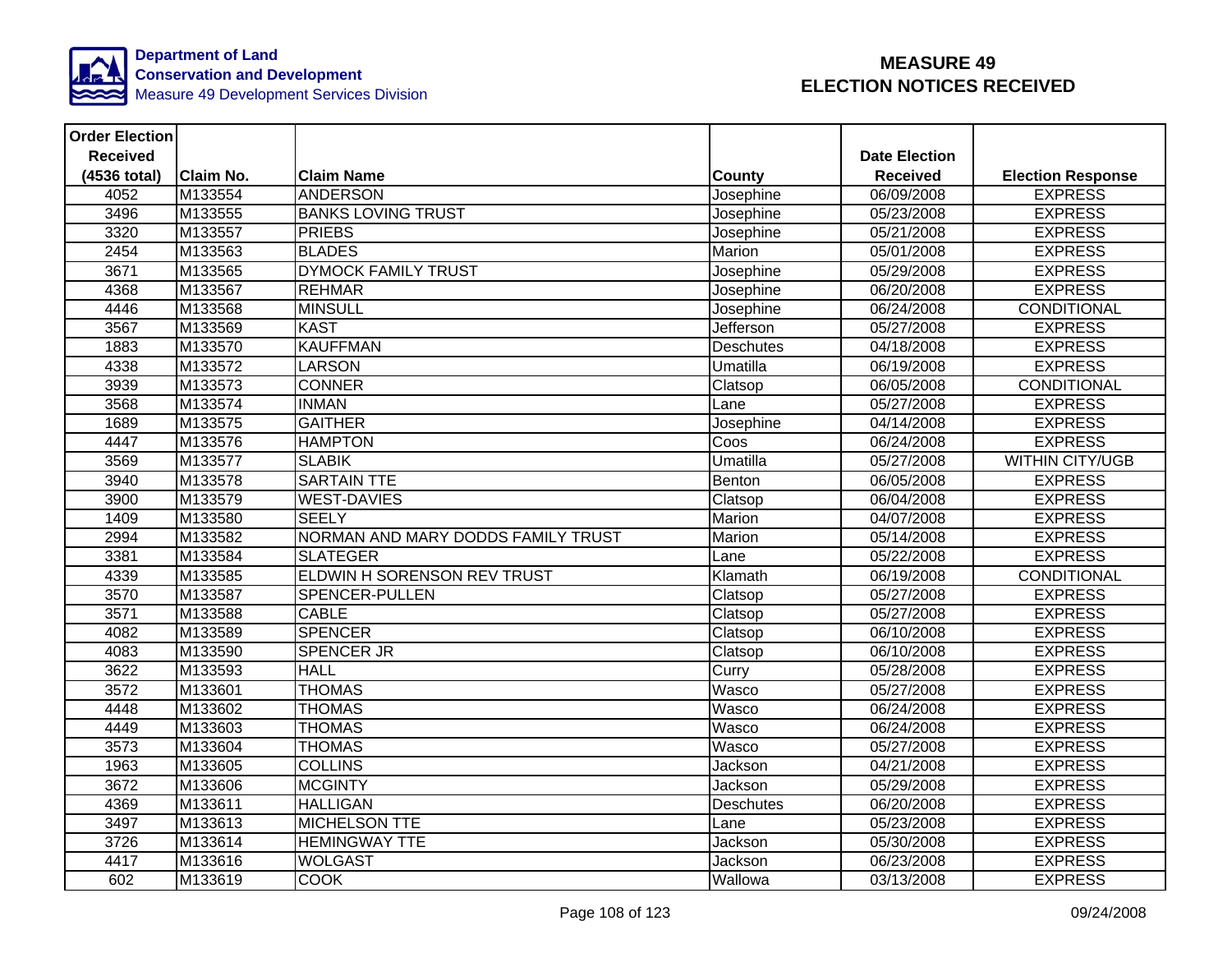Department of Land Conservation and Development
Measure 49 Development Services Division

# MEASURE 49 ELECTION NOTICES RECEIVED

| Order Election Received (4536 total) | Claim No. | Claim Name | County | Date Election Received | Election Response |
|---|---|---|---|---|---|
| 4052 | M133554 | ANDERSON | Josephine | 06/09/2008 | EXPRESS |
| 3496 | M133555 | BANKS LOVING TRUST | Josephine | 05/23/2008 | EXPRESS |
| 3320 | M133557 | PRIEBS | Josephine | 05/21/2008 | EXPRESS |
| 2454 | M133563 | BLADES | Marion | 05/01/2008 | EXPRESS |
| 3671 | M133565 | DYMOCK FAMILY TRUST | Josephine | 05/29/2008 | EXPRESS |
| 4368 | M133567 | REHMAR | Josephine | 06/20/2008 | EXPRESS |
| 4446 | M133568 | MINSULL | Josephine | 06/24/2008 | CONDITIONAL |
| 3567 | M133569 | KAST | Jefferson | 05/27/2008 | EXPRESS |
| 1883 | M133570 | KAUFFMAN | Deschutes | 04/18/2008 | EXPRESS |
| 4338 | M133572 | LARSON | Umatilla | 06/19/2008 | EXPRESS |
| 3939 | M133573 | CONNER | Clatsop | 06/05/2008 | CONDITIONAL |
| 3568 | M133574 | INMAN | Lane | 05/27/2008 | EXPRESS |
| 1689 | M133575 | GAITHER | Josephine | 04/14/2008 | EXPRESS |
| 4447 | M133576 | HAMPTON | Coos | 06/24/2008 | EXPRESS |
| 3569 | M133577 | SLABIK | Umatilla | 05/27/2008 | WITHIN CITY/UGB |
| 3940 | M133578 | SARTAIN TTE | Benton | 06/05/2008 | EXPRESS |
| 3900 | M133579 | WEST-DAVIES | Clatsop | 06/04/2008 | EXPRESS |
| 1409 | M133580 | SEELY | Marion | 04/07/2008 | EXPRESS |
| 2994 | M133582 | NORMAN AND MARY DODDS FAMILY TRUST | Marion | 05/14/2008 | EXPRESS |
| 3381 | M133584 | SLATEGER | Lane | 05/22/2008 | EXPRESS |
| 4339 | M133585 | ELDWIN H SORENSON REV TRUST | Klamath | 06/19/2008 | CONDITIONAL |
| 3570 | M133587 | SPENCER-PULLEN | Clatsop | 05/27/2008 | EXPRESS |
| 3571 | M133588 | CABLE | Clatsop | 05/27/2008 | EXPRESS |
| 4082 | M133589 | SPENCER | Clatsop | 06/10/2008 | EXPRESS |
| 4083 | M133590 | SPENCER JR | Clatsop | 06/10/2008 | EXPRESS |
| 3622 | M133593 | HALL | Curry | 05/28/2008 | EXPRESS |
| 3572 | M133601 | THOMAS | Wasco | 05/27/2008 | EXPRESS |
| 4448 | M133602 | THOMAS | Wasco | 06/24/2008 | EXPRESS |
| 4449 | M133603 | THOMAS | Wasco | 06/24/2008 | EXPRESS |
| 3573 | M133604 | THOMAS | Wasco | 05/27/2008 | EXPRESS |
| 1963 | M133605 | COLLINS | Jackson | 04/21/2008 | EXPRESS |
| 3672 | M133606 | MCGINTY | Jackson | 05/29/2008 | EXPRESS |
| 4369 | M133611 | HALLIGAN | Deschutes | 06/20/2008 | EXPRESS |
| 3497 | M133613 | MICHELSON TTE | Lane | 05/23/2008 | EXPRESS |
| 3726 | M133614 | HEMINGWAY TTE | Jackson | 05/30/2008 | EXPRESS |
| 4417 | M133616 | WOLGAST | Jackson | 06/23/2008 | EXPRESS |
| 602 | M133619 | COOK | Wallowa | 03/13/2008 | EXPRESS |

09/24/2008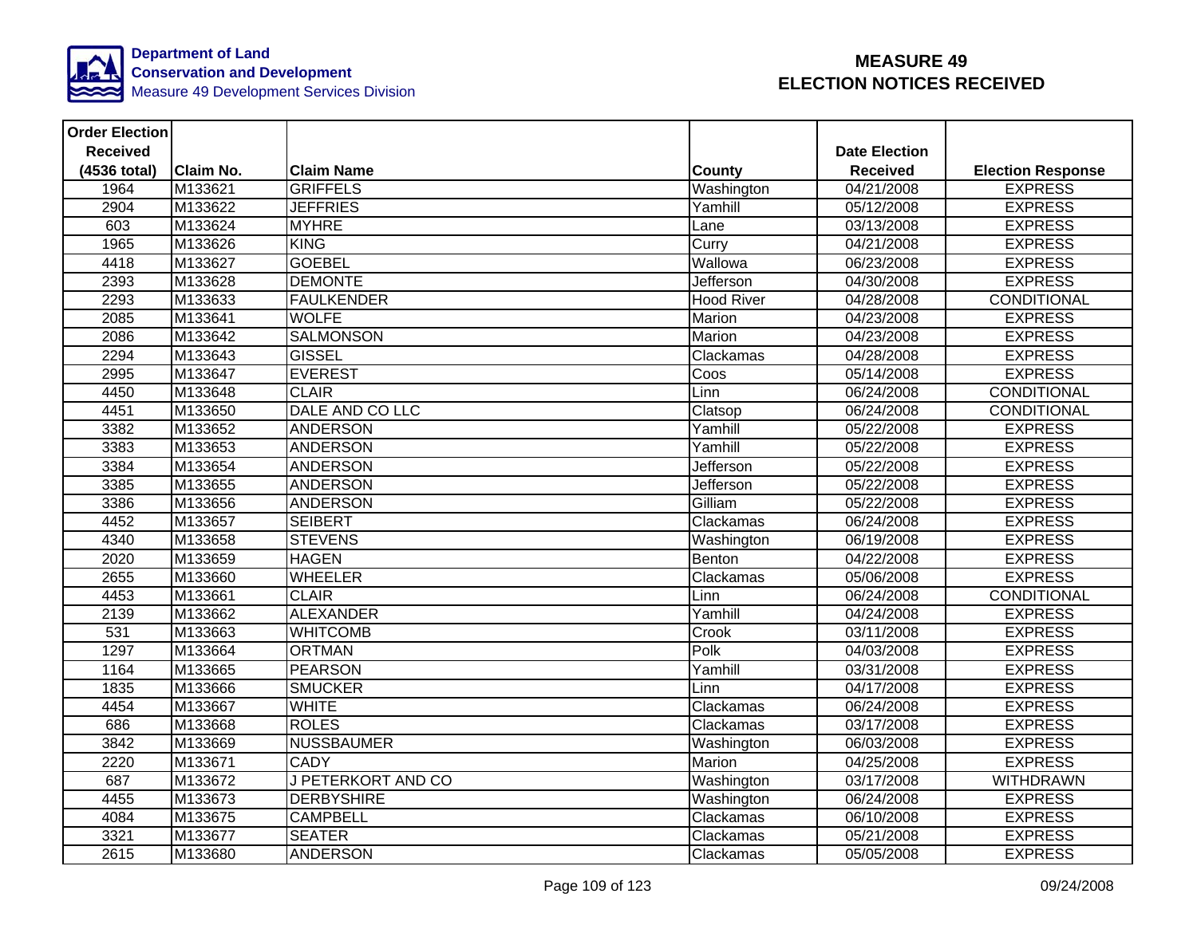**Department of Land Conservation and Development**
Measure 49 Development Services Division

# MEASURE 49
# ELECTION NOTICES RECEIVED

| Order Election Received (4536 total) | Claim No. | Claim Name | County | Date Election Received | Election Response |
|---|---|---|---|---|---|
| 1964 | M133621 | GRIFFELS | Washington | 04/21/2008 | EXPRESS |
| 2904 | M133622 | JEFFRIES | Yamhill | 05/12/2008 | EXPRESS |
| 603 | M133624 | MYHRE | Lane | 03/13/2008 | EXPRESS |
| 1965 | M133626 | KING | Curry | 04/21/2008 | EXPRESS |
| 4418 | M133627 | GOEBEL | Wallowa | 06/23/2008 | EXPRESS |
| 2393 | M133628 | DEMONTE | Jefferson | 04/30/2008 | EXPRESS |
| 2293 | M133633 | FAULKENDER | Hood River | 04/28/2008 | CONDITIONAL |
| 2085 | M133641 | WOLFE | Marion | 04/23/2008 | EXPRESS |
| 2086 | M133642 | SALMONSON | Marion | 04/23/2008 | EXPRESS |
| 2294 | M133643 | GISSEL | Clackamas | 04/28/2008 | EXPRESS |
| 2995 | M133647 | EVEREST | Coos | 05/14/2008 | EXPRESS |
| 4450 | M133648 | CLAIR | Linn | 06/24/2008 | CONDITIONAL |
| 4451 | M133650 | DALE AND CO LLC | Clatsop | 06/24/2008 | CONDITIONAL |
| 3382 | M133652 | ANDERSON | Yamhill | 05/22/2008 | EXPRESS |
| 3383 | M133653 | ANDERSON | Yamhill | 05/22/2008 | EXPRESS |
| 3384 | M133654 | ANDERSON | Jefferson | 05/22/2008 | EXPRESS |
| 3385 | M133655 | ANDERSON | Jefferson | 05/22/2008 | EXPRESS |
| 3386 | M133656 | ANDERSON | Gilliam | 05/22/2008 | EXPRESS |
| 4452 | M133657 | SEIBERT | Clackamas | 06/24/2008 | EXPRESS |
| 4340 | M133658 | STEVENS | Washington | 06/19/2008 | EXPRESS |
| 2020 | M133659 | HAGEN | Benton | 04/22/2008 | EXPRESS |
| 2655 | M133660 | WHEELER | Clackamas | 05/06/2008 | EXPRESS |
| 4453 | M133661 | CLAIR | Linn | 06/24/2008 | CONDITIONAL |
| 2139 | M133662 | ALEXANDER | Yamhill | 04/24/2008 | EXPRESS |
| 531 | M133663 | WHITCOMB | Crook | 03/11/2008 | EXPRESS |
| 1297 | M133664 | ORTMAN | Polk | 04/03/2008 | EXPRESS |
| 1164 | M133665 | PEARSON | Yamhill | 03/31/2008 | EXPRESS |
| 1835 | M133666 | SMUCKER | Linn | 04/17/2008 | EXPRESS |
| 4454 | M133667 | WHITE | Clackamas | 06/24/2008 | EXPRESS |
| 686 | M133668 | ROLES | Clackamas | 03/17/2008 | EXPRESS |
| 3842 | M133669 | NUSSBAUMER | Washington | 06/03/2008 | EXPRESS |
| 2220 | M133671 | CADY | Marion | 04/25/2008 | EXPRESS |
| 687 | M133672 | J PETERKORT AND CO | Washington | 03/17/2008 | WITHDRAWN |
| 4455 | M133673 | DERBYSHIRE | Washington | 06/24/2008 | EXPRESS |
| 4084 | M133675 | CAMPBELL | Clackamas | 06/10/2008 | EXPRESS |
| 3321 | M133677 | SEATER | Clackamas | 05/21/2008 | EXPRESS |
| 2615 | M133680 | ANDERSON | Clackamas | 05/05/2008 | EXPRESS |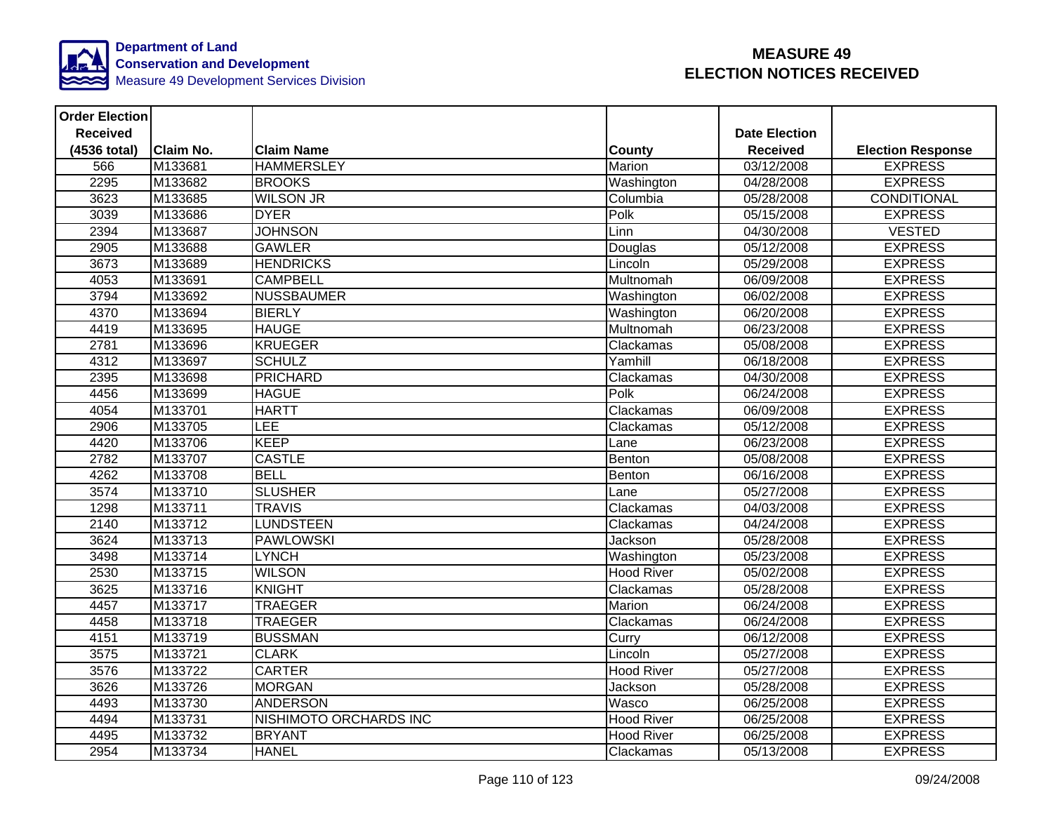**Department of Land Conservation and Development**
Measure 49 Development Services Division

# MEASURE 49
# ELECTION NOTICES RECEIVED

| Order Election Received (4536 total) | Claim No. | Claim Name | County | Date Election Received | Election Response |
|---|---|---|---|---|---|
| 566 | M133681 | HAMMERSLEY | Marion | 03/12/2008 | EXPRESS |
| 2295 | M133682 | BROOKS | Washington | 04/28/2008 | EXPRESS |
| 3623 | M133685 | WILSON JR | Columbia | 05/28/2008 | CONDITIONAL |
| 3039 | M133686 | DYER | Polk | 05/15/2008 | EXPRESS |
| 2394 | M133687 | JOHNSON | Linn | 04/30/2008 | VESTED |
| 2905 | M133688 | GAWLER | Douglas | 05/12/2008 | EXPRESS |
| 3673 | M133689 | HENDRICKS | Lincoln | 05/29/2008 | EXPRESS |
| 4053 | M133691 | CAMPBELL | Multnomah | 06/09/2008 | EXPRESS |
| 3794 | M133692 | NUSSBAUMER | Washington | 06/02/2008 | EXPRESS |
| 4370 | M133694 | BIERLY | Washington | 06/20/2008 | EXPRESS |
| 4419 | M133695 | HAUGE | Multnomah | 06/23/2008 | EXPRESS |
| 2781 | M133696 | KRUEGER | Clackamas | 05/08/2008 | EXPRESS |
| 4312 | M133697 | SCHULZ | Yamhill | 06/18/2008 | EXPRESS |
| 2395 | M133698 | PRICHARD | Clackamas | 04/30/2008 | EXPRESS |
| 4456 | M133699 | HAGUE | Polk | 06/24/2008 | EXPRESS |
| 4054 | M133701 | HARTT | Clackamas | 06/09/2008 | EXPRESS |
| 2906 | M133705 | LEE | Clackamas | 05/12/2008 | EXPRESS |
| 4420 | M133706 | KEEP | Lane | 06/23/2008 | EXPRESS |
| 2782 | M133707 | CASTLE | Benton | 05/08/2008 | EXPRESS |
| 4262 | M133708 | BELL | Benton | 06/16/2008 | EXPRESS |
| 3574 | M133710 | SLUSHER | Lane | 05/27/2008 | EXPRESS |
| 1298 | M133711 | TRAVIS | Clackamas | 04/03/2008 | EXPRESS |
| 2140 | M133712 | LUNDSTEEN | Clackamas | 04/24/2008 | EXPRESS |
| 3624 | M133713 | PAWLOWSKI | Jackson | 05/28/2008 | EXPRESS |
| 3498 | M133714 | LYNCH | Washington | 05/23/2008 | EXPRESS |
| 2530 | M133715 | WILSON | Hood River | 05/02/2008 | EXPRESS |
| 3625 | M133716 | KNIGHT | Clackamas | 05/28/2008 | EXPRESS |
| 4457 | M133717 | TRAEGER | Marion | 06/24/2008 | EXPRESS |
| 4458 | M133718 | TRAEGER | Clackamas | 06/24/2008 | EXPRESS |
| 4151 | M133719 | BUSSMAN | Curry | 06/12/2008 | EXPRESS |
| 3575 | M133721 | CLARK | Lincoln | 05/27/2008 | EXPRESS |
| 3576 | M133722 | CARTER | Hood River | 05/27/2008 | EXPRESS |
| 3626 | M133726 | MORGAN | Jackson | 05/28/2008 | EXPRESS |
| 4493 | M133730 | ANDERSON | Wasco | 06/25/2008 | EXPRESS |
| 4494 | M133731 | NISHIMOTO ORCHARDS INC | Hood River | 06/25/2008 | EXPRESS |
| 4495 | M133732 | BRYANT | Hood River | 06/25/2008 | EXPRESS |
| 2954 | M133734 | HANEL | Clackamas | 05/13/2008 | EXPRESS |

09/24/2008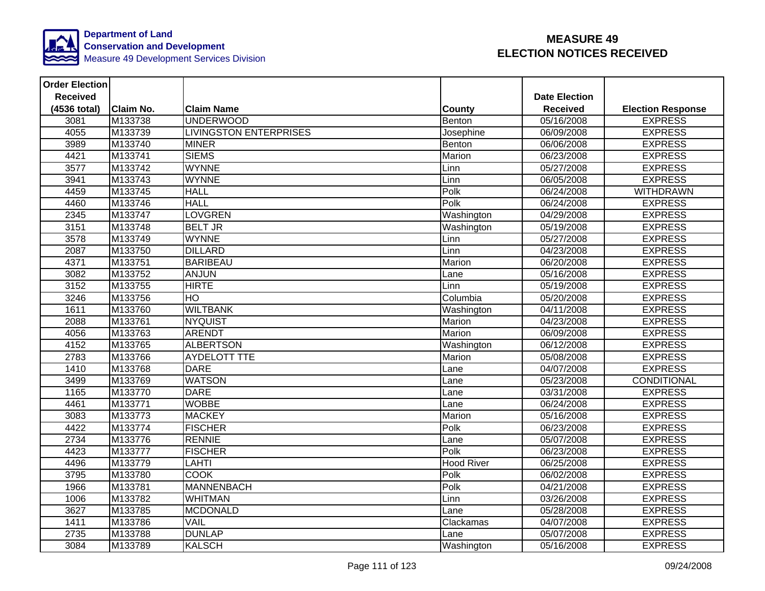**Department of Land Conservation and Development**
Measure 49 Development Services Division

# MEASURE 49
# ELECTION NOTICES RECEIVED

| Order Election Received (4536 total) | Claim No. | Claim Name | County | Date Election Received | Election Response |
|---|---|---|---|---|---|
| 3081 | M133738 | UNDERWOOD | Benton | 05/16/2008 | EXPRESS |
| 4055 | M133739 | LIVINGSTON ENTERPRISES | Josephine | 06/09/2008 | EXPRESS |
| 3989 | M133740 | MINER | Benton | 06/06/2008 | EXPRESS |
| 4421 | M133741 | SIEMS | Marion | 06/23/2008 | EXPRESS |
| 3577 | M133742 | WYNNE | Linn | 05/27/2008 | EXPRESS |
| 3941 | M133743 | WYNNE | Linn | 06/05/2008 | EXPRESS |
| 4459 | M133745 | HALL | Polk | 06/24/2008 | WITHDRAWN |
| 4460 | M133746 | HALL | Polk | 06/24/2008 | EXPRESS |
| 2345 | M133747 | LOVGREN | Washington | 04/29/2008 | EXPRESS |
| 3151 | M133748 | BELT JR | Washington | 05/19/2008 | EXPRESS |
| 3578 | M133749 | WYNNE | Linn | 05/27/2008 | EXPRESS |
| 2087 | M133750 | DILLARD | Linn | 04/23/2008 | EXPRESS |
| 4371 | M133751 | BARIBEAU | Marion | 06/20/2008 | EXPRESS |
| 3082 | M133752 | ANJUN | Lane | 05/16/2008 | EXPRESS |
| 3152 | M133755 | HIRTE | Linn | 05/19/2008 | EXPRESS |
| 3246 | M133756 | HO | Columbia | 05/20/2008 | EXPRESS |
| 1611 | M133760 | WILTBANK | Washington | 04/11/2008 | EXPRESS |
| 2088 | M133761 | NYQUIST | Marion | 04/23/2008 | EXPRESS |
| 4056 | M133763 | ARENDT | Marion | 06/09/2008 | EXPRESS |
| 4152 | M133765 | ALBERTSON | Washington | 06/12/2008 | EXPRESS |
| 2783 | M133766 | AYDELOTT TTE | Marion | 05/08/2008 | EXPRESS |
| 1410 | M133768 | DARE | Lane | 04/07/2008 | EXPRESS |
| 3499 | M133769 | WATSON | Lane | 05/23/2008 | CONDITIONAL |
| 1165 | M133770 | DARE | Lane | 03/31/2008 | EXPRESS |
| 4461 | M133771 | WOBBE | Lane | 06/24/2008 | EXPRESS |
| 3083 | M133773 | MACKEY | Marion | 05/16/2008 | EXPRESS |
| 4422 | M133774 | FISCHER | Polk | 06/23/2008 | EXPRESS |
| 2734 | M133776 | RENNIE | Lane | 05/07/2008 | EXPRESS |
| 4423 | M133777 | FISCHER | Polk | 06/23/2008 | EXPRESS |
| 4496 | M133779 | LAHTI | Hood River | 06/25/2008 | EXPRESS |
| 3795 | M133780 | COOK | Polk | 06/02/2008 | EXPRESS |
| 1966 | M133781 | MANNENBACH | Polk | 04/21/2008 | EXPRESS |
| 1006 | M133782 | WHITMAN | Linn | 03/26/2008 | EXPRESS |
| 3627 | M133785 | MCDONALD | Lane | 05/28/2008 | EXPRESS |
| 1411 | M133786 | VAIL | Clackamas | 04/07/2008 | EXPRESS |
| 2735 | M133788 | DUNLAP | Lane | 05/07/2008 | EXPRESS |
| 3084 | M133789 | KALSCH | Washington | 05/16/2008 | EXPRESS |

09/24/2008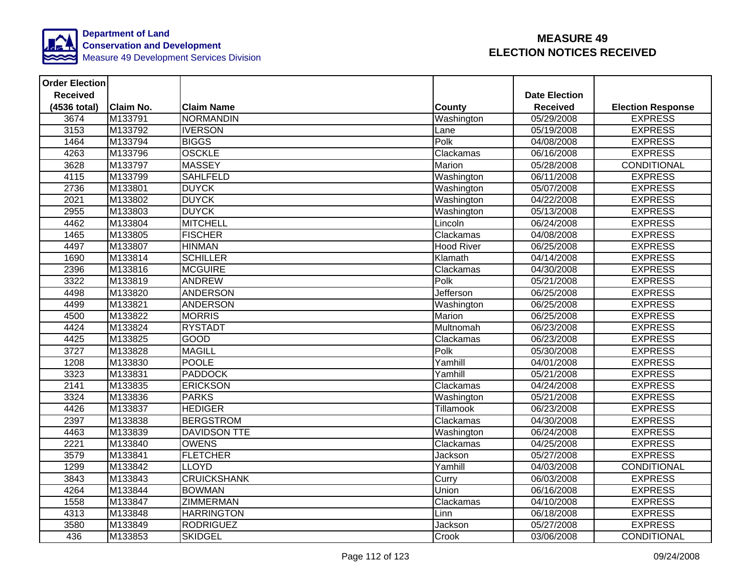Department of Land Conservation and Development
Measure 49 Development Services Division

# MEASURE 49 ELECTION NOTICES RECEIVED

| Order Election Received (4536 total) | Claim No. | Claim Name | County | Date Election Received | Election Response |
|---|---|---|---|---|---|
| 3674 | M133791 | NORMANDIN | Washington | 05/29/2008 | EXPRESS |
| 3153 | M133792 | IVERSON | Lane | 05/19/2008 | EXPRESS |
| 1464 | M133794 | BIGGS | Polk | 04/08/2008 | EXPRESS |
| 4263 | M133796 | OSCKLE | Clackamas | 06/16/2008 | EXPRESS |
| 3628 | M133797 | MASSEY | Marion | 05/28/2008 | CONDITIONAL |
| 4115 | M133799 | SAHLFELD | Washington | 06/11/2008 | EXPRESS |
| 2736 | M133801 | DUYCK | Washington | 05/07/2008 | EXPRESS |
| 2021 | M133802 | DUYCK | Washington | 04/22/2008 | EXPRESS |
| 2955 | M133803 | DUYCK | Washington | 05/13/2008 | EXPRESS |
| 4462 | M133804 | MITCHELL | Lincoln | 06/24/2008 | EXPRESS |
| 1465 | M133805 | FISCHER | Clackamas | 04/08/2008 | EXPRESS |
| 4497 | M133807 | HINMAN | Hood River | 06/25/2008 | EXPRESS |
| 1690 | M133814 | SCHILLER | Klamath | 04/14/2008 | EXPRESS |
| 2396 | M133816 | MCGUIRE | Clackamas | 04/30/2008 | EXPRESS |
| 3322 | M133819 | ANDREW | Polk | 05/21/2008 | EXPRESS |
| 4498 | M133820 | ANDERSON | Jefferson | 06/25/2008 | EXPRESS |
| 4499 | M133821 | ANDERSON | Washington | 06/25/2008 | EXPRESS |
| 4500 | M133822 | MORRIS | Marion | 06/25/2008 | EXPRESS |
| 4424 | M133824 | RYSTADT | Multnomah | 06/23/2008 | EXPRESS |
| 4425 | M133825 | GOOD | Clackamas | 06/23/2008 | EXPRESS |
| 3727 | M133828 | MAGILL | Polk | 05/30/2008 | EXPRESS |
| 1208 | M133830 | POOLE | Yamhill | 04/01/2008 | EXPRESS |
| 3323 | M133831 | PADDOCK | Yamhill | 05/21/2008 | EXPRESS |
| 2141 | M133835 | ERICKSON | Clackamas | 04/24/2008 | EXPRESS |
| 3324 | M133836 | PARKS | Washington | 05/21/2008 | EXPRESS |
| 4426 | M133837 | HEDIGER | Tillamook | 06/23/2008 | EXPRESS |
| 2397 | M133838 | BERGSTROM | Clackamas | 04/30/2008 | EXPRESS |
| 4463 | M133839 | DAVIDSON TTE | Washington | 06/24/2008 | EXPRESS |
| 2221 | M133840 | OWENS | Clackamas | 04/25/2008 | EXPRESS |
| 3579 | M133841 | FLETCHER | Jackson | 05/27/2008 | EXPRESS |
| 1299 | M133842 | LLOYD | Yamhill | 04/03/2008 | CONDITIONAL |
| 3843 | M133843 | CRUICKSHANK | Curry | 06/03/2008 | EXPRESS |
| 4264 | M133844 | BOWMAN | Union | 06/16/2008 | EXPRESS |
| 1558 | M133847 | ZIMMERMAN | Clackamas | 04/10/2008 | EXPRESS |
| 4313 | M133848 | HARRINGTON | Linn | 06/18/2008 | EXPRESS |
| 3580 | M133849 | RODRIGUEZ | Jackson | 05/27/2008 | EXPRESS |
| 436 | M133853 | SKIDGEL | Crook | 03/06/2008 | CONDITIONAL |

09/24/2008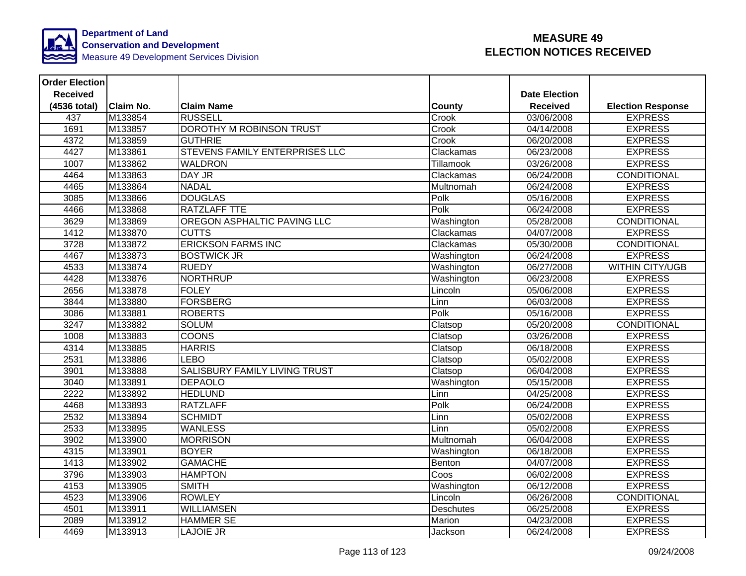**Department of Land Conservation and Development**
Measure 49 Development Services Division

# MEASURE 49
# ELECTION NOTICES RECEIVED

| Order Election Received (4536 total) | Claim No. | Claim Name | County | Date Election Received | Election Response |
|---|---|---|---|---|---|
| 437 | M133854 | RUSSELL | Crook | 03/06/2008 | EXPRESS |
| 1691 | M133857 | DOROTHY M ROBINSON TRUST | Crook | 04/14/2008 | EXPRESS |
| 4372 | M133859 | GUTHRIE | Crook | 06/20/2008 | EXPRESS |
| 4427 | M133861 | STEVENS FAMILY ENTERPRISES LLC | Clackamas | 06/23/2008 | EXPRESS |
| 1007 | M133862 | WALDRON | Tillamook | 03/26/2008 | EXPRESS |
| 4464 | M133863 | DAY JR | Clackamas | 06/24/2008 | CONDITIONAL |
| 4465 | M133864 | NADAL | Multnomah | 06/24/2008 | EXPRESS |
| 3085 | M133866 | DOUGLAS | Polk | 05/16/2008 | EXPRESS |
| 4466 | M133868 | RATZLAFF TTE | Polk | 06/24/2008 | EXPRESS |
| 3629 | M133869 | OREGON ASPHALTIC PAVING LLC | Washington | 05/28/2008 | CONDITIONAL |
| 1412 | M133870 | CUTTS | Clackamas | 04/07/2008 | EXPRESS |
| 3728 | M133872 | ERICKSON FARMS INC | Clackamas | 05/30/2008 | CONDITIONAL |
| 4467 | M133873 | BOSTWICK JR | Washington | 06/24/2008 | EXPRESS |
| 4533 | M133874 | RUEDY | Washington | 06/27/2008 | WITHIN CITY/UGB |
| 4428 | M133876 | NORTHRUP | Washington | 06/23/2008 | EXPRESS |
| 2656 | M133878 | FOLEY | Lincoln | 05/06/2008 | EXPRESS |
| 3844 | M133880 | FORSBERG | Linn | 06/03/2008 | EXPRESS |
| 3086 | M133881 | ROBERTS | Polk | 05/16/2008 | EXPRESS |
| 3247 | M133882 | SOLUM | Clatsop | 05/20/2008 | CONDITIONAL |
| 1008 | M133883 | COONS | Clatsop | 03/26/2008 | EXPRESS |
| 4314 | M133885 | HARRIS | Clatsop | 06/18/2008 | EXPRESS |
| 2531 | M133886 | LEBO | Clatsop | 05/02/2008 | EXPRESS |
| 3901 | M133888 | SALISBURY FAMILY LIVING TRUST | Clatsop | 06/04/2008 | EXPRESS |
| 3040 | M133891 | DEPAOLO | Washington | 05/15/2008 | EXPRESS |
| 2222 | M133892 | HEDLUND | Linn | 04/25/2008 | EXPRESS |
| 4468 | M133893 | RATZLAFF | Polk | 06/24/2008 | EXPRESS |
| 2532 | M133894 | SCHMIDT | Linn | 05/02/2008 | EXPRESS |
| 2533 | M133895 | WANLESS | Linn | 05/02/2008 | EXPRESS |
| 3902 | M133900 | MORRISON | Multnomah | 06/04/2008 | EXPRESS |
| 4315 | M133901 | BOYER | Washington | 06/18/2008 | EXPRESS |
| 1413 | M133902 | GAMACHE | Benton | 04/07/2008 | EXPRESS |
| 3796 | M133903 | HAMPTON | Coos | 06/02/2008 | EXPRESS |
| 4153 | M133905 | SMITH | Washington | 06/12/2008 | EXPRESS |
| 4523 | M133906 | ROWLEY | Lincoln | 06/26/2008 | CONDITIONAL |
| 4501 | M133911 | WILLIAMSEN | Deschutes | 06/25/2008 | EXPRESS |
| 2089 | M133912 | HAMMER SE | Marion | 04/23/2008 | EXPRESS |
| 4469 | M133913 | LAJOIE JR | Jackson | 06/24/2008 | EXPRESS |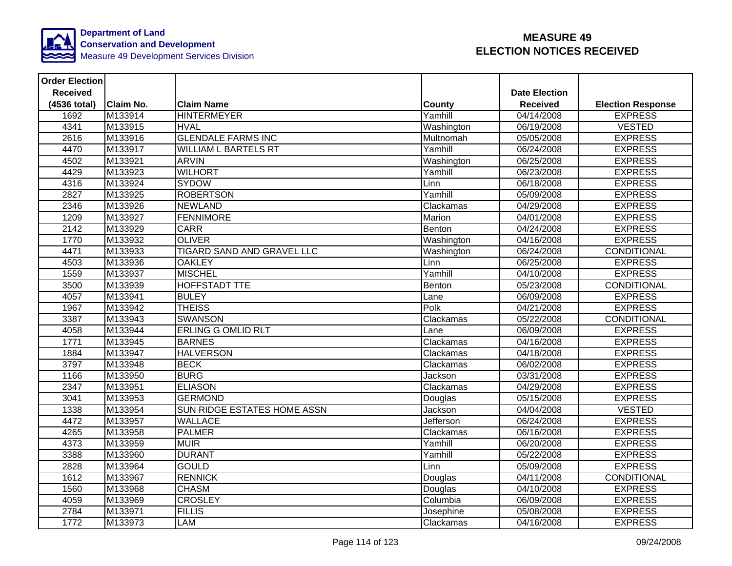**Department of Land Conservation and Development**
Measure 49 Development Services Division

# MEASURE 49
# ELECTION NOTICES RECEIVED

| Order Election Received (4536 total) | Claim No. | Claim Name | County | Date Election Received | Election Response |
|---|---|---|---|---|---|
| 1692 | M133914 | HINTERMEYER | Yamhill | 04/14/2008 | EXPRESS |
| 4341 | M133915 | HVAL | Washington | 06/19/2008 | VESTED |
| 2616 | M133916 | GLENDALE FARMS INC | Multnomah | 05/05/2008 | EXPRESS |
| 4470 | M133917 | WILLIAM L BARTELS RT | Yamhill | 06/24/2008 | EXPRESS |
| 4502 | M133921 | ARVIN | Washington | 06/25/2008 | EXPRESS |
| 4429 | M133923 | WILHORT | Yamhill | 06/23/2008 | EXPRESS |
| 4316 | M133924 | SYDOW | Linn | 06/18/2008 | EXPRESS |
| 2827 | M133925 | ROBERTSON | Yamhill | 05/09/2008 | EXPRESS |
| 2346 | M133926 | NEWLAND | Clackamas | 04/29/2008 | EXPRESS |
| 1209 | M133927 | FENNIMORE | Marion | 04/01/2008 | EXPRESS |
| 2142 | M133929 | CARR | Benton | 04/24/2008 | EXPRESS |
| 1770 | M133932 | OLIVER | Washington | 04/16/2008 | EXPRESS |
| 4471 | M133933 | TIGARD SAND AND GRAVEL LLC | Washington | 06/24/2008 | CONDITIONAL |
| 4503 | M133936 | OAKLEY | Linn | 06/25/2008 | EXPRESS |
| 1559 | M133937 | MISCHEL | Yamhill | 04/10/2008 | EXPRESS |
| 3500 | M133939 | HOFFSTADT TTE | Benton | 05/23/2008 | CONDITIONAL |
| 4057 | M133941 | BULEY | Lane | 06/09/2008 | EXPRESS |
| 1967 | M133942 | THEISS | Polk | 04/21/2008 | EXPRESS |
| 3387 | M133943 | SWANSON | Clackamas | 05/22/2008 | CONDITIONAL |
| 4058 | M133944 | ERLING G OMLID RLT | Lane | 06/09/2008 | EXPRESS |
| 1771 | M133945 | BARNES | Clackamas | 04/16/2008 | EXPRESS |
| 1884 | M133947 | HALVERSON | Clackamas | 04/18/2008 | EXPRESS |
| 3797 | M133948 | BECK | Clackamas | 06/02/2008 | EXPRESS |
| 1166 | M133950 | BURG | Jackson | 03/31/2008 | EXPRESS |
| 2347 | M133951 | ELIASON | Clackamas | 04/29/2008 | EXPRESS |
| 3041 | M133953 | GERMOND | Douglas | 05/15/2008 | EXPRESS |
| 1338 | M133954 | SUN RIDGE ESTATES HOME ASSN | Jackson | 04/04/2008 | VESTED |
| 4472 | M133957 | WALLACE | Jefferson | 06/24/2008 | EXPRESS |
| 4265 | M133958 | PALMER | Clackamas | 06/16/2008 | EXPRESS |
| 4373 | M133959 | MUIR | Yamhill | 06/20/2008 | EXPRESS |
| 3388 | M133960 | DURANT | Yamhill | 05/22/2008 | EXPRESS |
| 2828 | M133964 | GOULD | Linn | 05/09/2008 | EXPRESS |
| 1612 | M133967 | RENNICK | Douglas | 04/11/2008 | CONDITIONAL |
| 1560 | M133968 | CHASM | Douglas | 04/10/2008 | EXPRESS |
| 4059 | M133969 | CROSLEY | Columbia | 06/09/2008 | EXPRESS |
| 2784 | M133971 | FILLIS | Josephine | 05/08/2008 | EXPRESS |
| 1772 | M133973 | LAM | Clackamas | 04/16/2008 | EXPRESS |

09/24/2008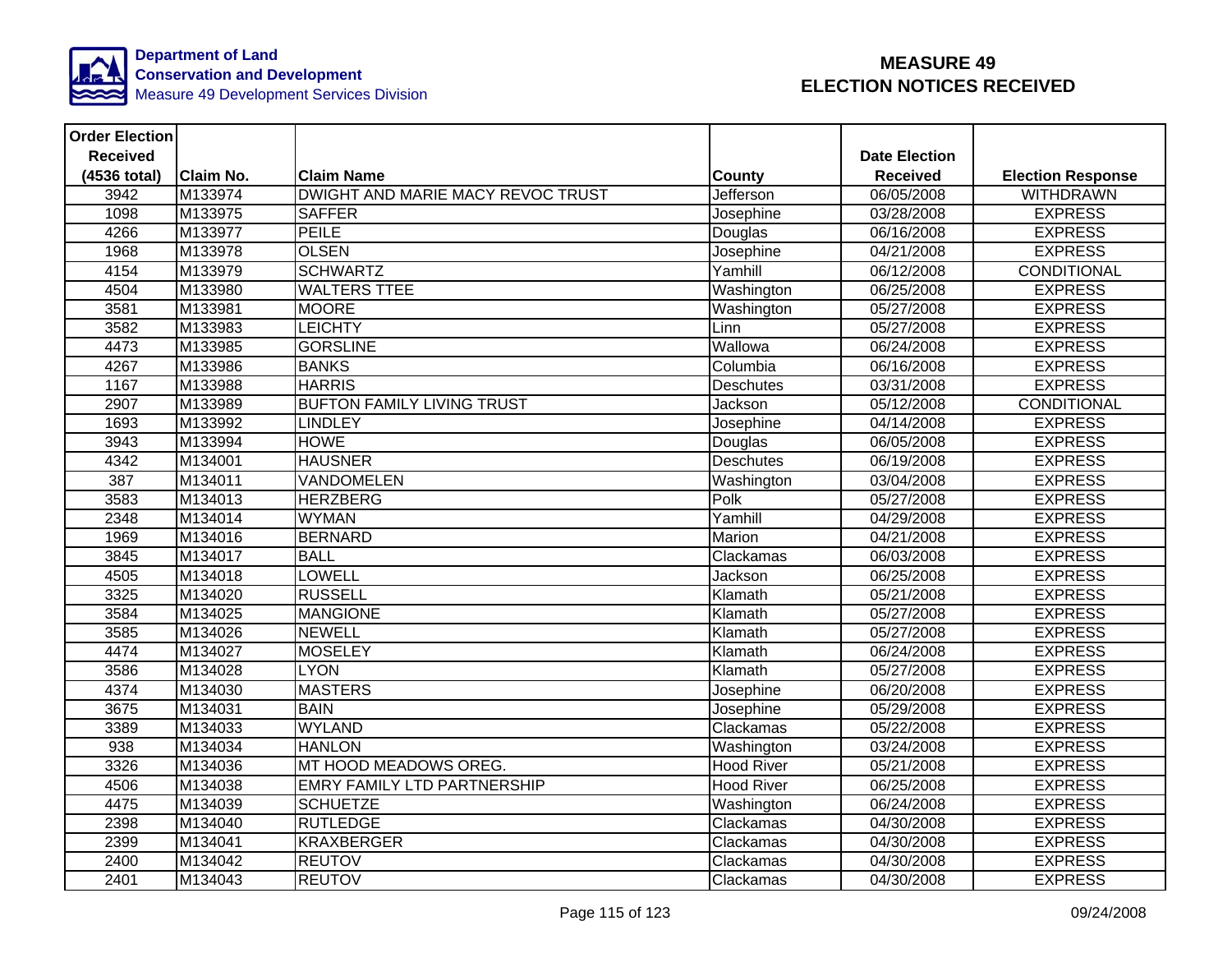**Department of Land Conservation and Development**
Measure 49 Development Services Division

# MEASURE 49
# ELECTION NOTICES RECEIVED

| Order Election Received (4536 total) | Claim No. | Claim Name | County | Date Election Received | Election Response |
|---|---|---|---|---|---|
| 3942 | M133974 | DWIGHT AND MARIE MACY REVOC TRUST | Jefferson | 06/05/2008 | WITHDRAWN |
| 1098 | M133975 | SAFFER | Josephine | 03/28/2008 | EXPRESS |
| 4266 | M133977 | PEILE | Douglas | 06/16/2008 | EXPRESS |
| 1968 | M133978 | OLSEN | Josephine | 04/21/2008 | EXPRESS |
| 4154 | M133979 | SCHWARTZ | Yamhill | 06/12/2008 | CONDITIONAL |
| 4504 | M133980 | WALTERS TTEE | Washington | 06/25/2008 | EXPRESS |
| 3581 | M133981 | MOORE | Washington | 05/27/2008 | EXPRESS |
| 3582 | M133983 | LEICHTY | Linn | 05/27/2008 | EXPRESS |
| 4473 | M133985 | GORSLINE | Wallowa | 06/24/2008 | EXPRESS |
| 4267 | M133986 | BANKS | Columbia | 06/16/2008 | EXPRESS |
| 1167 | M133988 | HARRIS | Deschutes | 03/31/2008 | EXPRESS |
| 2907 | M133989 | BUFTON FAMILY LIVING TRUST | Jackson | 05/12/2008 | CONDITIONAL |
| 1693 | M133992 | LINDLEY | Josephine | 04/14/2008 | EXPRESS |
| 3943 | M133994 | HOWE | Douglas | 06/05/2008 | EXPRESS |
| 4342 | M134001 | HAUSNER | Deschutes | 06/19/2008 | EXPRESS |
| 387 | M134011 | VANDOMELEN | Washington | 03/04/2008 | EXPRESS |
| 3583 | M134013 | HERZBERG | Polk | 05/27/2008 | EXPRESS |
| 2348 | M134014 | WYMAN | Yamhill | 04/29/2008 | EXPRESS |
| 1969 | M134016 | BERNARD | Marion | 04/21/2008 | EXPRESS |
| 3845 | M134017 | BALL | Clackamas | 06/03/2008 | EXPRESS |
| 4505 | M134018 | LOWELL | Jackson | 06/25/2008 | EXPRESS |
| 3325 | M134020 | RUSSELL | Klamath | 05/21/2008 | EXPRESS |
| 3584 | M134025 | MANGIONE | Klamath | 05/27/2008 | EXPRESS |
| 3585 | M134026 | NEWELL | Klamath | 05/27/2008 | EXPRESS |
| 4474 | M134027 | MOSELEY | Klamath | 06/24/2008 | EXPRESS |
| 3586 | M134028 | LYON | Klamath | 05/27/2008 | EXPRESS |
| 4374 | M134030 | MASTERS | Josephine | 06/20/2008 | EXPRESS |
| 3675 | M134031 | BAIN | Josephine | 05/29/2008 | EXPRESS |
| 3389 | M134033 | WYLAND | Clackamas | 05/22/2008 | EXPRESS |
| 938 | M134034 | HANLON | Washington | 03/24/2008 | EXPRESS |
| 3326 | M134036 | MT HOOD MEADOWS OREG. | Hood River | 05/21/2008 | EXPRESS |
| 4506 | M134038 | EMRY FAMILY LTD PARTNERSHIP | Hood River | 06/25/2008 | EXPRESS |
| 4475 | M134039 | SCHUETZE | Washington | 06/24/2008 | EXPRESS |
| 2398 | M134040 | RUTLEDGE | Clackamas | 04/30/2008 | EXPRESS |
| 2399 | M134041 | KRAXBERGER | Clackamas | 04/30/2008 | EXPRESS |
| 2400 | M134042 | REUTOV | Clackamas | 04/30/2008 | EXPRESS |
| 2401 | M134043 | REUTOV | Clackamas | 04/30/2008 | EXPRESS |

09/24/2008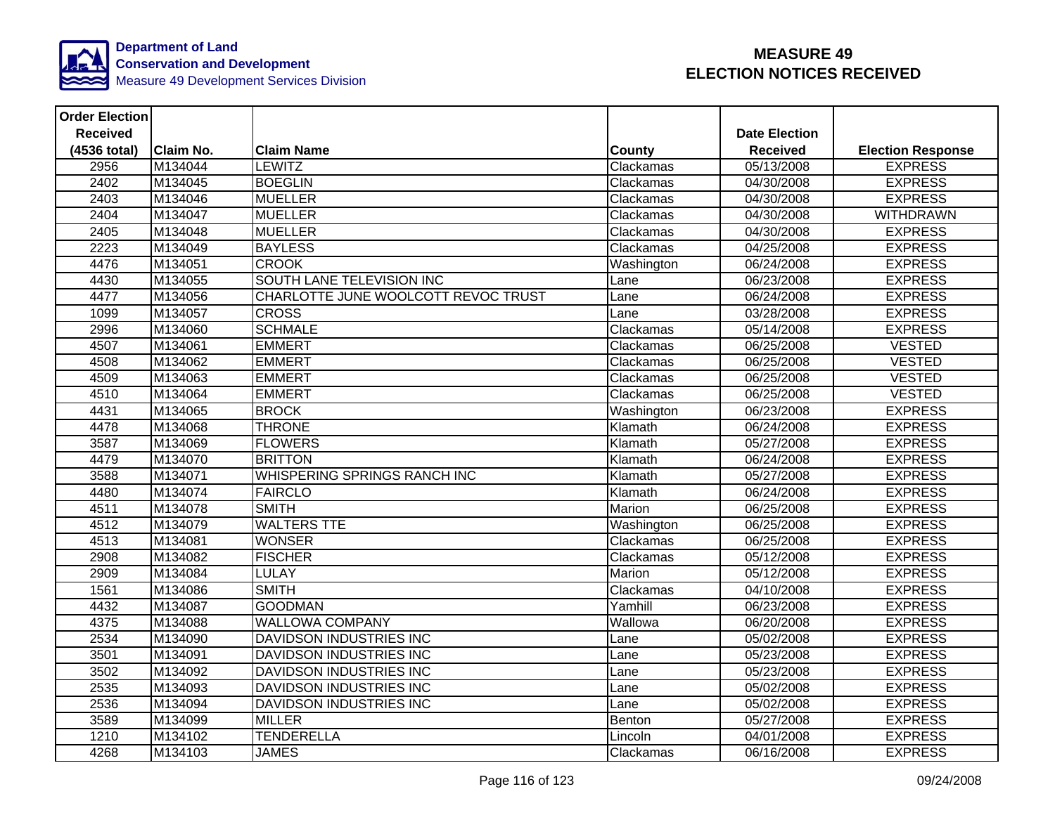**Department of Land Conservation and Development**
Measure 49 Development Services Division

# MEASURE 49 ELECTION NOTICES RECEIVED

| Order Election Received (4536 total) | Claim No. | Claim Name | County | Date Election Received | Election Response |
|---|---|---|---|---|---|
| 2956 | M134044 | LEWITZ | Clackamas | 05/13/2008 | EXPRESS |
| 2402 | M134045 | BOEGLIN | Clackamas | 04/30/2008 | EXPRESS |
| 2403 | M134046 | MUELLER | Clackamas | 04/30/2008 | EXPRESS |
| 2404 | M134047 | MUELLER | Clackamas | 04/30/2008 | WITHDRAWN |
| 2405 | M134048 | MUELLER | Clackamas | 04/30/2008 | EXPRESS |
| 2223 | M134049 | BAYLESS | Clackamas | 04/25/2008 | EXPRESS |
| 4476 | M134051 | CROOK | Washington | 06/24/2008 | EXPRESS |
| 4430 | M134055 | SOUTH LANE TELEVISION INC | Lane | 06/23/2008 | EXPRESS |
| 4477 | M134056 | CHARLOTTE JUNE WOOLCOTT REVOC TRUST | Lane | 06/24/2008 | EXPRESS |
| 1099 | M134057 | CROSS | Lane | 03/28/2008 | EXPRESS |
| 2996 | M134060 | SCHMALE | Clackamas | 05/14/2008 | EXPRESS |
| 4507 | M134061 | EMMERT | Clackamas | 06/25/2008 | VESTED |
| 4508 | M134062 | EMMERT | Clackamas | 06/25/2008 | VESTED |
| 4509 | M134063 | EMMERT | Clackamas | 06/25/2008 | VESTED |
| 4510 | M134064 | EMMERT | Clackamas | 06/25/2008 | VESTED |
| 4431 | M134065 | BROCK | Washington | 06/23/2008 | EXPRESS |
| 4478 | M134068 | THRONE | Klamath | 06/24/2008 | EXPRESS |
| 3587 | M134069 | FLOWERS | Klamath | 05/27/2008 | EXPRESS |
| 4479 | M134070 | BRITTON | Klamath | 06/24/2008 | EXPRESS |
| 3588 | M134071 | WHISPERING SPRINGS RANCH INC | Klamath | 05/27/2008 | EXPRESS |
| 4480 | M134074 | FAIRCLO | Klamath | 06/24/2008 | EXPRESS |
| 4511 | M134078 | SMITH | Marion | 06/25/2008 | EXPRESS |
| 4512 | M134079 | WALTERS TTE | Washington | 06/25/2008 | EXPRESS |
| 4513 | M134081 | WONSER | Clackamas | 06/25/2008 | EXPRESS |
| 2908 | M134082 | FISCHER | Clackamas | 05/12/2008 | EXPRESS |
| 2909 | M134084 | LULAY | Marion | 05/12/2008 | EXPRESS |
| 1561 | M134086 | SMITH | Clackamas | 04/10/2008 | EXPRESS |
| 4432 | M134087 | GOODMAN | Yamhill | 06/23/2008 | EXPRESS |
| 4375 | M134088 | WALLOWA COMPANY | Wallowa | 06/20/2008 | EXPRESS |
| 2534 | M134090 | DAVIDSON INDUSTRIES INC | Lane | 05/02/2008 | EXPRESS |
| 3501 | M134091 | DAVIDSON INDUSTRIES INC | Lane | 05/23/2008 | EXPRESS |
| 3502 | M134092 | DAVIDSON INDUSTRIES INC | Lane | 05/23/2008 | EXPRESS |
| 2535 | M134093 | DAVIDSON INDUSTRIES INC | Lane | 05/02/2008 | EXPRESS |
| 2536 | M134094 | DAVIDSON INDUSTRIES INC | Lane | 05/02/2008 | EXPRESS |
| 3589 | M134099 | MILLER | Benton | 05/27/2008 | EXPRESS |
| 1210 | M134102 | TENDERELLA | Lincoln | 04/01/2008 | EXPRESS |
| 4268 | M134103 | JAMES | Clackamas | 06/16/2008 | EXPRESS |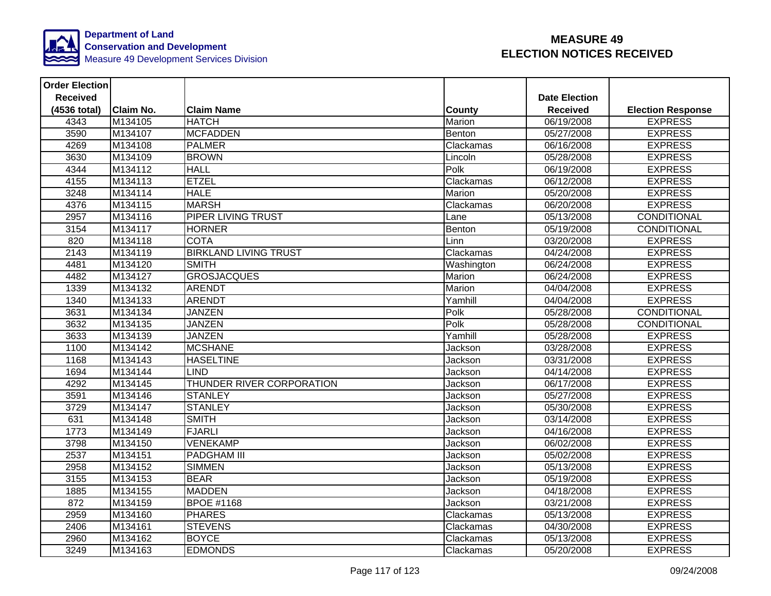Department of Land Conservation and Development
Measure 49 Development Services Division

# MEASURE 49 ELECTION NOTICES RECEIVED

| Order Election Received (4536 total) | Claim No. | Claim Name | County | Date Election Received | Election Response |
|---|---|---|---|---|---|
| 4343 | M134105 | HATCH | Marion | 06/19/2008 | EXPRESS |
| 3590 | M134107 | MCFADDEN | Benton | 05/27/2008 | EXPRESS |
| 4269 | M134108 | PALMER | Clackamas | 06/16/2008 | EXPRESS |
| 3630 | M134109 | BROWN | Lincoln | 05/28/2008 | EXPRESS |
| 4344 | M134112 | HALL | Polk | 06/19/2008 | EXPRESS |
| 4155 | M134113 | ETZEL | Clackamas | 06/12/2008 | EXPRESS |
| 3248 | M134114 | HALE | Marion | 05/20/2008 | EXPRESS |
| 4376 | M134115 | MARSH | Clackamas | 06/20/2008 | EXPRESS |
| 2957 | M134116 | PIPER LIVING TRUST | Lane | 05/13/2008 | CONDITIONAL |
| 3154 | M134117 | HORNER | Benton | 05/19/2008 | CONDITIONAL |
| 820 | M134118 | COTA | Linn | 03/20/2008 | EXPRESS |
| 2143 | M134119 | BIRKLAND LIVING TRUST | Clackamas | 04/24/2008 | EXPRESS |
| 4481 | M134120 | SMITH | Washington | 06/24/2008 | EXPRESS |
| 4482 | M134127 | GROSJACQUES | Marion | 06/24/2008 | EXPRESS |
| 1339 | M134132 | ARENDT | Marion | 04/04/2008 | EXPRESS |
| 1340 | M134133 | ARENDT | Yamhill | 04/04/2008 | EXPRESS |
| 3631 | M134134 | JANZEN | Polk | 05/28/2008 | CONDITIONAL |
| 3632 | M134135 | JANZEN | Polk | 05/28/2008 | CONDITIONAL |
| 3633 | M134139 | JANZEN | Yamhill | 05/28/2008 | EXPRESS |
| 1100 | M134142 | MCSHANE | Jackson | 03/28/2008 | EXPRESS |
| 1168 | M134143 | HASELTINE | Jackson | 03/31/2008 | EXPRESS |
| 1694 | M134144 | LIND | Jackson | 04/14/2008 | EXPRESS |
| 4292 | M134145 | THUNDER RIVER CORPORATION | Jackson | 06/17/2008 | EXPRESS |
| 3591 | M134146 | STANLEY | Jackson | 05/27/2008 | EXPRESS |
| 3729 | M134147 | STANLEY | Jackson | 05/30/2008 | EXPRESS |
| 631 | M134148 | SMITH | Jackson | 03/14/2008 | EXPRESS |
| 1773 | M134149 | FJARLI | Jackson | 04/16/2008 | EXPRESS |
| 3798 | M134150 | VENEKAMP | Jackson | 06/02/2008 | EXPRESS |
| 2537 | M134151 | PADGHAM III | Jackson | 05/02/2008 | EXPRESS |
| 2958 | M134152 | SIMMEN | Jackson | 05/13/2008 | EXPRESS |
| 3155 | M134153 | BEAR | Jackson | 05/19/2008 | EXPRESS |
| 1885 | M134155 | MADDEN | Jackson | 04/18/2008 | EXPRESS |
| 872 | M134159 | BPOE #1168 | Jackson | 03/21/2008 | EXPRESS |
| 2959 | M134160 | PHARES | Clackamas | 05/13/2008 | EXPRESS |
| 2406 | M134161 | STEVENS | Clackamas | 04/30/2008 | EXPRESS |
| 2960 | M134162 | BOYCE | Clackamas | 05/13/2008 | EXPRESS |
| 3249 | M134163 | EDMONDS | Clackamas | 05/20/2008 | EXPRESS |

09/24/2008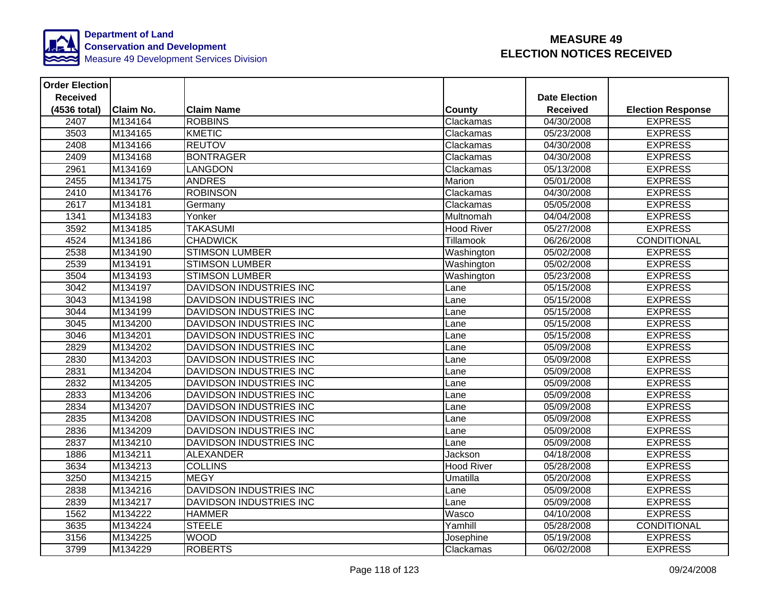**Department of Land Conservation and Development**
Measure 49 Development Services Division

# MEASURE 49
## ELECTION NOTICES RECEIVED

| Order Election Received (4536 total) | Claim No. | Claim Name | County | Date Election Received | Election Response |
|---|---|---|---|---|---|
| 2407 | M134164 | ROBBINS | Clackamas | 04/30/2008 | EXPRESS |
| 3503 | M134165 | KMETIC | Clackamas | 05/23/2008 | EXPRESS |
| 2408 | M134166 | REUTOV | Clackamas | 04/30/2008 | EXPRESS |
| 2409 | M134168 | BONTRAGER | Clackamas | 04/30/2008 | EXPRESS |
| 2961 | M134169 | LANGDON | Clackamas | 05/13/2008 | EXPRESS |
| 2455 | M134175 | ANDRES | Marion | 05/01/2008 | EXPRESS |
| 2410 | M134176 | ROBINSON | Clackamas | 04/30/2008 | EXPRESS |
| 2617 | M134181 | Germany | Clackamas | 05/05/2008 | EXPRESS |
| 1341 | M134183 | Yonker | Multnomah | 04/04/2008 | EXPRESS |
| 3592 | M134185 | TAKASUMI | Hood River | 05/27/2008 | EXPRESS |
| 4524 | M134186 | CHADWICK | Tillamook | 06/26/2008 | CONDITIONAL |
| 2538 | M134190 | STIMSON LUMBER | Washington | 05/02/2008 | EXPRESS |
| 2539 | M134191 | STIMSON LUMBER | Washington | 05/02/2008 | EXPRESS |
| 3504 | M134193 | STIMSON LUMBER | Washington | 05/23/2008 | EXPRESS |
| 3042 | M134197 | DAVIDSON INDUSTRIES INC | Lane | 05/15/2008 | EXPRESS |
| 3043 | M134198 | DAVIDSON INDUSTRIES INC | Lane | 05/15/2008 | EXPRESS |
| 3044 | M134199 | DAVIDSON INDUSTRIES INC | Lane | 05/15/2008 | EXPRESS |
| 3045 | M134200 | DAVIDSON INDUSTRIES INC | Lane | 05/15/2008 | EXPRESS |
| 3046 | M134201 | DAVIDSON INDUSTRIES INC | Lane | 05/15/2008 | EXPRESS |
| 2829 | M134202 | DAVIDSON INDUSTRIES INC | Lane | 05/09/2008 | EXPRESS |
| 2830 | M134203 | DAVIDSON INDUSTRIES INC | Lane | 05/09/2008 | EXPRESS |
| 2831 | M134204 | DAVIDSON INDUSTRIES INC | Lane | 05/09/2008 | EXPRESS |
| 2832 | M134205 | DAVIDSON INDUSTRIES INC | Lane | 05/09/2008 | EXPRESS |
| 2833 | M134206 | DAVIDSON INDUSTRIES INC | Lane | 05/09/2008 | EXPRESS |
| 2834 | M134207 | DAVIDSON INDUSTRIES INC | Lane | 05/09/2008 | EXPRESS |
| 2835 | M134208 | DAVIDSON INDUSTRIES INC | Lane | 05/09/2008 | EXPRESS |
| 2836 | M134209 | DAVIDSON INDUSTRIES INC | Lane | 05/09/2008 | EXPRESS |
| 2837 | M134210 | DAVIDSON INDUSTRIES INC | Lane | 05/09/2008 | EXPRESS |
| 1886 | M134211 | ALEXANDER | Jackson | 04/18/2008 | EXPRESS |
| 3634 | M134213 | COLLINS | Hood River | 05/28/2008 | EXPRESS |
| 3250 | M134215 | MEGY | Umatilla | 05/20/2008 | EXPRESS |
| 2838 | M134216 | DAVIDSON INDUSTRIES INC | Lane | 05/09/2008 | EXPRESS |
| 2839 | M134217 | DAVIDSON INDUSTRIES INC | Lane | 05/09/2008 | EXPRESS |
| 1562 | M134222 | HAMMER | Wasco | 04/10/2008 | EXPRESS |
| 3635 | M134224 | STEELE | Yamhill | 05/28/2008 | CONDITIONAL |
| 3156 | M134225 | WOOD | Josephine | 05/19/2008 | EXPRESS |
| 3799 | M134229 | ROBERTS | Clackamas | 06/02/2008 | EXPRESS |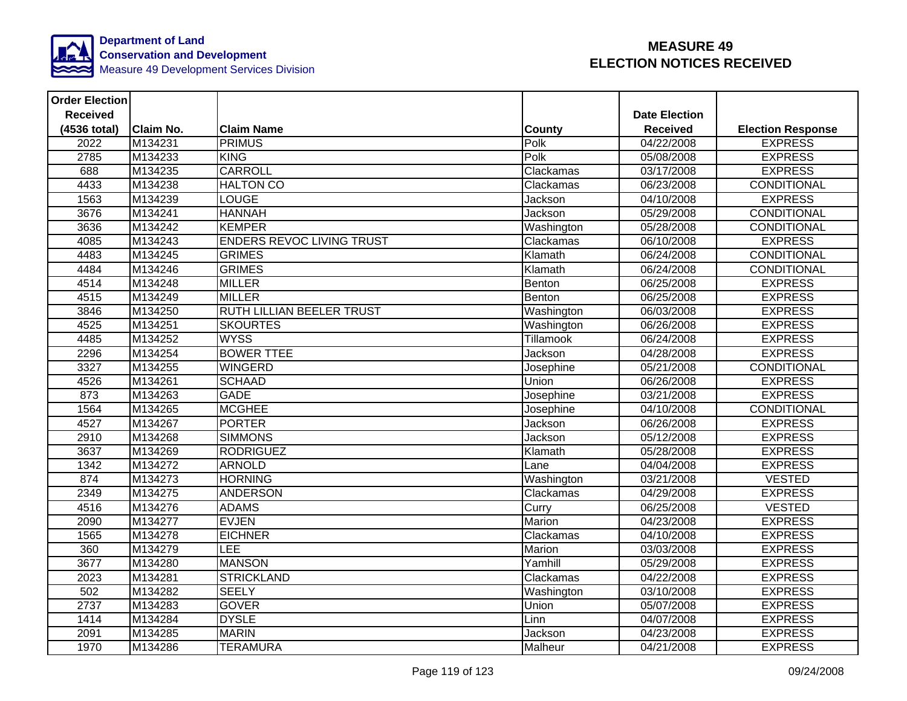Department of Land Conservation and Development
Measure 49 Development Services Division

# MEASURE 49
# ELECTION NOTICES RECEIVED

| Order Election Received (4536 total) | Claim No. | Claim Name | County | Date Election Received | Election Response |
|---|---|---|---|---|---|
| 2022 | M134231 | PRIMUS | Polk | 04/22/2008 | EXPRESS |
| 2785 | M134233 | KING | Polk | 05/08/2008 | EXPRESS |
| 688 | M134235 | CARROLL | Clackamas | 03/17/2008 | EXPRESS |
| 4433 | M134238 | HALTON CO | Clackamas | 06/23/2008 | CONDITIONAL |
| 1563 | M134239 | LOUGE | Jackson | 04/10/2008 | EXPRESS |
| 3676 | M134241 | HANNAH | Jackson | 05/29/2008 | CONDITIONAL |
| 3636 | M134242 | KEMPER | Washington | 05/28/2008 | CONDITIONAL |
| 4085 | M134243 | ENDERS REVOC LIVING TRUST | Clackamas | 06/10/2008 | EXPRESS |
| 4483 | M134245 | GRIMES | Klamath | 06/24/2008 | CONDITIONAL |
| 4484 | M134246 | GRIMES | Klamath | 06/24/2008 | CONDITIONAL |
| 4514 | M134248 | MILLER | Benton | 06/25/2008 | EXPRESS |
| 4515 | M134249 | MILLER | Benton | 06/25/2008 | EXPRESS |
| 3846 | M134250 | RUTH LILLIAN BEELER TRUST | Washington | 06/03/2008 | EXPRESS |
| 4525 | M134251 | SKOURTES | Washington | 06/26/2008 | EXPRESS |
| 4485 | M134252 | WYSS | Tillamook | 06/24/2008 | EXPRESS |
| 2296 | M134254 | BOWER TTEE | Jackson | 04/28/2008 | EXPRESS |
| 3327 | M134255 | WINGERD | Josephine | 05/21/2008 | CONDITIONAL |
| 4526 | M134261 | SCHAAD | Union | 06/26/2008 | EXPRESS |
| 873 | M134263 | GADE | Josephine | 03/21/2008 | EXPRESS |
| 1564 | M134265 | MCGHEE | Josephine | 04/10/2008 | CONDITIONAL |
| 4527 | M134267 | PORTER | Jackson | 06/26/2008 | EXPRESS |
| 2910 | M134268 | SIMMONS | Jackson | 05/12/2008 | EXPRESS |
| 3637 | M134269 | RODRIGUEZ | Klamath | 05/28/2008 | EXPRESS |
| 1342 | M134272 | ARNOLD | Lane | 04/04/2008 | EXPRESS |
| 874 | M134273 | HORNING | Washington | 03/21/2008 | VESTED |
| 2349 | M134275 | ANDERSON | Clackamas | 04/29/2008 | EXPRESS |
| 4516 | M134276 | ADAMS | Curry | 06/25/2008 | VESTED |
| 2090 | M134277 | EVJEN | Marion | 04/23/2008 | EXPRESS |
| 1565 | M134278 | EICHNER | Clackamas | 04/10/2008 | EXPRESS |
| 360 | M134279 | LEE | Marion | 03/03/2008 | EXPRESS |
| 3677 | M134280 | MANSON | Yamhill | 05/29/2008 | EXPRESS |
| 2023 | M134281 | STRICKLAND | Clackamas | 04/22/2008 | EXPRESS |
| 502 | M134282 | SEELY | Washington | 03/10/2008 | EXPRESS |
| 2737 | M134283 | GOVER | Union | 05/07/2008 | EXPRESS |
| 1414 | M134284 | DYSLE | Linn | 04/07/2008 | EXPRESS |
| 2091 | M134285 | MARIN | Jackson | 04/23/2008 | EXPRESS |
| 1970 | M134286 | TERAMURA | Malheur | 04/21/2008 | EXPRESS |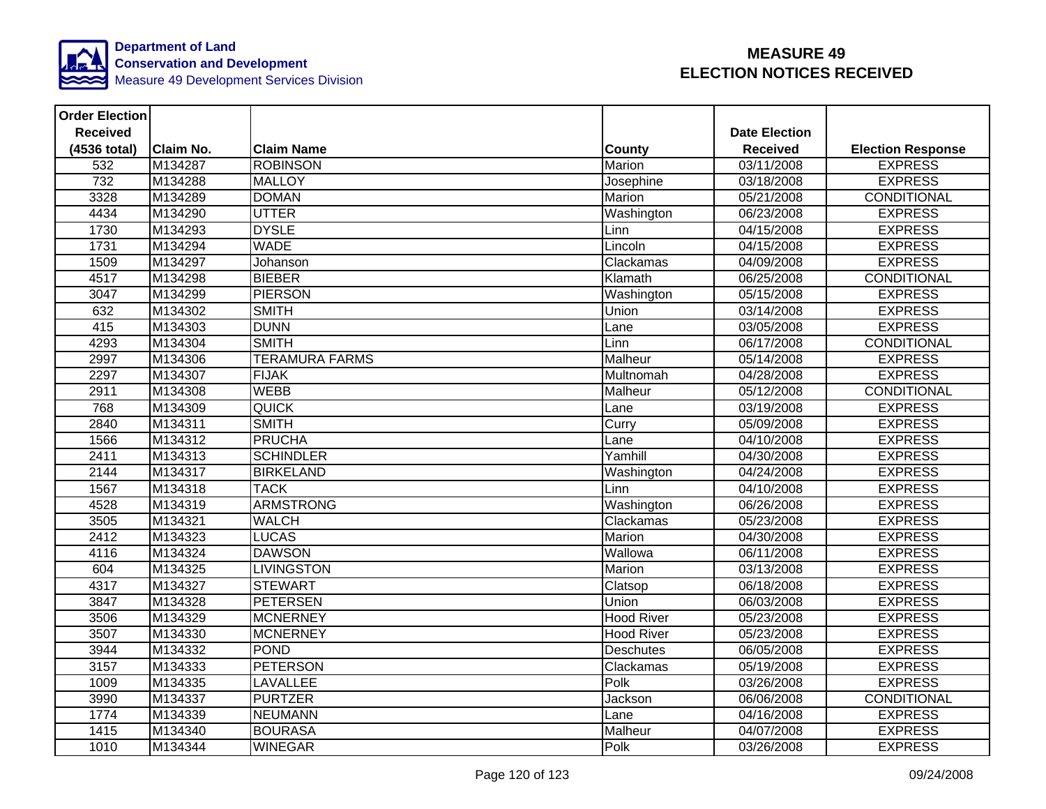Department of Land Conservation and Development
Measure 49 Development Services Division

# MEASURE 49 ELECTION NOTICES RECEIVED

| Order Election Received (4536 total) | Claim No. | Claim Name | County | Date Election Received | Election Response |
|---|---|---|---|---|---|
| 532 | M134287 | ROBINSON | Marion | 03/11/2008 | EXPRESS |
| 732 | M134288 | MALLOY | Josephine | 03/18/2008 | EXPRESS |
| 3328 | M134289 | DOMAN | Marion | 05/21/2008 | CONDITIONAL |
| 4434 | M134290 | UTTER | Washington | 06/23/2008 | EXPRESS |
| 1730 | M134293 | DYSLE | Linn | 04/15/2008 | EXPRESS |
| 1731 | M134294 | WADE | Lincoln | 04/15/2008 | EXPRESS |
| 1509 | M134297 | Johanson | Clackamas | 04/09/2008 | EXPRESS |
| 4517 | M134298 | BIEBER | Klamath | 06/25/2008 | CONDITIONAL |
| 3047 | M134299 | PIERSON | Washington | 05/15/2008 | EXPRESS |
| 632 | M134302 | SMITH | Union | 03/14/2008 | EXPRESS |
| 415 | M134303 | DUNN | Lane | 03/05/2008 | EXPRESS |
| 4293 | M134304 | SMITH | Linn | 06/17/2008 | CONDITIONAL |
| 2997 | M134306 | TERAMURA FARMS | Malheur | 05/14/2008 | EXPRESS |
| 2297 | M134307 | FIJAK | Multnomah | 04/28/2008 | EXPRESS |
| 2911 | M134308 | WEBB | Malheur | 05/12/2008 | CONDITIONAL |
| 768 | M134309 | QUICK | Lane | 03/19/2008 | EXPRESS |
| 2840 | M134311 | SMITH | Curry | 05/09/2008 | EXPRESS |
| 1566 | M134312 | PRUCHA | Lane | 04/10/2008 | EXPRESS |
| 2411 | M134313 | SCHINDLER | Yamhill | 04/30/2008 | EXPRESS |
| 2144 | M134317 | BIRKELAND | Washington | 04/24/2008 | EXPRESS |
| 1567 | M134318 | TACK | Linn | 04/10/2008 | EXPRESS |
| 4528 | M134319 | ARMSTRONG | Washington | 06/26/2008 | EXPRESS |
| 3505 | M134321 | WALCH | Clackamas | 05/23/2008 | EXPRESS |
| 2412 | M134323 | LUCAS | Marion | 04/30/2008 | EXPRESS |
| 4116 | M134324 | DAWSON | Wallowa | 06/11/2008 | EXPRESS |
| 604 | M134325 | LIVINGSTON | Marion | 03/13/2008 | EXPRESS |
| 4317 | M134327 | STEWART | Clatsop | 06/18/2008 | EXPRESS |
| 3847 | M134328 | PETERSEN | Union | 06/03/2008 | EXPRESS |
| 3506 | M134329 | MCNERNEY | Hood River | 05/23/2008 | EXPRESS |
| 3507 | M134330 | MCNERNEY | Hood River | 05/23/2008 | EXPRESS |
| 3944 | M134332 | POND | Deschutes | 06/05/2008 | EXPRESS |
| 3157 | M134333 | PETERSON | Clackamas | 05/19/2008 | EXPRESS |
| 1009 | M134335 | LAVALLEE | Polk | 03/26/2008 | EXPRESS |
| 3990 | M134337 | PURTZER | Jackson | 06/06/2008 | CONDITIONAL |
| 1774 | M134339 | NEUMANN | Lane | 04/16/2008 | EXPRESS |
| 1415 | M134340 | BOURASA | Malheur | 04/07/2008 | EXPRESS |
| 1010 | M134344 | WINEGAR | Polk | 03/26/2008 | EXPRESS |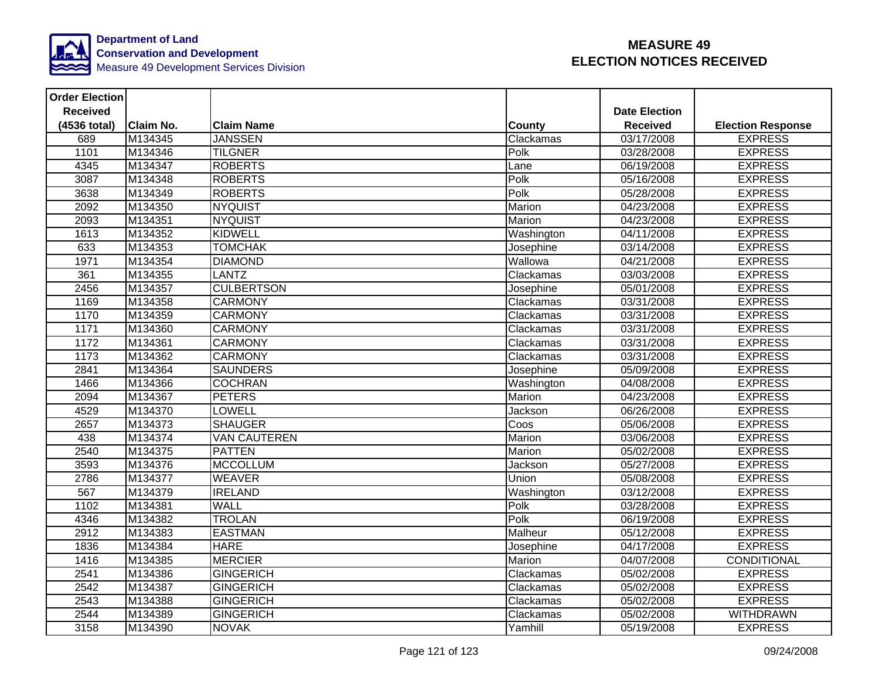Department of Land Conservation and Development
Measure 49 Development Services Division

# MEASURE 49
# ELECTION NOTICES RECEIVED

| Order Election Received (4536 total) | Claim No. | Claim Name | County | Date Election Received | Election Response |
|---|---|---|---|---|---|
| 689 | M134345 | JANSSEN | Clackamas | 03/17/2008 | EXPRESS |
| 1101 | M134346 | TILGNER | Polk | 03/28/2008 | EXPRESS |
| 4345 | M134347 | ROBERTS | Lane | 06/19/2008 | EXPRESS |
| 3087 | M134348 | ROBERTS | Polk | 05/16/2008 | EXPRESS |
| 3638 | M134349 | ROBERTS | Polk | 05/28/2008 | EXPRESS |
| 2092 | M134350 | NYQUIST | Marion | 04/23/2008 | EXPRESS |
| 2093 | M134351 | NYQUIST | Marion | 04/23/2008 | EXPRESS |
| 1613 | M134352 | KIDWELL | Washington | 04/11/2008 | EXPRESS |
| 633 | M134353 | TOMCHAK | Josephine | 03/14/2008 | EXPRESS |
| 1971 | M134354 | DIAMOND | Wallowa | 04/21/2008 | EXPRESS |
| 361 | M134355 | LANTZ | Clackamas | 03/03/2008 | EXPRESS |
| 2456 | M134357 | CULBERTSON | Josephine | 05/01/2008 | EXPRESS |
| 1169 | M134358 | CARMONY | Clackamas | 03/31/2008 | EXPRESS |
| 1170 | M134359 | CARMONY | Clackamas | 03/31/2008 | EXPRESS |
| 1171 | M134360 | CARMONY | Clackamas | 03/31/2008 | EXPRESS |
| 1172 | M134361 | CARMONY | Clackamas | 03/31/2008 | EXPRESS |
| 1173 | M134362 | CARMONY | Clackamas | 03/31/2008 | EXPRESS |
| 2841 | M134364 | SAUNDERS | Josephine | 05/09/2008 | EXPRESS |
| 1466 | M134366 | COCHRAN | Washington | 04/08/2008 | EXPRESS |
| 2094 | M134367 | PETERS | Marion | 04/23/2008 | EXPRESS |
| 4529 | M134370 | LOWELL | Jackson | 06/26/2008 | EXPRESS |
| 2657 | M134373 | SHAUGER | Coos | 05/06/2008 | EXPRESS |
| 438 | M134374 | VAN CAUTEREN | Marion | 03/06/2008 | EXPRESS |
| 2540 | M134375 | PATTEN | Marion | 05/02/2008 | EXPRESS |
| 3593 | M134376 | MCCOLLUM | Jackson | 05/27/2008 | EXPRESS |
| 2786 | M134377 | WEAVER | Union | 05/08/2008 | EXPRESS |
| 567 | M134379 | IRELAND | Washington | 03/12/2008 | EXPRESS |
| 1102 | M134381 | WALL | Polk | 03/28/2008 | EXPRESS |
| 4346 | M134382 | TROLAN | Polk | 06/19/2008 | EXPRESS |
| 2912 | M134383 | EASTMAN | Malheur | 05/12/2008 | EXPRESS |
| 1836 | M134384 | HARE | Josephine | 04/17/2008 | EXPRESS |
| 1416 | M134385 | MERCIER | Marion | 04/07/2008 | CONDITIONAL |
| 2541 | M134386 | GINGERICH | Clackamas | 05/02/2008 | EXPRESS |
| 2542 | M134387 | GINGERICH | Clackamas | 05/02/2008 | EXPRESS |
| 2543 | M134388 | GINGERICH | Clackamas | 05/02/2008 | EXPRESS |
| 2544 | M134389 | GINGERICH | Clackamas | 05/02/2008 | WITHDRAWN |
| 3158 | M134390 | NOVAK | Yamhill | 05/19/2008 | EXPRESS |

09/24/2008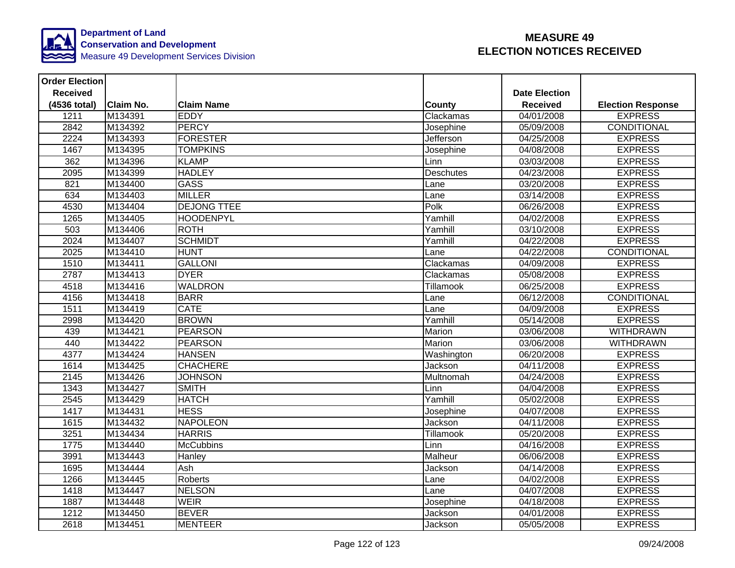Department of Land Conservation and Development
Measure 49 Development Services Division

# MEASURE 49 ELECTION NOTICES RECEIVED

| Order Election Received (4536 total) | Claim No. | Claim Name | County | Date Election Received | Election Response |
|---|---|---|---|---|---|
| 1211 | M134391 | EDDY | Clackamas | 04/01/2008 | EXPRESS |
| 2842 | M134392 | PERCY | Josephine | 05/09/2008 | CONDITIONAL |
| 2224 | M134393 | FORESTER | Jefferson | 04/25/2008 | EXPRESS |
| 1467 | M134395 | TOMPKINS | Josephine | 04/08/2008 | EXPRESS |
| 362 | M134396 | KLAMP | Linn | 03/03/2008 | EXPRESS |
| 2095 | M134399 | HADLEY | Deschutes | 04/23/2008 | EXPRESS |
| 821 | M134400 | GASS | Lane | 03/20/2008 | EXPRESS |
| 634 | M134403 | MILLER | Lane | 03/14/2008 | EXPRESS |
| 4530 | M134404 | DEJONG TTEE | Polk | 06/26/2008 | EXPRESS |
| 1265 | M134405 | HOODENPYL | Yamhill | 04/02/2008 | EXPRESS |
| 503 | M134406 | ROTH | Yamhill | 03/10/2008 | EXPRESS |
| 2024 | M134407 | SCHMIDT | Yamhill | 04/22/2008 | EXPRESS |
| 2025 | M134410 | HUNT | Lane | 04/22/2008 | CONDITIONAL |
| 1510 | M134411 | GALLONI | Clackamas | 04/09/2008 | EXPRESS |
| 2787 | M134413 | DYER | Clackamas | 05/08/2008 | EXPRESS |
| 4518 | M134416 | WALDRON | Tillamook | 06/25/2008 | EXPRESS |
| 4156 | M134418 | BARR | Lane | 06/12/2008 | CONDITIONAL |
| 1511 | M134419 | CATE | Lane | 04/09/2008 | EXPRESS |
| 2998 | M134420 | BROWN | Yamhill | 05/14/2008 | EXPRESS |
| 439 | M134421 | PEARSON | Marion | 03/06/2008 | WITHDRAWN |
| 440 | M134422 | PEARSON | Marion | 03/06/2008 | WITHDRAWN |
| 4377 | M134424 | HANSEN | Washington | 06/20/2008 | EXPRESS |
| 1614 | M134425 | CHACHERE | Jackson | 04/11/2008 | EXPRESS |
| 2145 | M134426 | JOHNSON | Multnomah | 04/24/2008 | EXPRESS |
| 1343 | M134427 | SMITH | Linn | 04/04/2008 | EXPRESS |
| 2545 | M134429 | HATCH | Yamhill | 05/02/2008 | EXPRESS |
| 1417 | M134431 | HESS | Josephine | 04/07/2008 | EXPRESS |
| 1615 | M134432 | NAPOLEON | Jackson | 04/11/2008 | EXPRESS |
| 3251 | M134434 | HARRIS | Tillamook | 05/20/2008 | EXPRESS |
| 1775 | M134440 | McCubbins | Linn | 04/16/2008 | EXPRESS |
| 3991 | M134443 | Hanley | Malheur | 06/06/2008 | EXPRESS |
| 1695 | M134444 | Ash | Jackson | 04/14/2008 | EXPRESS |
| 1266 | M134445 | Roberts | Lane | 04/02/2008 | EXPRESS |
| 1418 | M134447 | NELSON | Lane | 04/07/2008 | EXPRESS |
| 1887 | M134448 | WEIR | Josephine | 04/18/2008 | EXPRESS |
| 1212 | M134450 | BEVER | Jackson | 04/01/2008 | EXPRESS |
| 2618 | M134451 | MENTEER | Jackson | 05/05/2008 | EXPRESS |

09/24/2008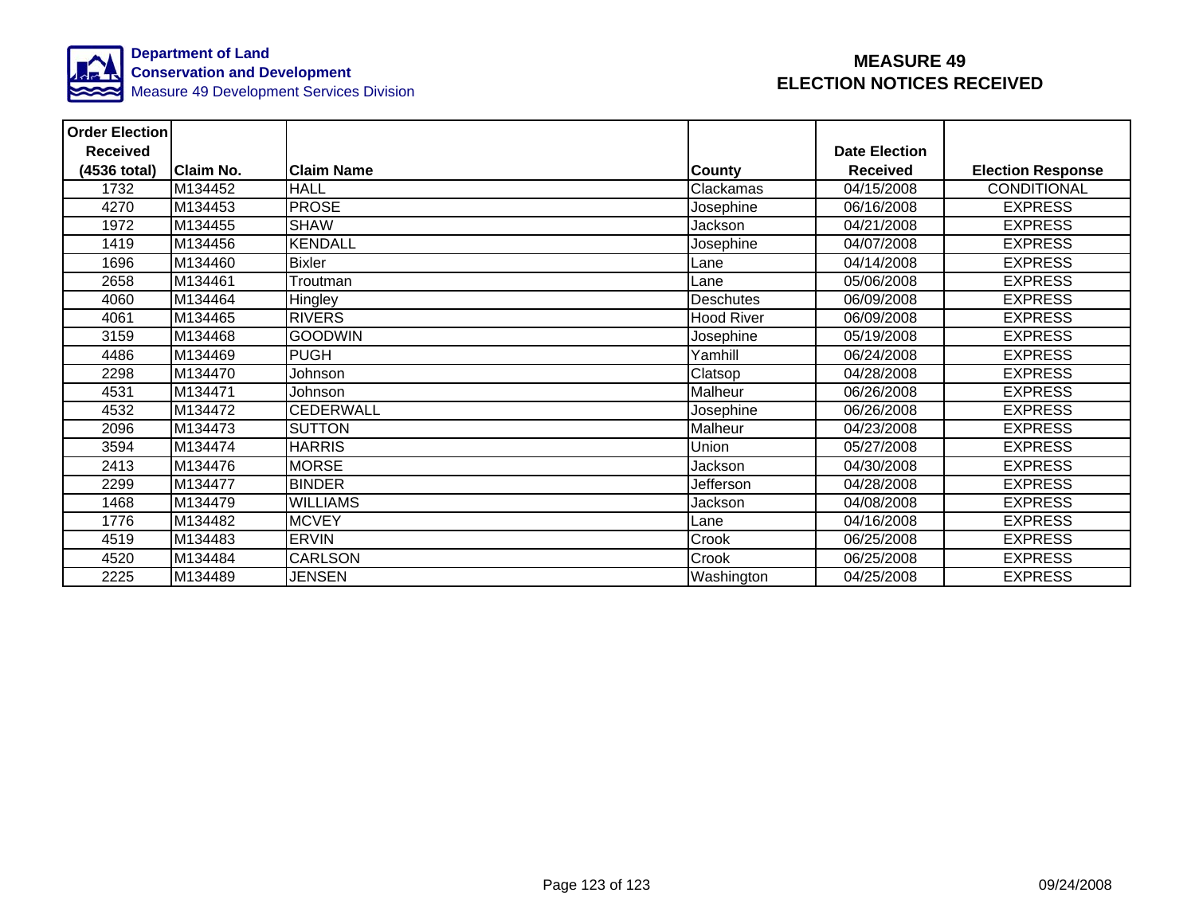Department of Land Conservation and Development
Measure 49 Development Services Division

# MEASURE 49
# ELECTION NOTICES RECEIVED

| Order Election Received (4536 total) | Claim No. | Claim Name | County | Date Election Received | Election Response |
|---|---|---|---|---|---|
| 1732 | M134452 | HALL | Clackamas | 04/15/2008 | CONDITIONAL |
| 4270 | M134453 | PROSE | Josephine | 06/16/2008 | EXPRESS |
| 1972 | M134455 | SHAW | Jackson | 04/21/2008 | EXPRESS |
| 1419 | M134456 | KENDALL | Josephine | 04/07/2008 | EXPRESS |
| 1696 | M134460 | Bixler | Lane | 04/14/2008 | EXPRESS |
| 2658 | M134461 | Troutman | Lane | 05/06/2008 | EXPRESS |
| 4060 | M134464 | Hingley | Deschutes | 06/09/2008 | EXPRESS |
| 4061 | M134465 | RIVERS | Hood River | 06/09/2008 | EXPRESS |
| 3159 | M134468 | GOODWIN | Josephine | 05/19/2008 | EXPRESS |
| 4486 | M134469 | PUGH | Yamhill | 06/24/2008 | EXPRESS |
| 2298 | M134470 | Johnson | Clatsop | 04/28/2008 | EXPRESS |
| 4531 | M134471 | Johnson | Malheur | 06/26/2008 | EXPRESS |
| 4532 | M134472 | CEDERWALL | Josephine | 06/26/2008 | EXPRESS |
| 2096 | M134473 | SUTTON | Malheur | 04/23/2008 | EXPRESS |
| 3594 | M134474 | HARRIS | Union | 05/27/2008 | EXPRESS |
| 2413 | M134476 | MORSE | Jackson | 04/30/2008 | EXPRESS |
| 2299 | M134477 | BINDER | Jefferson | 04/28/2008 | EXPRESS |
| 1468 | M134479 | WILLIAMS | Jackson | 04/08/2008 | EXPRESS |
| 1776 | M134482 | MCVEY | Lane | 04/16/2008 | EXPRESS |
| 4519 | M134483 | ERVIN | Crook | 06/25/2008 | EXPRESS |
| 4520 | M134484 | CARLSON | Crook | 06/25/2008 | EXPRESS |
| 2225 | M134489 | JENSEN | Washington | 04/25/2008 | EXPRESS |

09/24/2008